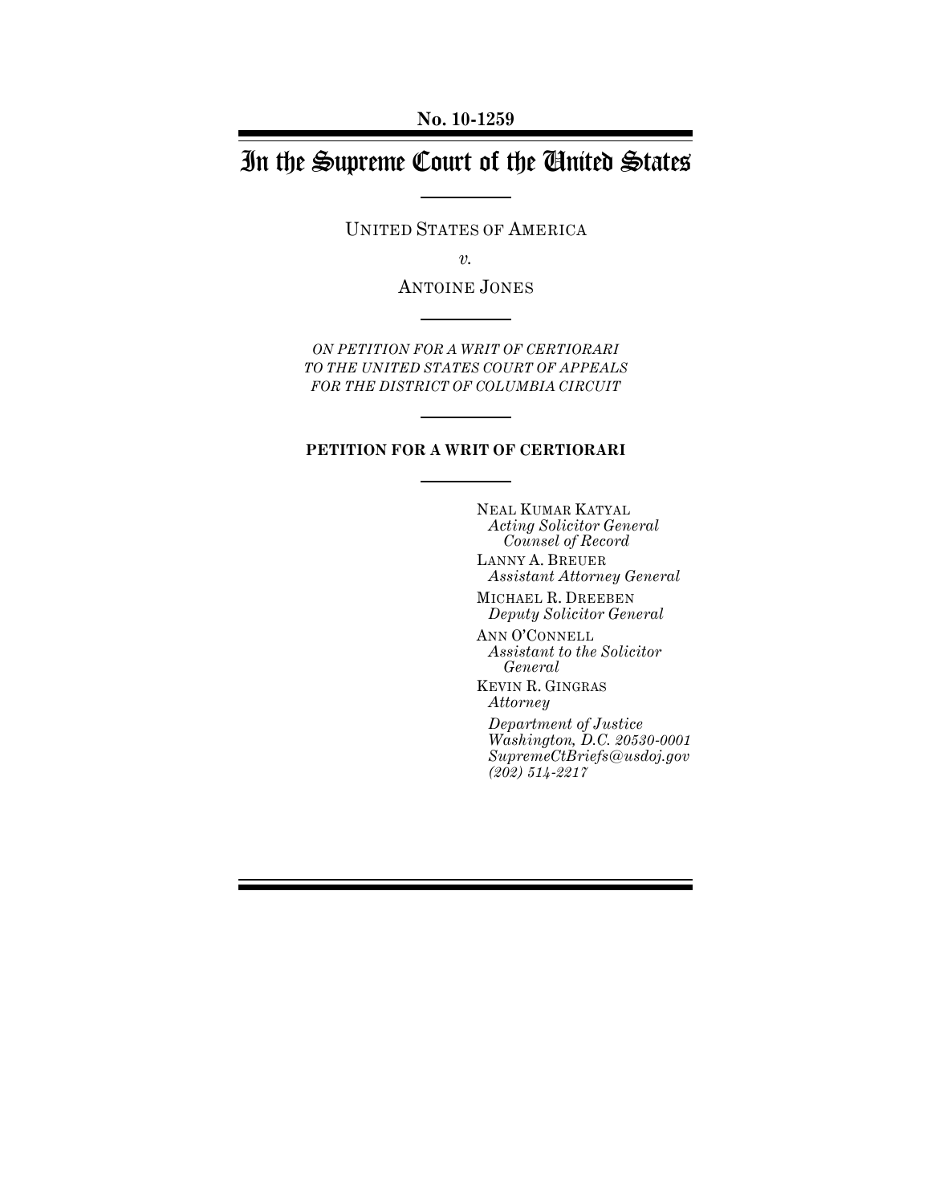**No. 10-1259**

# In the Supreme Court of the United States

UNITED STATES OF AMERICA

*v.*

ANTOINE JONES

*ON PETITION FOR A WRIT OF CERTIORARI TO THE UNITED STATES COURT OF APPEALS FOR THE DISTRICT OF COLUMBIA CIRCUIT*

**PETITION FOR A WRIT OF CERTIORARI**

NEAL KUMAR KATYAL
*Acting Solicitor General*
*Counsel of Record*

LANNY A. BREUER
*Assistant Attorney General*

MICHAEL R. DREEBEN
*Deputy Solicitor General*

ANN O'CONNELL
*Assistant to the Solicitor General*

KEVIN R. GINGRAS
*Attorney*

*Department of Justice*
*Washington, D.C. 20530-0001*
*SupremeCtBriefs@usdoj.gov*
*(202) 514-2217*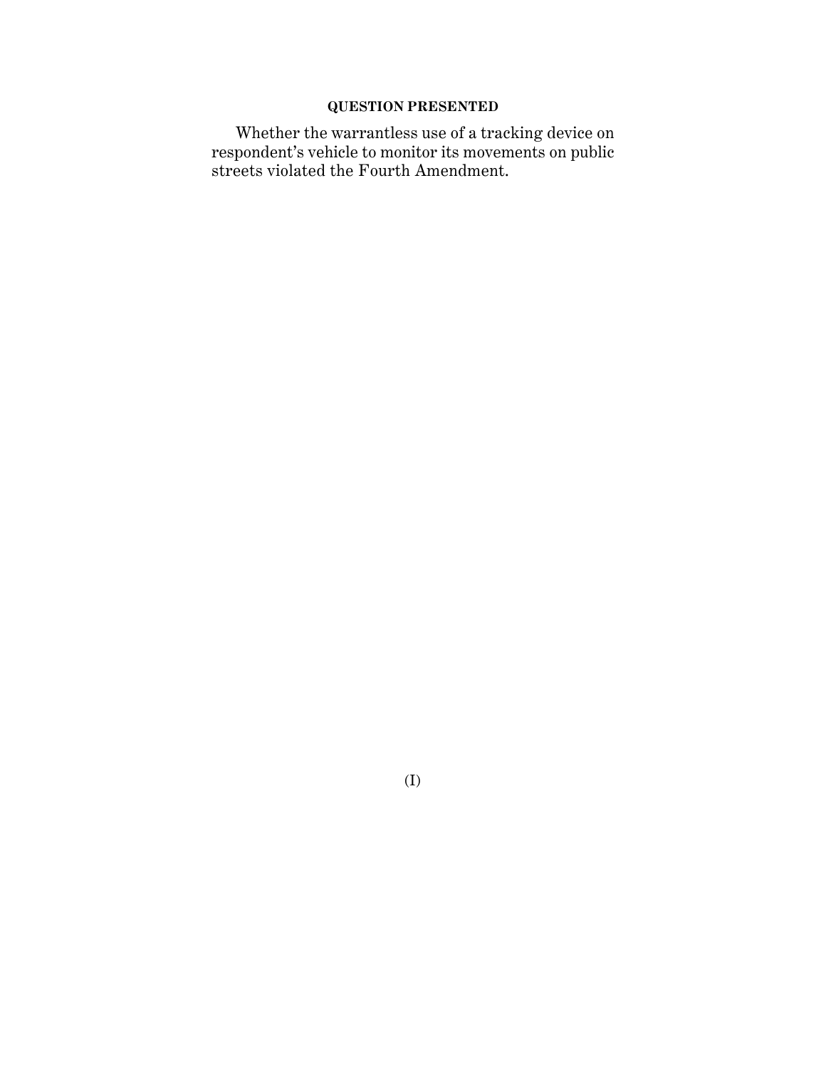## QUESTION PRESENTED

Whether the warrantless use of a tracking device on respondent's vehicle to monitor its movements on public streets violated the Fourth Amendment.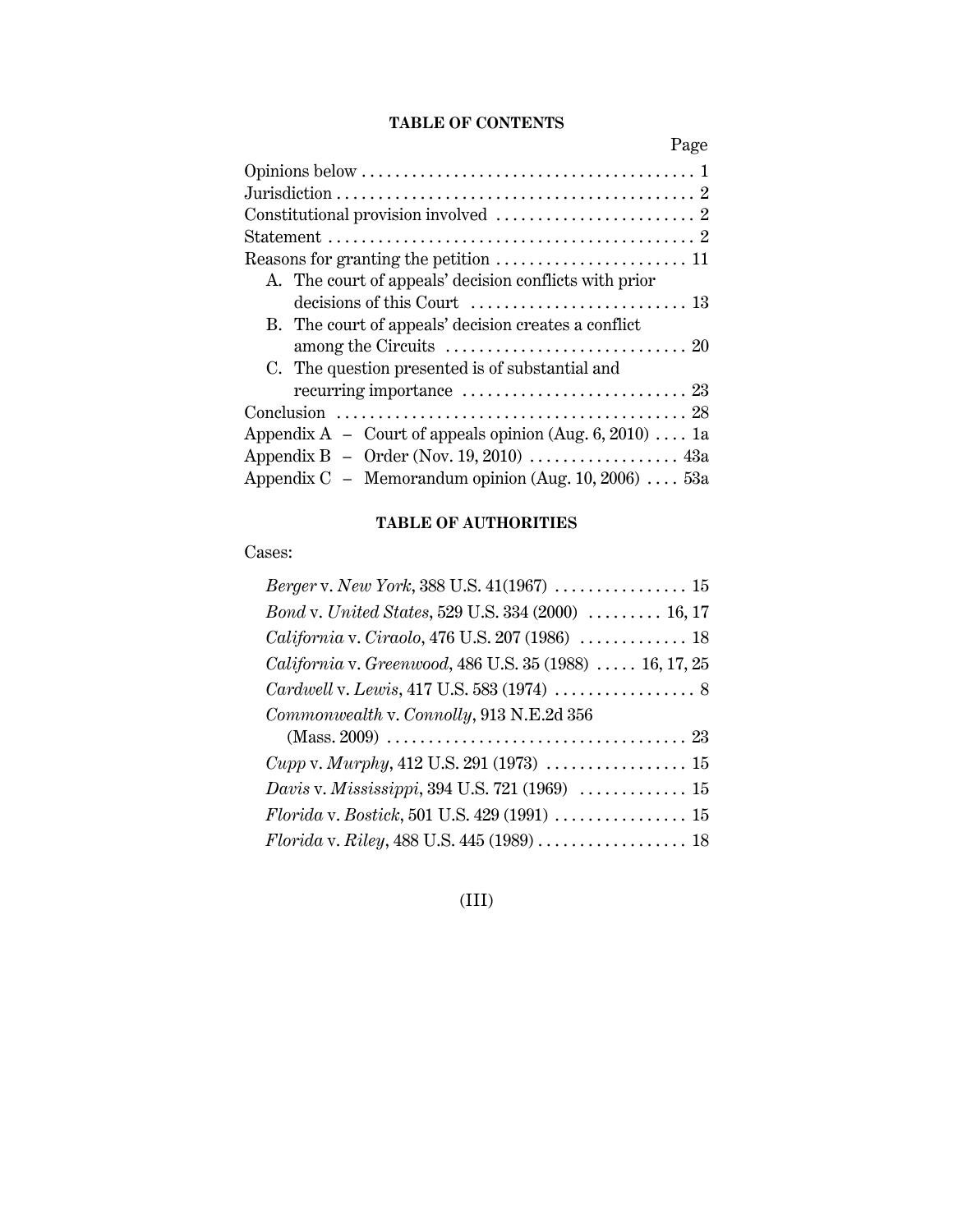## TABLE OF CONTENTS

| | Page |
|---|---|
| Opinions below | 1 |
| Jurisdiction | 2 |
| Constitutional provision involved | 2 |
| Statement | 2 |
| Reasons for granting the petition | 11 |
| A. The court of appeals' decision conflicts with prior decisions of this Court | 13 |
| B. The court of appeals' decision creates a conflict among the Circuits | 20 |
| C. The question presented is of substantial and recurring importance | 23 |
| Conclusion | 28 |
| Appendix A – Court of appeals opinion (Aug. 6, 2010) | 1a |
| Appendix B – Order (Nov. 19, 2010) | 43a |
| Appendix C – Memorandum opinion (Aug. 10, 2006) | 53a |

## TABLE OF AUTHORITIES

Cases:

| | |
|---|---|
| *Berger* v. *New York*, 388 U.S. 41(1967) | 15 |
| *Bond* v. *United States*, 529 U.S. 334 (2000) | 16, 17 |
| *California* v. *Ciraolo*, 476 U.S. 207 (1986) | 18 |
| *California* v. *Greenwood*, 486 U.S. 35 (1988) | 16, 17, 25 |
| *Cardwell* v. *Lewis*, 417 U.S. 583 (1974) | 8 |
| *Commonwealth* v. *Connolly*, 913 N.E.2d 356 (Mass. 2009) | 23 |
| *Cupp* v. *Murphy*, 412 U.S. 291 (1973) | 15 |
| *Davis* v. *Mississippi*, 394 U.S. 721 (1969) | 15 |
| *Florida* v. *Bostick*, 501 U.S. 429 (1991) | 15 |
| *Florida* v. *Riley*, 488 U.S. 445 (1989) | 18 |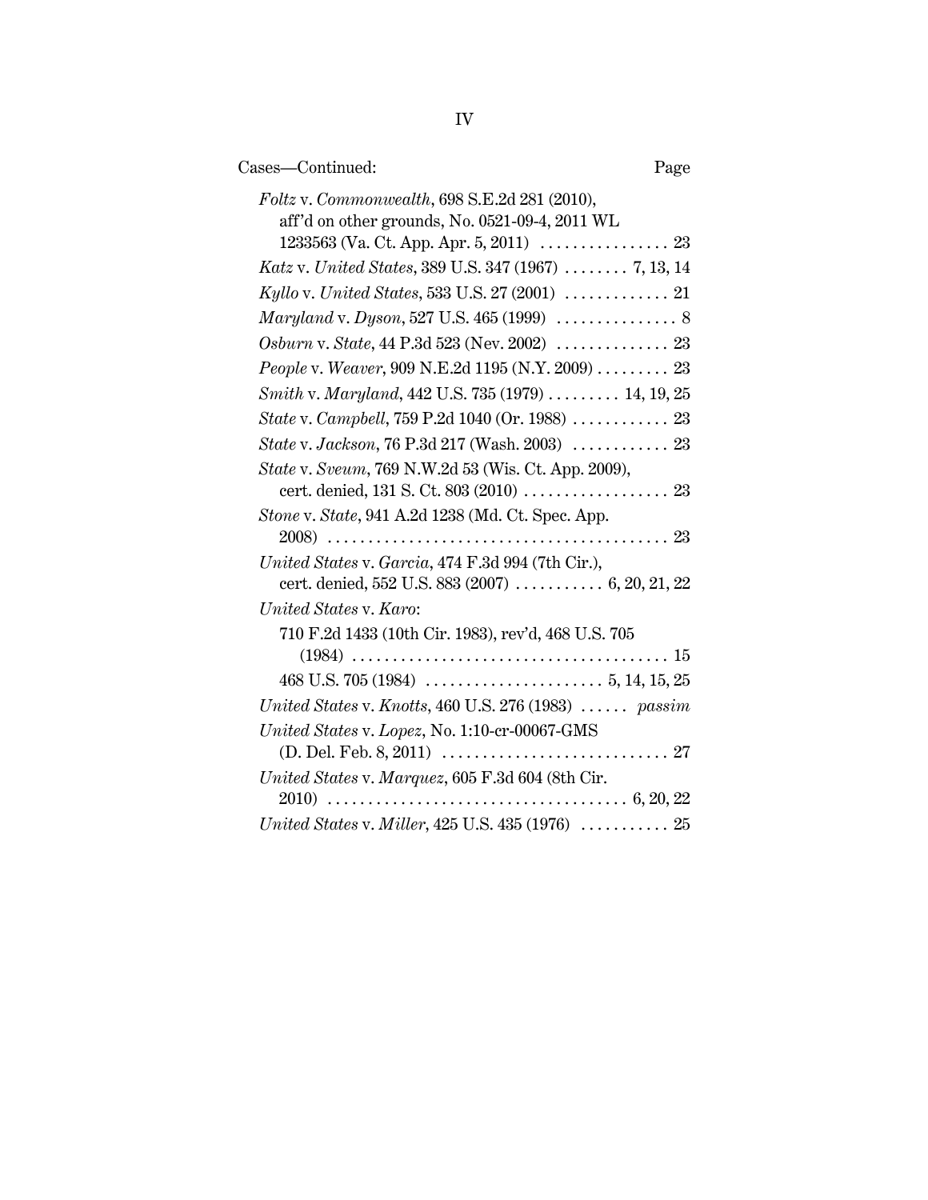Cases—Continued: Page

*Foltz* v. *Commonwealth*, 698 S.E.2d 281 (2010), aff'd on other grounds, No. 0521-09-4, 2011 WL 1233563 (Va. Ct. App. Apr. 5, 2011) . . . . . . . . . . . . . . . . 23

*Katz* v. *United States*, 389 U.S. 347 (1967) . . . . . . . . 7, 13, 14

*Kyllo* v. *United States*, 533 U.S. 27 (2001) . . . . . . . . . . . . . 21

*Maryland* v. *Dyson*, 527 U.S. 465 (1999) . . . . . . . . . . . . . . . 8

*Osburn* v. *State*, 44 P.3d 523 (Nev. 2002) . . . . . . . . . . . . . . 23

*People* v. *Weaver*, 909 N.E.2d 1195 (N.Y. 2009) . . . . . . . . . 23

*Smith* v. *Maryland*, 442 U.S. 735 (1979) . . . . . . . . . 14, 19, 25

*State* v. *Campbell*, 759 P.2d 1040 (Or. 1988) . . . . . . . . . . . . 23

*State* v. *Jackson*, 76 P.3d 217 (Wash. 2003) . . . . . . . . . . . . 23

*State* v. *Sveum*, 769 N.W.2d 53 (Wis. Ct. App. 2009), cert. denied, 131 S. Ct. 803 (2010) . . . . . . . . . . . . . . . . . . 23

*Stone* v. *State*, 941 A.2d 1238 (Md. Ct. Spec. App. 2008) . . . . . . . . . . . . . . . . . . . . . . . . . . . . . . . . . . . . . . . . . . 23

*United States* v. *Garcia*, 474 F.3d 994 (7th Cir.), cert. denied, 552 U.S. 883 (2007) . . . . . . . . . . . 6, 20, 21, 22

*United States* v. *Karo*:

710 F.2d 1433 (10th Cir. 1983), rev'd, 468 U.S. 705 (1984) . . . . . . . . . . . . . . . . . . . . . . . . . . . . . . . . . . . . . . . 15

468 U.S. 705 (1984) . . . . . . . . . . . . . . . . . . . . . . 5, 14, 15, 25

*United States* v. *Knotts*, 460 U.S. 276 (1983) . . . . . . *passim*

*United States* v. *Lopez*, No. 1:10-cr-00067-GMS (D. Del. Feb. 8, 2011) . . . . . . . . . . . . . . . . . . . . . . . . . . . . 27

*United States* v. *Marquez*, 605 F.3d 604 (8th Cir. 2010) . . . . . . . . . . . . . . . . . . . . . . . . . . . . . . . . . . . . . 6, 20, 22

*United States* v. *Miller*, 425 U.S. 435 (1976) . . . . . . . . . . . 25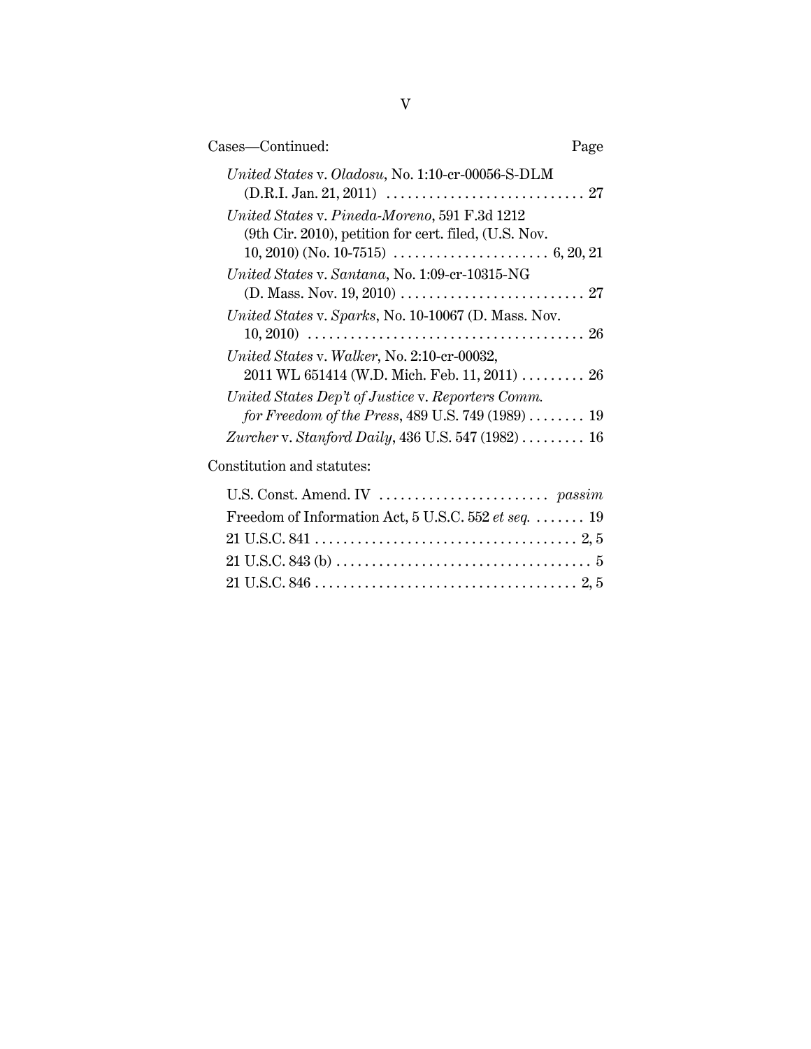Cases—Continued: Page

*United States* v. *Oladosu*, No. 1:10-cr-00056-S-DLM (D.R.I. Jan. 21, 2011) . . . . . . . . . . . . . . . . . . . . . . . . . . . . 27

*United States* v. *Pineda-Moreno*, 591 F.3d 1212 (9th Cir. 2010), petition for cert. filed, (U.S. Nov. 10, 2010) (No. 10-7515) . . . . . . . . . . . . . . . . . . . . . . 6, 20, 21

*United States* v. *Santana*, No. 1:09-cr-10315-NG (D. Mass. Nov. 19, 2010) . . . . . . . . . . . . . . . . . . . . . . . . . . 27

*United States* v. *Sparks*, No. 10-10067 (D. Mass. Nov. 10, 2010) . . . . . . . . . . . . . . . . . . . . . . . . . . . . . . . . . . . . . . . 26

*United States* v. *Walker*, No. 2:10-cr-00032, 2011 WL 651414 (W.D. Mich. Feb. 11, 2011) . . . . . . . . . 26

*United States Dep't of Justice* v. *Reporters Comm. for Freedom of the Press*, 489 U.S. 749 (1989) . . . . . . . . 19

*Zurcher* v. *Stanford Daily*, 436 U.S. 547 (1982) . . . . . . . . . 16

Constitution and statutes:

U.S. Const. Amend. IV . . . . . . . . . . . . . . . . . . . . . . . . *passim*

Freedom of Information Act, 5 U.S.C. 552 *et seq.* . . . . . . . 19

21 U.S.C. 841 . . . . . . . . . . . . . . . . . . . . . . . . . . . . . . . . . . . . . 2, 5

21 U.S.C. 843 (b) . . . . . . . . . . . . . . . . . . . . . . . . . . . . . . . . . . . . 5

21 U.S.C. 846 . . . . . . . . . . . . . . . . . . . . . . . . . . . . . . . . . . . . . 2, 5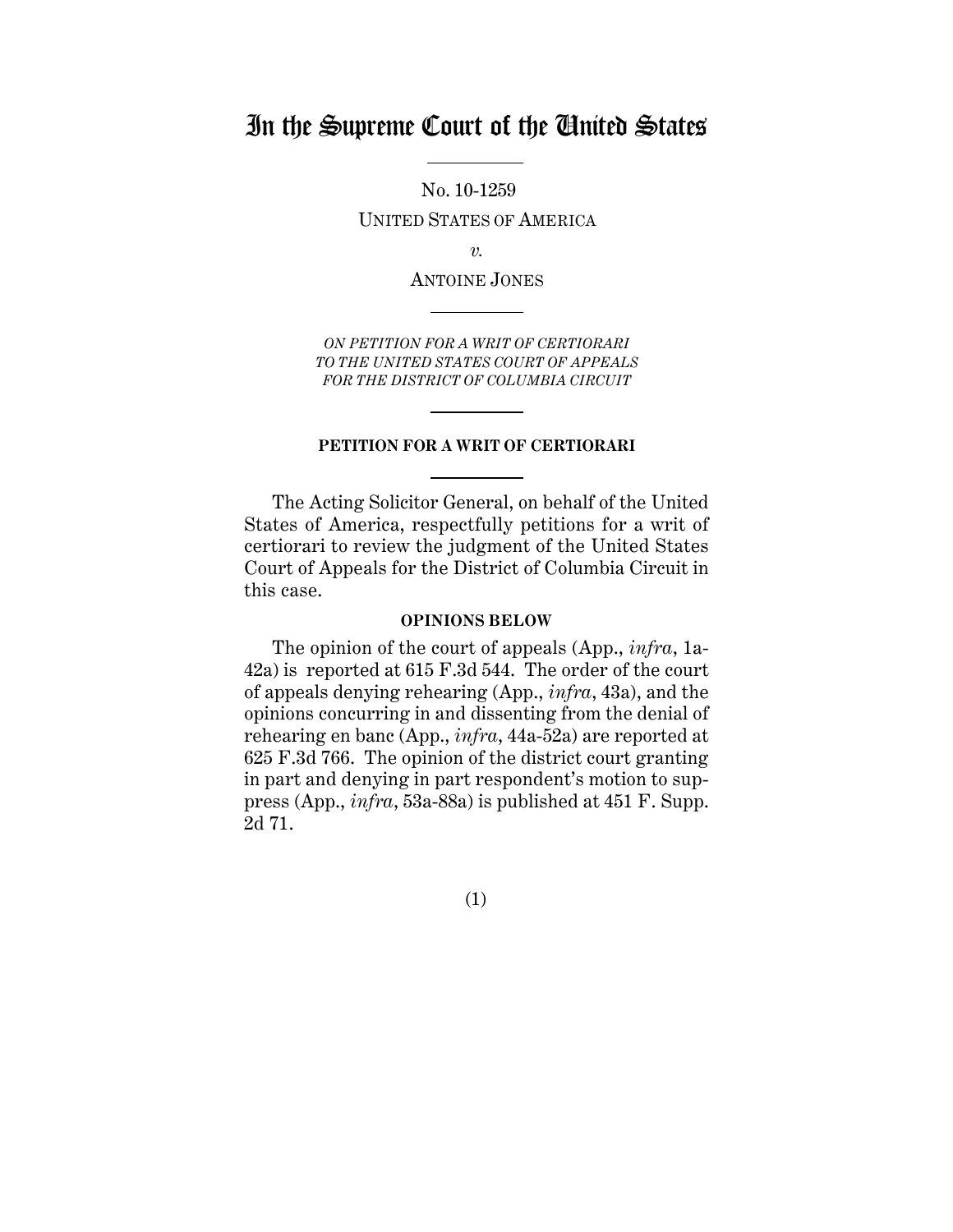# In the Supreme Court of the United States

No. 10-1259

UNITED STATES OF AMERICA

*v.*

ANTOINE JONES

*ON PETITION FOR A WRIT OF CERTIORARI TO THE UNITED STATES COURT OF APPEALS FOR THE DISTRICT OF COLUMBIA CIRCUIT*

**PETITION FOR A WRIT OF CERTIORARI**

The Acting Solicitor General, on behalf of the United States of America, respectfully petitions for a writ of certiorari to review the judgment of the United States Court of Appeals for the District of Columbia Circuit in this case.

**OPINIONS BELOW**

The opinion of the court of appeals (App., *infra*, 1a-42a) is reported at 615 F.3d 544. The order of the court of appeals denying rehearing (App., *infra*, 43a), and the opinions concurring in and dissenting from the denial of rehearing en banc (App., *infra*, 44a-52a) are reported at 625 F.3d 766. The opinion of the district court granting in part and denying in part respondent's motion to suppress (App., *infra*, 53a-88a) is published at 451 F. Supp. 2d 71.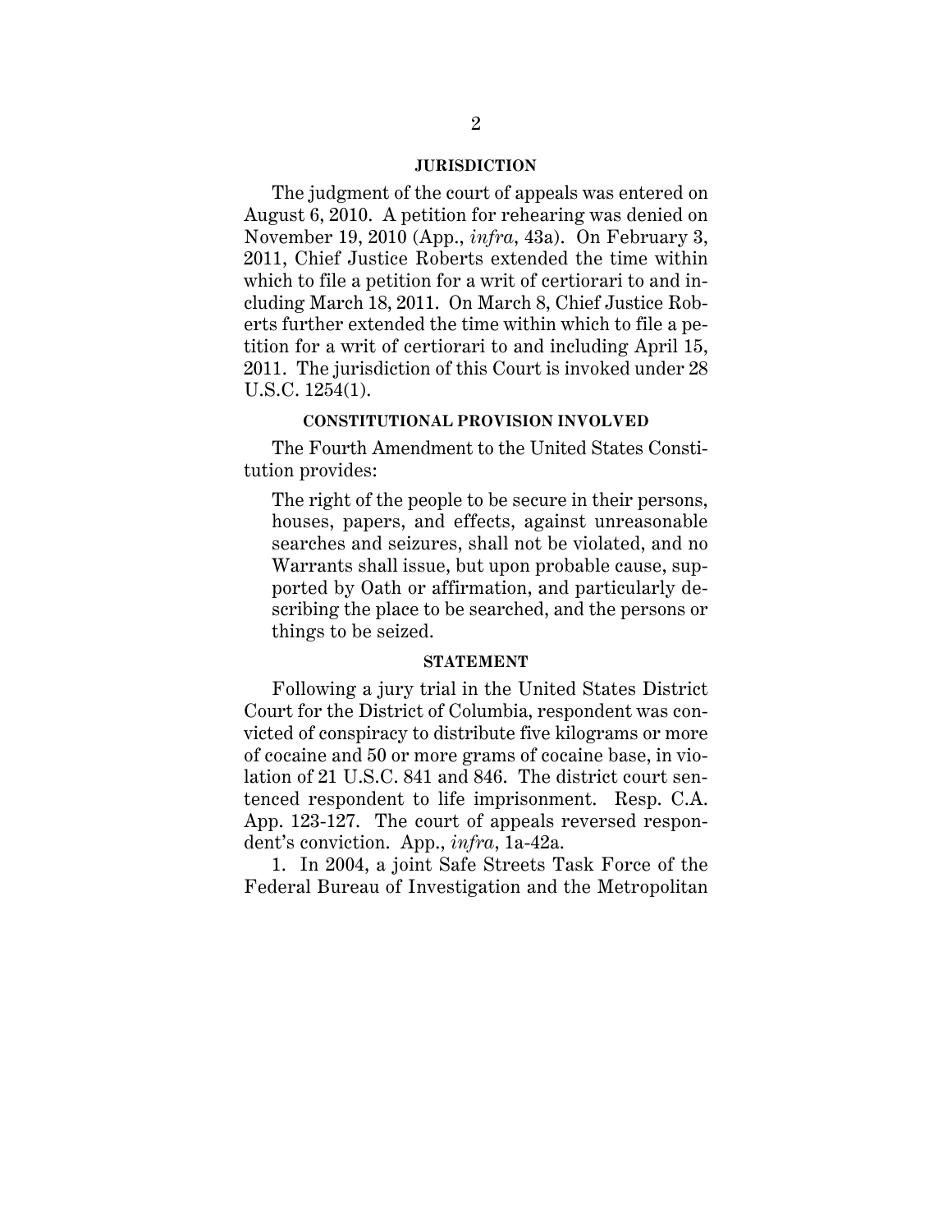## JURISDICTION

The judgment of the court of appeals was entered on August 6, 2010. A petition for rehearing was denied on November 19, 2010 (App., *infra*, 43a). On February 3, 2011, Chief Justice Roberts extended the time within which to file a petition for a writ of certiorari to and including March 18, 2011. On March 8, Chief Justice Roberts further extended the time within which to file a petition for a writ of certiorari to and including April 15, 2011. The jurisdiction of this Court is invoked under 28 U.S.C. 1254(1).

## CONSTITUTIONAL PROVISION INVOLVED

The Fourth Amendment to the United States Constitution provides:

> The right of the people to be secure in their persons, houses, papers, and effects, against unreasonable searches and seizures, shall not be violated, and no Warrants shall issue, but upon probable cause, supported by Oath or affirmation, and particularly describing the place to be searched, and the persons or things to be seized.

## STATEMENT

Following a jury trial in the United States District Court for the District of Columbia, respondent was convicted of conspiracy to distribute five kilograms or more of cocaine and 50 or more grams of cocaine base, in violation of 21 U.S.C. 841 and 846. The district court sentenced respondent to life imprisonment. Resp. C.A. App. 123-127. The court of appeals reversed respondent's conviction. App., *infra*, 1a-42a.

1. In 2004, a joint Safe Streets Task Force of the Federal Bureau of Investigation and the Metropolitan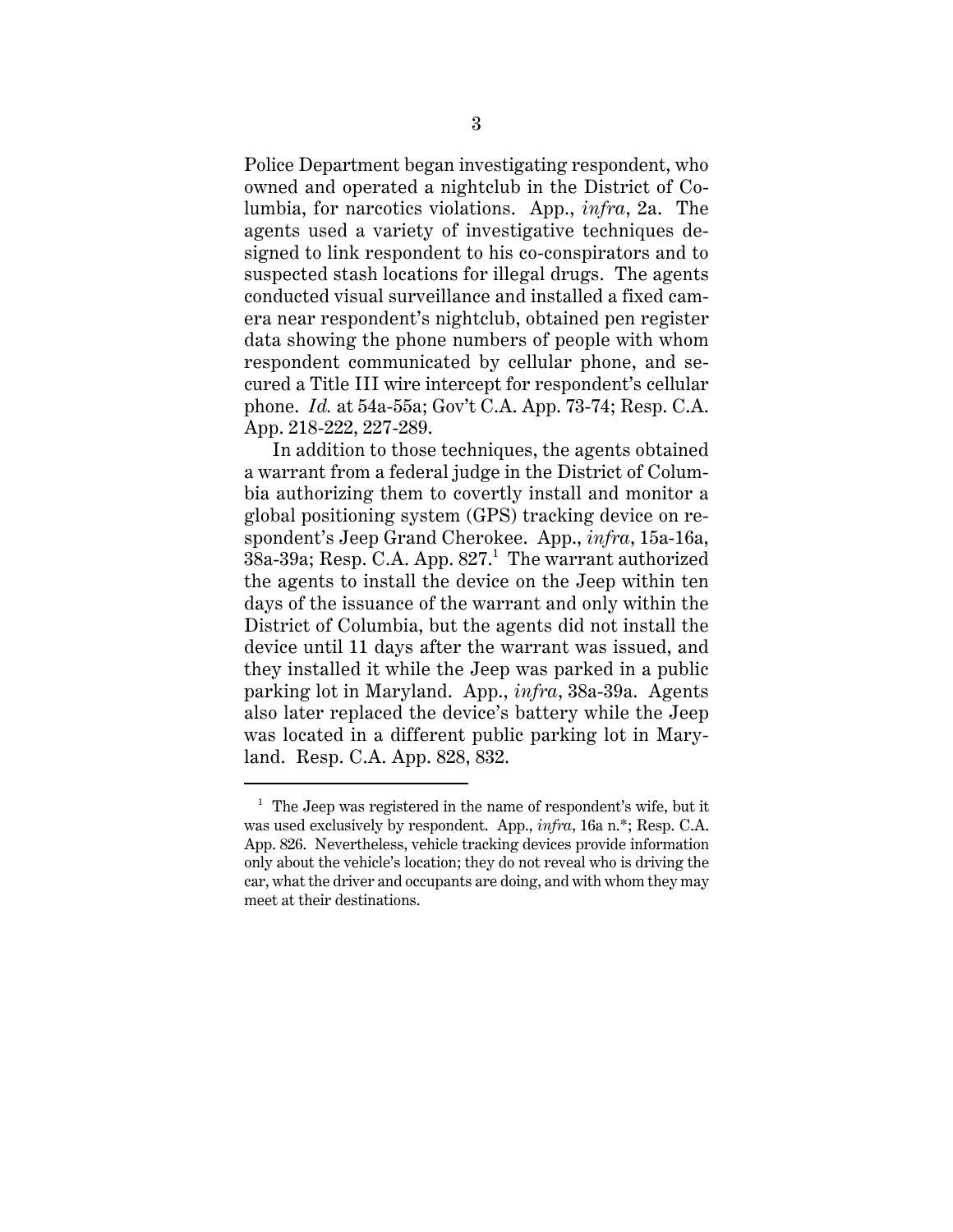Police Department began investigating respondent, who owned and operated a nightclub in the District of Columbia, for narcotics violations. App., *infra*, 2a. The agents used a variety of investigative techniques designed to link respondent to his co-conspirators and to suspected stash locations for illegal drugs. The agents conducted visual surveillance and installed a fixed camera near respondent's nightclub, obtained pen register data showing the phone numbers of people with whom respondent communicated by cellular phone, and secured a Title III wire intercept for respondent's cellular phone. *Id.* at 54a-55a; Gov't C.A. App. 73-74; Resp. C.A. App. 218-222, 227-289.

In addition to those techniques, the agents obtained a warrant from a federal judge in the District of Columbia authorizing them to covertly install and monitor a global positioning system (GPS) tracking device on respondent's Jeep Grand Cherokee. App., *infra*, 15a-16a, 38a-39a; Resp. C.A. App. 827.[1] The warrant authorized the agents to install the device on the Jeep within ten days of the issuance of the warrant and only within the District of Columbia, but the agents did not install the device until 11 days after the warrant was issued, and they installed it while the Jeep was parked in a public parking lot in Maryland. App., *infra*, 38a-39a. Agents also later replaced the device's battery while the Jeep was located in a different public parking lot in Maryland. Resp. C.A. App. 828, 832.

[1] The Jeep was registered in the name of respondent's wife, but it was used exclusively by respondent. App., *infra*, 16a n.*; Resp. C.A. App. 826. Nevertheless, vehicle tracking devices provide information only about the vehicle's location; they do not reveal who is driving the car, what the driver and occupants are doing, and with whom they may meet at their destinations.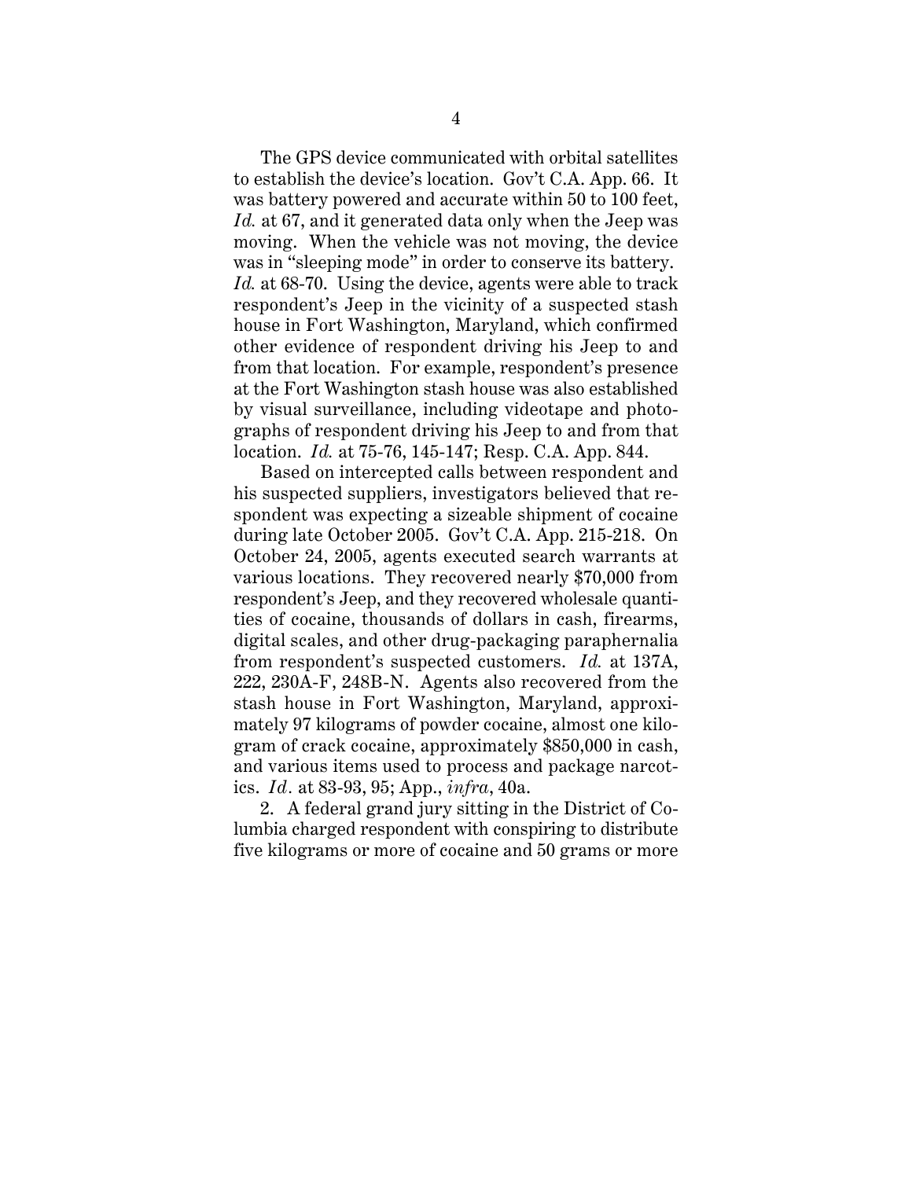The GPS device communicated with orbital satellites to establish the device's location. Gov't C.A. App. 66. It was battery powered and accurate within 50 to 100 feet, *Id.* at 67, and it generated data only when the Jeep was moving. When the vehicle was not moving, the device was in "sleeping mode" in order to conserve its battery. *Id.* at 68-70. Using the device, agents were able to track respondent's Jeep in the vicinity of a suspected stash house in Fort Washington, Maryland, which confirmed other evidence of respondent driving his Jeep to and from that location. For example, respondent's presence at the Fort Washington stash house was also established by visual surveillance, including videotape and photographs of respondent driving his Jeep to and from that location. *Id.* at 75-76, 145-147; Resp. C.A. App. 844.

Based on intercepted calls between respondent and his suspected suppliers, investigators believed that respondent was expecting a sizeable shipment of cocaine during late October 2005. Gov't C.A. App. 215-218. On October 24, 2005, agents executed search warrants at various locations. They recovered nearly $70,000 from respondent's Jeep, and they recovered wholesale quantities of cocaine, thousands of dollars in cash, firearms, digital scales, and other drug-packaging paraphernalia from respondent's suspected customers. *Id.* at 137A, 222, 230A-F, 248B-N. Agents also recovered from the stash house in Fort Washington, Maryland, approximately 97 kilograms of powder cocaine, almost one kilogram of crack cocaine, approximately $850,000 in cash, and various items used to process and package narcotics. *Id.* at 83-93, 95; App., *infra*, 40a.

2. A federal grand jury sitting in the District of Columbia charged respondent with conspiring to distribute five kilograms or more of cocaine and 50 grams or more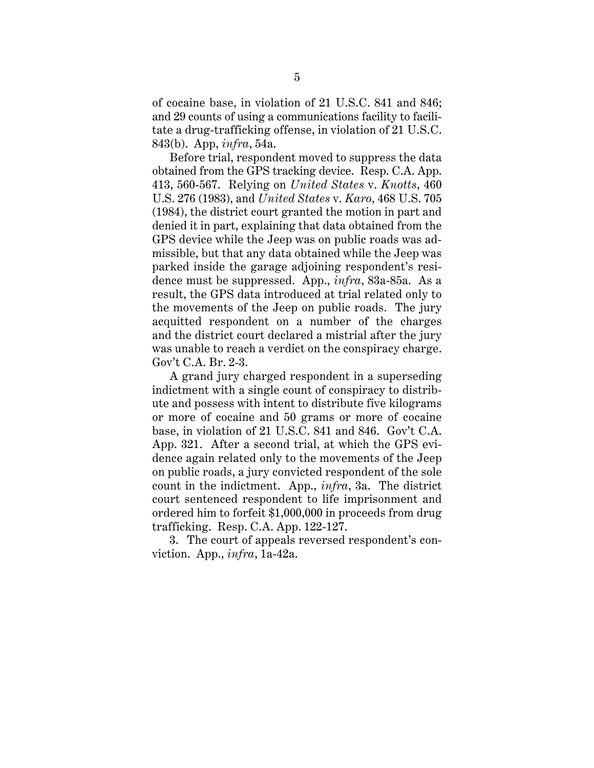of cocaine base, in violation of 21 U.S.C. 841 and 846; and 29 counts of using a communications facility to facilitate a drug-trafficking offense, in violation of 21 U.S.C. 843(b). App, *infra*, 54a.

Before trial, respondent moved to suppress the data obtained from the GPS tracking device. Resp. C.A. App. 413, 560-567. Relying on *United States* v. *Knotts*, 460 U.S. 276 (1983), and *United States* v. *Karo*, 468 U.S. 705 (1984), the district court granted the motion in part and denied it in part, explaining that data obtained from the GPS device while the Jeep was on public roads was admissible, but that any data obtained while the Jeep was parked inside the garage adjoining respondent's residence must be suppressed. App., *infra*, 83a-85a. As a result, the GPS data introduced at trial related only to the movements of the Jeep on public roads. The jury acquitted respondent on a number of the charges and the district court declared a mistrial after the jury was unable to reach a verdict on the conspiracy charge. Gov't C.A. Br. 2-3.

A grand jury charged respondent in a superseding indictment with a single count of conspiracy to distribute and possess with intent to distribute five kilograms or more of cocaine and 50 grams or more of cocaine base, in violation of 21 U.S.C. 841 and 846. Gov't C.A. App. 321. After a second trial, at which the GPS evidence again related only to the movements of the Jeep on public roads, a jury convicted respondent of the sole count in the indictment. App., *infra*, 3a. The district court sentenced respondent to life imprisonment and ordered him to forfeit $1,000,000 in proceeds from drug trafficking. Resp. C.A. App. 122-127.

3. The court of appeals reversed respondent's conviction. App., *infra*, 1a-42a.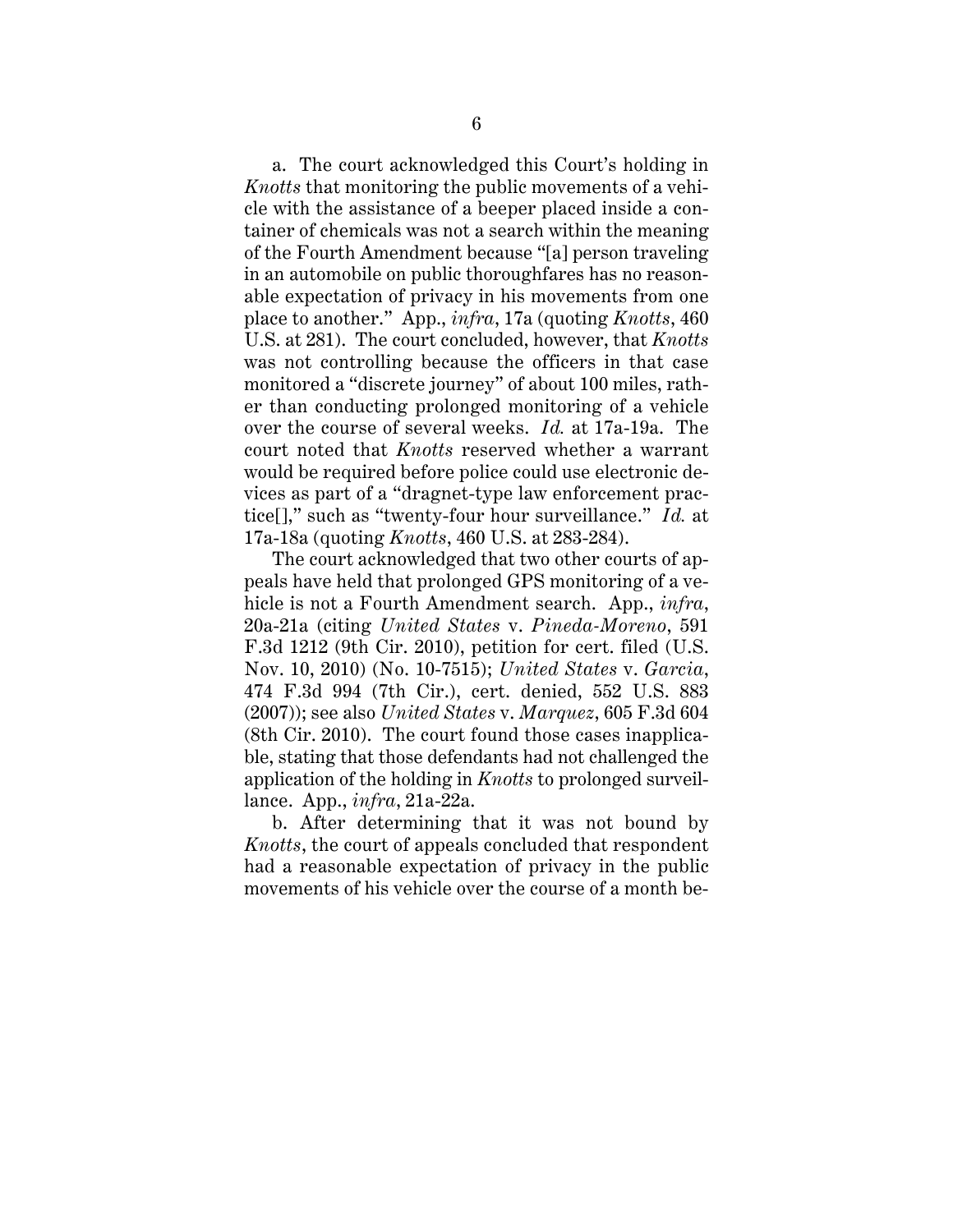a. The court acknowledged this Court's holding in *Knotts* that monitoring the public movements of a vehicle with the assistance of a beeper placed inside a container of chemicals was not a search within the meaning of the Fourth Amendment because "[a] person traveling in an automobile on public thoroughfares has no reasonable expectation of privacy in his movements from one place to another." App., *infra*, 17a (quoting *Knotts*, 460 U.S. at 281). The court concluded, however, that *Knotts* was not controlling because the officers in that case monitored a "discrete journey" of about 100 miles, rather than conducting prolonged monitoring of a vehicle over the course of several weeks. *Id.* at 17a-19a. The court noted that *Knotts* reserved whether a warrant would be required before police could use electronic devices as part of a "dragnet-type law enforcement practice[]," such as "twenty-four hour surveillance." *Id.* at 17a-18a (quoting *Knotts*, 460 U.S. at 283-284).

The court acknowledged that two other courts of appeals have held that prolonged GPS monitoring of a vehicle is not a Fourth Amendment search. App., *infra*, 20a-21a (citing *United States* v. *Pineda-Moreno*, 591 F.3d 1212 (9th Cir. 2010), petition for cert. filed (U.S. Nov. 10, 2010) (No. 10-7515); *United States* v. *Garcia*, 474 F.3d 994 (7th Cir.), cert. denied, 552 U.S. 883 (2007)); see also *United States* v. *Marquez*, 605 F.3d 604 (8th Cir. 2010). The court found those cases inapplicable, stating that those defendants had not challenged the application of the holding in *Knotts* to prolonged surveillance. App., *infra*, 21a-22a.

b. After determining that it was not bound by *Knotts*, the court of appeals concluded that respondent had a reasonable expectation of privacy in the public movements of his vehicle over the course of a month be-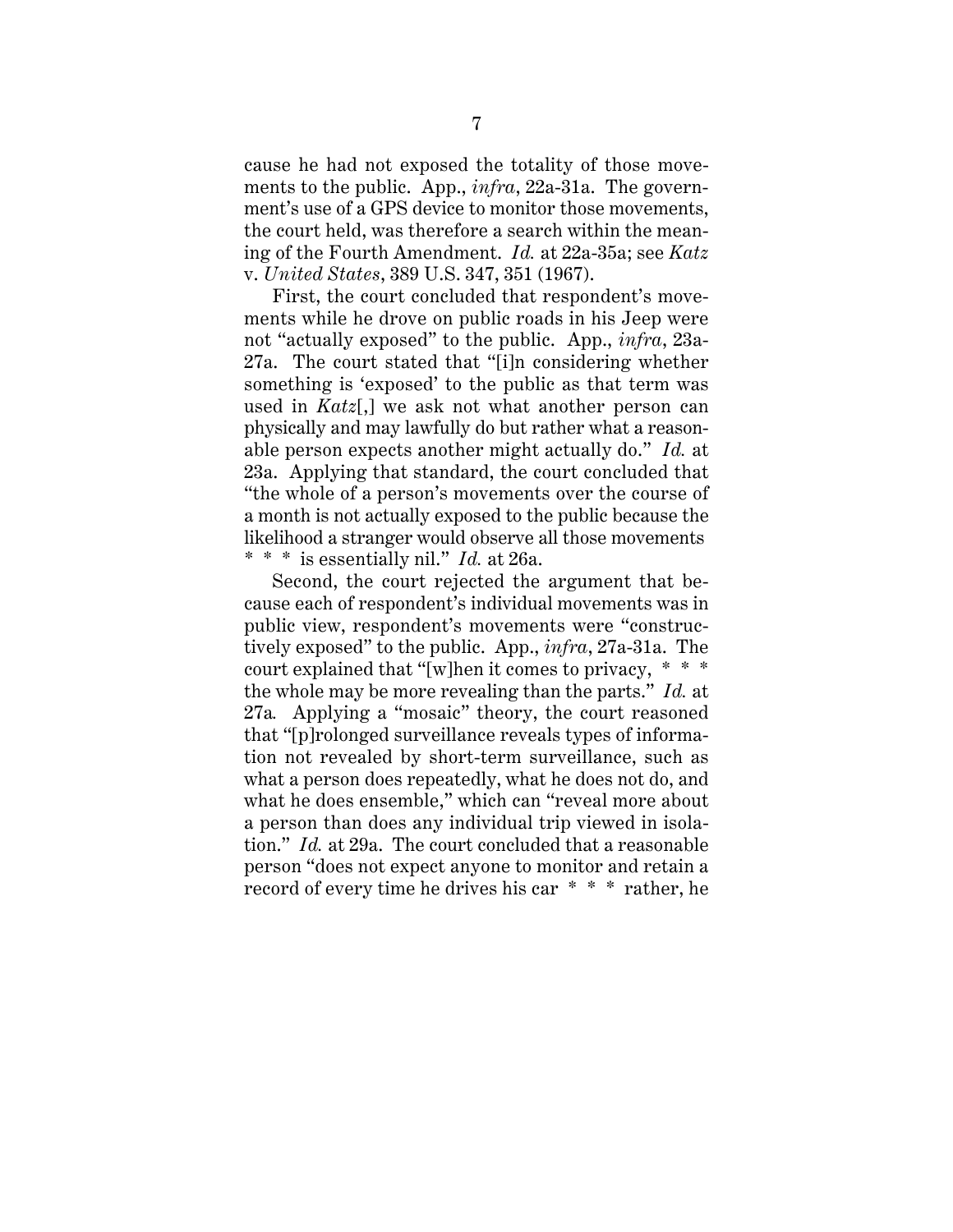cause he had not exposed the totality of those movements to the public. App., *infra*, 22a-31a. The government's use of a GPS device to monitor those movements, the court held, was therefore a search within the meaning of the Fourth Amendment. *Id.* at 22a-35a; see *Katz* v. *United States*, 389 U.S. 347, 351 (1967).

First, the court concluded that respondent's movements while he drove on public roads in his Jeep were not "actually exposed" to the public. App., *infra*, 23a-27a. The court stated that "[i]n considering whether something is 'exposed' to the public as that term was used in *Katz*[,] we ask not what another person can physically and may lawfully do but rather what a reasonable person expects another might actually do." *Id.* at 23a. Applying that standard, the court concluded that "the whole of a person's movements over the course of a month is not actually exposed to the public because the likelihood a stranger would observe all those movements * * * is essentially nil." *Id.* at 26a.

Second, the court rejected the argument that because each of respondent's individual movements was in public view, respondent's movements were "constructively exposed" to the public. App., *infra*, 27a-31a. The court explained that "[w]hen it comes to privacy, * * * the whole may be more revealing than the parts." *Id.* at 27a. Applying a "mosaic" theory, the court reasoned that "[p]rolonged surveillance reveals types of information not revealed by short-term surveillance, such as what a person does repeatedly, what he does not do, and what he does ensemble," which can "reveal more about a person than does any individual trip viewed in isolation." *Id.* at 29a. The court concluded that a reasonable person "does not expect anyone to monitor and retain a record of every time he drives his car * * * rather, he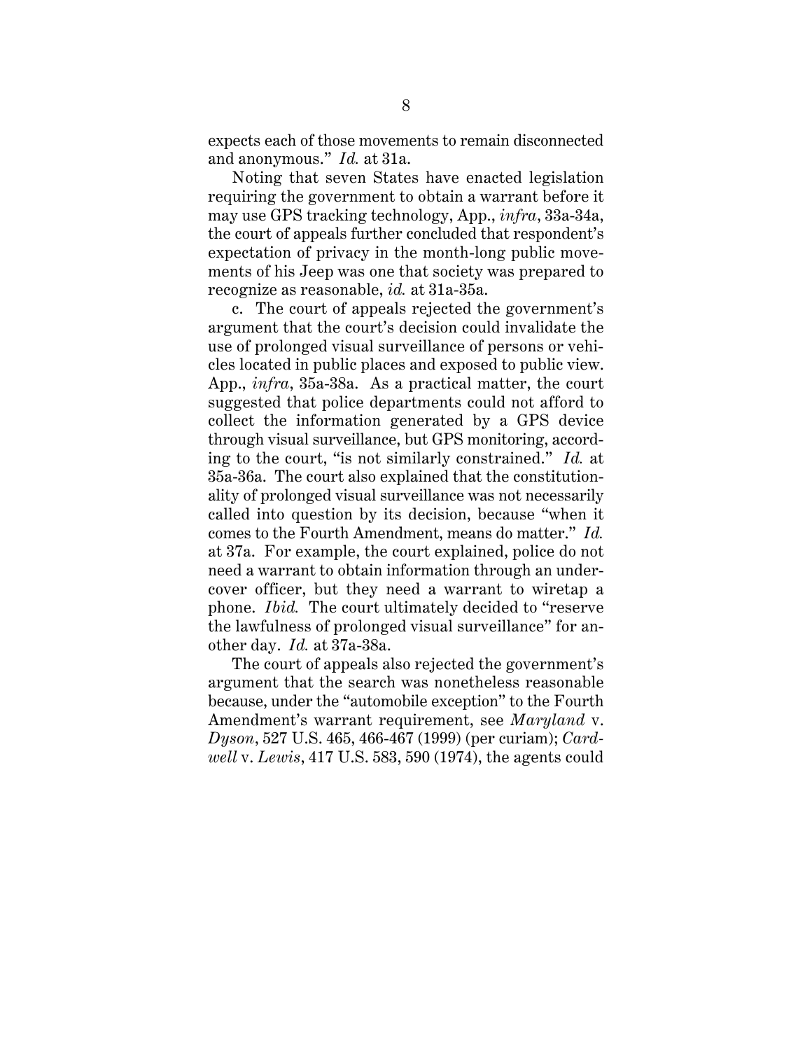expects each of those movements to remain disconnected and anonymous." *Id.* at 31a.

Noting that seven States have enacted legislation requiring the government to obtain a warrant before it may use GPS tracking technology, App., *infra*, 33a-34a, the court of appeals further concluded that respondent's expectation of privacy in the month-long public movements of his Jeep was one that society was prepared to recognize as reasonable, *id.* at 31a-35a.

c. The court of appeals rejected the government's argument that the court's decision could invalidate the use of prolonged visual surveillance of persons or vehicles located in public places and exposed to public view. App., *infra*, 35a-38a. As a practical matter, the court suggested that police departments could not afford to collect the information generated by a GPS device through visual surveillance, but GPS monitoring, according to the court, "is not similarly constrained." *Id.* at 35a-36a. The court also explained that the constitutionality of prolonged visual surveillance was not necessarily called into question by its decision, because "when it comes to the Fourth Amendment, means do matter." *Id.* at 37a. For example, the court explained, police do not need a warrant to obtain information through an undercover officer, but they need a warrant to wiretap a phone. *Ibid.* The court ultimately decided to "reserve the lawfulness of prolonged visual surveillance" for another day. *Id.* at 37a-38a.

The court of appeals also rejected the government's argument that the search was nonetheless reasonable because, under the "automobile exception" to the Fourth Amendment's warrant requirement, see *Maryland* v. *Dyson*, 527 U.S. 465, 466-467 (1999) (per curiam); *Cardwell* v. *Lewis*, 417 U.S. 583, 590 (1974), the agents could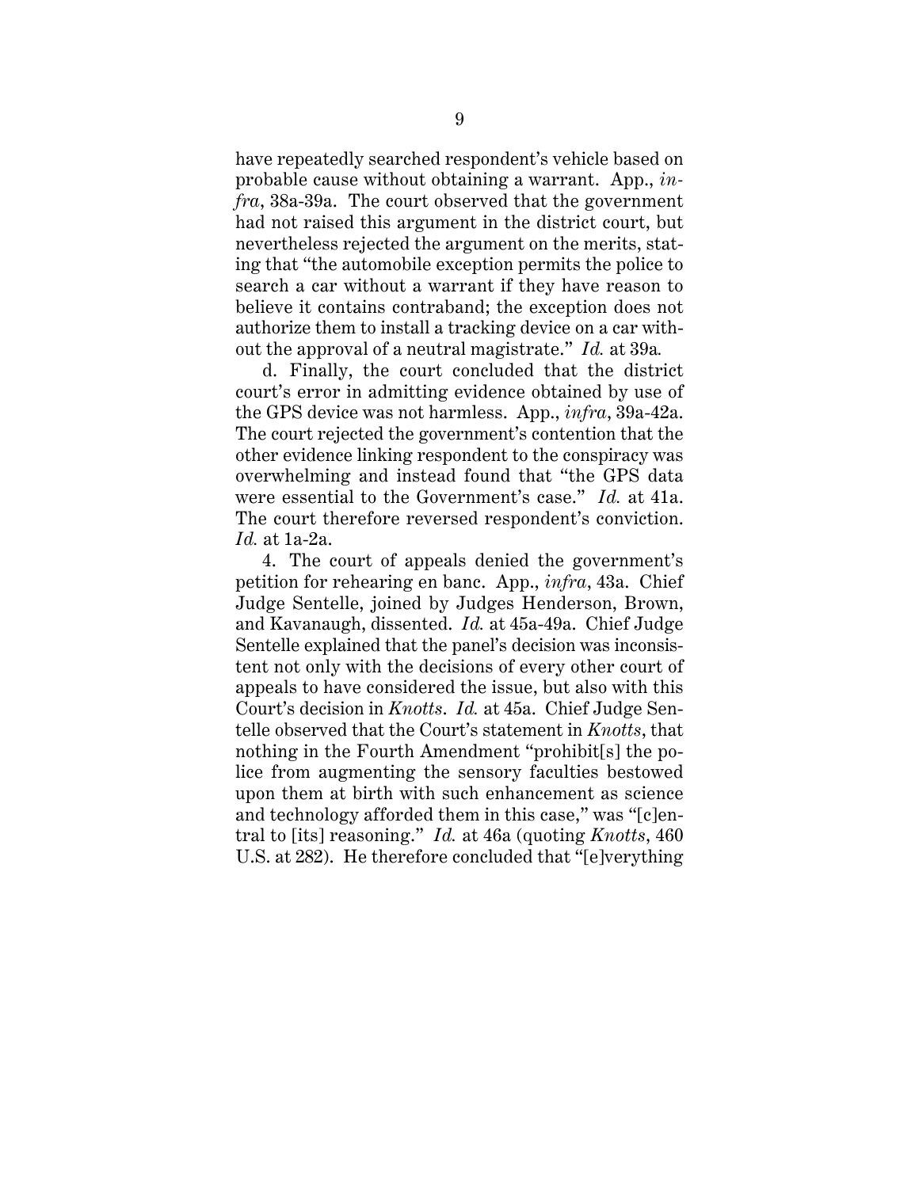have repeatedly searched respondent's vehicle based on probable cause without obtaining a warrant. App., *infra*, 38a-39a. The court observed that the government had not raised this argument in the district court, but nevertheless rejected the argument on the merits, stating that "the automobile exception permits the police to search a car without a warrant if they have reason to believe it contains contraband; the exception does not authorize them to install a tracking device on a car without the approval of a neutral magistrate." *Id.* at 39a.

d. Finally, the court concluded that the district court's error in admitting evidence obtained by use of the GPS device was not harmless. App., *infra*, 39a-42a. The court rejected the government's contention that the other evidence linking respondent to the conspiracy was overwhelming and instead found that "the GPS data were essential to the Government's case." *Id.* at 41a. The court therefore reversed respondent's conviction. *Id.* at 1a-2a.

4. The court of appeals denied the government's petition for rehearing en banc. App., *infra*, 43a. Chief Judge Sentelle, joined by Judges Henderson, Brown, and Kavanaugh, dissented. *Id.* at 45a-49a. Chief Judge Sentelle explained that the panel's decision was inconsistent not only with the decisions of every other court of appeals to have considered the issue, but also with this Court's decision in *Knotts*. *Id.* at 45a. Chief Judge Sentelle observed that the Court's statement in *Knotts*, that nothing in the Fourth Amendment "prohibit[s] the police from augmenting the sensory faculties bestowed upon them at birth with such enhancement as science and technology afforded them in this case," was "[c]entral to [its] reasoning." *Id.* at 46a (quoting *Knotts*, 460 U.S. at 282). He therefore concluded that "[e]verything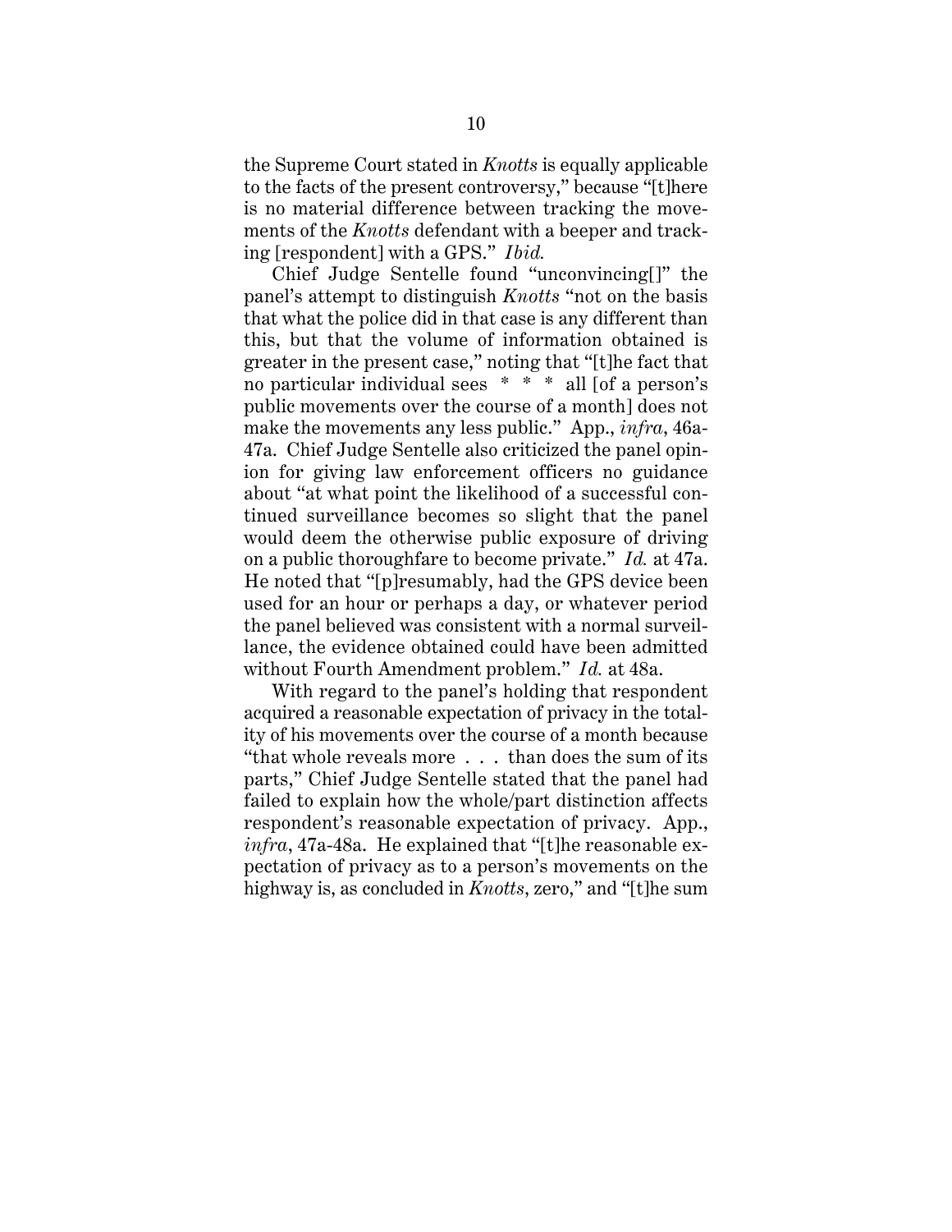the Supreme Court stated in *Knotts* is equally applicable to the facts of the present controversy," because "[t]here is no material difference between tracking the movements of the *Knotts* defendant with a beeper and tracking [respondent] with a GPS." *Ibid.*

Chief Judge Sentelle found "unconvincing[]" the panel's attempt to distinguish *Knotts* "not on the basis that what the police did in that case is any different than this, but that the volume of information obtained is greater in the present case," noting that "[t]he fact that no particular individual sees * * * all [of a person's public movements over the course of a month] does not make the movements any less public." App., *infra*, 46a-47a. Chief Judge Sentelle also criticized the panel opinion for giving law enforcement officers no guidance about "at what point the likelihood of a successful continued surveillance becomes so slight that the panel would deem the otherwise public exposure of driving on a public thoroughfare to become private." *Id.* at 47a. He noted that "[p]resumably, had the GPS device been used for an hour or perhaps a day, or whatever period the panel believed was consistent with a normal surveillance, the evidence obtained could have been admitted without Fourth Amendment problem." *Id.* at 48a.

With regard to the panel's holding that respondent acquired a reasonable expectation of privacy in the totality of his movements over the course of a month because "that whole reveals more . . . than does the sum of its parts," Chief Judge Sentelle stated that the panel had failed to explain how the whole/part distinction affects respondent's reasonable expectation of privacy. App., *infra*, 47a-48a. He explained that "[t]he reasonable expectation of privacy as to a person's movements on the highway is, as concluded in *Knotts*, zero," and "[t]he sum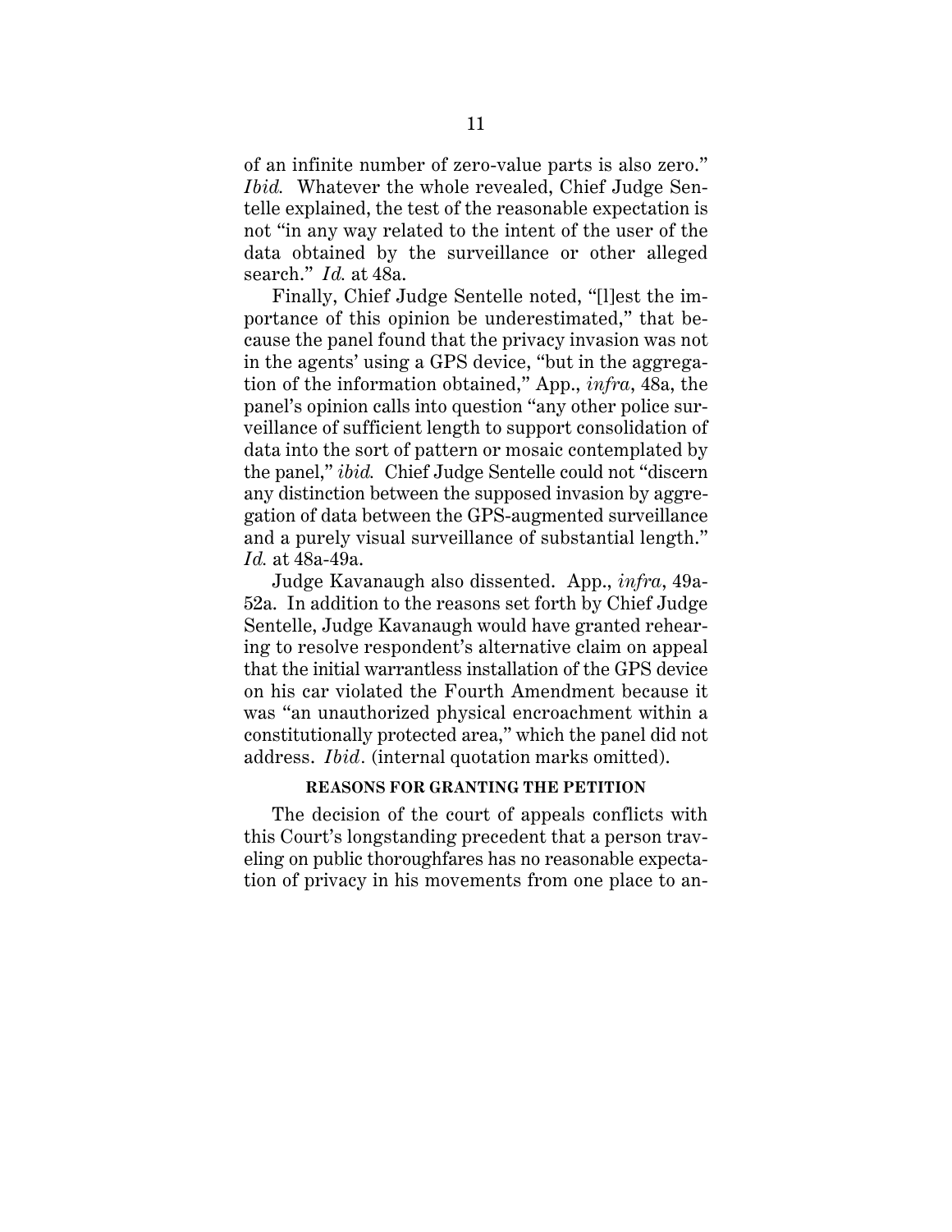of an infinite number of zero-value parts is also zero." *Ibid.* Whatever the whole revealed, Chief Judge Sentelle explained, the test of the reasonable expectation is not "in any way related to the intent of the user of the data obtained by the surveillance or other alleged search." *Id.* at 48a.

Finally, Chief Judge Sentelle noted, "[l]est the importance of this opinion be underestimated," that because the panel found that the privacy invasion was not in the agents' using a GPS device, "but in the aggregation of the information obtained," App., *infra*, 48a, the panel's opinion calls into question "any other police surveillance of sufficient length to support consolidation of data into the sort of pattern or mosaic contemplated by the panel," *ibid.* Chief Judge Sentelle could not "discern any distinction between the supposed invasion by aggregation of data between the GPS-augmented surveillance and a purely visual surveillance of substantial length." *Id.* at 48a-49a.

Judge Kavanaugh also dissented. App., *infra*, 49a-52a. In addition to the reasons set forth by Chief Judge Sentelle, Judge Kavanaugh would have granted rehearing to resolve respondent's alternative claim on appeal that the initial warrantless installation of the GPS device on his car violated the Fourth Amendment because it was "an unauthorized physical encroachment within a constitutionally protected area," which the panel did not address. *Ibid.* (internal quotation marks omitted).

## REASONS FOR GRANTING THE PETITION

The decision of the court of appeals conflicts with this Court's longstanding precedent that a person traveling on public thoroughfares has no reasonable expectation of privacy in his movements from one place to an-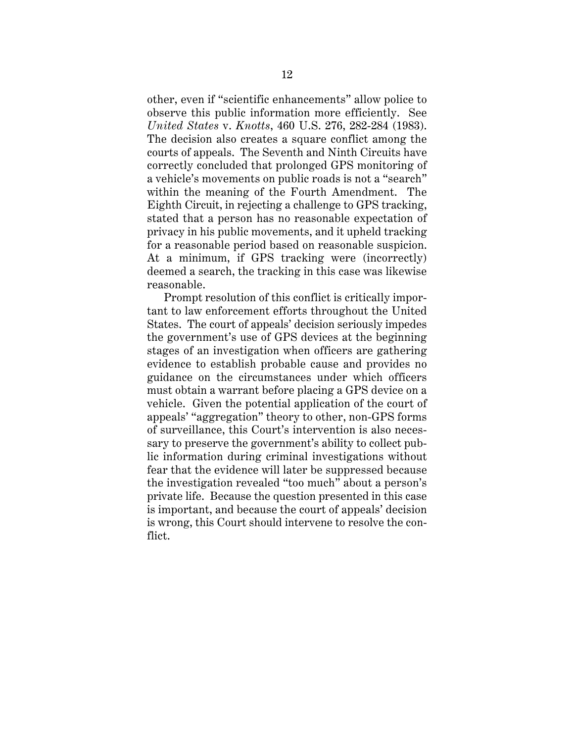other, even if "scientific enhancements" allow police to observe this public information more efficiently. See *United States* v. *Knotts*, 460 U.S. 276, 282-284 (1983). The decision also creates a square conflict among the courts of appeals. The Seventh and Ninth Circuits have correctly concluded that prolonged GPS monitoring of a vehicle's movements on public roads is not a "search" within the meaning of the Fourth Amendment. The Eighth Circuit, in rejecting a challenge to GPS tracking, stated that a person has no reasonable expectation of privacy in his public movements, and it upheld tracking for a reasonable period based on reasonable suspicion. At a minimum, if GPS tracking were (incorrectly) deemed a search, the tracking in this case was likewise reasonable.

Prompt resolution of this conflict is critically important to law enforcement efforts throughout the United States. The court of appeals' decision seriously impedes the government's use of GPS devices at the beginning stages of an investigation when officers are gathering evidence to establish probable cause and provides no guidance on the circumstances under which officers must obtain a warrant before placing a GPS device on a vehicle. Given the potential application of the court of appeals' "aggregation" theory to other, non-GPS forms of surveillance, this Court's intervention is also necessary to preserve the government's ability to collect public information during criminal investigations without fear that the evidence will later be suppressed because the investigation revealed "too much" about a person's private life. Because the question presented in this case is important, and because the court of appeals' decision is wrong, this Court should intervene to resolve the conflict.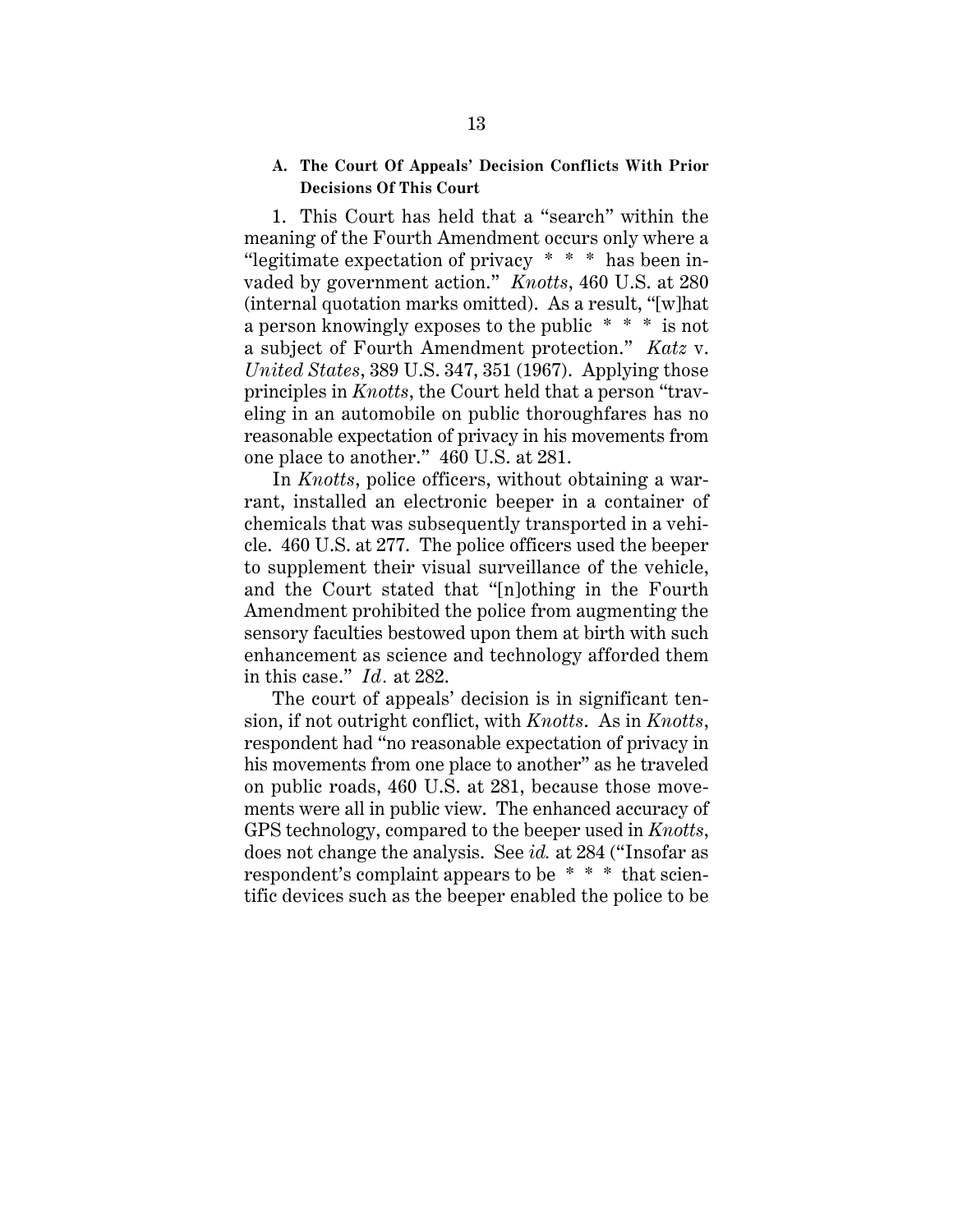### A. The Court Of Appeals' Decision Conflicts With Prior Decisions Of This Court

1. This Court has held that a "search" within the meaning of the Fourth Amendment occurs only where a "legitimate expectation of privacy * * * has been invaded by government action." *Knotts*, 460 U.S. at 280 (internal quotation marks omitted). As a result, "[w]hat a person knowingly exposes to the public * * * is not a subject of Fourth Amendment protection." *Katz* v. *United States*, 389 U.S. 347, 351 (1967). Applying those principles in *Knotts*, the Court held that a person "traveling in an automobile on public thoroughfares has no reasonable expectation of privacy in his movements from one place to another." 460 U.S. at 281.

In *Knotts*, police officers, without obtaining a warrant, installed an electronic beeper in a container of chemicals that was subsequently transported in a vehicle. 460 U.S. at 277. The police officers used the beeper to supplement their visual surveillance of the vehicle, and the Court stated that "[n]othing in the Fourth Amendment prohibited the police from augmenting the sensory faculties bestowed upon them at birth with such enhancement as science and technology afforded them in this case." *Id.* at 282.

The court of appeals' decision is in significant tension, if not outright conflict, with *Knotts*. As in *Knotts*, respondent had "no reasonable expectation of privacy in his movements from one place to another" as he traveled on public roads, 460 U.S. at 281, because those movements were all in public view. The enhanced accuracy of GPS technology, compared to the beeper used in *Knotts*, does not change the analysis. See *id.* at 284 ("Insofar as respondent's complaint appears to be * * * that scientific devices such as the beeper enabled the police to be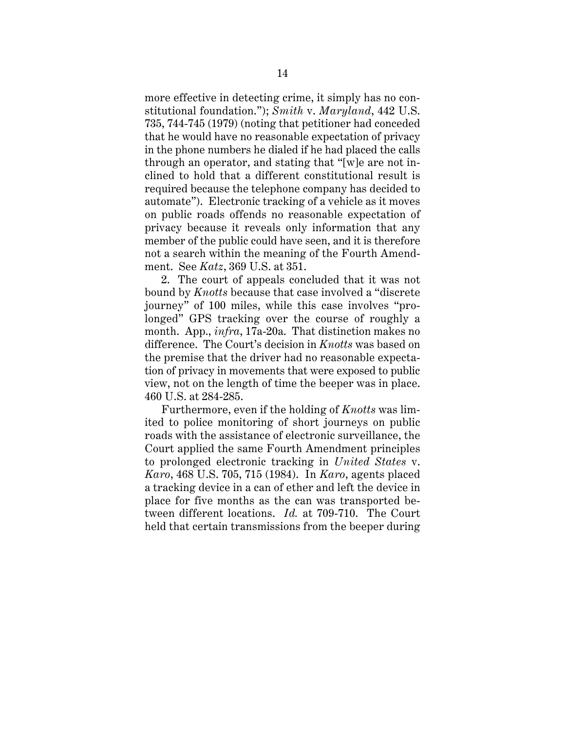more effective in detecting crime, it simply has no constitutional foundation."); *Smith* v. *Maryland*, 442 U.S. 735, 744-745 (1979) (noting that petitioner had conceded that he would have no reasonable expectation of privacy in the phone numbers he dialed if he had placed the calls through an operator, and stating that "[w]e are not inclined to hold that a different constitutional result is required because the telephone company has decided to automate"). Electronic tracking of a vehicle as it moves on public roads offends no reasonable expectation of privacy because it reveals only information that any member of the public could have seen, and it is therefore not a search within the meaning of the Fourth Amendment. See *Katz*, 369 U.S. at 351.

2. The court of appeals concluded that it was not bound by *Knotts* because that case involved a "discrete journey" of 100 miles, while this case involves "prolonged" GPS tracking over the course of roughly a month. App., *infra*, 17a-20a. That distinction makes no difference. The Court's decision in *Knotts* was based on the premise that the driver had no reasonable expectation of privacy in movements that were exposed to public view, not on the length of time the beeper was in place. 460 U.S. at 284-285.

Furthermore, even if the holding of *Knotts* was limited to police monitoring of short journeys on public roads with the assistance of electronic surveillance, the Court applied the same Fourth Amendment principles to prolonged electronic tracking in *United States* v. *Karo*, 468 U.S. 705, 715 (1984). In *Karo*, agents placed a tracking device in a can of ether and left the device in place for five months as the can was transported between different locations. *Id.* at 709-710. The Court held that certain transmissions from the beeper during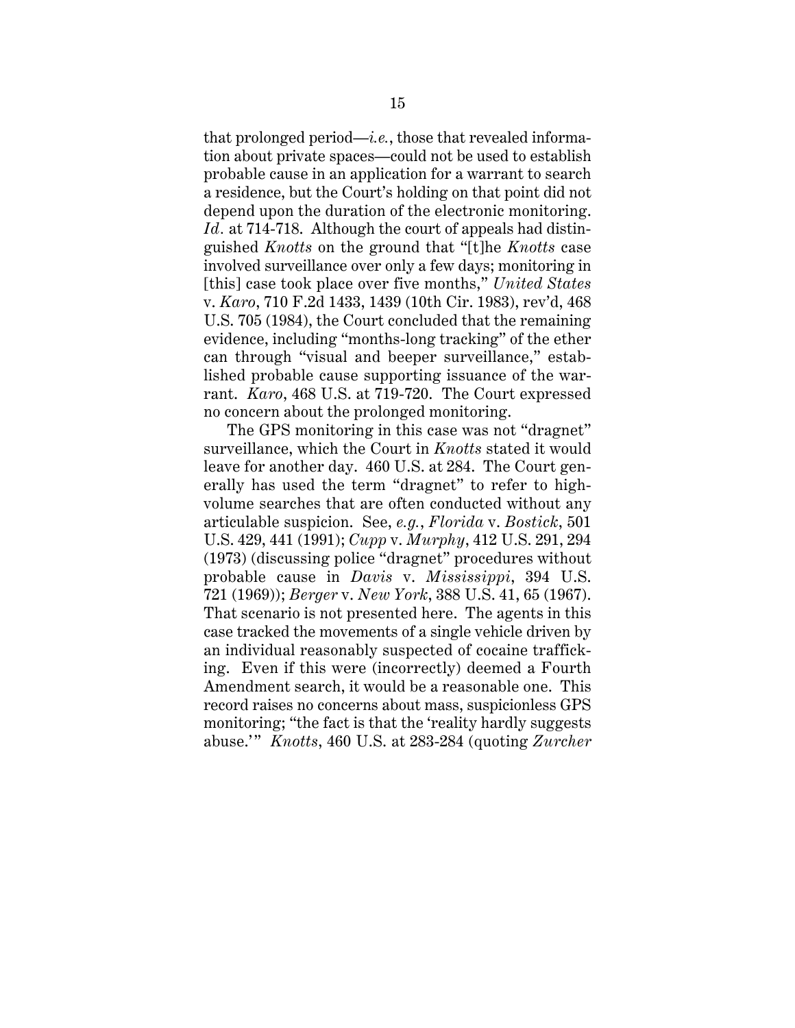that prolonged period—*i.e.*, those that revealed information about private spaces—could not be used to establish probable cause in an application for a warrant to search a residence, but the Court's holding on that point did not depend upon the duration of the electronic monitoring. *Id.* at 714-718. Although the court of appeals had distinguished *Knotts* on the ground that "[t]he *Knotts* case involved surveillance over only a few days; monitoring in [this] case took place over five months," *United States* v. *Karo*, 710 F.2d 1433, 1439 (10th Cir. 1983), rev'd, 468 U.S. 705 (1984), the Court concluded that the remaining evidence, including "months-long tracking" of the ether can through "visual and beeper surveillance," established probable cause supporting issuance of the warrant. *Karo*, 468 U.S. at 719-720. The Court expressed no concern about the prolonged monitoring.

The GPS monitoring in this case was not "dragnet" surveillance, which the Court in *Knotts* stated it would leave for another day. 460 U.S. at 284. The Court generally has used the term "dragnet" to refer to high-volume searches that are often conducted without any articulable suspicion. See, *e.g.*, *Florida* v. *Bostick*, 501 U.S. 429, 441 (1991); *Cupp* v. *Murphy*, 412 U.S. 291, 294 (1973) (discussing police "dragnet" procedures without probable cause in *Davis* v. *Mississippi*, 394 U.S. 721 (1969)); *Berger* v. *New York*, 388 U.S. 41, 65 (1967). That scenario is not presented here. The agents in this case tracked the movements of a single vehicle driven by an individual reasonably suspected of cocaine trafficking. Even if this were (incorrectly) deemed a Fourth Amendment search, it would be a reasonable one. This record raises no concerns about mass, suspicionless GPS monitoring; "the fact is that the 'reality hardly suggests abuse.'" *Knotts*, 460 U.S. at 283-284 (quoting *Zurcher*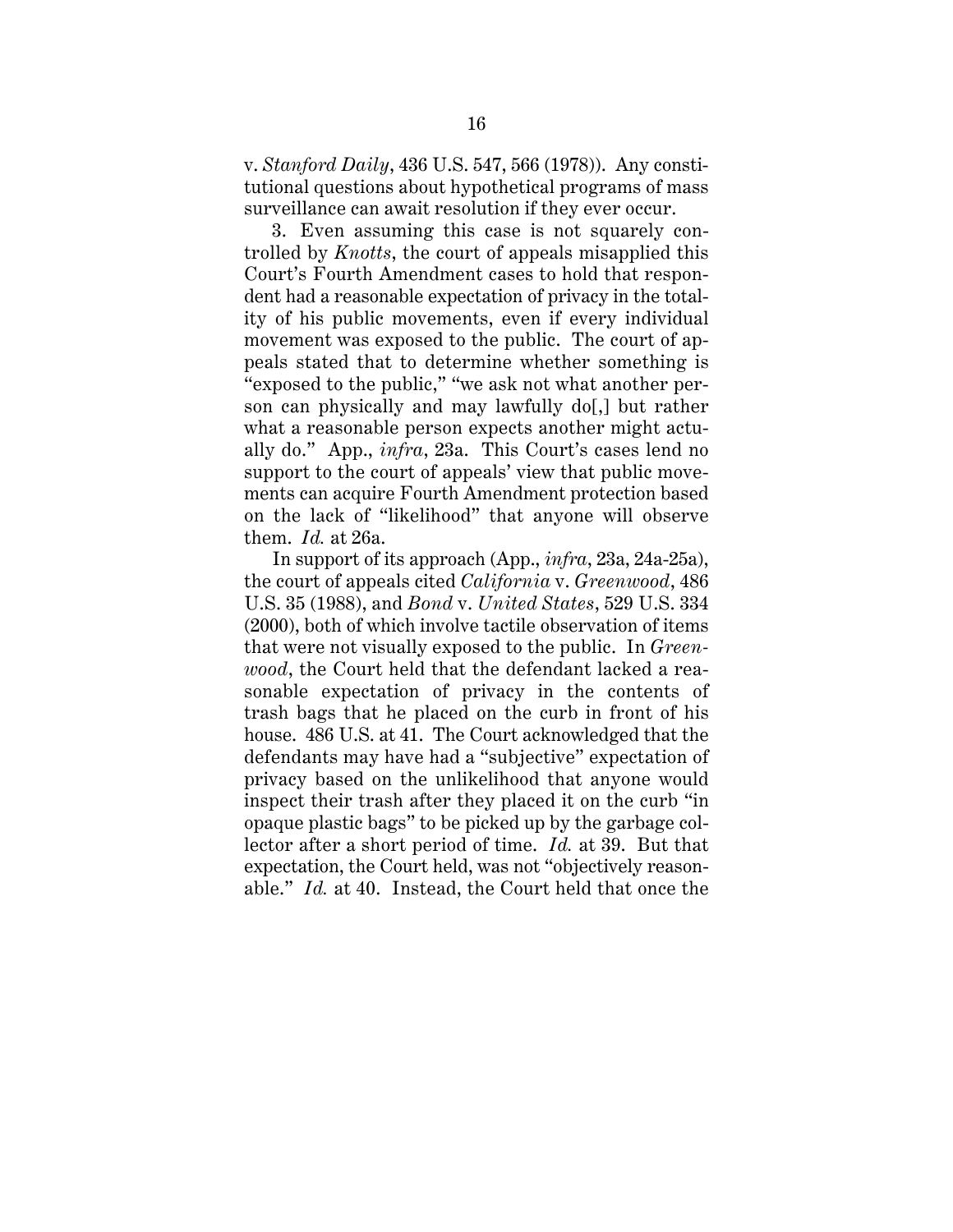v. *Stanford Daily*, 436 U.S. 547, 566 (1978)). Any constitutional questions about hypothetical programs of mass surveillance can await resolution if they ever occur.

3. Even assuming this case is not squarely controlled by *Knotts*, the court of appeals misapplied this Court's Fourth Amendment cases to hold that respondent had a reasonable expectation of privacy in the totality of his public movements, even if every individual movement was exposed to the public. The court of appeals stated that to determine whether something is "exposed to the public," "we ask not what another person can physically and may lawfully do[,] but rather what a reasonable person expects another might actually do." App., *infra*, 23a. This Court's cases lend no support to the court of appeals' view that public movements can acquire Fourth Amendment protection based on the lack of "likelihood" that anyone will observe them. *Id.* at 26a.

In support of its approach (App., *infra*, 23a, 24a-25a), the court of appeals cited *California* v. *Greenwood*, 486 U.S. 35 (1988), and *Bond* v. *United States*, 529 U.S. 334 (2000), both of which involve tactile observation of items that were not visually exposed to the public. In *Greenwood*, the Court held that the defendant lacked a reasonable expectation of privacy in the contents of trash bags that he placed on the curb in front of his house. 486 U.S. at 41. The Court acknowledged that the defendants may have had a "subjective" expectation of privacy based on the unlikelihood that anyone would inspect their trash after they placed it on the curb "in opaque plastic bags" to be picked up by the garbage collector after a short period of time. *Id.* at 39. But that expectation, the Court held, was not "objectively reasonable." *Id.* at 40. Instead, the Court held that once the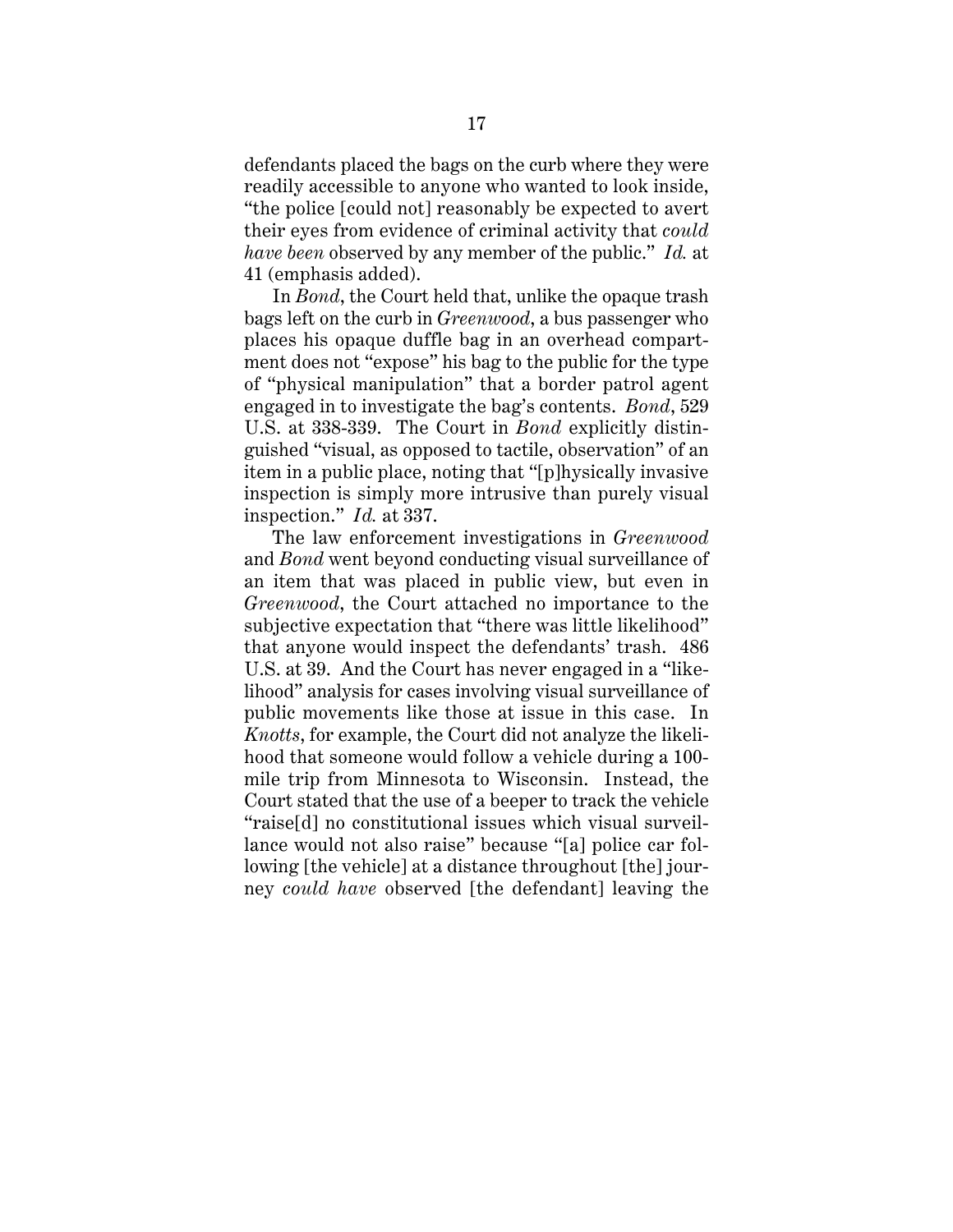defendants placed the bags on the curb where they were readily accessible to anyone who wanted to look inside, "the police [could not] reasonably be expected to avert their eyes from evidence of criminal activity that *could have been* observed by any member of the public." *Id.* at 41 (emphasis added).

In *Bond*, the Court held that, unlike the opaque trash bags left on the curb in *Greenwood*, a bus passenger who places his opaque duffle bag in an overhead compartment does not "expose" his bag to the public for the type of "physical manipulation" that a border patrol agent engaged in to investigate the bag's contents. *Bond*, 529 U.S. at 338-339. The Court in *Bond* explicitly distinguished "visual, as opposed to tactile, observation" of an item in a public place, noting that "[p]hysically invasive inspection is simply more intrusive than purely visual inspection." *Id.* at 337.

The law enforcement investigations in *Greenwood* and *Bond* went beyond conducting visual surveillance of an item that was placed in public view, but even in *Greenwood*, the Court attached no importance to the subjective expectation that "there was little likelihood" that anyone would inspect the defendants' trash. 486 U.S. at 39. And the Court has never engaged in a "likelihood" analysis for cases involving visual surveillance of public movements like those at issue in this case. In *Knotts*, for example, the Court did not analyze the likelihood that someone would follow a vehicle during a 100-mile trip from Minnesota to Wisconsin. Instead, the Court stated that the use of a beeper to track the vehicle "raise[d] no constitutional issues which visual surveillance would not also raise" because "[a] police car following [the vehicle] at a distance throughout [the] journey *could have* observed [the defendant] leaving the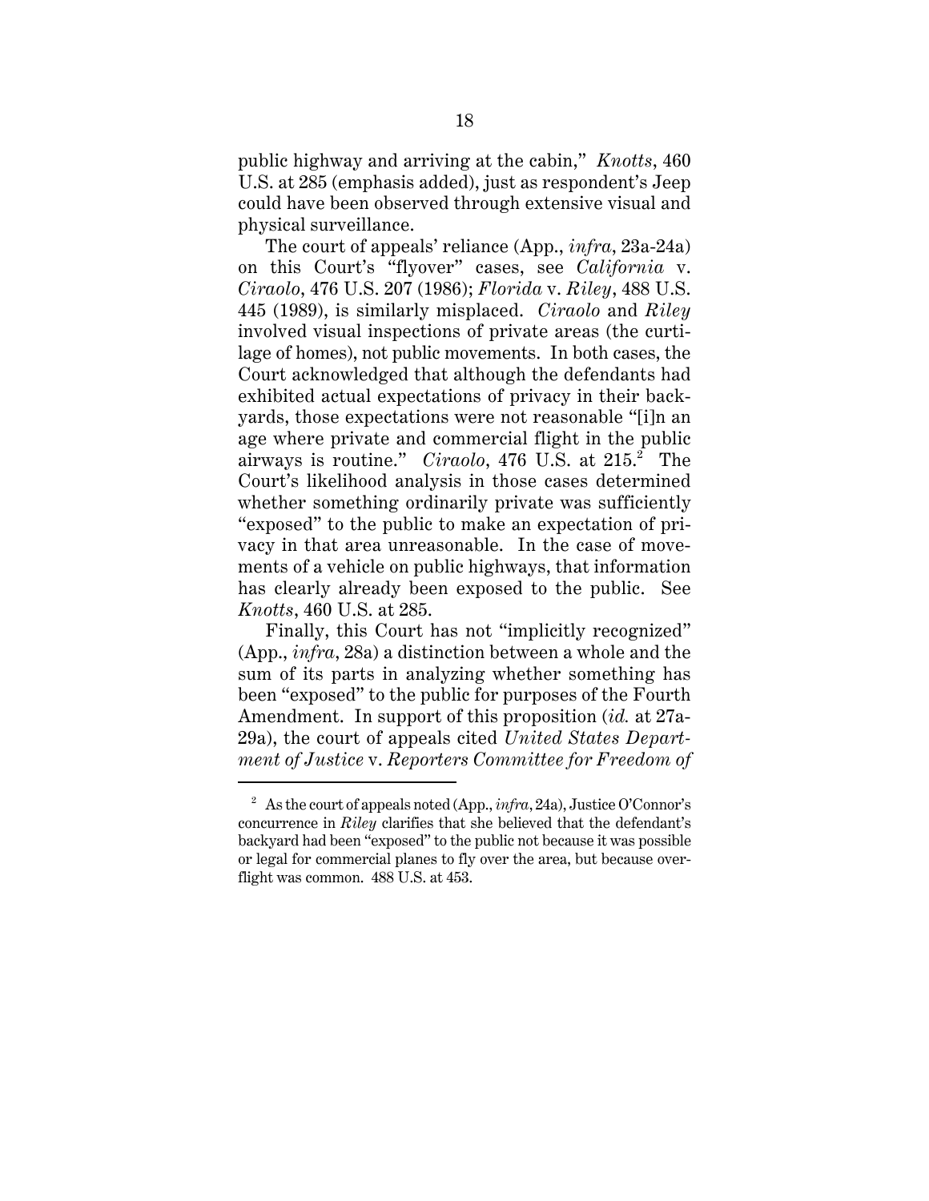public highway and arriving at the cabin," *Knotts*, 460 U.S. at 285 (emphasis added), just as respondent's Jeep could have been observed through extensive visual and physical surveillance.

The court of appeals' reliance (App., *infra*, 23a-24a) on this Court's "flyover" cases, see *California* v. *Ciraolo*, 476 U.S. 207 (1986); *Florida* v. *Riley*, 488 U.S. 445 (1989), is similarly misplaced. *Ciraolo* and *Riley* involved visual inspections of private areas (the curtilage of homes), not public movements. In both cases, the Court acknowledged that although the defendants had exhibited actual expectations of privacy in their backyards, those expectations were not reasonable "[i]n an age where private and commercial flight in the public airways is routine." *Ciraolo*, 476 U.S. at 215.[2] The Court's likelihood analysis in those cases determined whether something ordinarily private was sufficiently "exposed" to the public to make an expectation of privacy in that area unreasonable. In the case of movements of a vehicle on public highways, that information has clearly already been exposed to the public. See *Knotts*, 460 U.S. at 285.

Finally, this Court has not "implicitly recognized" (App., *infra*, 28a) a distinction between a whole and the sum of its parts in analyzing whether something has been "exposed" to the public for purposes of the Fourth Amendment. In support of this proposition (*id.* at 27a-29a), the court of appeals cited *United States Department of Justice* v. *Reporters Committee for Freedom of*

---

[2] As the court of appeals noted (App., *infra*, 24a), Justice O'Connor's concurrence in *Riley* clarifies that she believed that the defendant's backyard had been "exposed" to the public not because it was possible or legal for commercial planes to fly over the area, but because overflight was common. 488 U.S. at 453.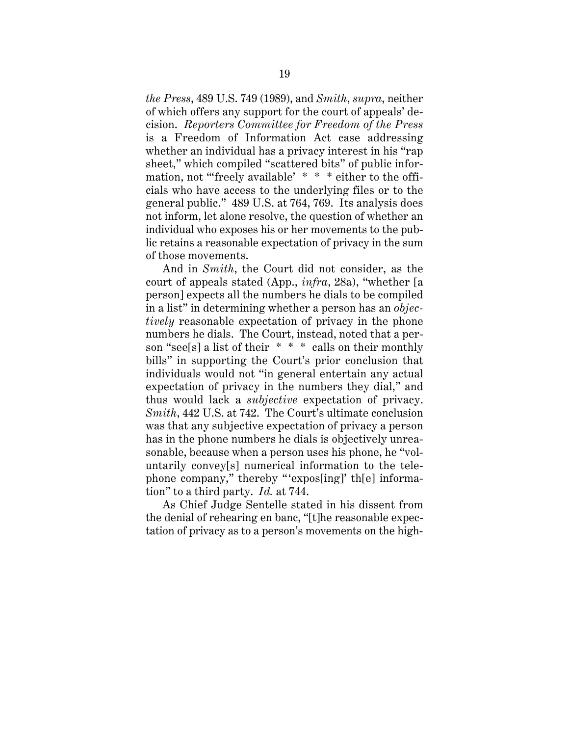*the Press*, 489 U.S. 749 (1989), and *Smith*, *supra*, neither of which offers any support for the court of appeals' decision. *Reporters Committee for Freedom of the Press* is a Freedom of Information Act case addressing whether an individual has a privacy interest in his "rap sheet," which compiled "scattered bits" of public information, not "'freely available' * * * either to the officials who have access to the underlying files or to the general public." 489 U.S. at 764, 769. Its analysis does not inform, let alone resolve, the question of whether an individual who exposes his or her movements to the public retains a reasonable expectation of privacy in the sum of those movements.

And in *Smith*, the Court did not consider, as the court of appeals stated (App., *infra*, 28a), "whether [a person] expects all the numbers he dials to be compiled in a list" in determining whether a person has an *objectively* reasonable expectation of privacy in the phone numbers he dials. The Court, instead, noted that a person "see[s] a list of their * * * calls on their monthly bills" in supporting the Court's prior conclusion that individuals would not "in general entertain any actual expectation of privacy in the numbers they dial," and thus would lack a *subjective* expectation of privacy. *Smith*, 442 U.S. at 742. The Court's ultimate conclusion was that any subjective expectation of privacy a person has in the phone numbers he dials is objectively unreasonable, because when a person uses his phone, he "voluntarily convey[s] numerical information to the telephone company," thereby "'expos[ing]' th[e] information" to a third party. *Id.* at 744.

As Chief Judge Sentelle stated in his dissent from the denial of rehearing en banc, "[t]he reasonable expectation of privacy as to a person's movements on the high-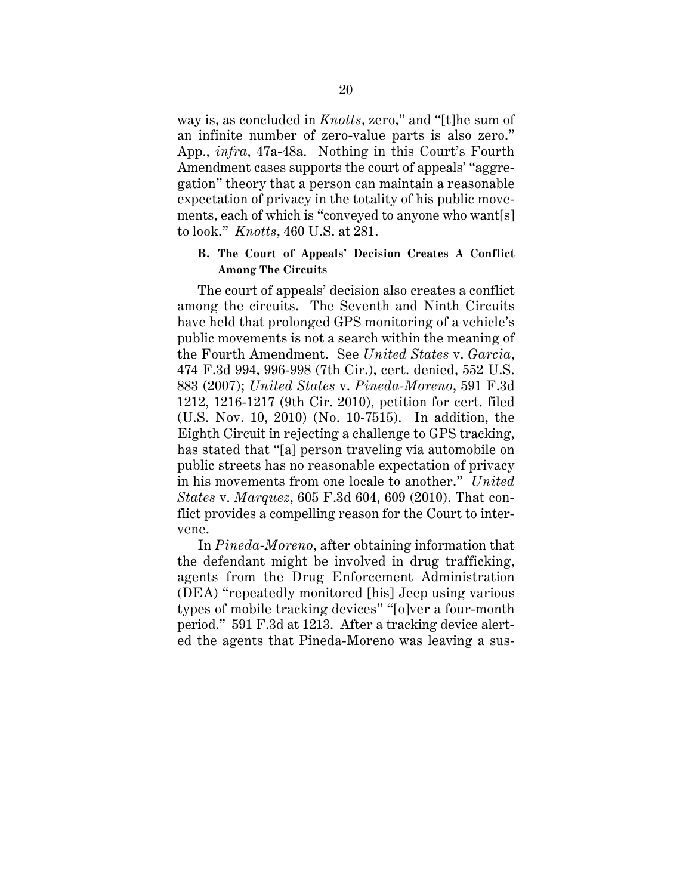way is, as concluded in *Knotts*, zero," and "[t]he sum of an infinite number of zero-value parts is also zero." App., *infra*, 47a-48a. Nothing in this Court's Fourth Amendment cases supports the court of appeals' "aggregation" theory that a person can maintain a reasonable expectation of privacy in the totality of his public movements, each of which is "conveyed to anyone who want[s] to look." *Knotts*, 460 U.S. at 281.

### B. The Court of Appeals' Decision Creates A Conflict Among The Circuits

The court of appeals' decision also creates a conflict among the circuits. The Seventh and Ninth Circuits have held that prolonged GPS monitoring of a vehicle's public movements is not a search within the meaning of the Fourth Amendment. See *United States* v. *Garcia*, 474 F.3d 994, 996-998 (7th Cir.), cert. denied, 552 U.S. 883 (2007); *United States* v. *Pineda-Moreno*, 591 F.3d 1212, 1216-1217 (9th Cir. 2010), petition for cert. filed (U.S. Nov. 10, 2010) (No. 10-7515). In addition, the Eighth Circuit in rejecting a challenge to GPS tracking, has stated that "[a] person traveling via automobile on public streets has no reasonable expectation of privacy in his movements from one locale to another." *United States* v. *Marquez*, 605 F.3d 604, 609 (2010). That conflict provides a compelling reason for the Court to intervene.

In *Pineda-Moreno*, after obtaining information that the defendant might be involved in drug trafficking, agents from the Drug Enforcement Administration (DEA) "repeatedly monitored [his] Jeep using various types of mobile tracking devices" "[o]ver a four-month period." 591 F.3d at 1213. After a tracking device alerted the agents that Pineda-Moreno was leaving a sus-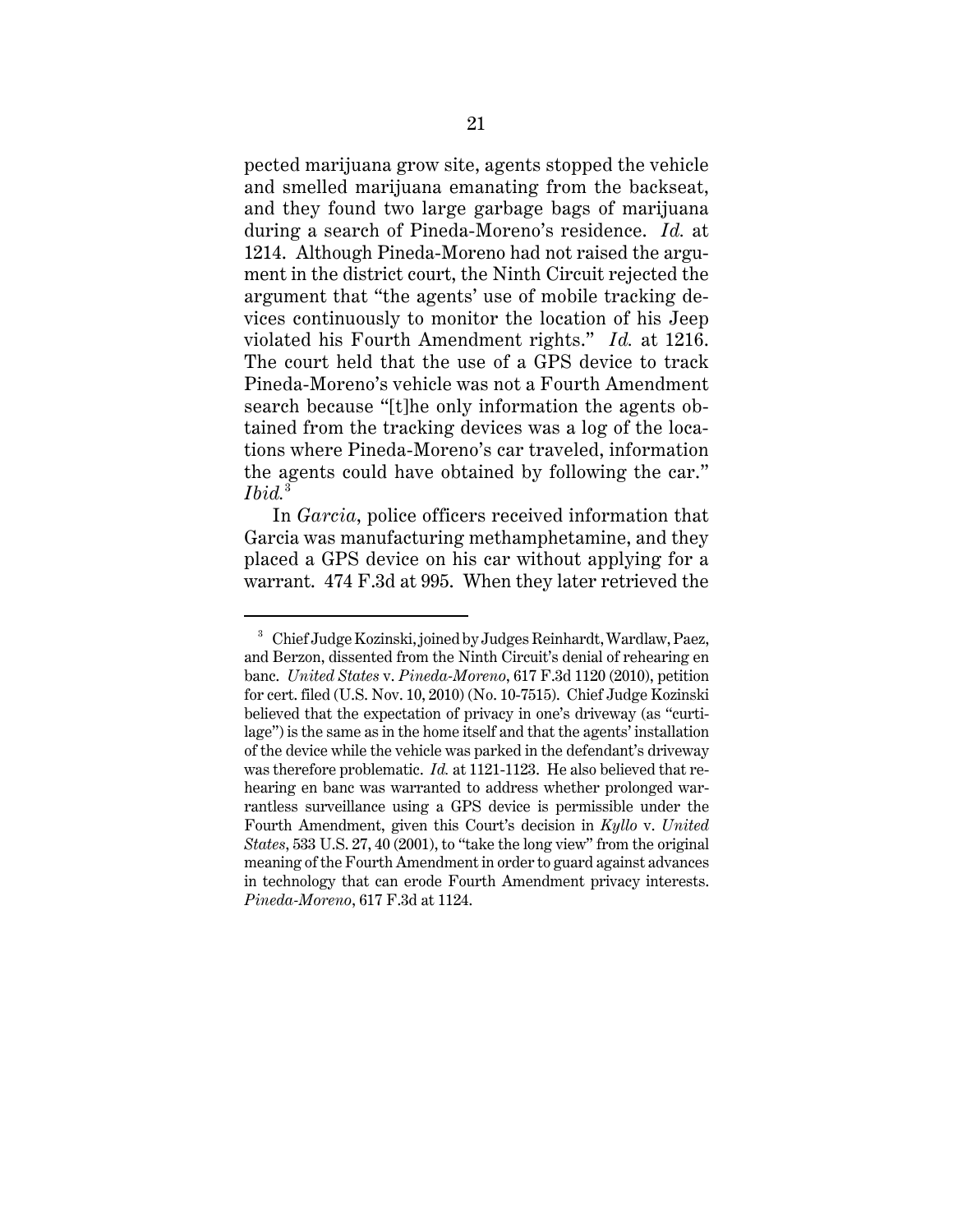pected marijuana grow site, agents stopped the vehicle and smelled marijuana emanating from the backseat, and they found two large garbage bags of marijuana during a search of Pineda-Moreno's residence. *Id.* at 1214. Although Pineda-Moreno had not raised the argument in the district court, the Ninth Circuit rejected the argument that "the agents' use of mobile tracking devices continuously to monitor the location of his Jeep violated his Fourth Amendment rights." *Id.* at 1216. The court held that the use of a GPS device to track Pineda-Moreno's vehicle was not a Fourth Amendment search because "[t]he only information the agents obtained from the tracking devices was a log of the locations where Pineda-Moreno's car traveled, information the agents could have obtained by following the car." *Ibid.*[3]

In *Garcia*, police officers received information that Garcia was manufacturing methamphetamine, and they placed a GPS device on his car without applying for a warrant. 474 F.3d at 995. When they later retrieved the

---

[3] Chief Judge Kozinski, joined by Judges Reinhardt, Wardlaw, Paez, and Berzon, dissented from the Ninth Circuit's denial of rehearing en banc. *United States* v. *Pineda-Moreno*, 617 F.3d 1120 (2010), petition for cert. filed (U.S. Nov. 10, 2010) (No. 10-7515). Chief Judge Kozinski believed that the expectation of privacy in one's driveway (as "curtilage") is the same as in the home itself and that the agents' installation of the device while the vehicle was parked in the defendant's driveway was therefore problematic. *Id.* at 1121-1123. He also believed that rehearing en banc was warranted to address whether prolonged warrantless surveillance using a GPS device is permissible under the Fourth Amendment, given this Court's decision in *Kyllo* v. *United States*, 533 U.S. 27, 40 (2001), to "take the long view" from the original meaning of the Fourth Amendment in order to guard against advances in technology that can erode Fourth Amendment privacy interests. *Pineda-Moreno*, 617 F.3d at 1124.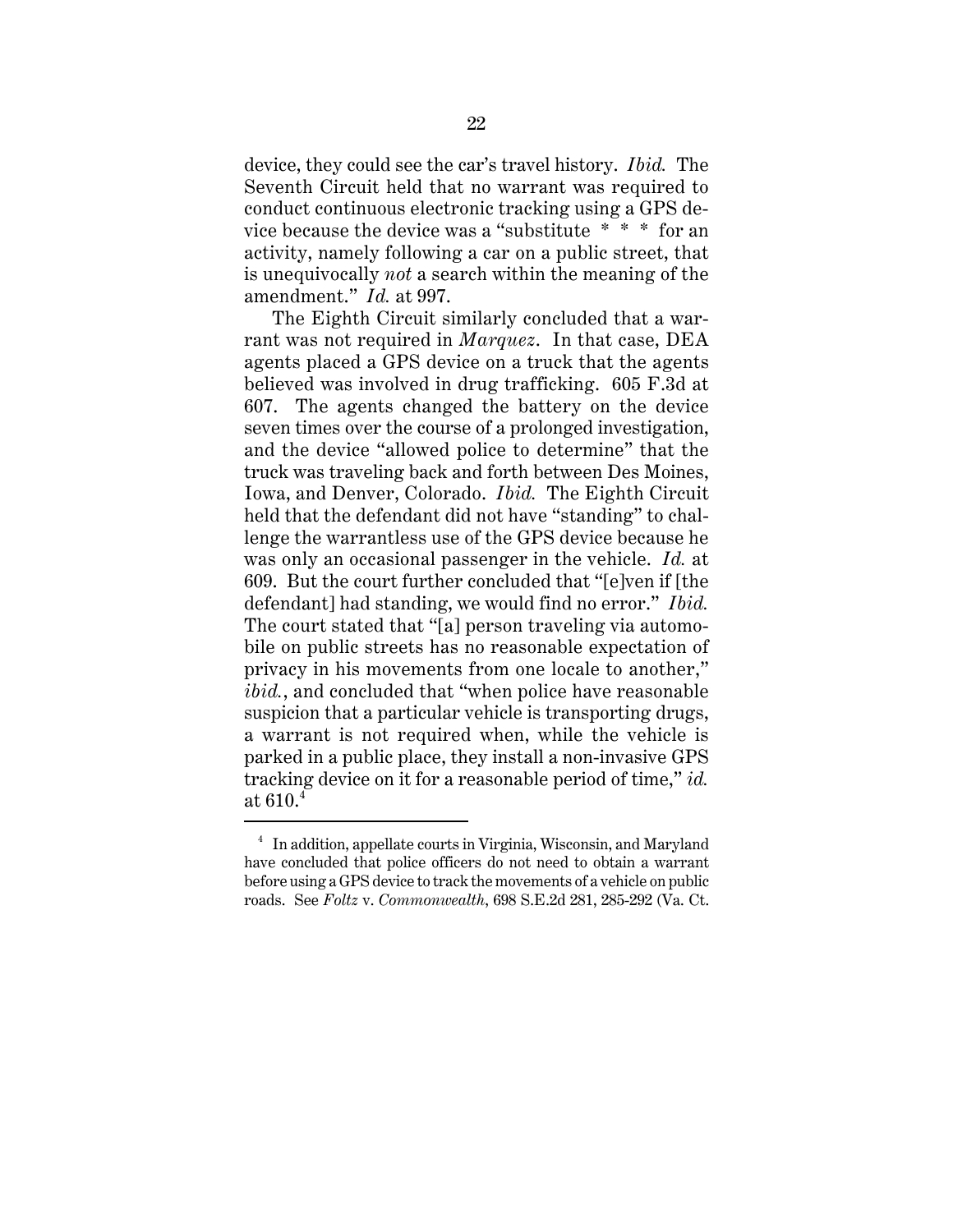device, they could see the car's travel history. *Ibid.* The Seventh Circuit held that no warrant was required to conduct continuous electronic tracking using a GPS device because the device was a "substitute * * * for an activity, namely following a car on a public street, that is unequivocally *not* a search within the meaning of the amendment." *Id.* at 997.

The Eighth Circuit similarly concluded that a warrant was not required in *Marquez*. In that case, DEA agents placed a GPS device on a truck that the agents believed was involved in drug trafficking. 605 F.3d at 607. The agents changed the battery on the device seven times over the course of a prolonged investigation, and the device "allowed police to determine" that the truck was traveling back and forth between Des Moines, Iowa, and Denver, Colorado. *Ibid.* The Eighth Circuit held that the defendant did not have "standing" to challenge the warrantless use of the GPS device because he was only an occasional passenger in the vehicle. *Id.* at 609. But the court further concluded that "[e]ven if [the defendant] had standing, we would find no error." *Ibid.* The court stated that "[a] person traveling via automobile on public streets has no reasonable expectation of privacy in his movements from one locale to another," *ibid.*, and concluded that "when police have reasonable suspicion that a particular vehicle is transporting drugs, a warrant is not required when, while the vehicle is parked in a public place, they install a non-invasive GPS tracking device on it for a reasonable period of time," *id.* at 610.[4]

---

[4] In addition, appellate courts in Virginia, Wisconsin, and Maryland have concluded that police officers do not need to obtain a warrant before using a GPS device to track the movements of a vehicle on public roads. See *Foltz* v. *Commonwealth*, 698 S.E.2d 281, 285-292 (Va. Ct.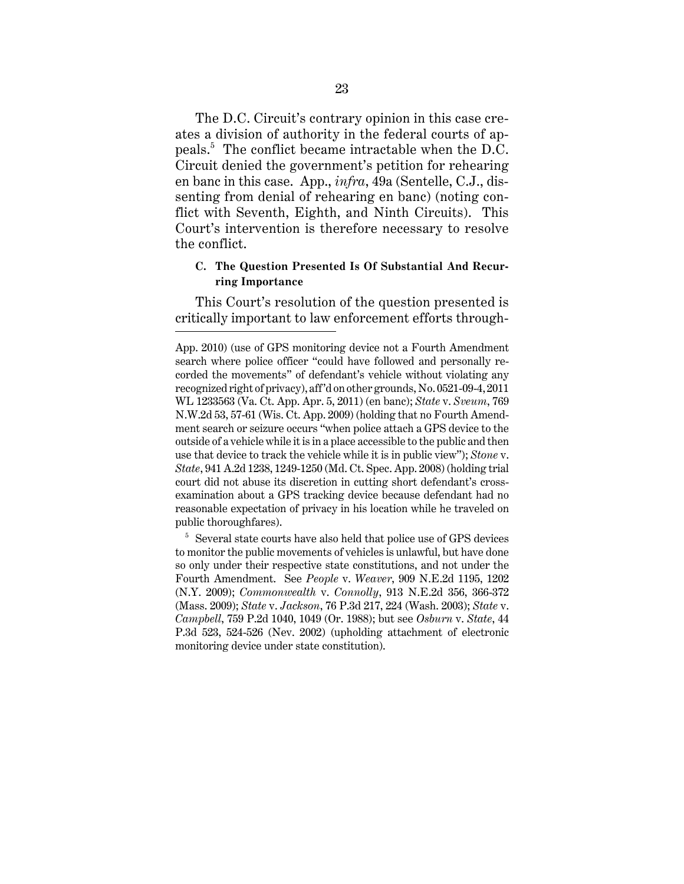The D.C. Circuit's contrary opinion in this case creates a division of authority in the federal courts of appeals.[5] The conflict became intractable when the D.C. Circuit denied the government's petition for rehearing en banc in this case. App., *infra*, 49a (Sentelle, C.J., dissenting from denial of rehearing en banc) (noting conflict with Seventh, Eighth, and Ninth Circuits). This Court's intervention is therefore necessary to resolve the conflict.

### C. The Question Presented Is Of Substantial And Recurring Importance

This Court's resolution of the question presented is critically important to law enforcement efforts through-

---

App. 2010) (use of GPS monitoring device not a Fourth Amendment search where police officer "could have followed and personally recorded the movements" of defendant's vehicle without violating any recognized right of privacy), aff'd on other grounds, No. 0521-09-4, 2011 WL 1233563 (Va. Ct. App. Apr. 5, 2011) (en banc); *State* v. *Sveum*, 769 N.W.2d 53, 57-61 (Wis. Ct. App. 2009) (holding that no Fourth Amendment search or seizure occurs "when police attach a GPS device to the outside of a vehicle while it is in a place accessible to the public and then use that device to track the vehicle while it is in public view"); *Stone* v. *State*, 941 A.2d 1238, 1249-1250 (Md. Ct. Spec. App. 2008) (holding trial court did not abuse its discretion in cutting short defendant's cross-examination about a GPS tracking device because defendant had no reasonable expectation of privacy in his location while he traveled on public thoroughfares).

[5] Several state courts have also held that police use of GPS devices to monitor the public movements of vehicles is unlawful, but have done so only under their respective state constitutions, and not under the Fourth Amendment. See *People* v. *Weaver*, 909 N.E.2d 1195, 1202 (N.Y. 2009); *Commonwealth* v. *Connolly*, 913 N.E.2d 356, 366-372 (Mass. 2009); *State* v. *Jackson*, 76 P.3d 217, 224 (Wash. 2003); *State* v. *Campbell*, 759 P.2d 1040, 1049 (Or. 1988); but see *Osburn* v. *State*, 44 P.3d 523, 524-526 (Nev. 2002) (upholding attachment of electronic monitoring device under state constitution).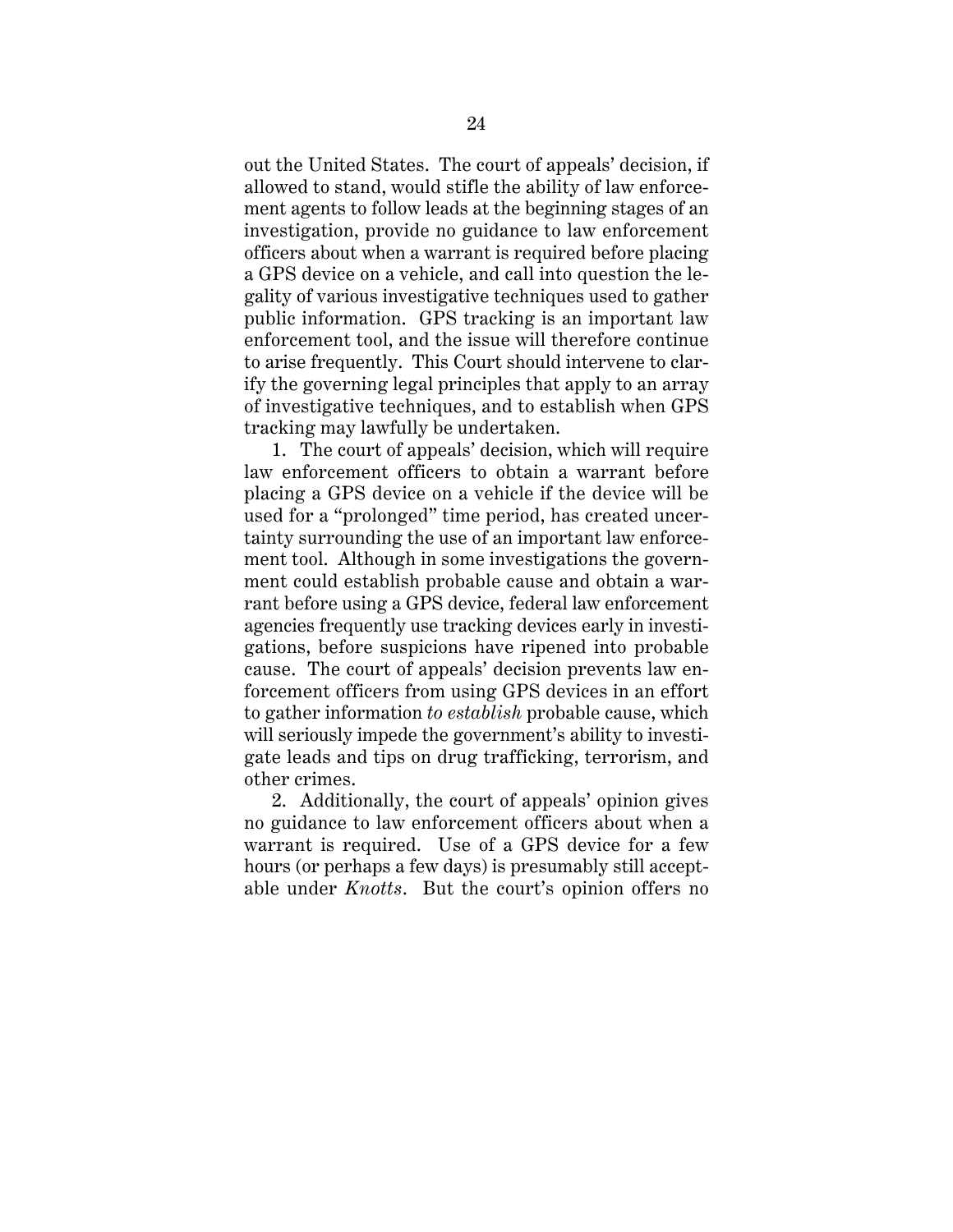out the United States. The court of appeals' decision, if allowed to stand, would stifle the ability of law enforcement agents to follow leads at the beginning stages of an investigation, provide no guidance to law enforcement officers about when a warrant is required before placing a GPS device on a vehicle, and call into question the legality of various investigative techniques used to gather public information. GPS tracking is an important law enforcement tool, and the issue will therefore continue to arise frequently. This Court should intervene to clarify the governing legal principles that apply to an array of investigative techniques, and to establish when GPS tracking may lawfully be undertaken.

1. The court of appeals' decision, which will require law enforcement officers to obtain a warrant before placing a GPS device on a vehicle if the device will be used for a "prolonged" time period, has created uncertainty surrounding the use of an important law enforcement tool. Although in some investigations the government could establish probable cause and obtain a warrant before using a GPS device, federal law enforcement agencies frequently use tracking devices early in investigations, before suspicions have ripened into probable cause. The court of appeals' decision prevents law enforcement officers from using GPS devices in an effort to gather information *to establish* probable cause, which will seriously impede the government's ability to investigate leads and tips on drug trafficking, terrorism, and other crimes.

2. Additionally, the court of appeals' opinion gives no guidance to law enforcement officers about when a warrant is required. Use of a GPS device for a few hours (or perhaps a few days) is presumably still acceptable under *Knotts*. But the court's opinion offers no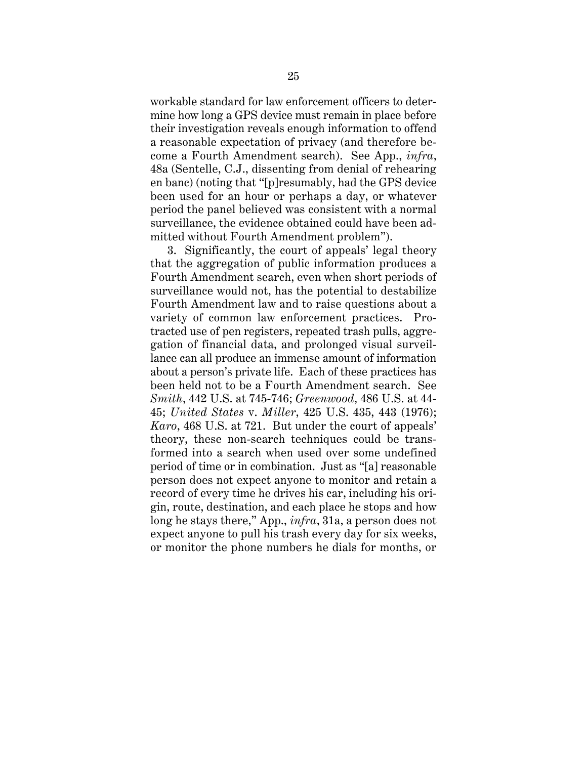workable standard for law enforcement officers to determine how long a GPS device must remain in place before their investigation reveals enough information to offend a reasonable expectation of privacy (and therefore become a Fourth Amendment search). See App., *infra*, 48a (Sentelle, C.J., dissenting from denial of rehearing en banc) (noting that "[p]resumably, had the GPS device been used for an hour or perhaps a day, or whatever period the panel believed was consistent with a normal surveillance, the evidence obtained could have been admitted without Fourth Amendment problem").

3. Significantly, the court of appeals' legal theory that the aggregation of public information produces a Fourth Amendment search, even when short periods of surveillance would not, has the potential to destabilize Fourth Amendment law and to raise questions about a variety of common law enforcement practices. Protracted use of pen registers, repeated trash pulls, aggregation of financial data, and prolonged visual surveillance can all produce an immense amount of information about a person's private life. Each of these practices has been held not to be a Fourth Amendment search. See *Smith*, 442 U.S. at 745-746; *Greenwood*, 486 U.S. at 44-45; *United States* v. *Miller*, 425 U.S. 435, 443 (1976); *Karo*, 468 U.S. at 721. But under the court of appeals' theory, these non-search techniques could be transformed into a search when used over some undefined period of time or in combination. Just as "[a] reasonable person does not expect anyone to monitor and retain a record of every time he drives his car, including his origin, route, destination, and each place he stops and how long he stays there," App., *infra*, 31a, a person does not expect anyone to pull his trash every day for six weeks, or monitor the phone numbers he dials for months, or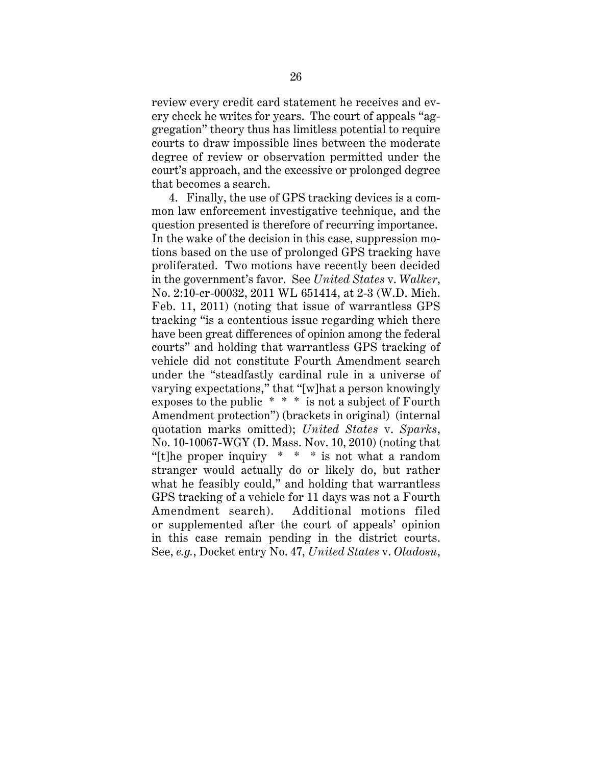review every credit card statement he receives and every check he writes for years. The court of appeals "aggregation" theory thus has limitless potential to require courts to draw impossible lines between the moderate degree of review or observation permitted under the court's approach, and the excessive or prolonged degree that becomes a search.

4. Finally, the use of GPS tracking devices is a common law enforcement investigative technique, and the question presented is therefore of recurring importance. In the wake of the decision in this case, suppression motions based on the use of prolonged GPS tracking have proliferated. Two motions have recently been decided in the government's favor. See *United States* v. *Walker*, No. 2:10-cr-00032, 2011 WL 651414, at 2-3 (W.D. Mich. Feb. 11, 2011) (noting that issue of warrantless GPS tracking "is a contentious issue regarding which there have been great differences of opinion among the federal courts" and holding that warrantless GPS tracking of vehicle did not constitute Fourth Amendment search under the "steadfastly cardinal rule in a universe of varying expectations," that "[w]hat a person knowingly exposes to the public * * * is not a subject of Fourth Amendment protection") (brackets in original) (internal quotation marks omitted); *United States* v. *Sparks*, No. 10-10067-WGY (D. Mass. Nov. 10, 2010) (noting that "[t]he proper inquiry * * * is not what a random stranger would actually do or likely do, but rather what he feasibly could," and holding that warrantless GPS tracking of a vehicle for 11 days was not a Fourth Amendment search). Additional motions filed or supplemented after the court of appeals' opinion in this case remain pending in the district courts. See, *e.g.*, Docket entry No. 47, *United States* v. *Oladosu*,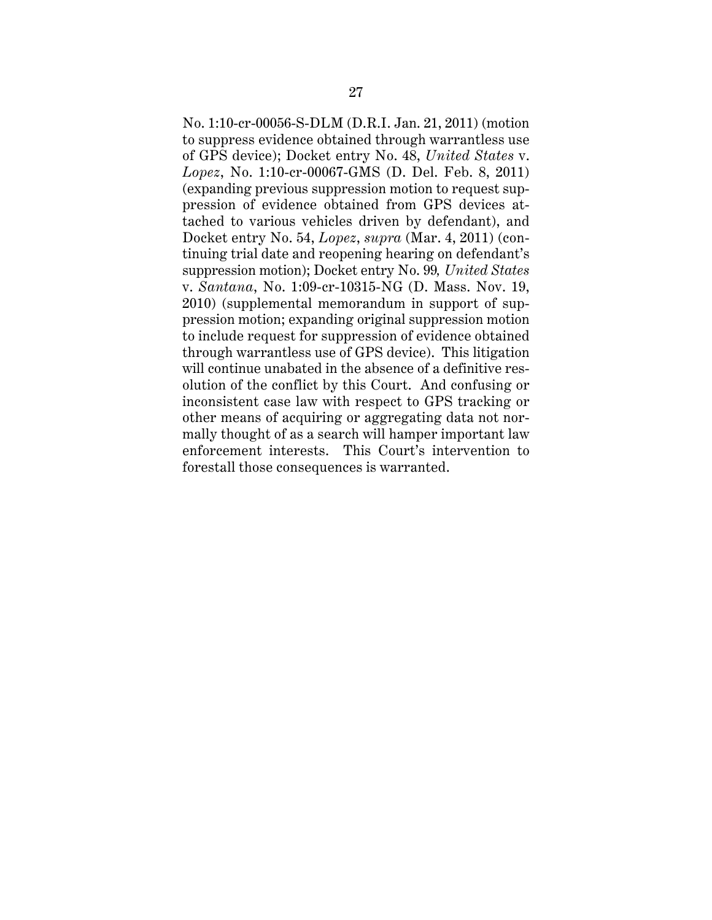No. 1:10-cr-00056-S-DLM (D.R.I. Jan. 21, 2011) (motion to suppress evidence obtained through warrantless use of GPS device); Docket entry No. 48, *United States* v. *Lopez*, No. 1:10-cr-00067-GMS (D. Del. Feb. 8, 2011) (expanding previous suppression motion to request suppression of evidence obtained from GPS devices attached to various vehicles driven by defendant), and Docket entry No. 54, *Lopez*, *supra* (Mar. 4, 2011) (continuing trial date and reopening hearing on defendant's suppression motion); Docket entry No. 99*, United States* v. *Santana*, No. 1:09-cr-10315-NG (D. Mass. Nov. 19, 2010) (supplemental memorandum in support of suppression motion; expanding original suppression motion to include request for suppression of evidence obtained through warrantless use of GPS device). This litigation will continue unabated in the absence of a definitive resolution of the conflict by this Court. And confusing or inconsistent case law with respect to GPS tracking or other means of acquiring or aggregating data not normally thought of as a search will hamper important law enforcement interests. This Court's intervention to forestall those consequences is warranted.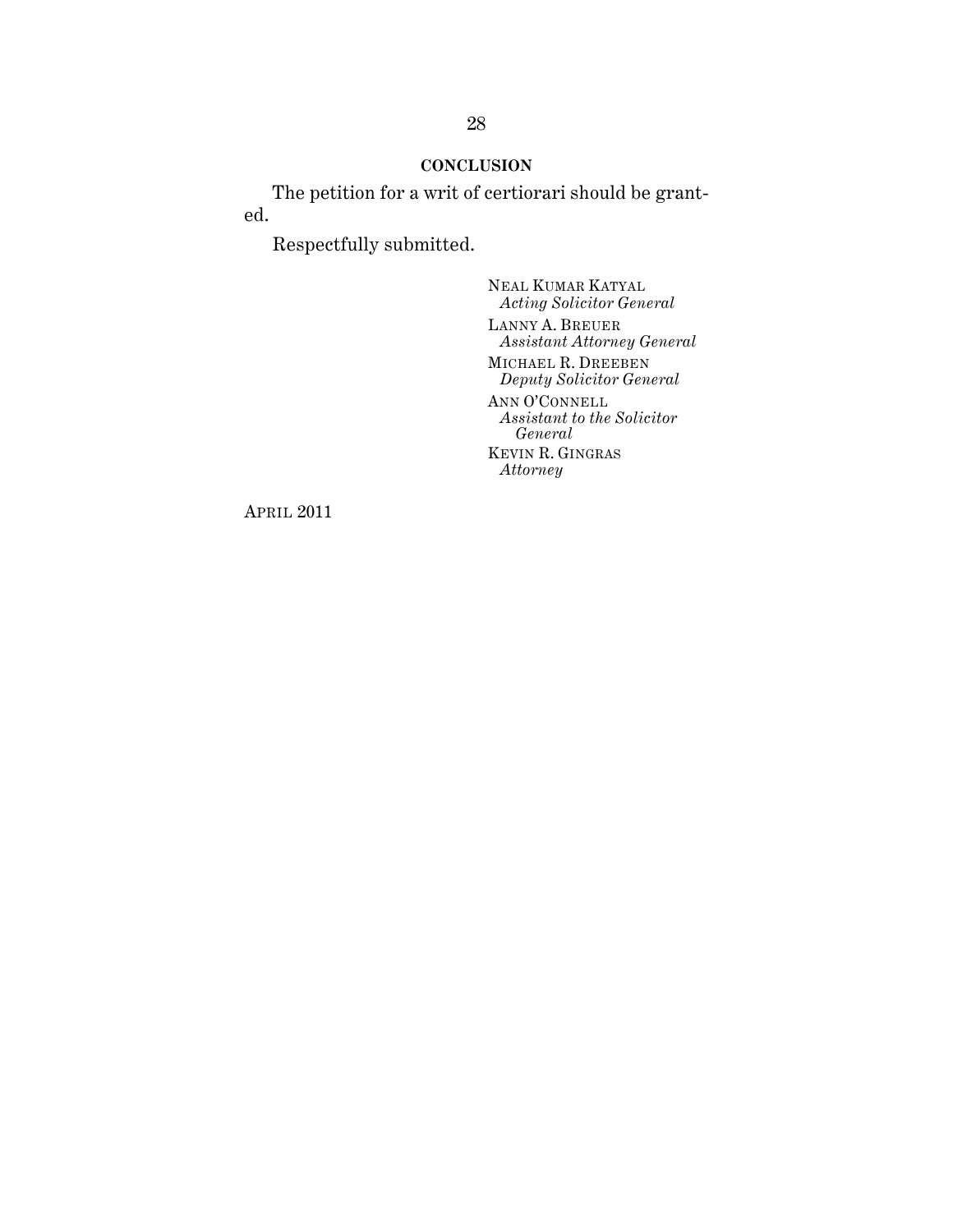## CONCLUSION

The petition for a writ of certiorari should be granted.

Respectfully submitted.

NEAL KUMAR KATYAL
*Acting Solicitor General*

LANNY A. BREUER
*Assistant Attorney General*

MICHAEL R. DREEBEN
*Deputy Solicitor General*

ANN O'CONNELL
*Assistant to the Solicitor General*

KEVIN R. GINGRAS
*Attorney*

APRIL 2011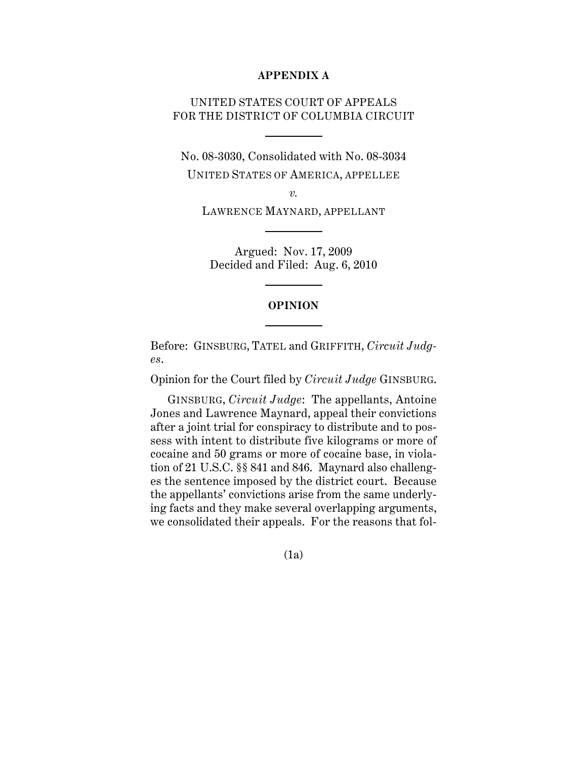**APPENDIX A**

UNITED STATES COURT OF APPEALS
FOR THE DISTRICT OF COLUMBIA CIRCUIT

---

No. 08-3030, Consolidated with No. 08-3034

UNITED STATES OF AMERICA, APPELLEE

*v.*

LAWRENCE MAYNARD, APPELLANT

---

Argued: Nov. 17, 2009
Decided and Filed: Aug. 6, 2010

---

**OPINION**

---

Before: GINSBURG, TATEL and GRIFFITH, *Circuit Judges*.

Opinion for the Court filed by *Circuit Judge* GINSBURG.

GINSBURG, *Circuit Judge*: The appellants, Antoine Jones and Lawrence Maynard, appeal their convictions after a joint trial for conspiracy to distribute and to possess with intent to distribute five kilograms or more of cocaine and 50 grams or more of cocaine base, in violation of 21 U.S.C. §§ 841 and 846. Maynard also challenges the sentence imposed by the district court. Because the appellants' convictions arise from the same underlying facts and they make several overlapping arguments, we consolidated their appeals. For the reasons that fol-

(1a)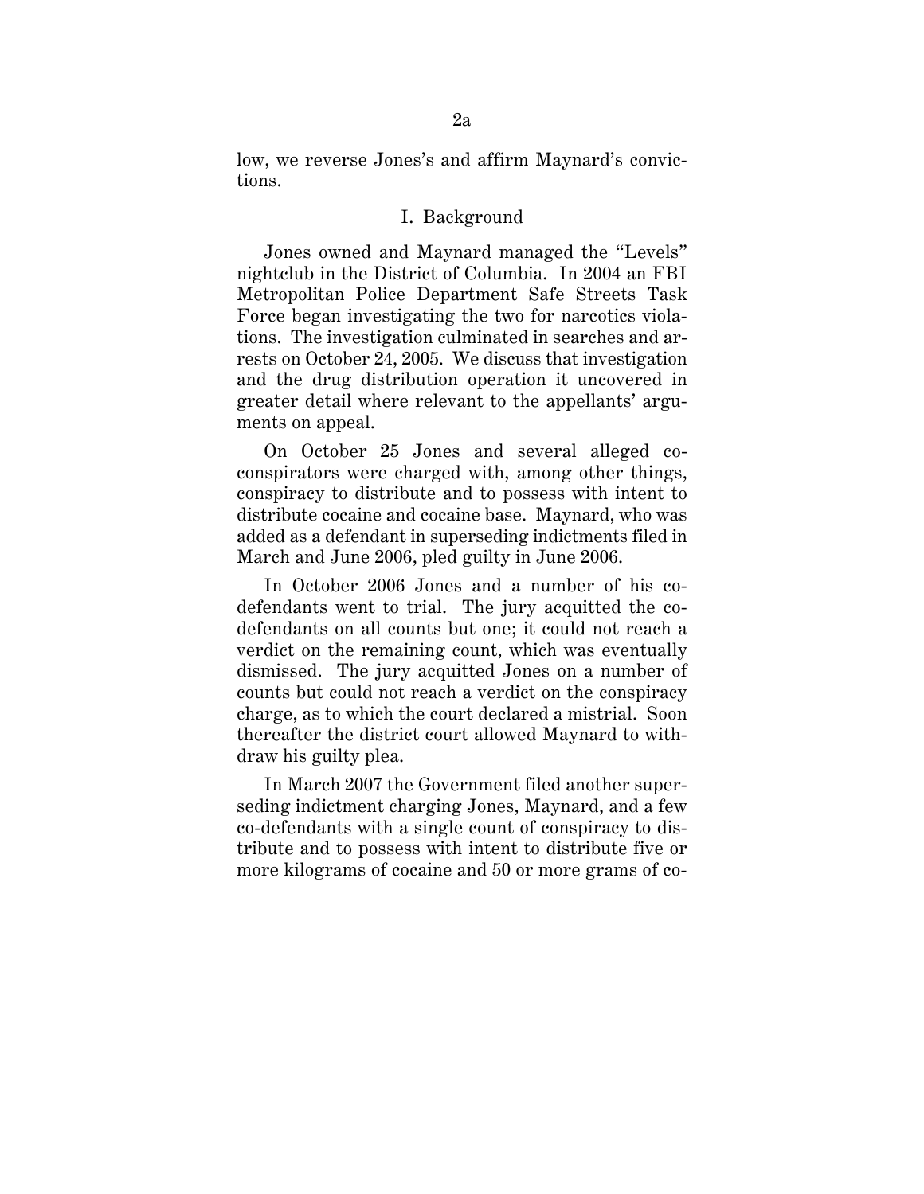low, we reverse Jones's and affirm Maynard's convictions.

## I. Background

Jones owned and Maynard managed the "Levels" nightclub in the District of Columbia. In 2004 an FBI Metropolitan Police Department Safe Streets Task Force began investigating the two for narcotics violations. The investigation culminated in searches and arrests on October 24, 2005. We discuss that investigation and the drug distribution operation it uncovered in greater detail where relevant to the appellants' arguments on appeal.

On October 25 Jones and several alleged co-conspirators were charged with, among other things, conspiracy to distribute and to possess with intent to distribute cocaine and cocaine base. Maynard, who was added as a defendant in superseding indictments filed in March and June 2006, pled guilty in June 2006.

In October 2006 Jones and a number of his co-defendants went to trial. The jury acquitted the co-defendants on all counts but one; it could not reach a verdict on the remaining count, which was eventually dismissed. The jury acquitted Jones on a number of counts but could not reach a verdict on the conspiracy charge, as to which the court declared a mistrial. Soon thereafter the district court allowed Maynard to withdraw his guilty plea.

In March 2007 the Government filed another superseding indictment charging Jones, Maynard, and a few co-defendants with a single count of conspiracy to distribute and to possess with intent to distribute five or more kilograms of cocaine and 50 or more grams of co-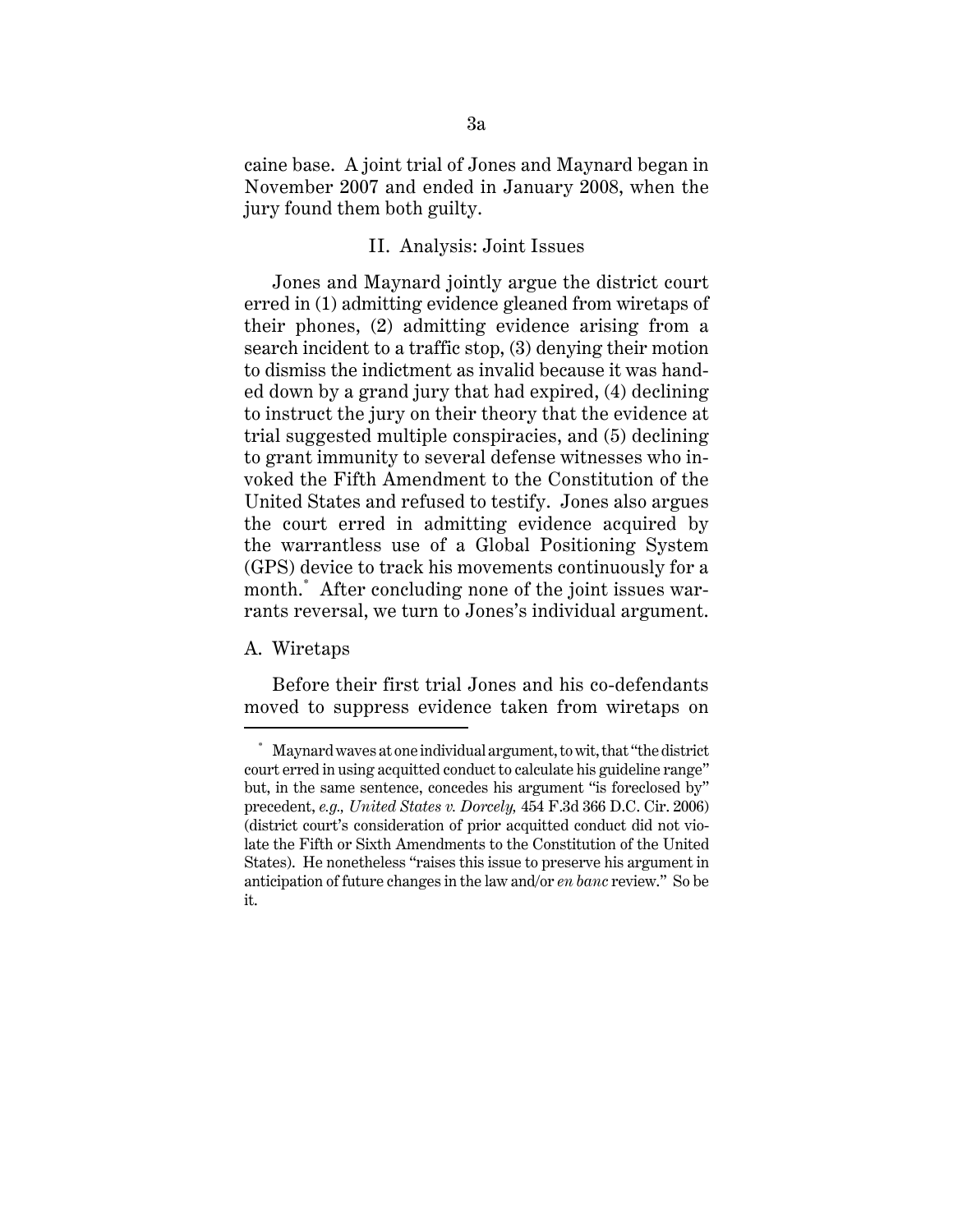caine base. A joint trial of Jones and Maynard began in November 2007 and ended in January 2008, when the jury found them both guilty.

## II. Analysis: Joint Issues

Jones and Maynard jointly argue the district court erred in (1) admitting evidence gleaned from wiretaps of their phones, (2) admitting evidence arising from a search incident to a traffic stop, (3) denying their motion to dismiss the indictment as invalid because it was handed down by a grand jury that had expired, (4) declining to instruct the jury on their theory that the evidence at trial suggested multiple conspiracies, and (5) declining to grant immunity to several defense witnesses who invoked the Fifth Amendment to the Constitution of the United States and refused to testify. Jones also argues the court erred in admitting evidence acquired by the warrantless use of a Global Positioning System (GPS) device to track his movements continuously for a month.[*] After concluding none of the joint issues warrants reversal, we turn to Jones's individual argument.

### A. Wiretaps

Before their first trial Jones and his co-defendants moved to suppress evidence taken from wiretaps on

---

[*] Maynard waves at one individual argument, to wit, that "the district court erred in using acquitted conduct to calculate his guideline range" but, in the same sentence, concedes his argument "is foreclosed by" precedent, *e.g., United States v. Dorcely,* 454 F.3d 366 D.C. Cir. 2006) (district court's consideration of prior acquitted conduct did not violate the Fifth or Sixth Amendments to the Constitution of the United States). He nonetheless "raises this issue to preserve his argument in anticipation of future changes in the law and/or *en banc* review." So be it.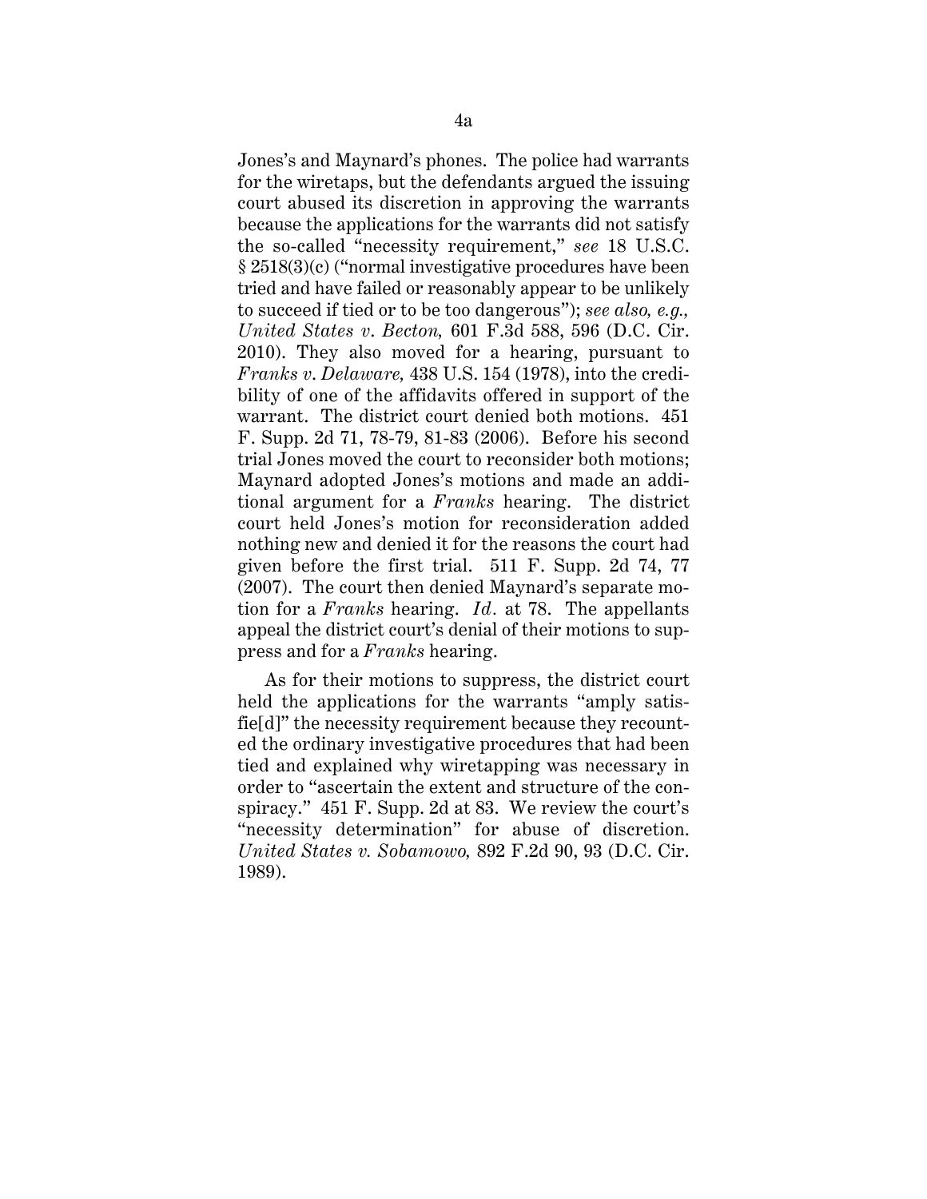Jones's and Maynard's phones. The police had warrants for the wiretaps, but the defendants argued the issuing court abused its discretion in approving the warrants because the applications for the warrants did not satisfy the so-called "necessity requirement," *see* 18 U.S.C. § 2518(3)(c) ("normal investigative procedures have been tried and have failed or reasonably appear to be unlikely to succeed if tied or to be too dangerous"); *see also, e.g., United States v. Becton,* 601 F.3d 588, 596 (D.C. Cir. 2010). They also moved for a hearing, pursuant to *Franks v. Delaware,* 438 U.S. 154 (1978), into the credibility of one of the affidavits offered in support of the warrant. The district court denied both motions. 451 F. Supp. 2d 71, 78-79, 81-83 (2006). Before his second trial Jones moved the court to reconsider both motions; Maynard adopted Jones's motions and made an additional argument for a *Franks* hearing. The district court held Jones's motion for reconsideration added nothing new and denied it for the reasons the court had given before the first trial. 511 F. Supp. 2d 74, 77 (2007). The court then denied Maynard's separate motion for a *Franks* hearing. *Id.* at 78. The appellants appeal the district court's denial of their motions to suppress and for a *Franks* hearing.

As for their motions to suppress, the district court held the applications for the warrants "amply satisfie[d]" the necessity requirement because they recounted the ordinary investigative procedures that had been tied and explained why wiretapping was necessary in order to "ascertain the extent and structure of the conspiracy." 451 F. Supp. 2d at 83. We review the court's "necessity determination" for abuse of discretion. *United States v. Sobamowo,* 892 F.2d 90, 93 (D.C. Cir. 1989).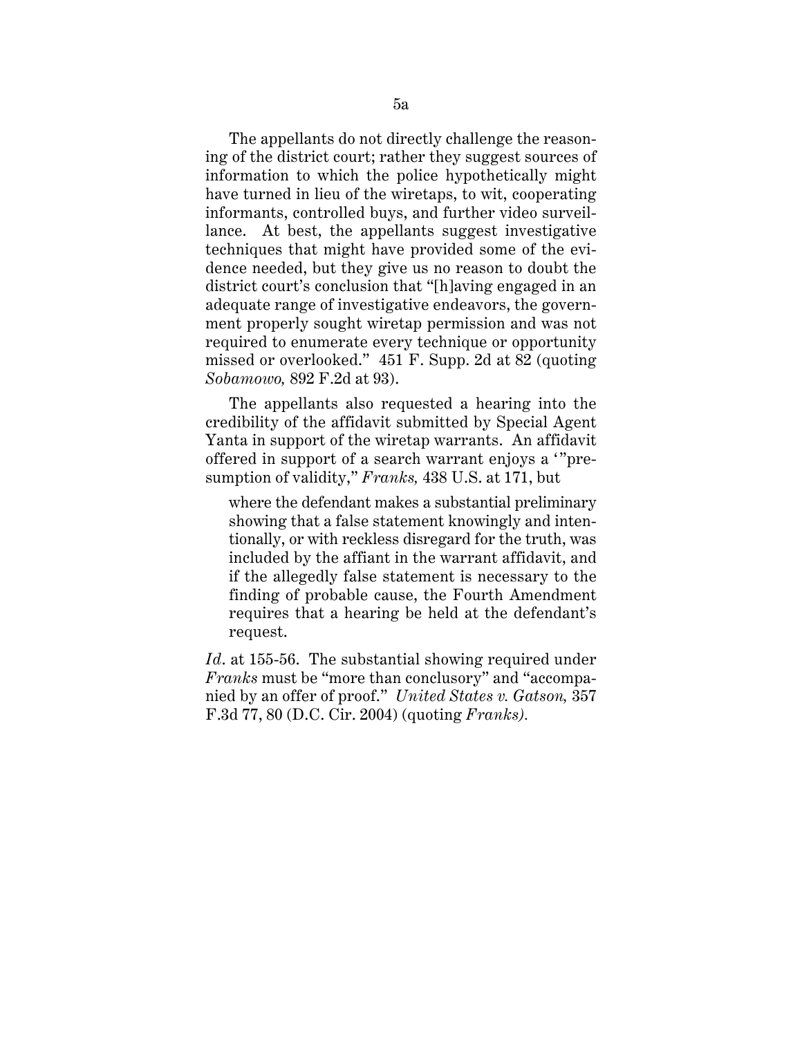The appellants do not directly challenge the reasoning of the district court; rather they suggest sources of information to which the police hypothetically might have turned in lieu of the wiretaps, to wit, cooperating informants, controlled buys, and further video surveillance. At best, the appellants suggest investigative techniques that might have provided some of the evidence needed, but they give us no reason to doubt the district court's conclusion that "[h]aving engaged in an adequate range of investigative endeavors, the government properly sought wiretap permission and was not required to enumerate every technique or opportunity missed or overlooked." 451 F. Supp. 2d at 82 (quoting *Sobamowo,* 892 F.2d at 93).

The appellants also requested a hearing into the credibility of the affidavit submitted by Special Agent Yanta in support of the wiretap warrants. An affidavit offered in support of a search warrant enjoys a '"presumption of validity," *Franks,* 438 U.S. at 171, but

> where the defendant makes a substantial preliminary showing that a false statement knowingly and intentionally, or with reckless disregard for the truth, was included by the affiant in the warrant affidavit, and if the allegedly false statement is necessary to the finding of probable cause, the Fourth Amendment requires that a hearing be held at the defendant's request.

*Id*. at 155-56. The substantial showing required under *Franks* must be "more than conclusory" and "accompanied by an offer of proof." *United States v. Gatson,* 357 F.3d 77, 80 (D.C. Cir. 2004) (quoting *Franks).*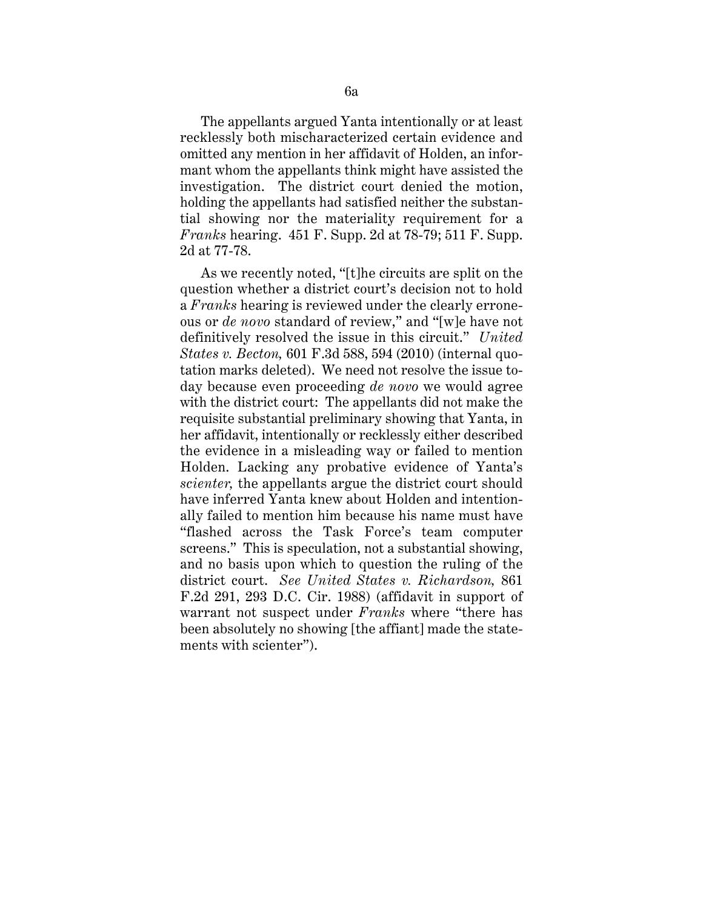The appellants argued Yanta intentionally or at least recklessly both mischaracterized certain evidence and omitted any mention in her affidavit of Holden, an informant whom the appellants think might have assisted the investigation. The district court denied the motion, holding the appellants had satisfied neither the substantial showing nor the materiality requirement for a *Franks* hearing. 451 F. Supp. 2d at 78-79; 511 F. Supp. 2d at 77-78.

As we recently noted, "[t]he circuits are split on the question whether a district court's decision not to hold a *Franks* hearing is reviewed under the clearly erroneous or *de novo* standard of review," and "[w]e have not definitively resolved the issue in this circuit." *United States v. Becton,* 601 F.3d 588, 594 (2010) (internal quotation marks deleted). We need not resolve the issue today because even proceeding *de novo* we would agree with the district court: The appellants did not make the requisite substantial preliminary showing that Yanta, in her affidavit, intentionally or recklessly either described the evidence in a misleading way or failed to mention Holden. Lacking any probative evidence of Yanta's *scienter,* the appellants argue the district court should have inferred Yanta knew about Holden and intentionally failed to mention him because his name must have "flashed across the Task Force's team computer screens." This is speculation, not a substantial showing, and no basis upon which to question the ruling of the district court. *See United States v. Richardson,* 861 F.2d 291, 293 D.C. Cir. 1988) (affidavit in support of warrant not suspect under *Franks* where "there has been absolutely no showing [the affiant] made the statements with scienter").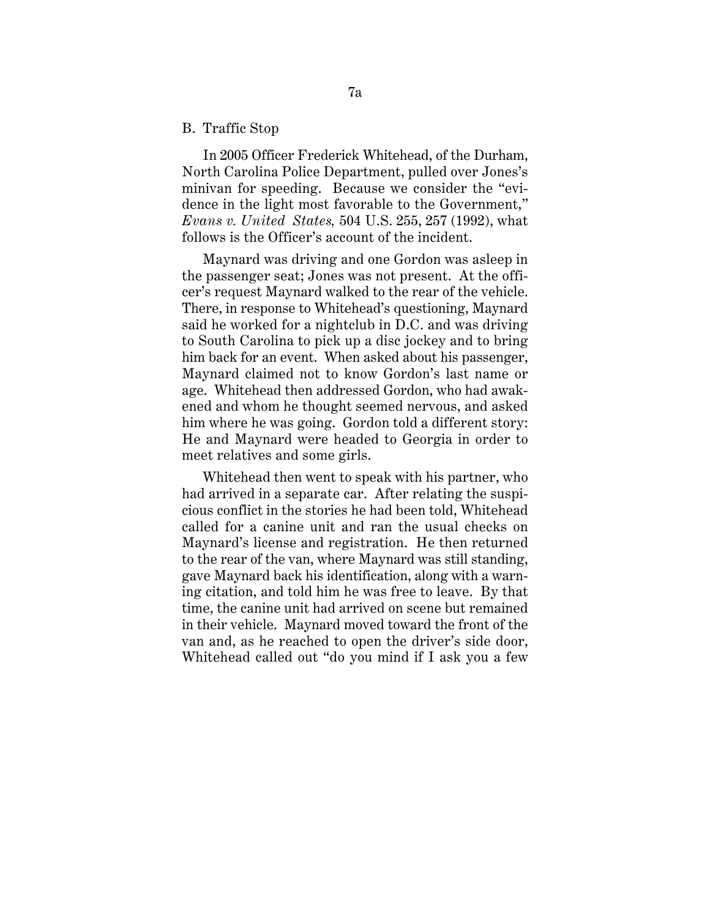B. Traffic Stop

In 2005 Officer Frederick Whitehead, of the Durham, North Carolina Police Department, pulled over Jones's minivan for speeding. Because we consider the "evidence in the light most favorable to the Government," *Evans v. United States,* 504 U.S. 255, 257 (1992), what follows is the Officer's account of the incident.

Maynard was driving and one Gordon was asleep in the passenger seat; Jones was not present. At the officer's request Maynard walked to the rear of the vehicle. There, in response to Whitehead's questioning, Maynard said he worked for a nightclub in D.C. and was driving to South Carolina to pick up a disc jockey and to bring him back for an event. When asked about his passenger, Maynard claimed not to know Gordon's last name or age. Whitehead then addressed Gordon, who had awakened and whom he thought seemed nervous, and asked him where he was going. Gordon told a different story: He and Maynard were headed to Georgia in order to meet relatives and some girls.

Whitehead then went to speak with his partner, who had arrived in a separate car. After relating the suspicious conflict in the stories he had been told, Whitehead called for a canine unit and ran the usual checks on Maynard's license and registration. He then returned to the rear of the van, where Maynard was still standing, gave Maynard back his identification, along with a warning citation, and told him he was free to leave. By that time, the canine unit had arrived on scene but remained in their vehicle. Maynard moved toward the front of the van and, as he reached to open the driver's side door, Whitehead called out "do you mind if I ask you a few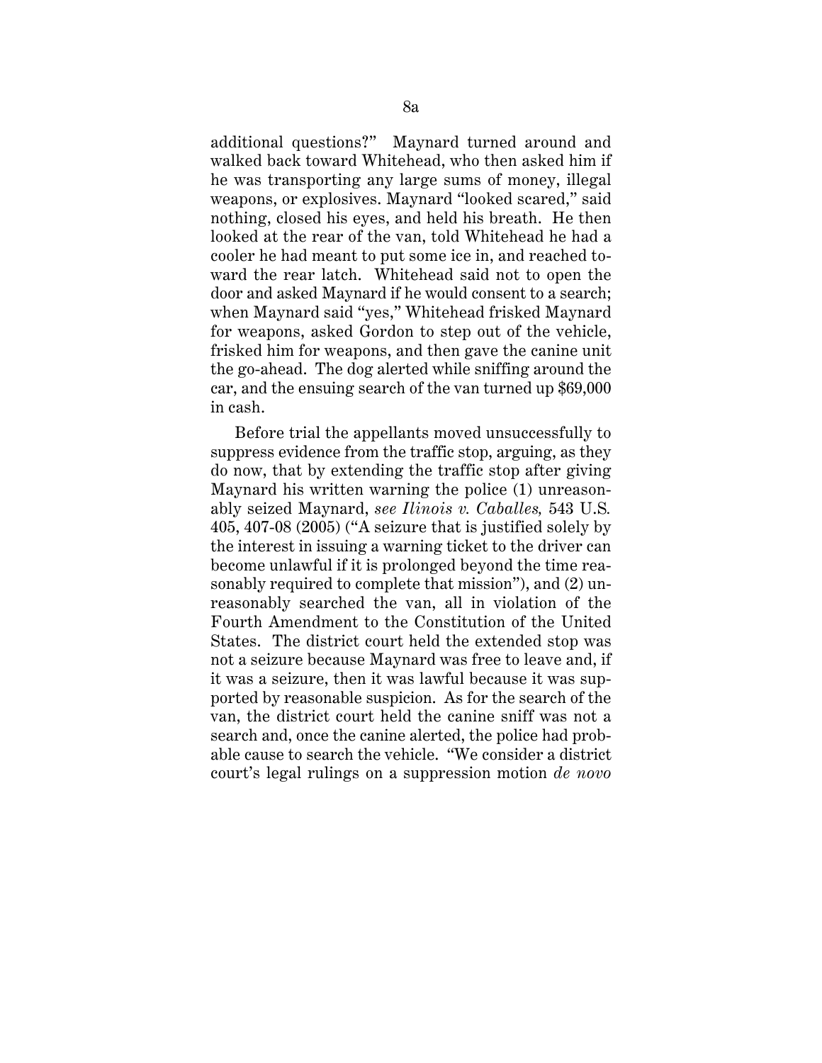additional questions?" Maynard turned around and walked back toward Whitehead, who then asked him if he was transporting any large sums of money, illegal weapons, or explosives. Maynard "looked scared," said nothing, closed his eyes, and held his breath. He then looked at the rear of the van, told Whitehead he had a cooler he had meant to put some ice in, and reached toward the rear latch. Whitehead said not to open the door and asked Maynard if he would consent to a search; when Maynard said "yes," Whitehead frisked Maynard for weapons, asked Gordon to step out of the vehicle, frisked him for weapons, and then gave the canine unit the go-ahead. The dog alerted while sniffing around the car, and the ensuing search of the van turned up $69,000 in cash.

Before trial the appellants moved unsuccessfully to suppress evidence from the traffic stop, arguing, as they do now, that by extending the traffic stop after giving Maynard his written warning the police (1) unreasonably seized Maynard, *see Ilinois v. Caballes,* 543 U.S. 405, 407-08 (2005) ("A seizure that is justified solely by the interest in issuing a warning ticket to the driver can become unlawful if it is prolonged beyond the time reasonably required to complete that mission"), and (2) unreasonably searched the van, all in violation of the Fourth Amendment to the Constitution of the United States. The district court held the extended stop was not a seizure because Maynard was free to leave and, if it was a seizure, then it was lawful because it was supported by reasonable suspicion. As for the search of the van, the district court held the canine sniff was not a search and, once the canine alerted, the police had probable cause to search the vehicle. "We consider a district court's legal rulings on a suppression motion *de novo*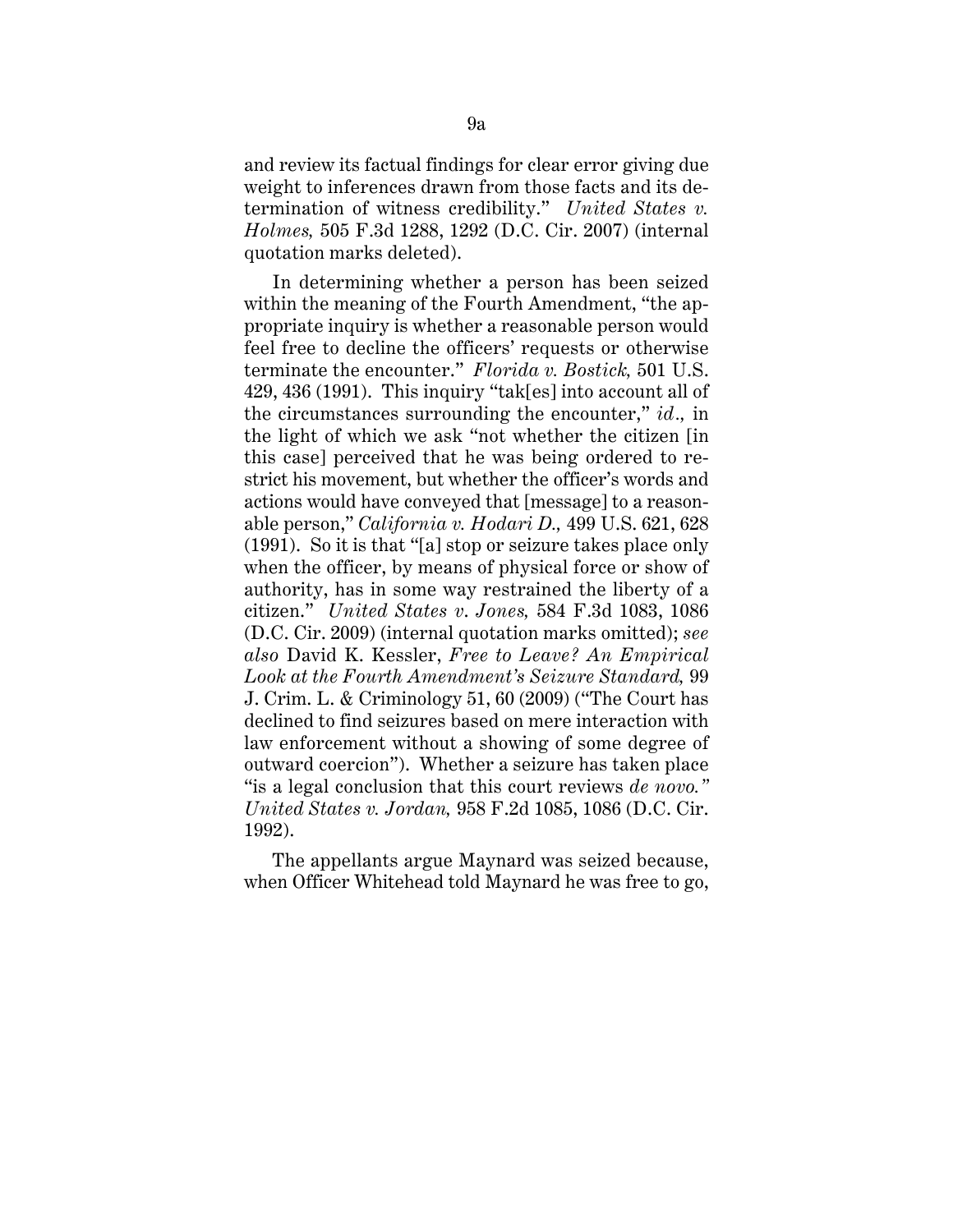and review its factual findings for clear error giving due weight to inferences drawn from those facts and its determination of witness credibility." *United States v. Holmes,* 505 F.3d 1288, 1292 (D.C. Cir. 2007) (internal quotation marks deleted).

In determining whether a person has been seized within the meaning of the Fourth Amendment, "the appropriate inquiry is whether a reasonable person would feel free to decline the officers' requests or otherwise terminate the encounter." *Florida v. Bostick,* 501 U.S. 429, 436 (1991). This inquiry "tak[es] into account all of the circumstances surrounding the encounter," *id.,* in the light of which we ask "not whether the citizen [in this case] perceived that he was being ordered to restrict his movement, but whether the officer's words and actions would have conveyed that [message] to a reasonable person," *California v. Hodari D.,* 499 U.S. 621, 628 (1991). So it is that "[a] stop or seizure takes place only when the officer, by means of physical force or show of authority, has in some way restrained the liberty of a citizen." *United States v. Jones,* 584 F.3d 1083, 1086 (D.C. Cir. 2009) (internal quotation marks omitted); *see also* David K. Kessler, *Free to Leave? An Empirical Look at the Fourth Amendment's Seizure Standard,* 99 J. Crim. L. & Criminology 51, 60 (2009) ("The Court has declined to find seizures based on mere interaction with law enforcement without a showing of some degree of outward coercion"). Whether a seizure has taken place "is a legal conclusion that this court reviews *de novo.*" *United States v. Jordan,* 958 F.2d 1085, 1086 (D.C. Cir. 1992).

The appellants argue Maynard was seized because, when Officer Whitehead told Maynard he was free to go,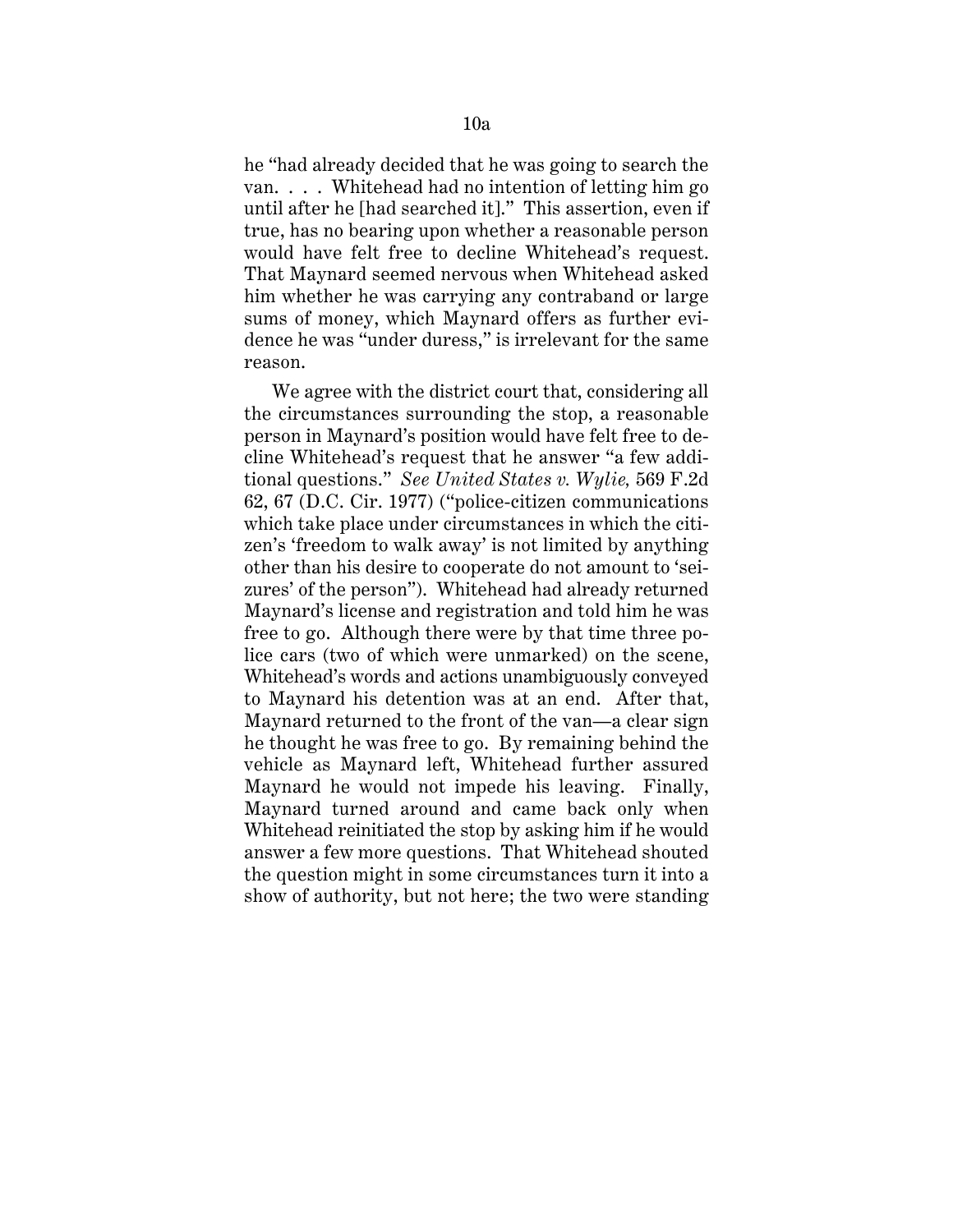he "had already decided that he was going to search the van. . . . Whitehead had no intention of letting him go until after he [had searched it]." This assertion, even if true, has no bearing upon whether a reasonable person would have felt free to decline Whitehead's request. That Maynard seemed nervous when Whitehead asked him whether he was carrying any contraband or large sums of money, which Maynard offers as further evidence he was "under duress," is irrelevant for the same reason.

We agree with the district court that, considering all the circumstances surrounding the stop, a reasonable person in Maynard's position would have felt free to decline Whitehead's request that he answer "a few additional questions." *See United States v. Wylie,* 569 F.2d 62, 67 (D.C. Cir. 1977) ("police-citizen communications which take place under circumstances in which the citizen's 'freedom to walk away' is not limited by anything other than his desire to cooperate do not amount to 'seizures' of the person"). Whitehead had already returned Maynard's license and registration and told him he was free to go. Although there were by that time three police cars (two of which were unmarked) on the scene, Whitehead's words and actions unambiguously conveyed to Maynard his detention was at an end. After that, Maynard returned to the front of the van—a clear sign he thought he was free to go. By remaining behind the vehicle as Maynard left, Whitehead further assured Maynard he would not impede his leaving. Finally, Maynard turned around and came back only when Whitehead reinitiated the stop by asking him if he would answer a few more questions. That Whitehead shouted the question might in some circumstances turn it into a show of authority, but not here; the two were standing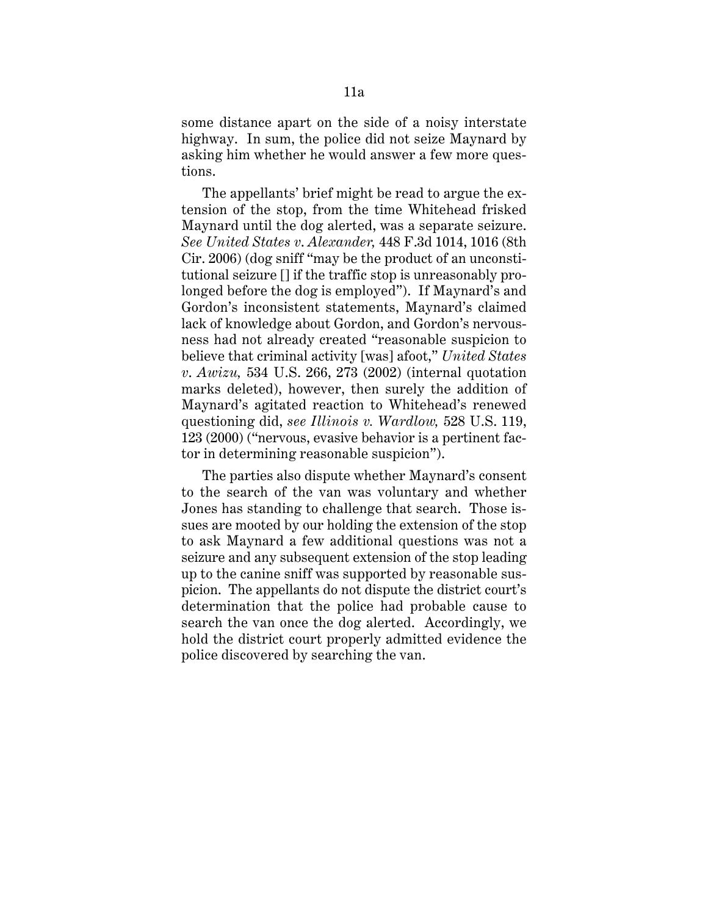some distance apart on the side of a noisy interstate highway. In sum, the police did not seize Maynard by asking him whether he would answer a few more questions.

The appellants' brief might be read to argue the extension of the stop, from the time Whitehead frisked Maynard until the dog alerted, was a separate seizure. *See United States v. Alexander,* 448 F.3d 1014, 1016 (8th Cir. 2006) (dog sniff "may be the product of an unconstitutional seizure [] if the traffic stop is unreasonably prolonged before the dog is employed"). If Maynard's and Gordon's inconsistent statements, Maynard's claimed lack of knowledge about Gordon, and Gordon's nervousness had not already created "reasonable suspicion to believe that criminal activity [was] afoot," *United States v. Awizu,* 534 U.S. 266, 273 (2002) (internal quotation marks deleted), however, then surely the addition of Maynard's agitated reaction to Whitehead's renewed questioning did, *see Illinois v. Wardlow,* 528 U.S. 119, 123 (2000) ("nervous, evasive behavior is a pertinent factor in determining reasonable suspicion").

The parties also dispute whether Maynard's consent to the search of the van was voluntary and whether Jones has standing to challenge that search. Those issues are mooted by our holding the extension of the stop to ask Maynard a few additional questions was not a seizure and any subsequent extension of the stop leading up to the canine sniff was supported by reasonable suspicion. The appellants do not dispute the district court's determination that the police had probable cause to search the van once the dog alerted. Accordingly, we hold the district court properly admitted evidence the police discovered by searching the van.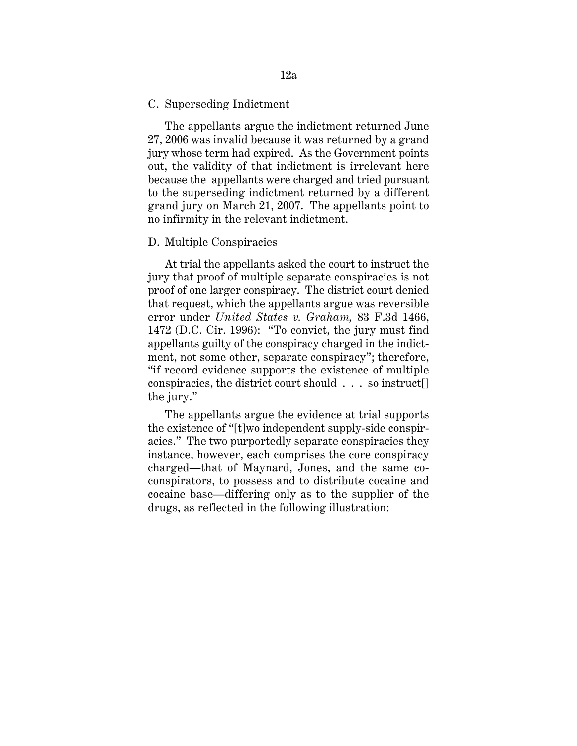### C. Superseding Indictment

The appellants argue the indictment returned June 27, 2006 was invalid because it was returned by a grand jury whose term had expired. As the Government points out, the validity of that indictment is irrelevant here because the appellants were charged and tried pursuant to the superseding indictment returned by a different grand jury on March 21, 2007. The appellants point to no infirmity in the relevant indictment.

### D. Multiple Conspiracies

At trial the appellants asked the court to instruct the jury that proof of multiple separate conspiracies is not proof of one larger conspiracy. The district court denied that request, which the appellants argue was reversible error under *United States v. Graham,* 83 F.3d 1466, 1472 (D.C. Cir. 1996): "To convict, the jury must find appellants guilty of the conspiracy charged in the indictment, not some other, separate conspiracy"; therefore, "if record evidence supports the existence of multiple conspiracies, the district court should . . . so instruct[] the jury."

The appellants argue the evidence at trial supports the existence of "[t]wo independent supply-side conspiracies." The two purportedly separate conspiracies they instance, however, each comprises the core conspiracy charged—that of Maynard, Jones, and the same co-conspirators, to possess and to distribute cocaine and cocaine base—differing only as to the supplier of the drugs, as reflected in the following illustration: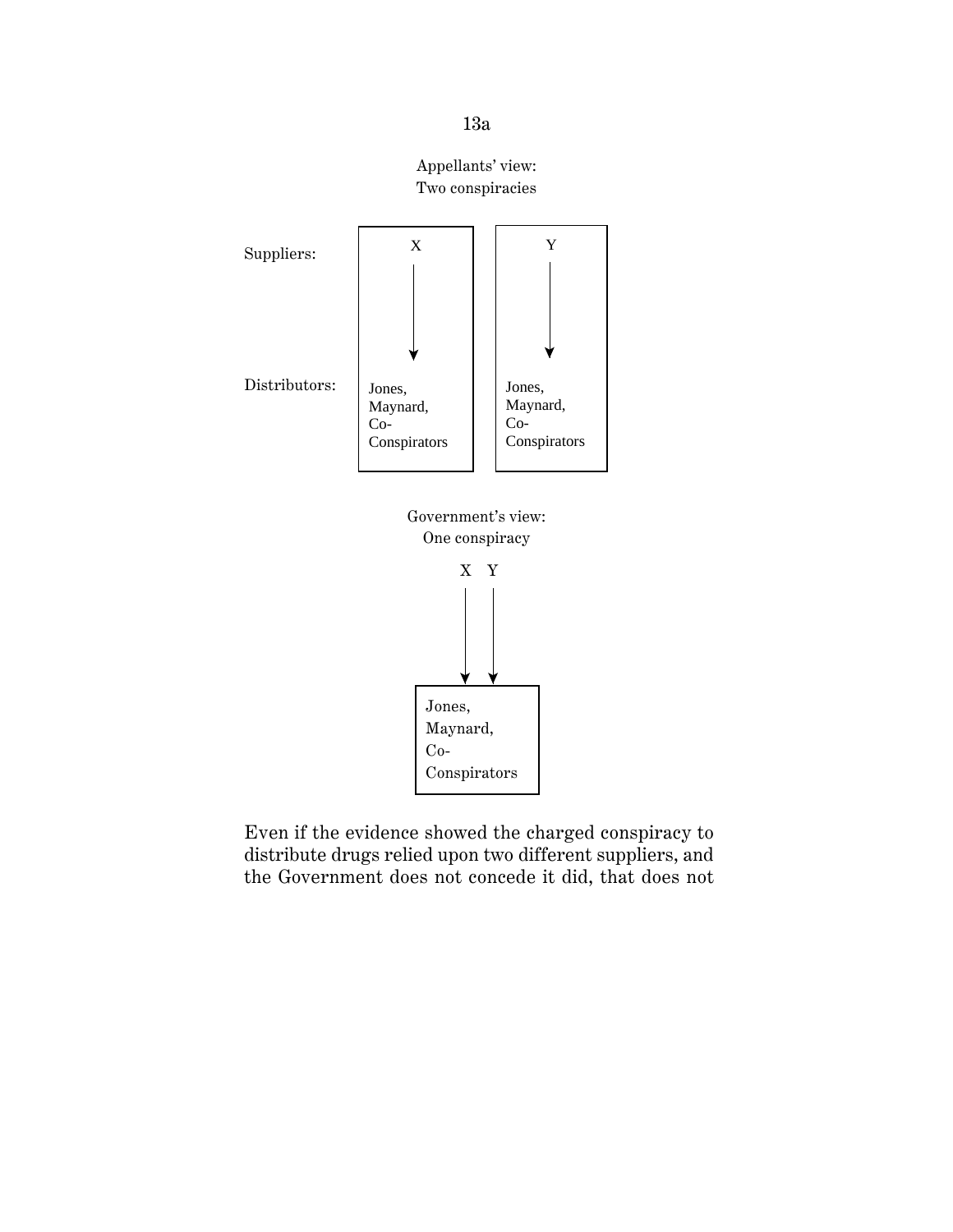Appellants' view:
Two conspiracies

Suppliers: X → Jones, Maynard, Co-Conspirators; Y → Jones, Maynard, Co-Conspirators

Distributors: Jones, Maynard, Co-Conspirators | Jones, Maynard, Co-Conspirators

Government's view:
One conspiracy

X Y → Jones, Maynard, Co-Conspirators

Even if the evidence showed the charged conspiracy to distribute drugs relied upon two different suppliers, and the Government does not concede it did, that does not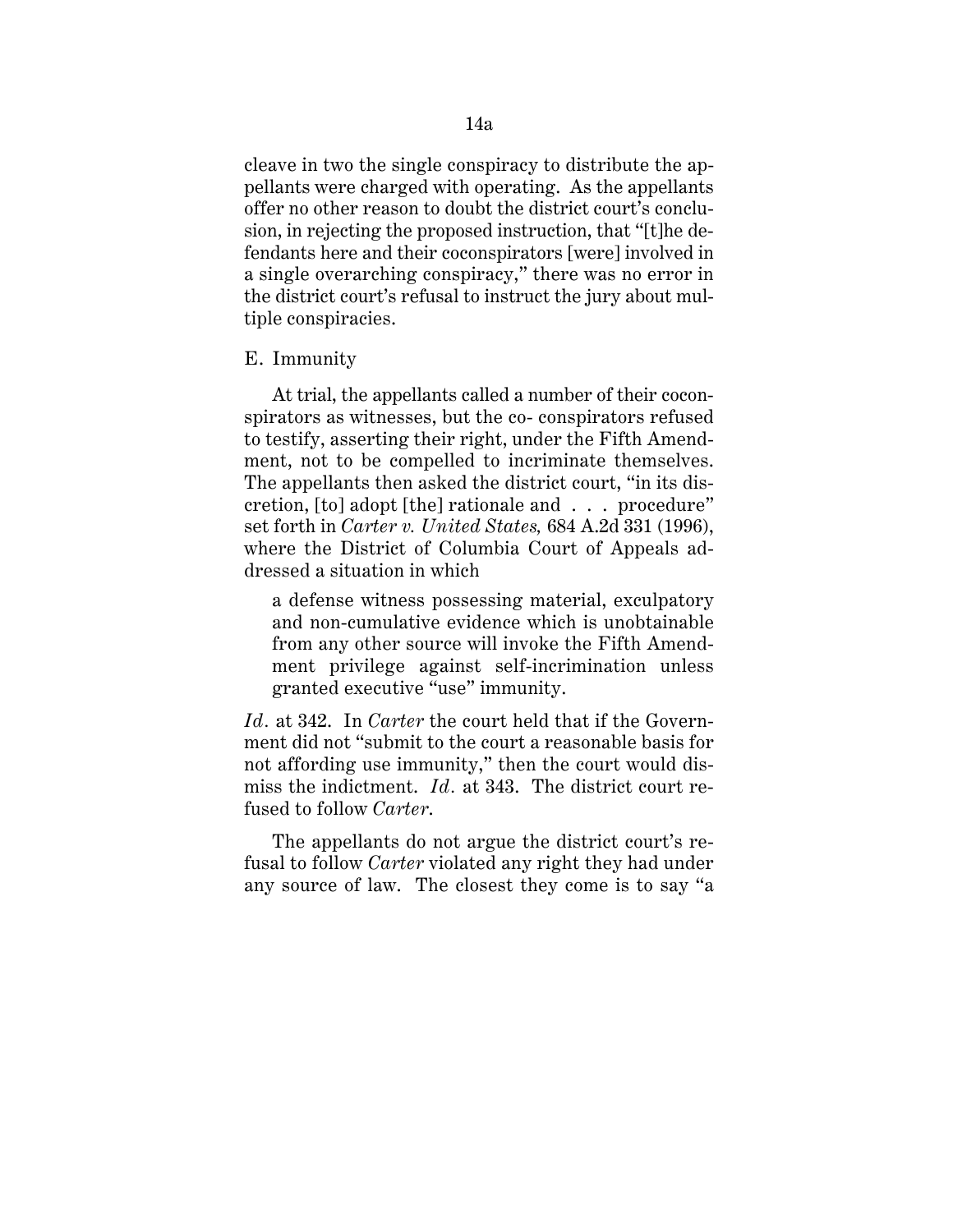cleave in two the single conspiracy to distribute the appellants were charged with operating. As the appellants offer no other reason to doubt the district court's conclusion, in rejecting the proposed instruction, that "[t]he defendants here and their coconspirators [were] involved in a single overarching conspiracy," there was no error in the district court's refusal to instruct the jury about multiple conspiracies.

E. Immunity

At trial, the appellants called a number of their coconspirators as witnesses, but the co- conspirators refused to testify, asserting their right, under the Fifth Amendment, not to be compelled to incriminate themselves. The appellants then asked the district court, "in its discretion, [to] adopt [the] rationale and . . . procedure" set forth in *Carter v. United States,* 684 A.2d 331 (1996), where the District of Columbia Court of Appeals addressed a situation in which

> a defense witness possessing material, exculpatory and non-cumulative evidence which is unobtainable from any other source will invoke the Fifth Amendment privilege against self-incrimination unless granted executive "use" immunity.

*Id*. at 342. In *Carter* the court held that if the Government did not "submit to the court a reasonable basis for not affording use immunity," then the court would dismiss the indictment. *Id*. at 343. The district court refused to follow *Carter*.

The appellants do not argue the district court's refusal to follow *Carter* violated any right they had under any source of law. The closest they come is to say "a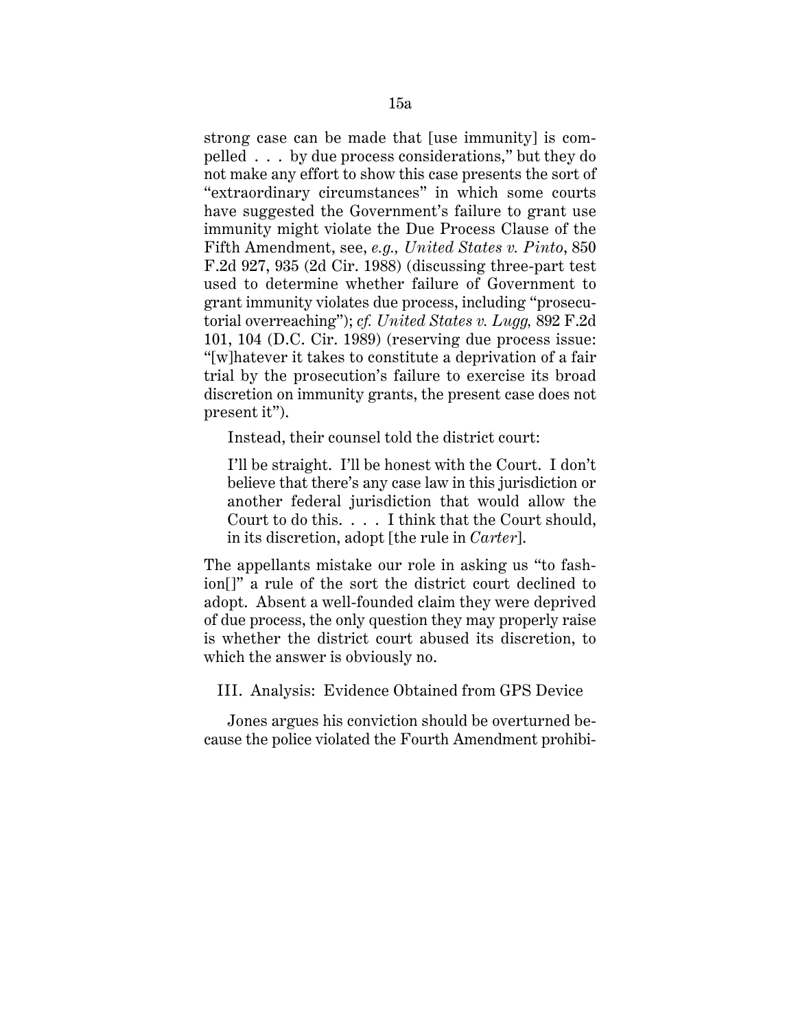strong case can be made that [use immunity] is compelled . . . by due process considerations," but they do not make any effort to show this case presents the sort of "extraordinary circumstances" in which some courts have suggested the Government's failure to grant use immunity might violate the Due Process Clause of the Fifth Amendment, see, *e.g., United States v. Pinto*, 850 F.2d 927, 935 (2d Cir. 1988) (discussing three-part test used to determine whether failure of Government to grant immunity violates due process, including "prosecutorial overreaching"); *cf. United States v. Lugg,* 892 F.2d 101, 104 (D.C. Cir. 1989) (reserving due process issue: "[w]hatever it takes to constitute a deprivation of a fair trial by the prosecution's failure to exercise its broad discretion on immunity grants, the present case does not present it").

Instead, their counsel told the district court:

> I'll be straight. I'll be honest with the Court. I don't believe that there's any case law in this jurisdiction or another federal jurisdiction that would allow the Court to do this. . . . I think that the Court should, in its discretion, adopt [the rule in *Carter*].

The appellants mistake our role in asking us "to fashion[]" a rule of the sort the district court declined to adopt. Absent a well-founded claim they were deprived of due process, the only question they may properly raise is whether the district court abused its discretion, to which the answer is obviously no.

## III. Analysis: Evidence Obtained from GPS Device

Jones argues his conviction should be overturned because the police violated the Fourth Amendment prohibi-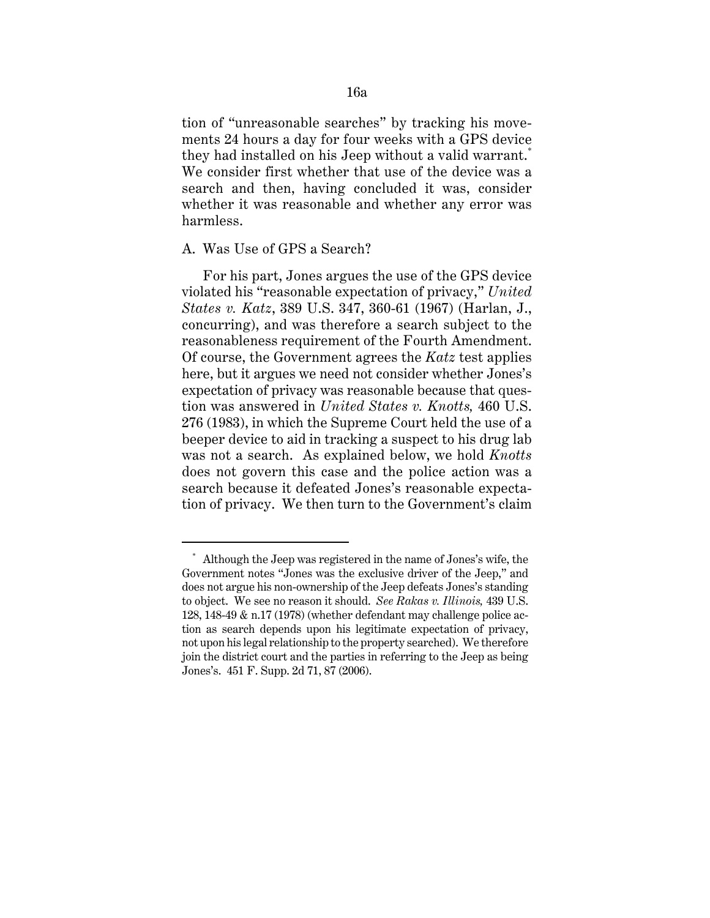tion of "unreasonable searches" by tracking his movements 24 hours a day for four weeks with a GPS device they had installed on his Jeep without a valid warrant.* We consider first whether that use of the device was a search and then, having concluded it was, consider whether it was reasonable and whether any error was harmless.

A. Was Use of GPS a Search?

For his part, Jones argues the use of the GPS device violated his "reasonable expectation of privacy," *United States v. Katz*, 389 U.S. 347, 360-61 (1967) (Harlan, J., concurring), and was therefore a search subject to the reasonableness requirement of the Fourth Amendment. Of course, the Government agrees the *Katz* test applies here, but it argues we need not consider whether Jones's expectation of privacy was reasonable because that question was answered in *United States v. Knotts,* 460 U.S. 276 (1983), in which the Supreme Court held the use of a beeper device to aid in tracking a suspect to his drug lab was not a search. As explained below, we hold *Knotts* does not govern this case and the police action was a search because it defeated Jones's reasonable expectation of privacy. We then turn to the Government's claim

---

* Although the Jeep was registered in the name of Jones's wife, the Government notes "Jones was the exclusive driver of the Jeep," and does not argue his non-ownership of the Jeep defeats Jones's standing to object. We see no reason it should. *See Rakas v. Illinois,* 439 U.S. 128, 148-49 & n.17 (1978) (whether defendant may challenge police action as search depends upon his legitimate expectation of privacy, not upon his legal relationship to the property searched). We therefore join the district court and the parties in referring to the Jeep as being Jones's. 451 F. Supp. 2d 71, 87 (2006).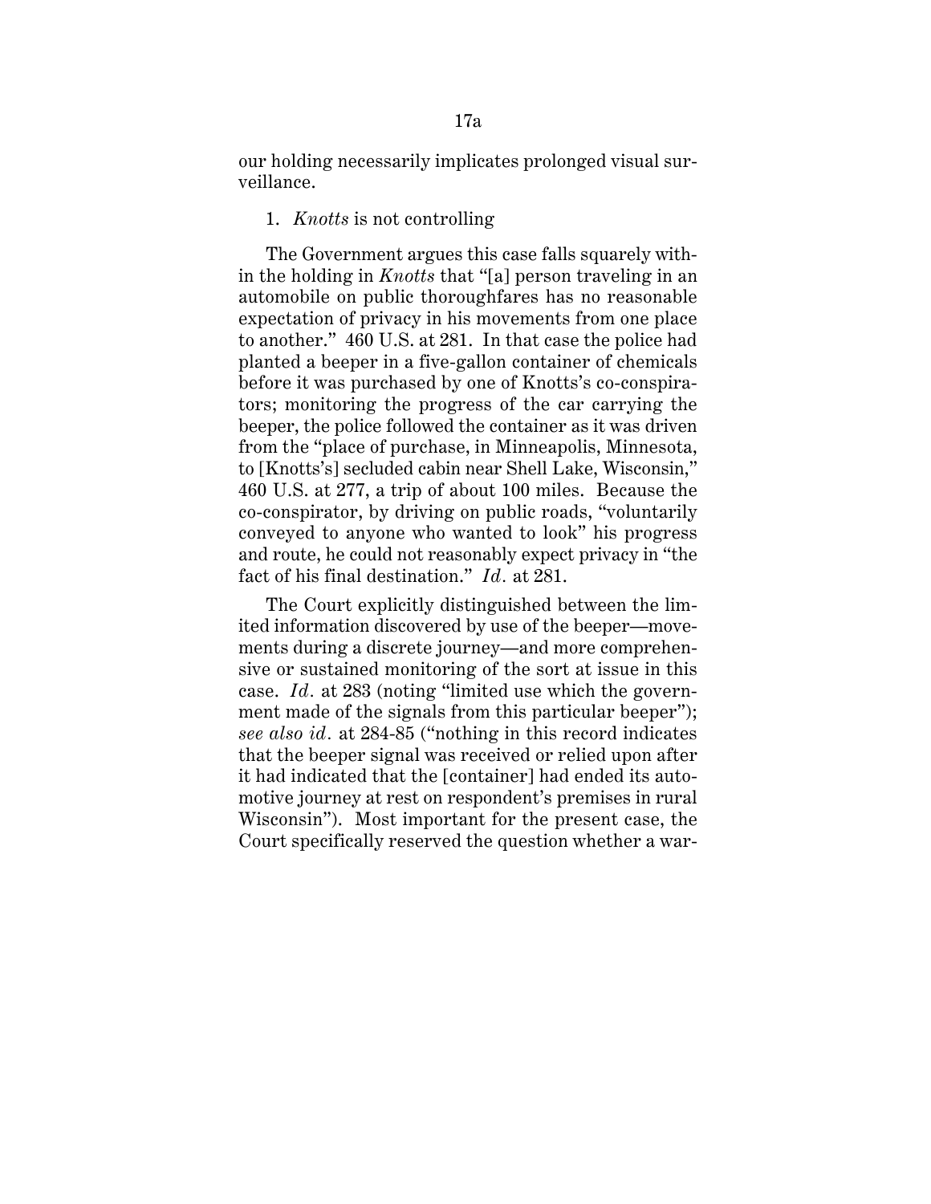our holding necessarily implicates prolonged visual surveillance.

1. *Knotts* is not controlling

The Government argues this case falls squarely within the holding in *Knotts* that "[a] person traveling in an automobile on public thoroughfares has no reasonable expectation of privacy in his movements from one place to another." 460 U.S. at 281. In that case the police had planted a beeper in a five-gallon container of chemicals before it was purchased by one of Knotts's co-conspirators; monitoring the progress of the car carrying the beeper, the police followed the container as it was driven from the "place of purchase, in Minneapolis, Minnesota, to [Knotts's] secluded cabin near Shell Lake, Wisconsin," 460 U.S. at 277, a trip of about 100 miles. Because the co-conspirator, by driving on public roads, "voluntarily conveyed to anyone who wanted to look" his progress and route, he could not reasonably expect privacy in "the fact of his final destination." *Id.* at 281.

The Court explicitly distinguished between the limited information discovered by use of the beeper—movements during a discrete journey—and more comprehensive or sustained monitoring of the sort at issue in this case. *Id.* at 283 (noting "limited use which the government made of the signals from this particular beeper"); *see also id.* at 284-85 ("nothing in this record indicates that the beeper signal was received or relied upon after it had indicated that the [container] had ended its automotive journey at rest on respondent's premises in rural Wisconsin"). Most important for the present case, the Court specifically reserved the question whether a war-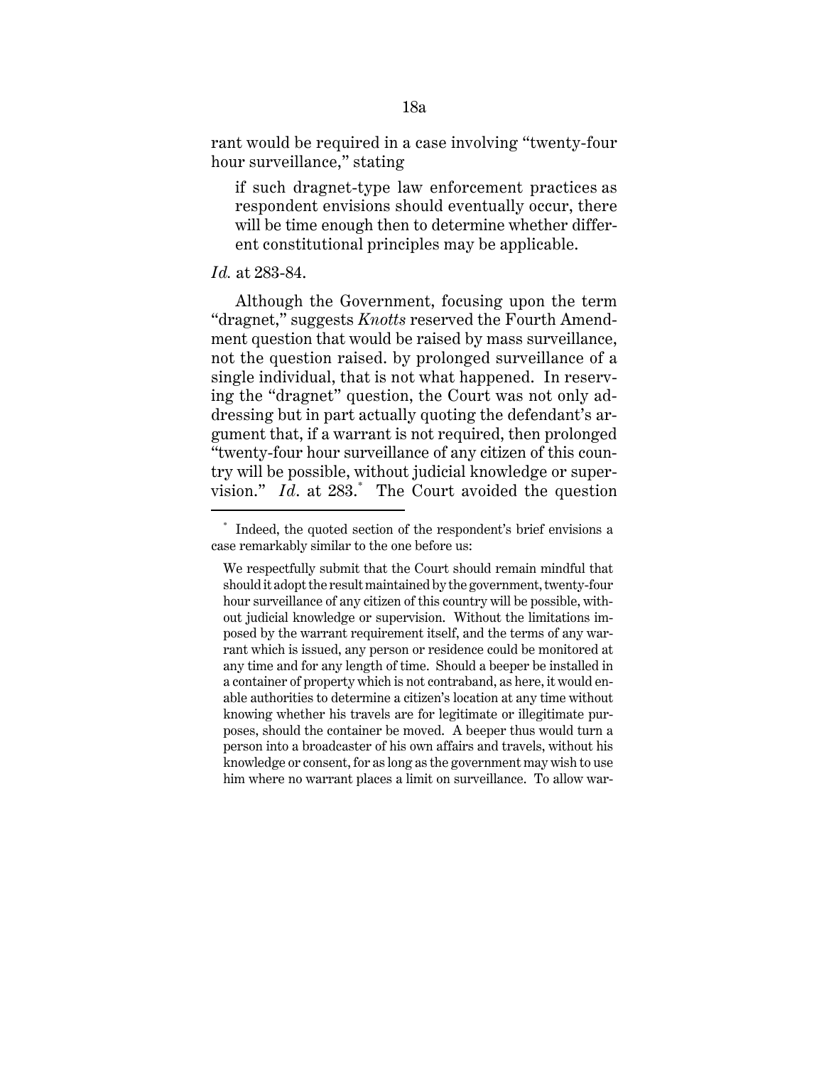rant would be required in a case involving "twenty-four hour surveillance," stating

> if such dragnet-type law enforcement practices as respondent envisions should eventually occur, there will be time enough then to determine whether different constitutional principles may be applicable.

*Id.* at 283-84.

Although the Government, focusing upon the term "dragnet," suggests *Knotts* reserved the Fourth Amendment question that would be raised by mass surveillance, not the question raised. by prolonged surveillance of a single individual, that is not what happened. In reserving the "dragnet" question, the Court was not only addressing but in part actually quoting the defendant's argument that, if a warrant is not required, then prolonged "twenty-four hour surveillance of any citizen of this country will be possible, without judicial knowledge or supervision." *Id*. at 283.[*] The Court avoided the question

---

[*] Indeed, the quoted section of the respondent's brief envisions a case remarkably similar to the one before us:

> We respectfully submit that the Court should remain mindful that should it adopt the result maintained by the government, twenty-four hour surveillance of any citizen of this country will be possible, without judicial knowledge or supervision. Without the limitations imposed by the warrant requirement itself, and the terms of any warrant which is issued, any person or residence could be monitored at any time and for any length of time. Should a beeper be installed in a container of property which is not contraband, as here, it would enable authorities to determine a citizen's location at any time without knowing whether his travels are for legitimate or illegitimate purposes, should the container be moved. A beeper thus would turn a person into a broadcaster of his own affairs and travels, without his knowledge or consent, for as long as the government may wish to use him where no warrant places a limit on surveillance. To allow war-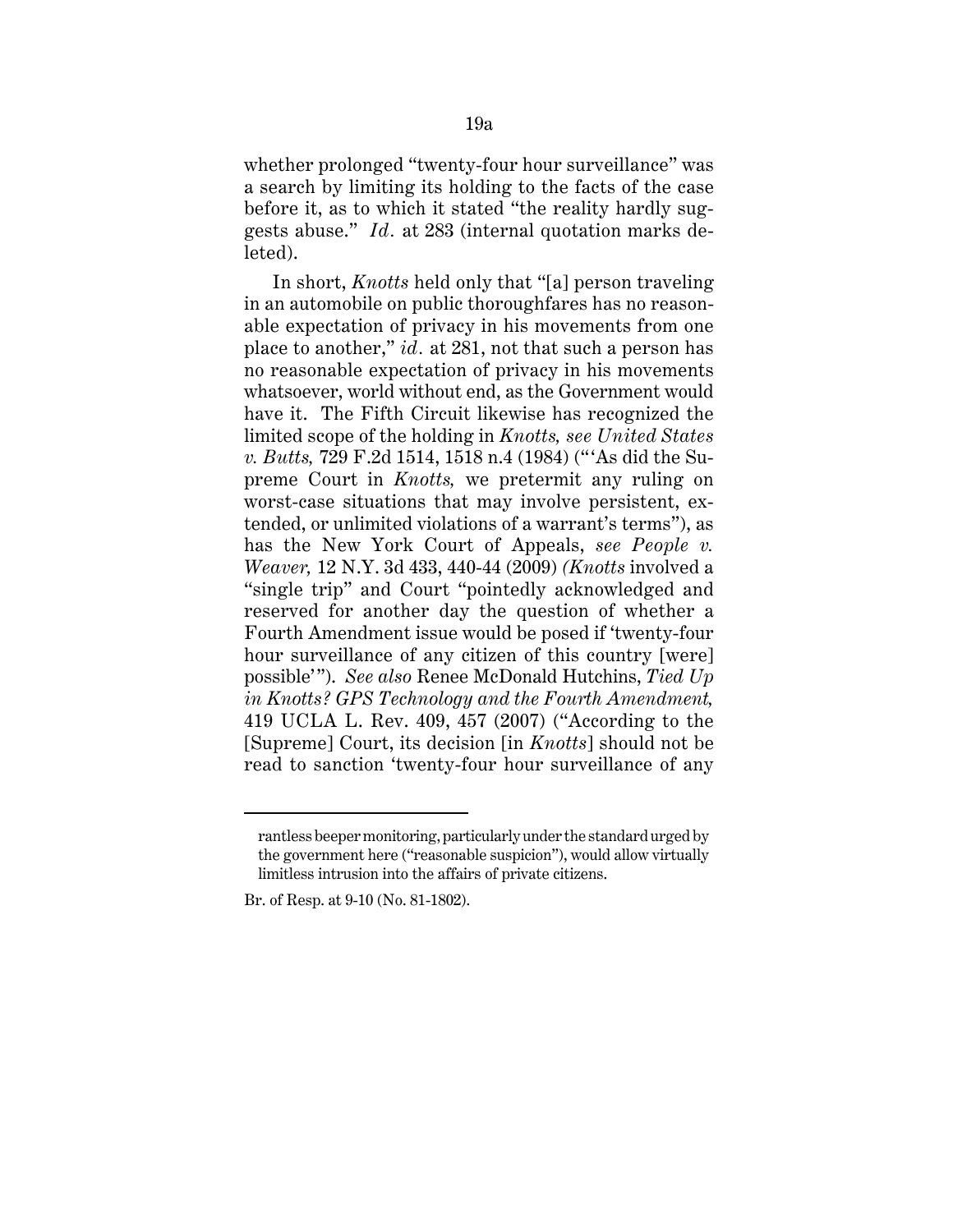whether prolonged "twenty-four hour surveillance" was a search by limiting its holding to the facts of the case before it, as to which it stated "the reality hardly suggests abuse." *Id.* at 283 (internal quotation marks deleted).

In short, *Knotts* held only that "[a] person traveling in an automobile on public thoroughfares has no reasonable expectation of privacy in his movements from one place to another," *id.* at 281, not that such a person has no reasonable expectation of privacy in his movements whatsoever, world without end, as the Government would have it. The Fifth Circuit likewise has recognized the limited scope of the holding in *Knotts, see United States v. Butts,* 729 F.2d 1514, 1518 n.4 (1984) ("'As did the Supreme Court in *Knotts,* we pretermit any ruling on worst-case situations that may involve persistent, extended, or unlimited violations of a warrant's terms"), as has the New York Court of Appeals, *see People v. Weaver,* 12 N.Y. 3d 433, 440-44 (2009) *(Knotts* involved a "single trip" and Court "pointedly acknowledged and reserved for another day the question of whether a Fourth Amendment issue would be posed if 'twenty-four hour surveillance of any citizen of this country [were] possible'"). *See also* Renee McDonald Hutchins, *Tied Up in Knotts? GPS Technology and the Fourth Amendment,* 419 UCLA L. Rev. 409, 457 (2007) ("According to the [Supreme] Court, its decision [in *Knotts*] should not be read to sanction 'twenty-four hour surveillance of any

---

rantless beeper monitoring, particularly under the standard urged by the government here ("reasonable suspicion"), would allow virtually limitless intrusion into the affairs of private citizens.

Br. of Resp. at 9-10 (No. 81-1802).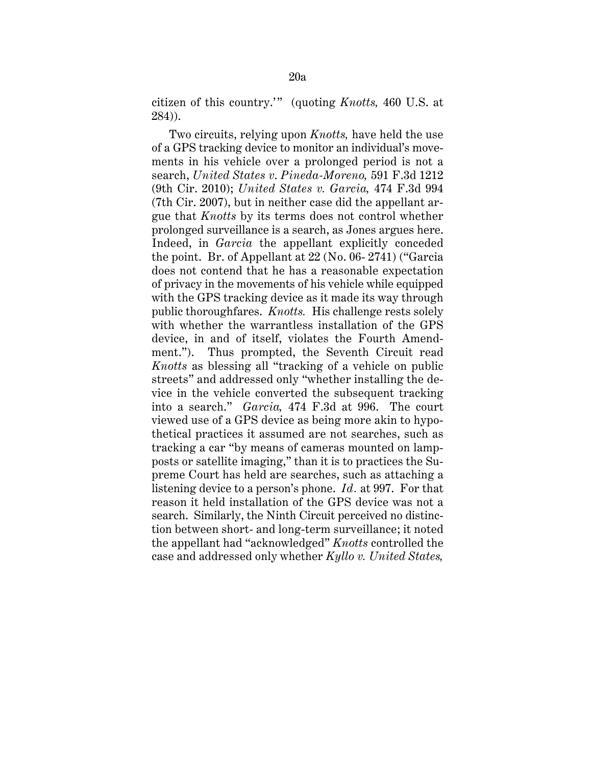citizen of this country.'" (quoting *Knotts,* 460 U.S. at 284)).

Two circuits, relying upon *Knotts,* have held the use of a GPS tracking device to monitor an individual's movements in his vehicle over a prolonged period is not a search, *United States v. Pineda-Moreno,* 591 F.3d 1212 (9th Cir. 2010); *United States v. Garcia,* 474 F.3d 994 (7th Cir. 2007), but in neither case did the appellant argue that *Knotts* by its terms does not control whether prolonged surveillance is a search, as Jones argues here. Indeed, in *Garcia* the appellant explicitly conceded the point. Br. of Appellant at 22 (No. 06- 2741) ("Garcia does not contend that he has a reasonable expectation of privacy in the movements of his vehicle while equipped with the GPS tracking device as it made its way through public thoroughfares. *Knotts.* His challenge rests solely with whether the warrantless installation of the GPS device, in and of itself, violates the Fourth Amendment."). Thus prompted, the Seventh Circuit read *Knotts* as blessing all "tracking of a vehicle on public streets" and addressed only "whether installing the device in the vehicle converted the subsequent tracking into a search." *Garcia,* 474 F.3d at 996. The court viewed use of a GPS device as being more akin to hypothetical practices it assumed are not searches, such as tracking a car "by means of cameras mounted on lampposts or satellite imaging," than it is to practices the Supreme Court has held are searches, such as attaching a listening device to a person's phone. *Id.* at 997. For that reason it held installation of the GPS device was not a search. Similarly, the Ninth Circuit perceived no distinction between short- and long-term surveillance; it noted the appellant had "acknowledged" *Knotts* controlled the case and addressed only whether *Kyllo v. United States,*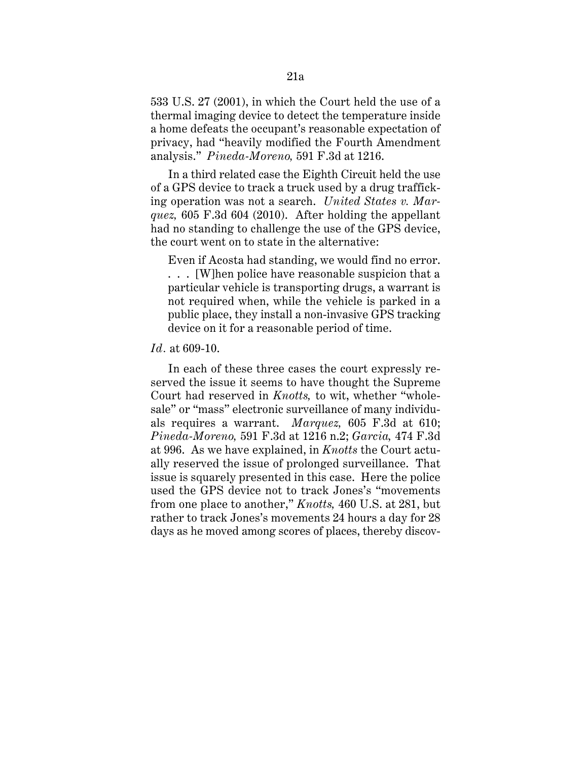533 U.S. 27 (2001), in which the Court held the use of a thermal imaging device to detect the temperature inside a home defeats the occupant's reasonable expectation of privacy, had "heavily modified the Fourth Amendment analysis." *Pineda-Moreno,* 591 F.3d at 1216.

In a third related case the Eighth Circuit held the use of a GPS device to track a truck used by a drug trafficking operation was not a search. *United States v. Marquez,* 605 F.3d 604 (2010). After holding the appellant had no standing to challenge the use of the GPS device, the court went on to state in the alternative:

> Even if Acosta had standing, we would find no error. . . . [W]hen police have reasonable suspicion that a particular vehicle is transporting drugs, a warrant is not required when, while the vehicle is parked in a public place, they install a non-invasive GPS tracking device on it for a reasonable period of time.

*Id*. at 609-10.

In each of these three cases the court expressly reserved the issue it seems to have thought the Supreme Court had reserved in *Knotts,* to wit, whether "wholesale" or "mass" electronic surveillance of many individuals requires a warrant. *Marquez,* 605 F.3d at 610; *Pineda-Moreno,* 591 F.3d at 1216 n.2; *Garcia,* 474 F.3d at 996. As we have explained, in *Knotts* the Court actually reserved the issue of prolonged surveillance. That issue is squarely presented in this case. Here the police used the GPS device not to track Jones's "movements from one place to another," *Knotts,* 460 U.S. at 281, but rather to track Jones's movements 24 hours a day for 28 days as he moved among scores of places, thereby discov-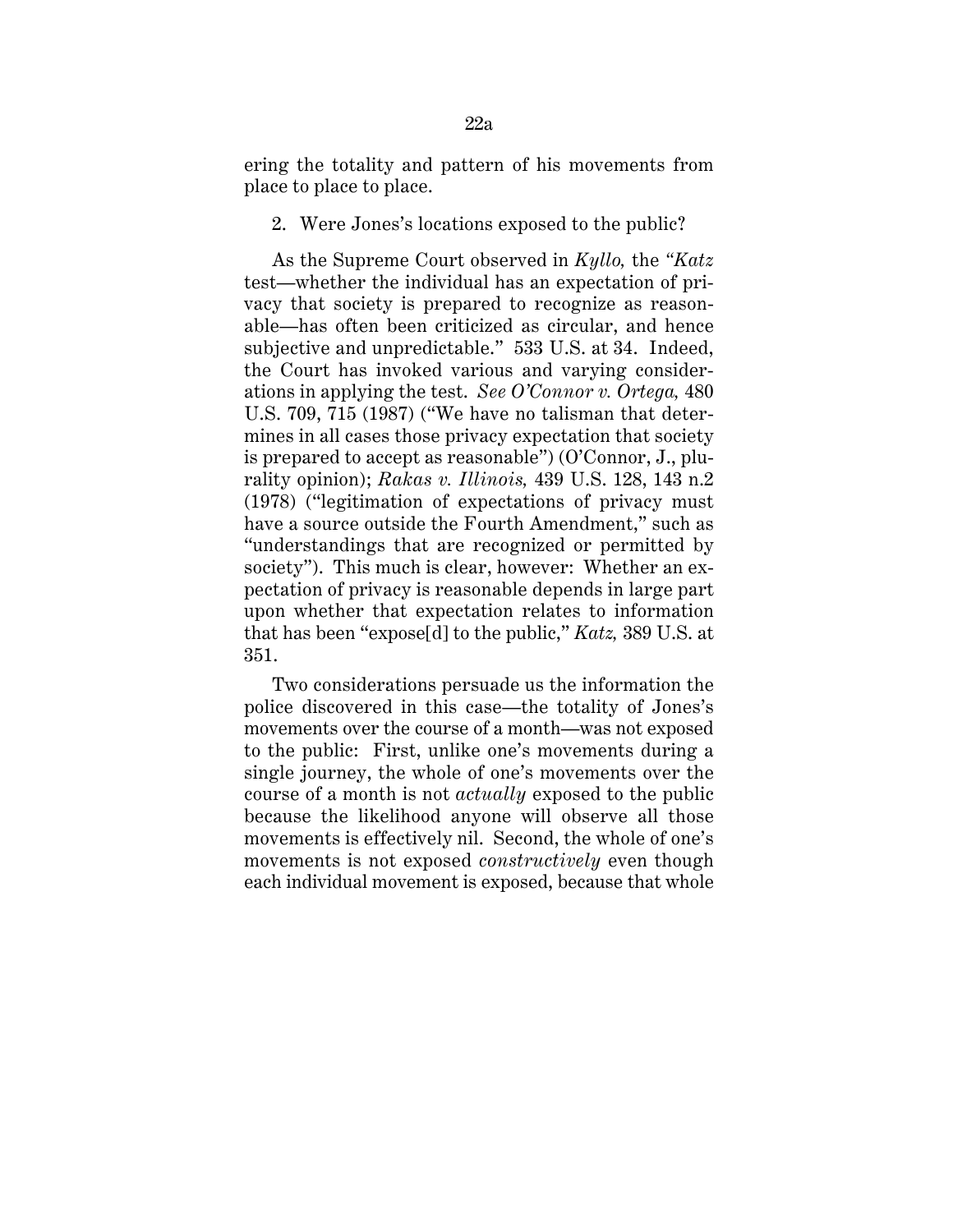ering the totality and pattern of his movements from place to place to place.

2. Were Jones's locations exposed to the public?

As the Supreme Court observed in *Kyllo,* the "*Katz* test—whether the individual has an expectation of privacy that society is prepared to recognize as reasonable—has often been criticized as circular, and hence subjective and unpredictable." 533 U.S. at 34. Indeed, the Court has invoked various and varying considerations in applying the test. *See O'Connor v. Ortega,* 480 U.S. 709, 715 (1987) ("We have no talisman that determines in all cases those privacy expectation that society is prepared to accept as reasonable") (O'Connor, J., plurality opinion); *Rakas v. Illinois,* 439 U.S. 128, 143 n.2 (1978) ("legitimation of expectations of privacy must have a source outside the Fourth Amendment," such as "understandings that are recognized or permitted by society"). This much is clear, however: Whether an expectation of privacy is reasonable depends in large part upon whether that expectation relates to information that has been "expose[d] to the public," *Katz,* 389 U.S. at 351.

Two considerations persuade us the information the police discovered in this case—the totality of Jones's movements over the course of a month—was not exposed to the public: First, unlike one's movements during a single journey, the whole of one's movements over the course of a month is not *actually* exposed to the public because the likelihood anyone will observe all those movements is effectively nil. Second, the whole of one's movements is not exposed *constructively* even though each individual movement is exposed, because that whole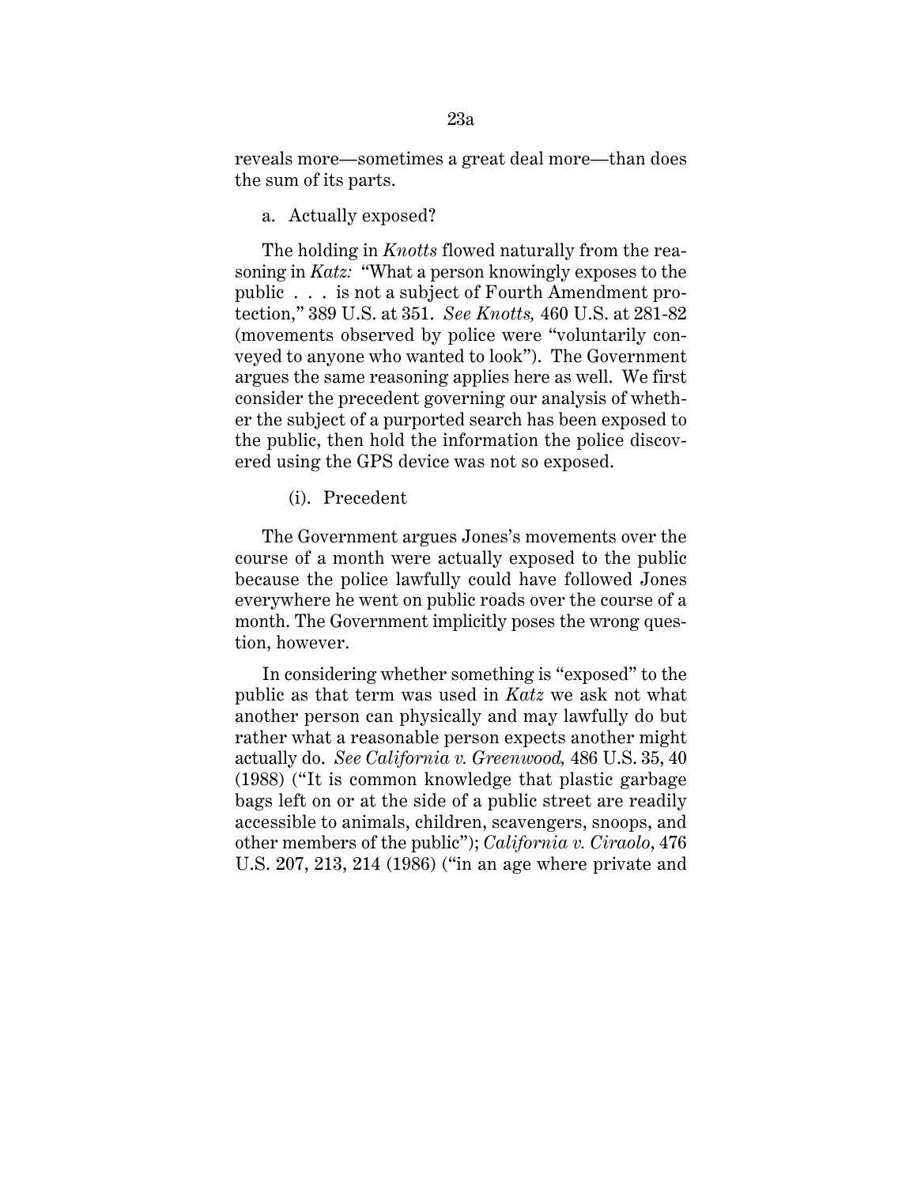reveals more—sometimes a great deal more—than does the sum of its parts.

a. Actually exposed?

The holding in *Knotts* flowed naturally from the reasoning in *Katz:* "What a person knowingly exposes to the public . . . is not a subject of Fourth Amendment protection," 389 U.S. at 351. *See Knotts,* 460 U.S. at 281-82 (movements observed by police were "voluntarily conveyed to anyone who wanted to look"). The Government argues the same reasoning applies here as well. We first consider the precedent governing our analysis of whether the subject of a purported search has been exposed to the public, then hold the information the police discovered using the GPS device was not so exposed.

(i). Precedent

The Government argues Jones's movements over the course of a month were actually exposed to the public because the police lawfully could have followed Jones everywhere he went on public roads over the course of a month. The Government implicitly poses the wrong question, however.

In considering whether something is "exposed" to the public as that term was used in *Katz* we ask not what another person can physically and may lawfully do but rather what a reasonable person expects another might actually do. *See California v. Greenwood,* 486 U.S. 35, 40 (1988) ("It is common knowledge that plastic garbage bags left on or at the side of a public street are readily accessible to animals, children, scavengers, snoops, and other members of the public"); *California v. Ciraolo*, 476 U.S. 207, 213, 214 (1986) ("in an age where private and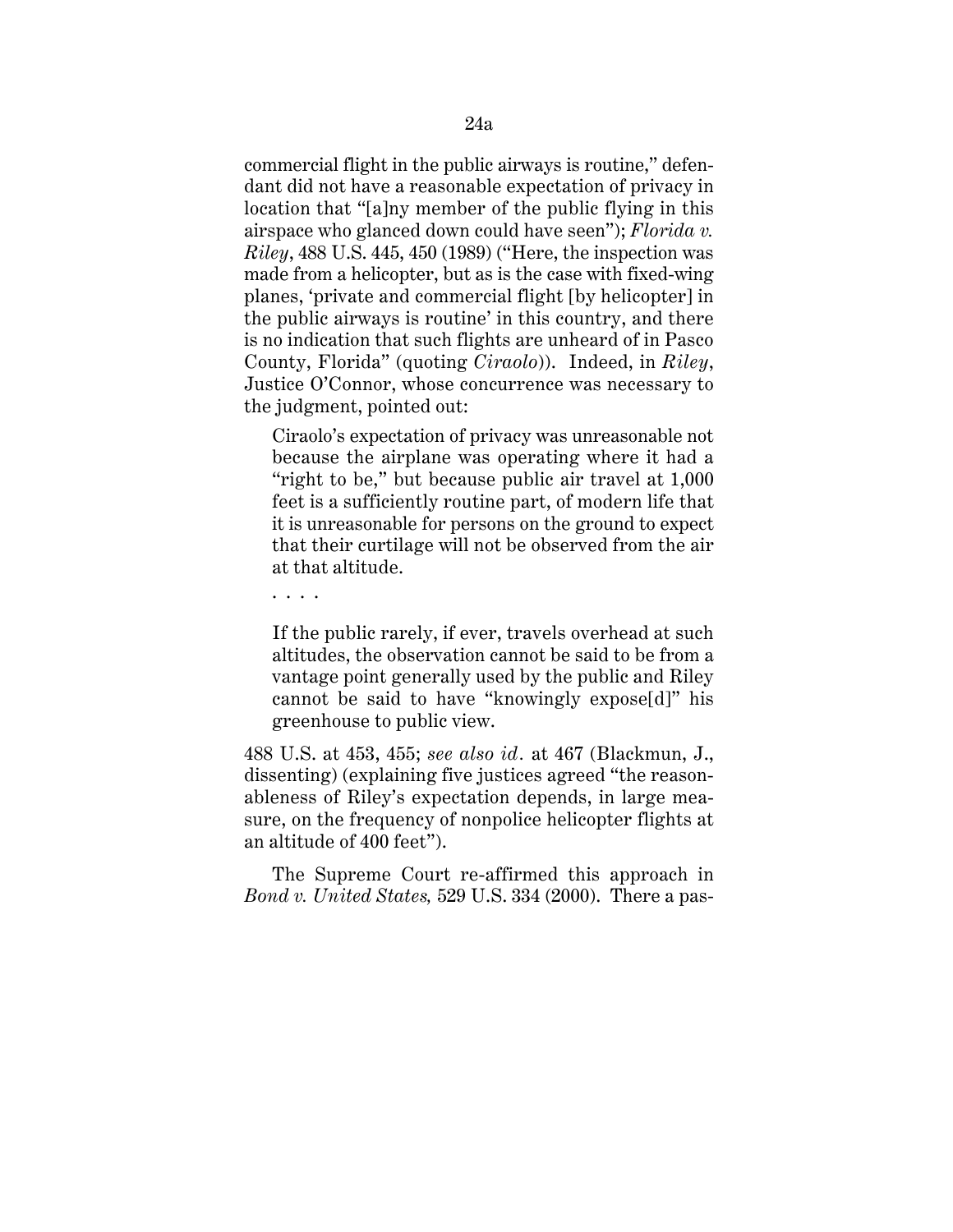commercial flight in the public airways is routine," defendant did not have a reasonable expectation of privacy in location that "[a]ny member of the public flying in this airspace who glanced down could have seen"); *Florida v. Riley*, 488 U.S. 445, 450 (1989) ("Here, the inspection was made from a helicopter, but as is the case with fixed-wing planes, 'private and commercial flight [by helicopter] in the public airways is routine' in this country, and there is no indication that such flights are unheard of in Pasco County, Florida" (quoting *Ciraolo*)). Indeed, in *Riley*, Justice O'Connor, whose concurrence was necessary to the judgment, pointed out:

> Ciraolo's expectation of privacy was unreasonable not because the airplane was operating where it had a "right to be," but because public air travel at 1,000 feet is a sufficiently routine part, of modern life that it is unreasonable for persons on the ground to expect that their curtilage will not be observed from the air at that altitude.
>
> . . . .
>
> If the public rarely, if ever, travels overhead at such altitudes, the observation cannot be said to be from a vantage point generally used by the public and Riley cannot be said to have "knowingly expose[d]" his greenhouse to public view.

488 U.S. at 453, 455; *see also id.* at 467 (Blackmun, J., dissenting) (explaining five justices agreed "the reasonableness of Riley's expectation depends, in large measure, on the frequency of nonpolice helicopter flights at an altitude of 400 feet").

The Supreme Court re-affirmed this approach in *Bond v. United States,* 529 U.S. 334 (2000). There a pas-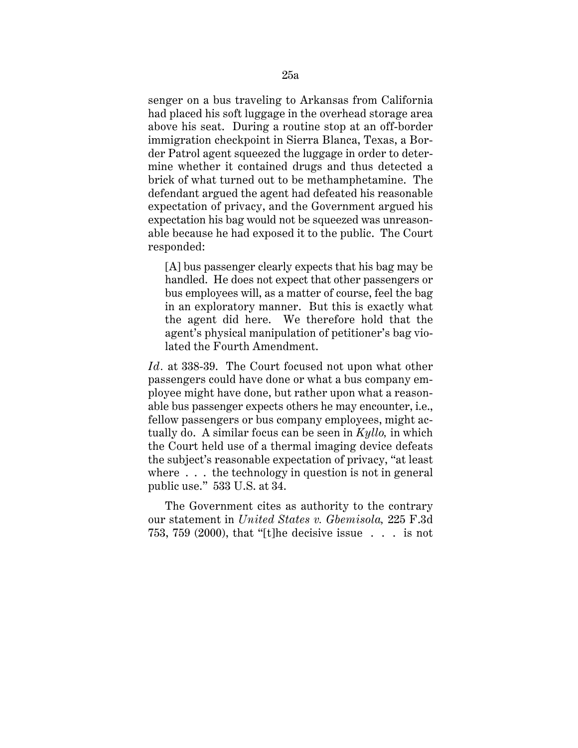senger on a bus traveling to Arkansas from California had placed his soft luggage in the overhead storage area above his seat. During a routine stop at an off-border immigration checkpoint in Sierra Blanca, Texas, a Border Patrol agent squeezed the luggage in order to determine whether it contained drugs and thus detected a brick of what turned out to be methamphetamine. The defendant argued the agent had defeated his reasonable expectation of privacy, and the Government argued his expectation his bag would not be squeezed was unreasonable because he had exposed it to the public. The Court responded:

> [A] bus passenger clearly expects that his bag may be handled. He does not expect that other passengers or bus employees will, as a matter of course, feel the bag in an exploratory manner. But this is exactly what the agent did here. We therefore hold that the agent's physical manipulation of petitioner's bag violated the Fourth Amendment.

*Id*. at 338-39. The Court focused not upon what other passengers could have done or what a bus company employee might have done, but rather upon what a reasonable bus passenger expects others he may encounter, i.e., fellow passengers or bus company employees, might actually do. A similar focus can be seen in *Kyllo,* in which the Court held use of a thermal imaging device defeats the subject's reasonable expectation of privacy, "at least where . . . the technology in question is not in general public use." 533 U.S. at 34.

The Government cites as authority to the contrary our statement in *United States v. Gbemisola,* 225 F.3d 753, 759 (2000), that "[t]he decisive issue . . . is not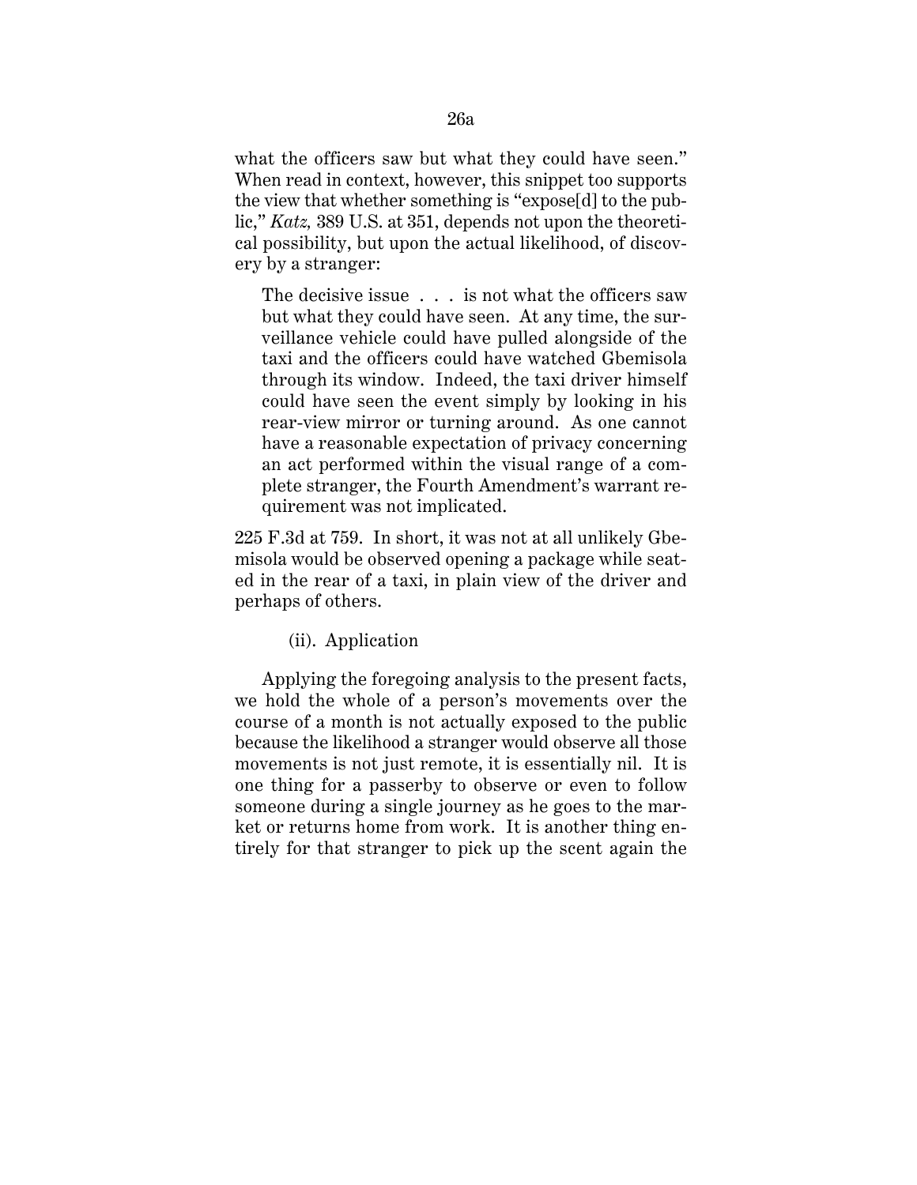what the officers saw but what they could have seen." When read in context, however, this snippet too supports the view that whether something is "expose[d] to the public," *Katz,* 389 U.S. at 351, depends not upon the theoretical possibility, but upon the actual likelihood, of discovery by a stranger:

> The decisive issue . . . is not what the officers saw but what they could have seen. At any time, the surveillance vehicle could have pulled alongside of the taxi and the officers could have watched Gbemisola through its window. Indeed, the taxi driver himself could have seen the event simply by looking in his rear-view mirror or turning around. As one cannot have a reasonable expectation of privacy concerning an act performed within the visual range of a complete stranger, the Fourth Amendment's warrant requirement was not implicated.

225 F.3d at 759. In short, it was not at all unlikely Gbemisola would be observed opening a package while seated in the rear of a taxi, in plain view of the driver and perhaps of others.

(ii). Application

Applying the foregoing analysis to the present facts, we hold the whole of a person's movements over the course of a month is not actually exposed to the public because the likelihood a stranger would observe all those movements is not just remote, it is essentially nil. It is one thing for a passerby to observe or even to follow someone during a single journey as he goes to the market or returns home from work. It is another thing entirely for that stranger to pick up the scent again the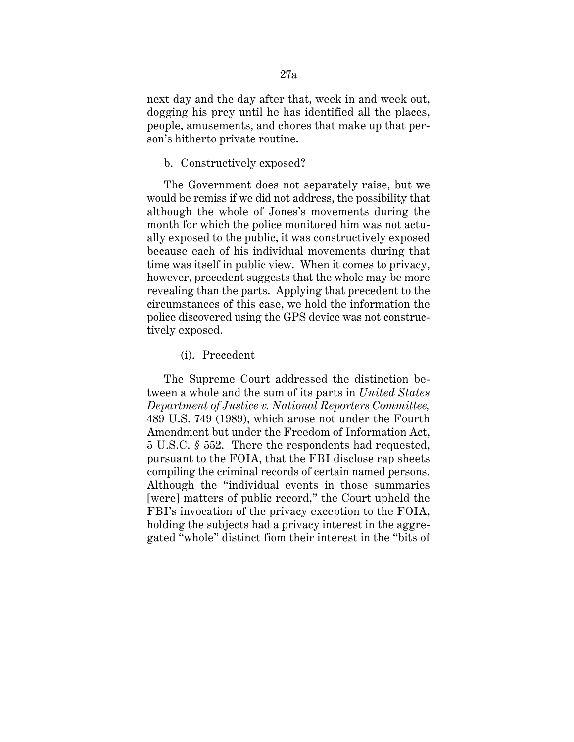next day and the day after that, week in and week out, dogging his prey until he has identified all the places, people, amusements, and chores that make up that person's hitherto private routine.

b. Constructively exposed?

The Government does not separately raise, but we would be remiss if we did not address, the possibility that although the whole of Jones's movements during the month for which the police monitored him was not actually exposed to the public, it was constructively exposed because each of his individual movements during that time was itself in public view. When it comes to privacy, however, precedent suggests that the whole may be more revealing than the parts. Applying that precedent to the circumstances of this case, we hold the information the police discovered using the GPS device was not constructively exposed.

(i). Precedent

The Supreme Court addressed the distinction between a whole and the sum of its parts in *United States Department of Justice v. National Reporters Committee,* 489 U.S. 749 (1989), which arose not under the Fourth Amendment but under the Freedom of Information Act, 5 U.S.C. § 552. There the respondents had requested, pursuant to the FOIA, that the FBI disclose rap sheets compiling the criminal records of certain named persons. Although the "individual events in those summaries [were] matters of public record," the Court upheld the FBI's invocation of the privacy exception to the FOIA, holding the subjects had a privacy interest in the aggregated "whole" distinct fiom their interest in the "bits of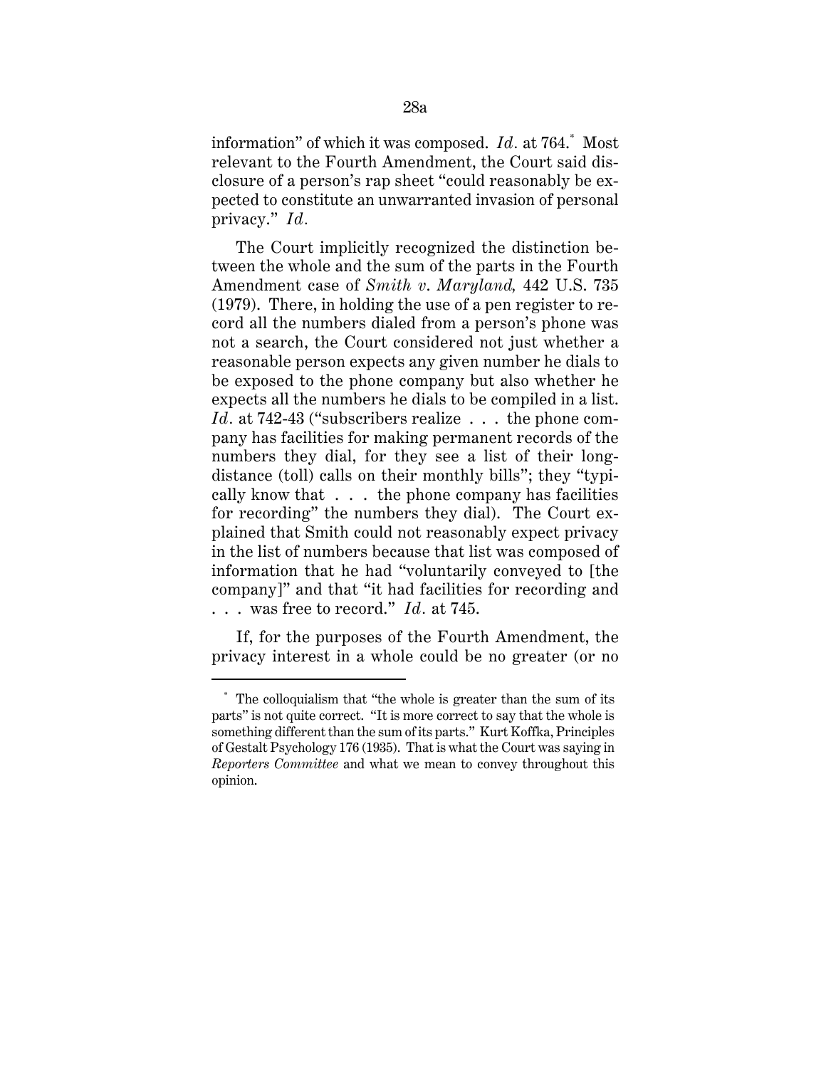information" of which it was composed. *Id*. at 764.[*] Most relevant to the Fourth Amendment, the Court said disclosure of a person's rap sheet "could reasonably be expected to constitute an unwarranted invasion of personal privacy." *Id*.

The Court implicitly recognized the distinction between the whole and the sum of the parts in the Fourth Amendment case of *Smith v. Maryland,* 442 U.S. 735 (1979). There, in holding the use of a pen register to record all the numbers dialed from a person's phone was not a search, the Court considered not just whether a reasonable person expects any given number he dials to be exposed to the phone company but also whether he expects all the numbers he dials to be compiled in a list. *Id*. at 742-43 ("subscribers realize . . . the phone company has facilities for making permanent records of the numbers they dial, for they see a list of their long-distance (toll) calls on their monthly bills"; they "typically know that . . . the phone company has facilities for recording" the numbers they dial). The Court explained that Smith could not reasonably expect privacy in the list of numbers because that list was composed of information that he had "voluntarily conveyed to [the company]" and that "it had facilities for recording and . . . was free to record." *Id*. at 745.

If, for the purposes of the Fourth Amendment, the privacy interest in a whole could be no greater (or no

---

[*] The colloquialism that "the whole is greater than the sum of its parts" is not quite correct. "It is more correct to say that the whole is something different than the sum of its parts." Kurt Koffka, Principles of Gestalt Psychology 176 (1935). That is what the Court was saying in *Reporters Committee* and what we mean to convey throughout this opinion.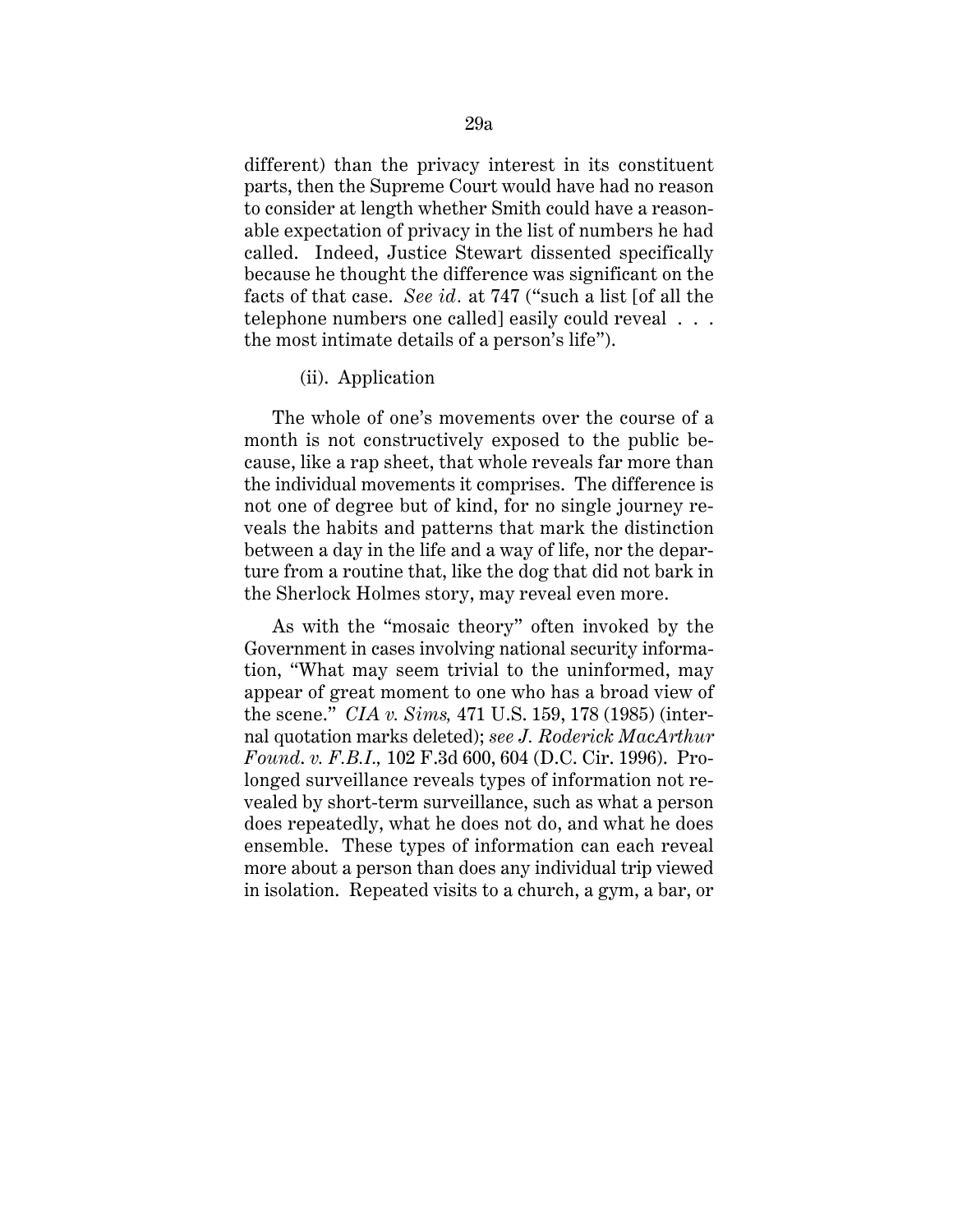different) than the privacy interest in its constituent parts, then the Supreme Court would have had no reason to consider at length whether Smith could have a reasonable expectation of privacy in the list of numbers he had called. Indeed, Justice Stewart dissented specifically because he thought the difference was significant on the facts of that case. *See id*. at 747 ("such a list [of all the telephone numbers one called] easily could reveal . . . the most intimate details of a person's life").

(ii). Application

The whole of one's movements over the course of a month is not constructively exposed to the public because, like a rap sheet, that whole reveals far more than the individual movements it comprises. The difference is not one of degree but of kind, for no single journey reveals the habits and patterns that mark the distinction between a day in the life and a way of life, nor the departure from a routine that, like the dog that did not bark in the Sherlock Holmes story, may reveal even more.

As with the "mosaic theory" often invoked by the Government in cases involving national security information, "What may seem trivial to the uninformed, may appear of great moment to one who has a broad view of the scene." *CIA v. Sims,* 471 U.S. 159, 178 (1985) (internal quotation marks deleted); *see J. Roderick MacArthur Found. v. F.B.I.,* 102 F.3d 600, 604 (D.C. Cir. 1996). Prolonged surveillance reveals types of information not revealed by short-term surveillance, such as what a person does repeatedly, what he does not do, and what he does ensemble. These types of information can each reveal more about a person than does any individual trip viewed in isolation. Repeated visits to a church, a gym, a bar, or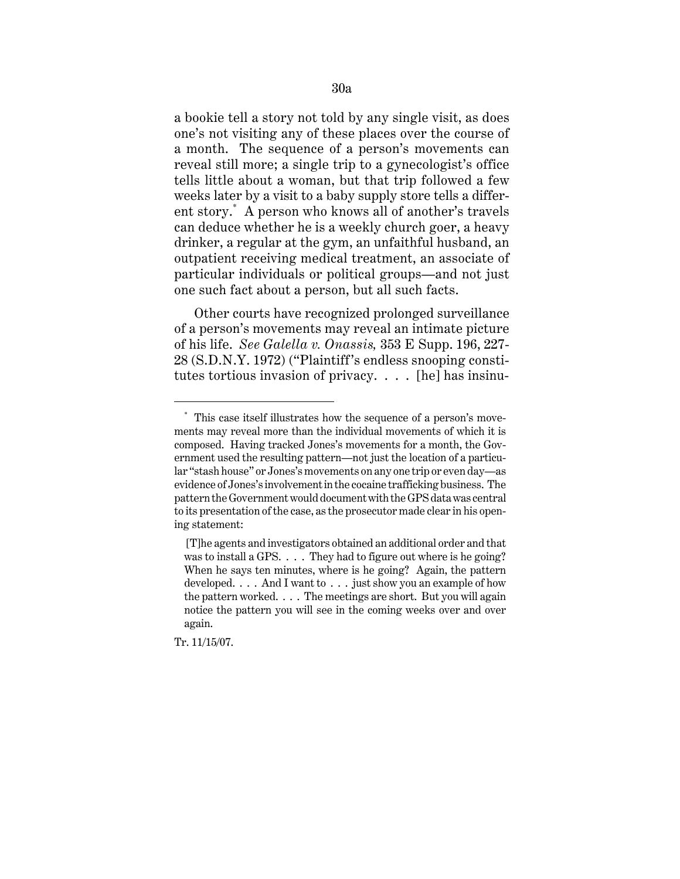a bookie tell a story not told by any single visit, as does one's not visiting any of these places over the course of a month. The sequence of a person's movements can reveal still more; a single trip to a gynecologist's office tells little about a woman, but that trip followed a few weeks later by a visit to a baby supply store tells a different story.* A person who knows all of another's travels can deduce whether he is a weekly church goer, a heavy drinker, a regular at the gym, an unfaithful husband, an outpatient receiving medical treatment, an associate of particular individuals or political groups—and not just one such fact about a person, but all such facts.

Other courts have recognized prolonged surveillance of a person's movements may reveal an intimate picture of his life. *See Galella v. Onassis,* 353 E Supp. 196, 227-28 (S.D.N.Y. 1972) ("Plaintiff's endless snooping constitutes tortious invasion of privacy. . . . [he] has insinu-

---

* This case itself illustrates how the sequence of a person's movements may reveal more than the individual movements of which it is composed. Having tracked Jones's movements for a month, the Government used the resulting pattern—not just the location of a particular "stash house" or Jones's movements on any one trip or even day—as evidence of Jones's involvement in the cocaine trafficking business. The pattern the Government would document with the GPS data was central to its presentation of the case, as the prosecutor made clear in his opening statement:

> [T]he agents and investigators obtained an additional order and that was to install a GPS. . . . They had to figure out where is he going? When he says ten minutes, where is he going? Again, the pattern developed. . . . And I want to . . . just show you an example of how the pattern worked. . . . The meetings are short. But you will again notice the pattern you will see in the coming weeks over and over again.

Tr. 11/15/07.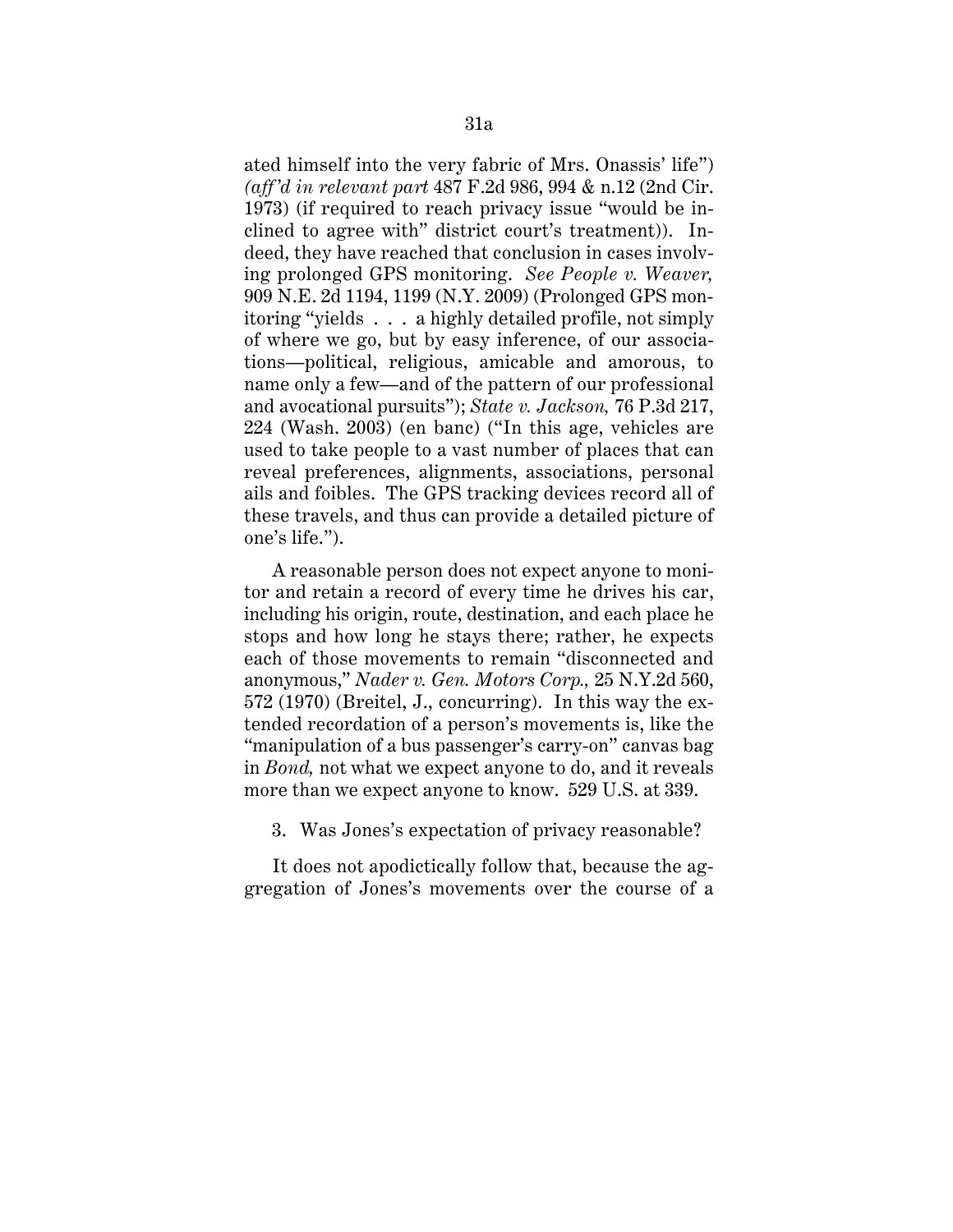ated himself into the very fabric of Mrs. Onassis' life") *(aff'd in relevant part* 487 F.2d 986, 994 & n.12 (2nd Cir. 1973) (if required to reach privacy issue "would be inclined to agree with" district court's treatment)). Indeed, they have reached that conclusion in cases involving prolonged GPS monitoring. *See People v. Weaver,* 909 N.E. 2d 1194, 1199 (N.Y. 2009) (Prolonged GPS monitoring "yields . . . a highly detailed profile, not simply of where we go, but by easy inference, of our associations—political, religious, amicable and amorous, to name only a few—and of the pattern of our professional and avocational pursuits"); *State v. Jackson,* 76 P.3d 217, 224 (Wash. 2003) (en banc) ("In this age, vehicles are used to take people to a vast number of places that can reveal preferences, alignments, associations, personal ails and foibles. The GPS tracking devices record all of these travels, and thus can provide a detailed picture of one's life.").

A reasonable person does not expect anyone to monitor and retain a record of every time he drives his car, including his origin, route, destination, and each place he stops and how long he stays there; rather, he expects each of those movements to remain "disconnected and anonymous," *Nader v. Gen. Motors Corp.,* 25 N.Y.2d 560, 572 (1970) (Breitel, J., concurring). In this way the extended recordation of a person's movements is, like the "manipulation of a bus passenger's carry-on" canvas bag in *Bond,* not what we expect anyone to do, and it reveals more than we expect anyone to know. 529 U.S. at 339.

3. Was Jones's expectation of privacy reasonable?

It does not apodictically follow that, because the aggregation of Jones's movements over the course of a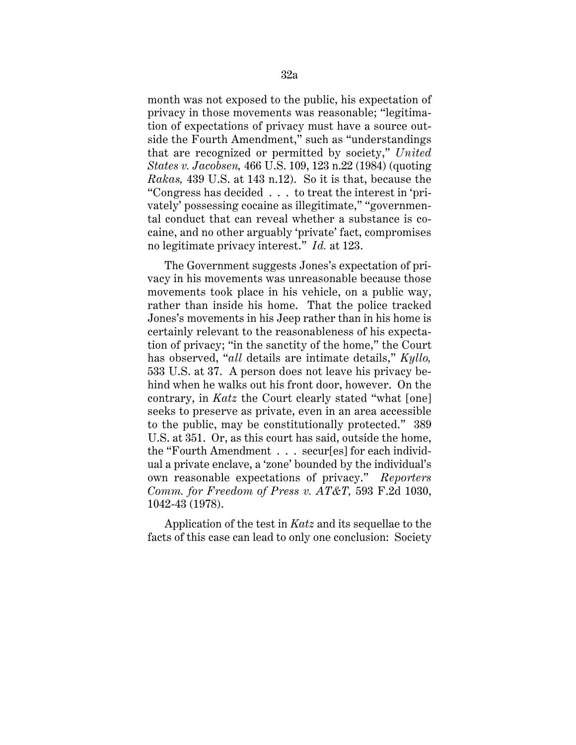month was not exposed to the public, his expectation of privacy in those movements was reasonable; "legitimation of expectations of privacy must have a source outside the Fourth Amendment," such as "understandings that are recognized or permitted by society," *United States v. Jacobsen,* 466 U.S. 109, 123 n.22 (1984) (quoting *Rakas,* 439 U.S. at 143 n.12). So it is that, because the "Congress has decided . . . to treat the interest in 'privately' possessing cocaine as illegitimate," "governmental conduct that can reveal whether a substance is cocaine, and no other arguably 'private' fact, compromises no legitimate privacy interest." *Id.* at 123.

The Government suggests Jones's expectation of privacy in his movements was unreasonable because those movements took place in his vehicle, on a public way, rather than inside his home. That the police tracked Jones's movements in his Jeep rather than in his home is certainly relevant to the reasonableness of his expectation of privacy; "in the sanctity of the home," the Court has observed, "*all* details are intimate details," *Kyllo,* 533 U.S. at 37. A person does not leave his privacy behind when he walks out his front door, however. On the contrary, in *Katz* the Court clearly stated "what [one] seeks to preserve as private, even in an area accessible to the public, may be constitutionally protected." 389 U.S. at 351. Or, as this court has said, outside the home, the "Fourth Amendment . . . secur[es] for each individual a private enclave, a 'zone' bounded by the individual's own reasonable expectations of privacy." *Reporters Comm. for Freedom of Press v. AT&T,* 593 F.2d 1030, 1042-43 (1978).

Application of the test in *Katz* and its sequellae to the facts of this case can lead to only one conclusion: Society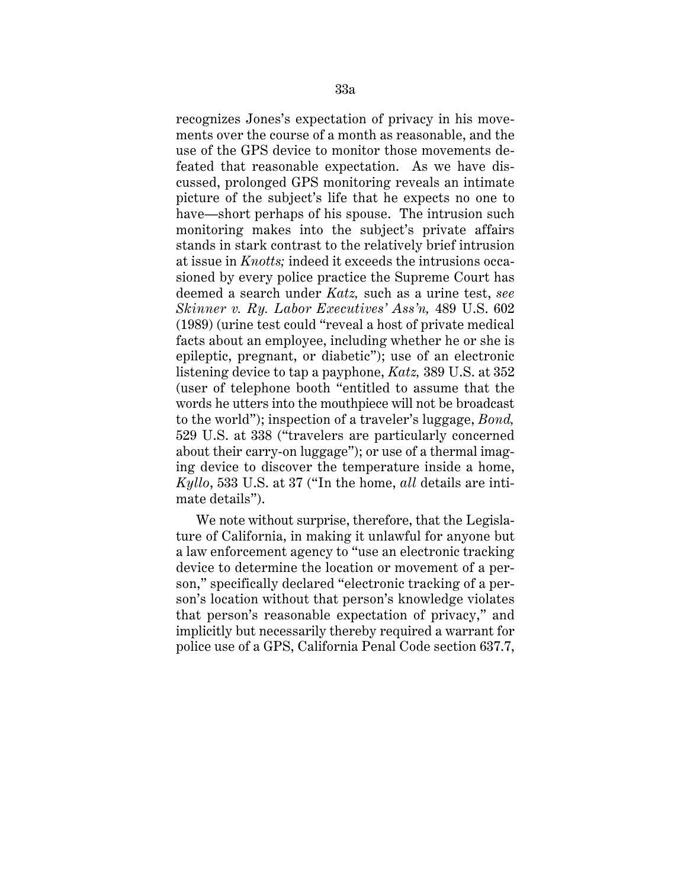recognizes Jones's expectation of privacy in his movements over the course of a month as reasonable, and the use of the GPS device to monitor those movements defeated that reasonable expectation. As we have discussed, prolonged GPS monitoring reveals an intimate picture of the subject's life that he expects no one to have—short perhaps of his spouse. The intrusion such monitoring makes into the subject's private affairs stands in stark contrast to the relatively brief intrusion at issue in *Knotts;* indeed it exceeds the intrusions occasioned by every police practice the Supreme Court has deemed a search under *Katz,* such as a urine test, *see Skinner v. Ry. Labor Executives' Ass'n,* 489 U.S. 602 (1989) (urine test could "reveal a host of private medical facts about an employee, including whether he or she is epileptic, pregnant, or diabetic"); use of an electronic listening device to tap a payphone, *Katz,* 389 U.S. at 352 (user of telephone booth "entitled to assume that the words he utters into the mouthpiece will not be broadcast to the world"); inspection of a traveler's luggage, *Bond,* 529 U.S. at 338 ("travelers are particularly concerned about their carry-on luggage"); or use of a thermal imaging device to discover the temperature inside a home, *Kyllo*, 533 U.S. at 37 ("In the home, *all* details are intimate details").

We note without surprise, therefore, that the Legislature of California, in making it unlawful for anyone but a law enforcement agency to "use an electronic tracking device to determine the location or movement of a person," specifically declared "electronic tracking of a person's location without that person's knowledge violates that person's reasonable expectation of privacy," and implicitly but necessarily thereby required a warrant for police use of a GPS, California Penal Code section 637.7,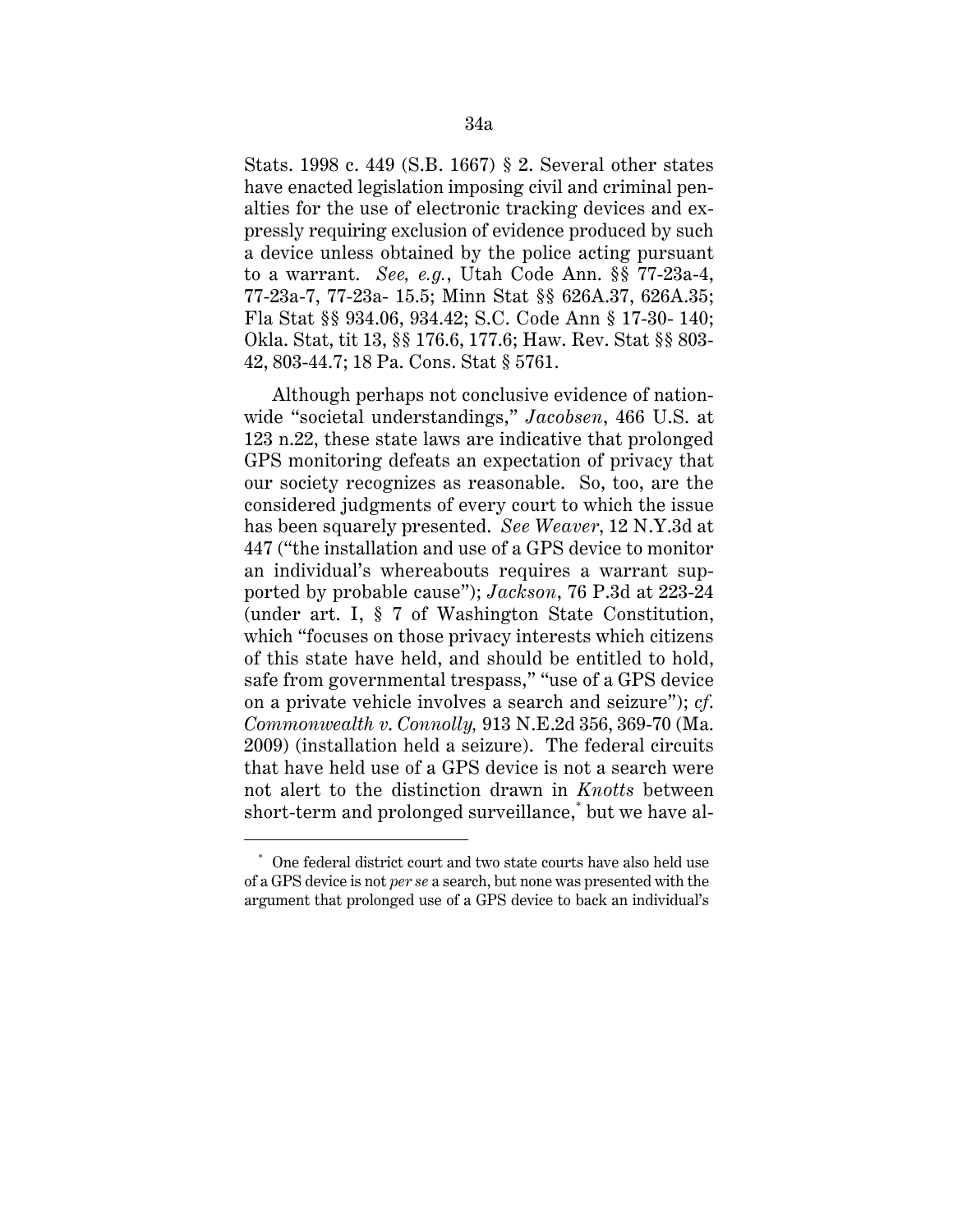Stats. 1998 c. 449 (S.B. 1667) § 2. Several other states have enacted legislation imposing civil and criminal penalties for the use of electronic tracking devices and expressly requiring exclusion of evidence produced by such a device unless obtained by the police acting pursuant to a warrant. *See, e.g.*, Utah Code Ann. §§ 77-23a-4, 77-23a-7, 77-23a- 15.5; Minn Stat §§ 626A.37, 626A.35; Fla Stat §§ 934.06, 934.42; S.C. Code Ann § 17-30- 140; Okla. Stat, tit 13, §§ 176.6, 177.6; Haw. Rev. Stat §§ 803-42, 803-44.7; 18 Pa. Cons. Stat § 5761.

Although perhaps not conclusive evidence of nationwide "societal understandings," *Jacobsen*, 466 U.S. at 123 n.22, these state laws are indicative that prolonged GPS monitoring defeats an expectation of privacy that our society recognizes as reasonable. So, too, are the considered judgments of every court to which the issue has been squarely presented. *See Weaver*, 12 N.Y.3d at 447 ("the installation and use of a GPS device to monitor an individual's whereabouts requires a warrant supported by probable cause"); *Jackson*, 76 P.3d at 223-24 (under art. I, § 7 of Washington State Constitution, which "focuses on those privacy interests which citizens of this state have held, and should be entitled to hold, safe from governmental trespass," "use of a GPS device on a private vehicle involves a search and seizure"); *cf. Commonwealth v. Connolly,* 913 N.E.2d 356, 369-70 (Ma. 2009) (installation held a seizure). The federal circuits that have held use of a GPS device is not a search were not alert to the distinction drawn in *Knotts* between short-term and prolonged surveillance,* but we have al-

* One federal district court and two state courts have also held use of a GPS device is not *per se* a search, but none was presented with the argument that prolonged use of a GPS device to back an individual's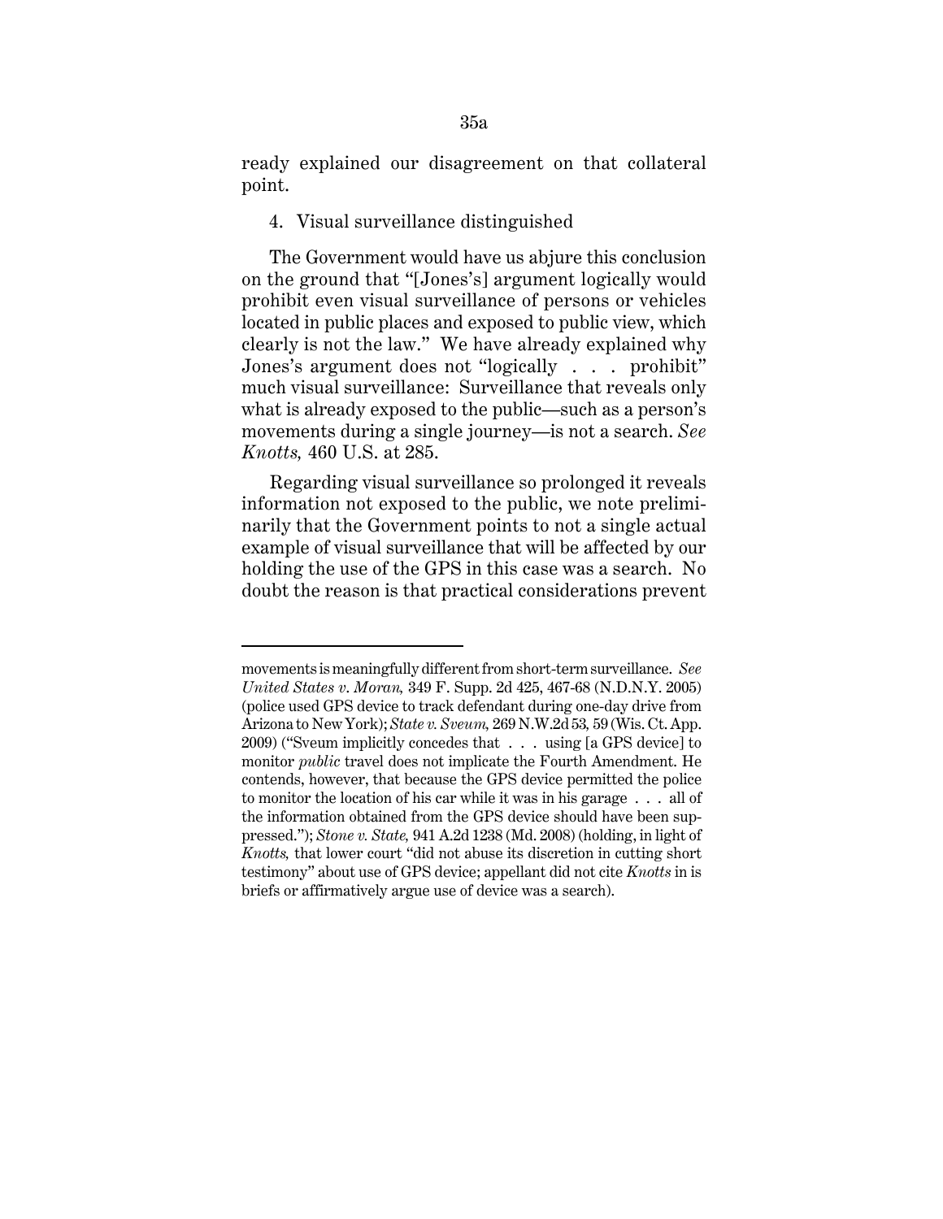ready explained our disagreement on that collateral point.

4. Visual surveillance distinguished

The Government would have us abjure this conclusion on the ground that "[Jones's] argument logically would prohibit even visual surveillance of persons or vehicles located in public places and exposed to public view, which clearly is not the law." We have already explained why Jones's argument does not "logically . . . prohibit" much visual surveillance: Surveillance that reveals only what is already exposed to the public—such as a person's movements during a single journey—is not a search. *See Knotts,* 460 U.S. at 285.

Regarding visual surveillance so prolonged it reveals information not exposed to the public, we note preliminarily that the Government points to not a single actual example of visual surveillance that will be affected by our holding the use of the GPS in this case was a search. No doubt the reason is that practical considerations prevent

---

movements is meaningfully different from short-term surveillance. *See United States v. Moran,* 349 F. Supp. 2d 425, 467-68 (N.D.N.Y. 2005) (police used GPS device to track defendant during one-day drive from Arizona to New York); *State v. Sveum,* 269 N.W.2d 53, 59 (Wis. Ct. App. 2009) ("Sveum implicitly concedes that . . . using [a GPS device] to monitor *public* travel does not implicate the Fourth Amendment. He contends, however, that because the GPS device permitted the police to monitor the location of his car while it was in his garage . . . all of the information obtained from the GPS device should have been suppressed."); *Stone v. State,* 941 A.2d 1238 (Md. 2008) (holding, in light of *Knotts,* that lower court "did not abuse its discretion in cutting short testimony" about use of GPS device; appellant did not cite *Knotts* in is briefs or affirmatively argue use of device was a search).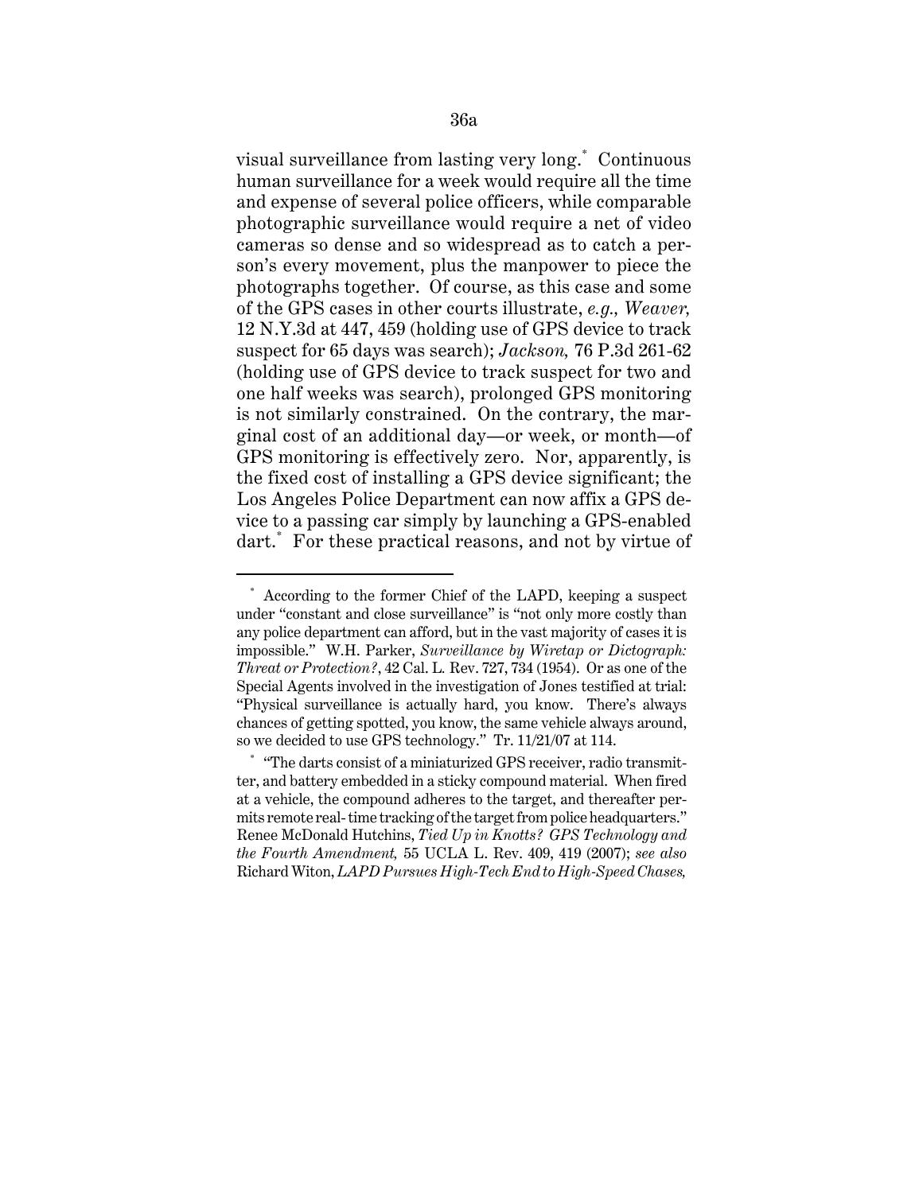visual surveillance from lasting very long.* Continuous human surveillance for a week would require all the time and expense of several police officers, while comparable photographic surveillance would require a net of video cameras so dense and so widespread as to catch a person's every movement, plus the manpower to piece the photographs together. Of course, as this case and some of the GPS cases in other courts illustrate, *e.g., Weaver,* 12 N.Y.3d at 447, 459 (holding use of GPS device to track suspect for 65 days was search); *Jackson,* 76 P.3d 261-62 (holding use of GPS device to track suspect for two and one half weeks was search), prolonged GPS monitoring is not similarly constrained. On the contrary, the marginal cost of an additional day—or week, or month—of GPS monitoring is effectively zero. Nor, apparently, is the fixed cost of installing a GPS device significant; the Los Angeles Police Department can now affix a GPS device to a passing car simply by launching a GPS-enabled dart.* For these practical reasons, and not by virtue of

---

* According to the former Chief of the LAPD, keeping a suspect under "constant and close surveillance" is "not only more costly than any police department can afford, but in the vast majority of cases it is impossible." W.H. Parker, *Surveillance by Wiretap or Dictograph: Threat or Protection?*, 42 Cal. L. Rev. 727, 734 (1954). Or as one of the Special Agents involved in the investigation of Jones testified at trial: "Physical surveillance is actually hard, you know. There's always chances of getting spotted, you know, the same vehicle always around, so we decided to use GPS technology." Tr. 11/21/07 at 114.

* "The darts consist of a miniaturized GPS receiver, radio transmitter, and battery embedded in a sticky compound material. When fired at a vehicle, the compound adheres to the target, and thereafter permits remote real-time tracking of the target from police headquarters." Renee McDonald Hutchins, *Tied Up in Knotts? GPS Technology and the Fourth Amendment,* 55 UCLA L. Rev. 409, 419 (2007); *see also* Richard Witon, *LAPD Pursues High-Tech End to High-Speed Chases,*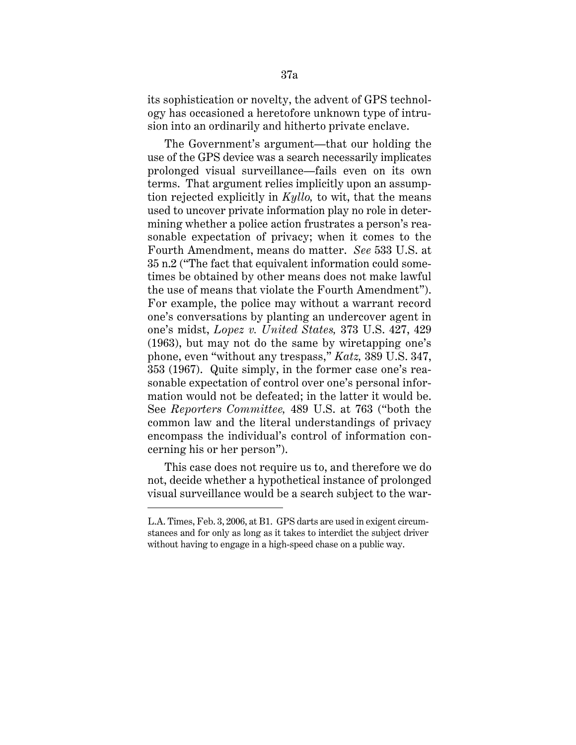its sophistication or novelty, the advent of GPS technology has occasioned a heretofore unknown type of intrusion into an ordinarily and hitherto private enclave.

The Government's argument—that our holding the use of the GPS device was a search necessarily implicates prolonged visual surveillance—fails even on its own terms. That argument relies implicitly upon an assumption rejected explicitly in *Kyllo,* to wit, that the means used to uncover private information play no role in determining whether a police action frustrates a person's reasonable expectation of privacy; when it comes to the Fourth Amendment, means do matter. *See* 533 U.S. at 35 n.2 ("The fact that equivalent information could sometimes be obtained by other means does not make lawful the use of means that violate the Fourth Amendment"). For example, the police may without a warrant record one's conversations by planting an undercover agent in one's midst, *Lopez v. United States,* 373 U.S. 427, 429 (1963), but may not do the same by wiretapping one's phone, even "without any trespass," *Katz,* 389 U.S. 347, 353 (1967). Quite simply, in the former case one's reasonable expectation of control over one's personal information would not be defeated; in the latter it would be. See *Reporters Committee,* 489 U.S. at 763 ("both the common law and the literal understandings of privacy encompass the individual's control of information concerning his or her person").

This case does not require us to, and therefore we do not, decide whether a hypothetical instance of prolonged visual surveillance would be a search subject to the war-

---

L.A. Times, Feb. 3, 2006, at B1. GPS darts are used in exigent circumstances and for only as long as it takes to interdict the subject driver without having to engage in a high-speed chase on a public way.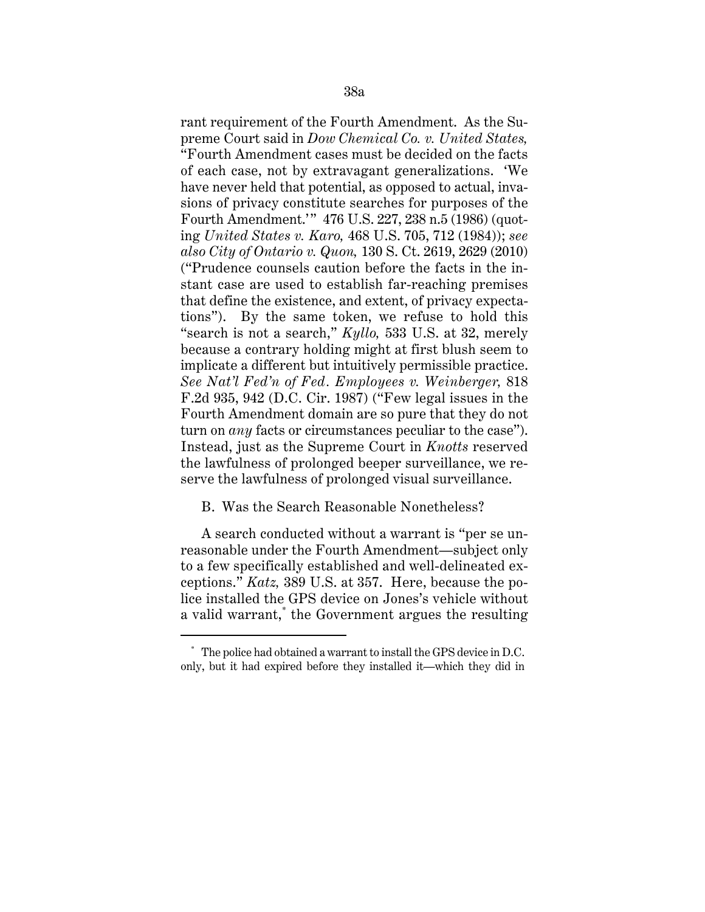rant requirement of the Fourth Amendment. As the Supreme Court said in *Dow Chemical Co. v. United States,* "Fourth Amendment cases must be decided on the facts of each case, not by extravagant generalizations. 'We have never held that potential, as opposed to actual, invasions of privacy constitute searches for purposes of the Fourth Amendment.'" 476 U.S. 227, 238 n.5 (1986) (quoting *United States v. Karo,* 468 U.S. 705, 712 (1984)); *see also City of Ontario v. Quon,* 130 S. Ct. 2619, 2629 (2010) ("Prudence counsels caution before the facts in the instant case are used to establish far-reaching premises that define the existence, and extent, of privacy expectations"). By the same token, we refuse to hold this "search is not a search," *Kyllo,* 533 U.S. at 32, merely because a contrary holding might at first blush seem to implicate a different but intuitively permissible practice. *See Nat'l Fed'n of Fed. Employees v. Weinberger,* 818 F.2d 935, 942 (D.C. Cir. 1987) ("Few legal issues in the Fourth Amendment domain are so pure that they do not turn on *any* facts or circumstances peculiar to the case"). Instead, just as the Supreme Court in *Knotts* reserved the lawfulness of prolonged beeper surveillance, we reserve the lawfulness of prolonged visual surveillance.

B. Was the Search Reasonable Nonetheless?

A search conducted without a warrant is "per se unreasonable under the Fourth Amendment—subject only to a few specifically established and well-delineated exceptions." *Katz,* 389 U.S. at 357. Here, because the police installed the GPS device on Jones's vehicle without a valid warrant,* the Government argues the resulting

---

\* The police had obtained a warrant to install the GPS device in D.C. only, but it had expired before they installed it—which they did in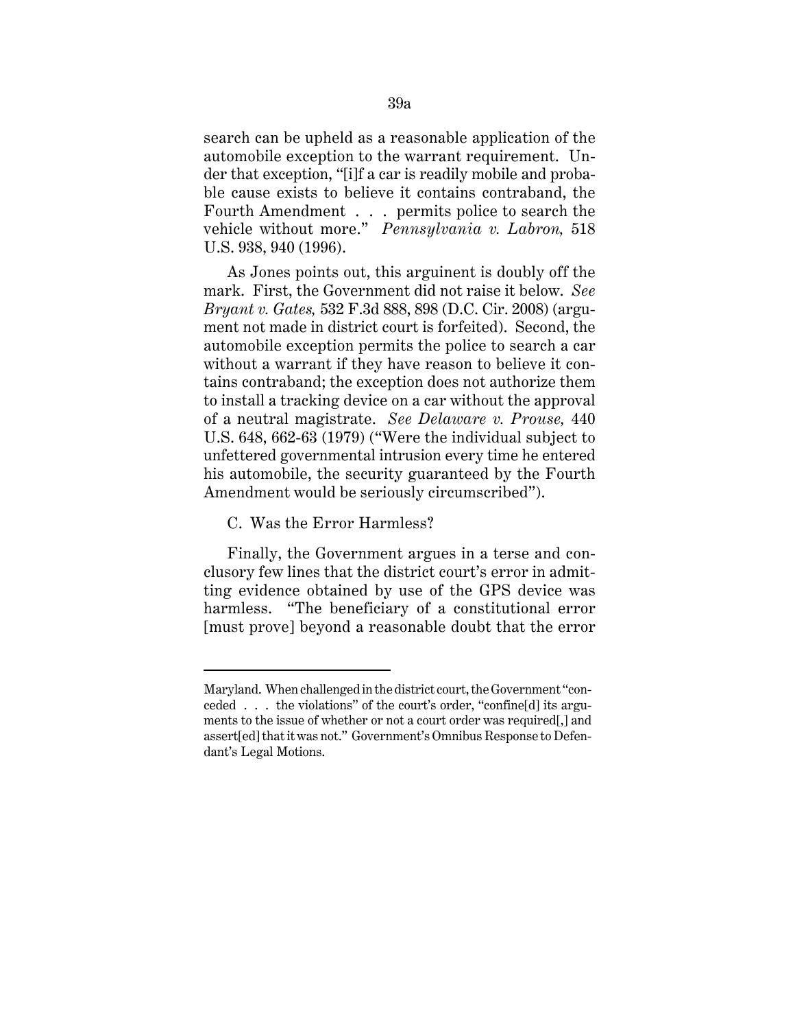search can be upheld as a reasonable application of the automobile exception to the warrant requirement. Under that exception, "[i]f a car is readily mobile and probable cause exists to believe it contains contraband, the Fourth Amendment . . . permits police to search the vehicle without more." *Pennsylvania v. Labron,* 518 U.S. 938, 940 (1996).

As Jones points out, this arguinent is doubly off the mark. First, the Government did not raise it below. *See Bryant v. Gates,* 532 F.3d 888, 898 (D.C. Cir. 2008) (argument not made in district court is forfeited). Second, the automobile exception permits the police to search a car without a warrant if they have reason to believe it contains contraband; the exception does not authorize them to install a tracking device on a car without the approval of a neutral magistrate. *See Delaware v. Prouse,* 440 U.S. 648, 662-63 (1979) ("Were the individual subject to unfettered governmental intrusion every time he entered his automobile, the security guaranteed by the Fourth Amendment would be seriously circumscribed").

C. Was the Error Harmless?

Finally, the Government argues in a terse and conclusory few lines that the district court's error in admitting evidence obtained by use of the GPS device was harmless. "The beneficiary of a constitutional error [must prove] beyond a reasonable doubt that the error

---

Maryland. When challenged in the district court, the Government "conceded . . . the violations" of the court's order, "confine[d] its arguments to the issue of whether or not a court order was required[,] and assert[ed] that it was not." Government's Omnibus Response to Defendant's Legal Motions.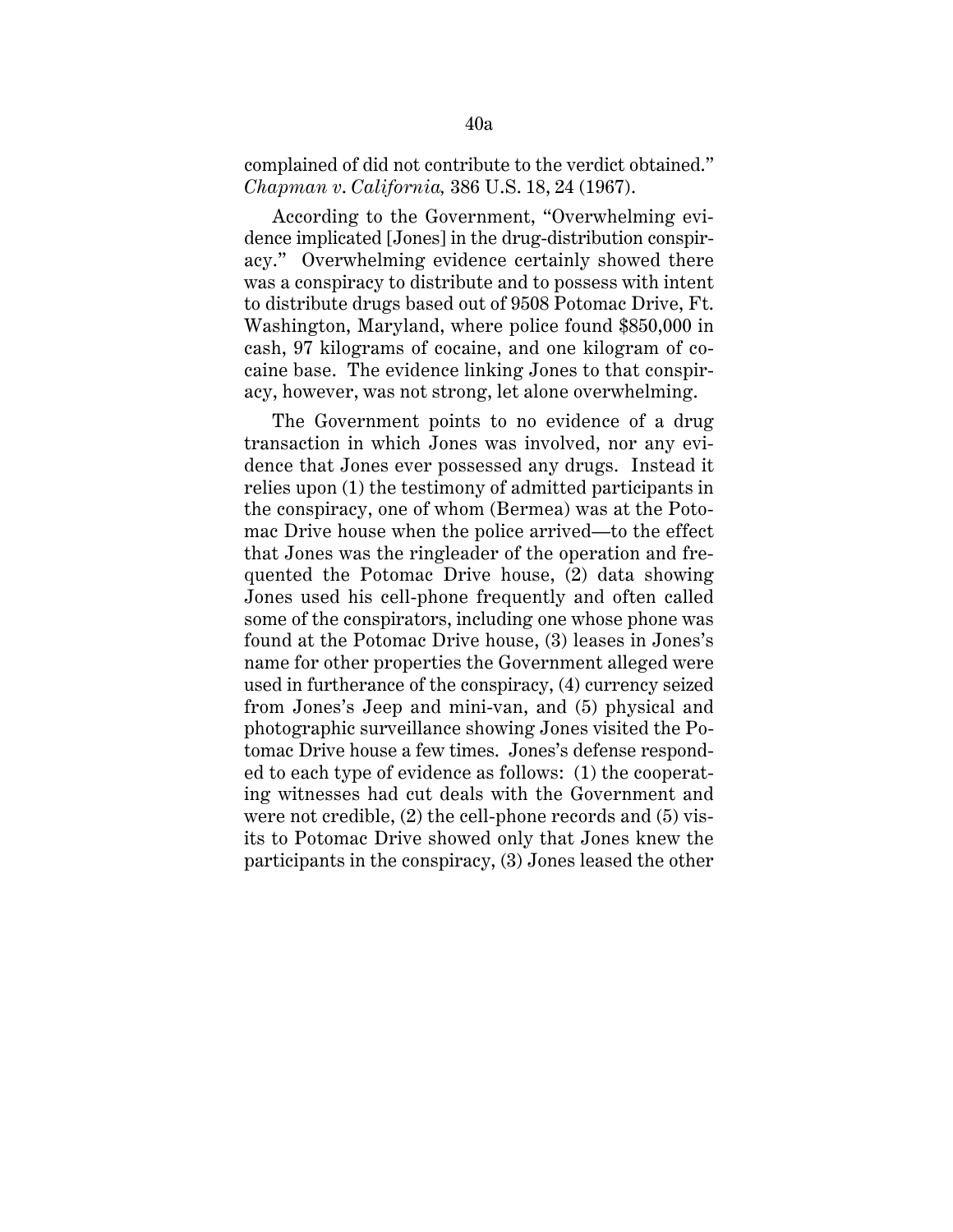complained of did not contribute to the verdict obtained." *Chapman v. California*, 386 U.S. 18, 24 (1967).

According to the Government, "Overwhelming evidence implicated [Jones] in the drug-distribution conspiracy." Overwhelming evidence certainly showed there was a conspiracy to distribute and to possess with intent to distribute drugs based out of 9508 Potomac Drive, Ft. Washington, Maryland, where police found $850,000 in cash, 97 kilograms of cocaine, and one kilogram of cocaine base. The evidence linking Jones to that conspiracy, however, was not strong, let alone overwhelming.

The Government points to no evidence of a drug transaction in which Jones was involved, nor any evidence that Jones ever possessed any drugs. Instead it relies upon (1) the testimony of admitted participants in the conspiracy, one of whom (Bermea) was at the Potomac Drive house when the police arrived—to the effect that Jones was the ringleader of the operation and frequented the Potomac Drive house, (2) data showing Jones used his cell-phone frequently and often called some of the conspirators, including one whose phone was found at the Potomac Drive house, (3) leases in Jones's name for other properties the Government alleged were used in furtherance of the conspiracy, (4) currency seized from Jones's Jeep and mini-van, and (5) physical and photographic surveillance showing Jones visited the Potomac Drive house a few times. Jones's defense responded to each type of evidence as follows: (1) the cooperating witnesses had cut deals with the Government and were not credible, (2) the cell-phone records and (5) visits to Potomac Drive showed only that Jones knew the participants in the conspiracy, (3) Jones leased the other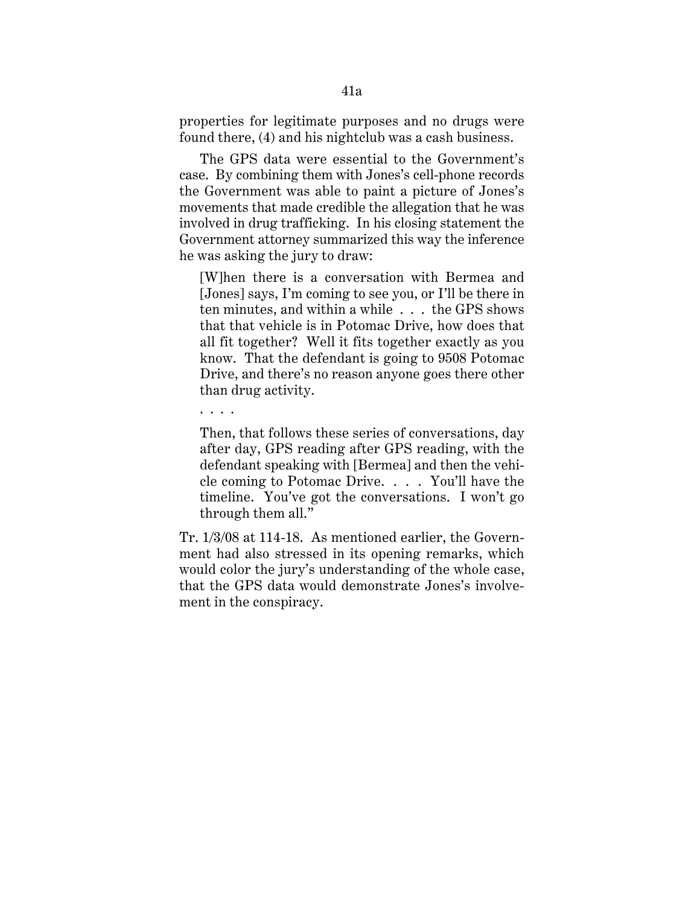properties for legitimate purposes and no drugs were found there, (4) and his nightclub was a cash business.

The GPS data were essential to the Government's case. By combining them with Jones's cell-phone records the Government was able to paint a picture of Jones's movements that made credible the allegation that he was involved in drug trafficking. In his closing statement the Government attorney summarized this way the inference he was asking the jury to draw:

> [W]hen there is a conversation with Bermea and [Jones] says, I'm coming to see you, or I'll be there in ten minutes, and within a while . . . the GPS shows that that vehicle is in Potomac Drive, how does that all fit together? Well it fits together exactly as you know. That the defendant is going to 9508 Potomac Drive, and there's no reason anyone goes there other than drug activity.
>
> . . . .
>
> Then, that follows these series of conversations, day after day, GPS reading after GPS reading, with the defendant speaking with [Bermea] and then the vehicle coming to Potomac Drive. . . . You'll have the timeline. You've got the conversations. I won't go through them all."

Tr. 1/3/08 at 114-18. As mentioned earlier, the Government had also stressed in its opening remarks, which would color the jury's understanding of the whole case, that the GPS data would demonstrate Jones's involvement in the conspiracy.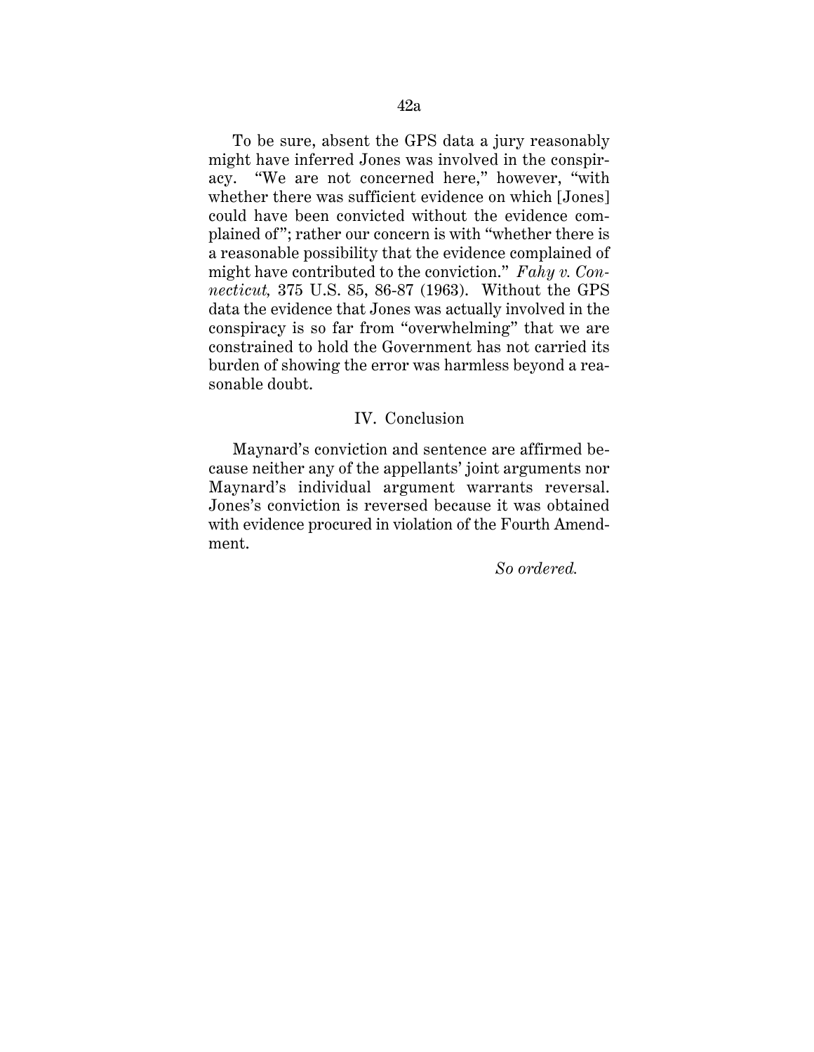To be sure, absent the GPS data a jury reasonably might have inferred Jones was involved in the conspiracy. "We are not concerned here," however, "with whether there was sufficient evidence on which [Jones] could have been convicted without the evidence complained of"; rather our concern is with "whether there is a reasonable possibility that the evidence complained of might have contributed to the conviction." *Fahy v. Connecticut,* 375 U.S. 85, 86-87 (1963). Without the GPS data the evidence that Jones was actually involved in the conspiracy is so far from "overwhelming" that we are constrained to hold the Government has not carried its burden of showing the error was harmless beyond a reasonable doubt.

## IV. Conclusion

Maynard's conviction and sentence are affirmed because neither any of the appellants' joint arguments nor Maynard's individual argument warrants reversal. Jones's conviction is reversed because it was obtained with evidence procured in violation of the Fourth Amendment.

*So ordered.*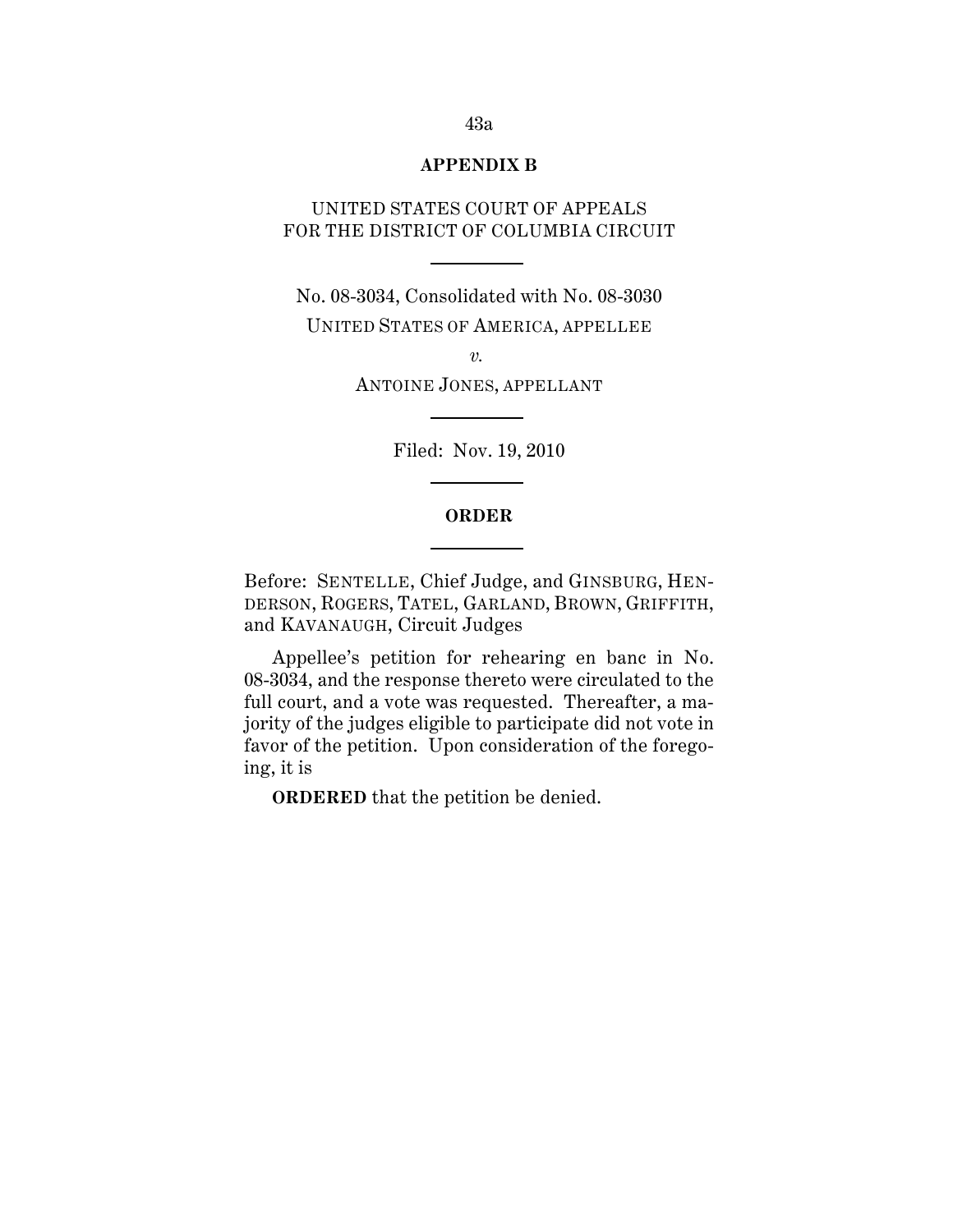## APPENDIX B

UNITED STATES COURT OF APPEALS
FOR THE DISTRICT OF COLUMBIA CIRCUIT

---

No. 08-3034, Consolidated with No. 08-3030

UNITED STATES OF AMERICA, APPELLEE

*v.*

ANTOINE JONES, APPELLANT

---

Filed: Nov. 19, 2010

---

**ORDER**

---

Before: SENTELLE, Chief Judge, and GINSBURG, HENDERSON, ROGERS, TATEL, GARLAND, BROWN, GRIFFITH, and KAVANAUGH, Circuit Judges

Appellee's petition for rehearing en banc in No. 08-3034, and the response thereto were circulated to the full court, and a vote was requested. Thereafter, a majority of the judges eligible to participate did not vote in favor of the petition. Upon consideration of the foregoing, it is

**ORDERED** that the petition be denied.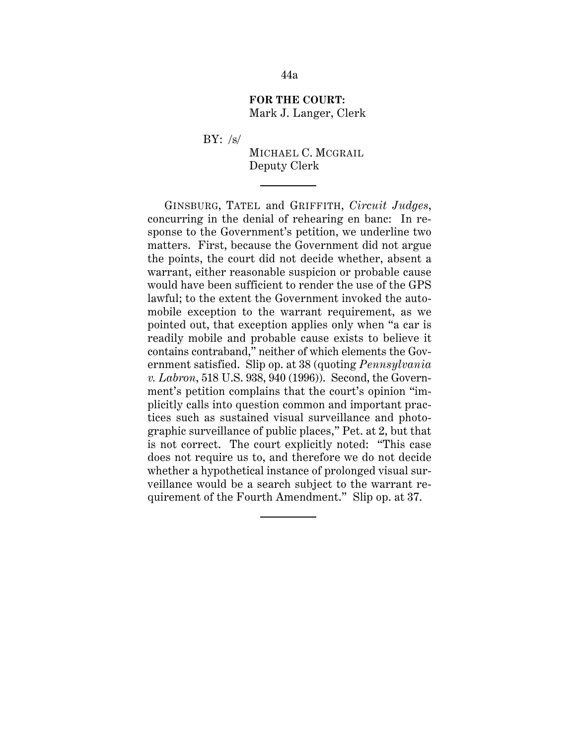**FOR THE COURT:**
Mark J. Langer, Clerk

BY: /s/

MICHAEL C. MCGRAIL
Deputy Clerk

---

GINSBURG, TATEL and GRIFFITH, *Circuit Judges*, concurring in the denial of rehearing en banc: In response to the Government's petition, we underline two matters. First, because the Government did not argue the points, the court did not decide whether, absent a warrant, either reasonable suspicion or probable cause would have been sufficient to render the use of the GPS lawful; to the extent the Government invoked the automobile exception to the warrant requirement, as we pointed out, that exception applies only when "a car is readily mobile and probable cause exists to believe it contains contraband," neither of which elements the Government satisfied. Slip op. at 38 (quoting *Pennsylvania v. Labron*, 518 U.S. 938, 940 (1996)). Second, the Government's petition complains that the court's opinion "implicitly calls into question common and important practices such as sustained visual surveillance and photographic surveillance of public places," Pet. at 2, but that is not correct. The court explicitly noted: "This case does not require us to, and therefore we do not decide whether a hypothetical instance of prolonged visual surveillance would be a search subject to the warrant requirement of the Fourth Amendment." Slip op. at 37.

---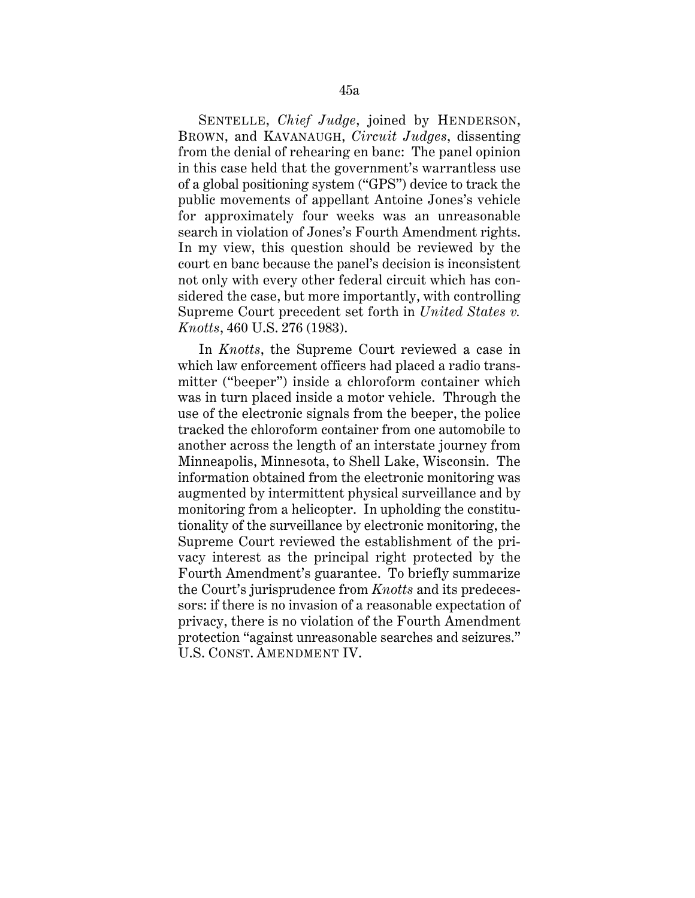SENTELLE, *Chief Judge*, joined by HENDERSON, BROWN, and KAVANAUGH, *Circuit Judges*, dissenting from the denial of rehearing en banc: The panel opinion in this case held that the government's warrantless use of a global positioning system ("GPS") device to track the public movements of appellant Antoine Jones's vehicle for approximately four weeks was an unreasonable search in violation of Jones's Fourth Amendment rights. In my view, this question should be reviewed by the court en banc because the panel's decision is inconsistent not only with every other federal circuit which has considered the case, but more importantly, with controlling Supreme Court precedent set forth in *United States v. Knotts*, 460 U.S. 276 (1983).

In *Knotts*, the Supreme Court reviewed a case in which law enforcement officers had placed a radio transmitter ("beeper") inside a chloroform container which was in turn placed inside a motor vehicle. Through the use of the electronic signals from the beeper, the police tracked the chloroform container from one automobile to another across the length of an interstate journey from Minneapolis, Minnesota, to Shell Lake, Wisconsin. The information obtained from the electronic monitoring was augmented by intermittent physical surveillance and by monitoring from a helicopter. In upholding the constitutionality of the surveillance by electronic monitoring, the Supreme Court reviewed the establishment of the privacy interest as the principal right protected by the Fourth Amendment's guarantee. To briefly summarize the Court's jurisprudence from *Knotts* and its predecessors: if there is no invasion of a reasonable expectation of privacy, there is no violation of the Fourth Amendment protection "against unreasonable searches and seizures." U.S. CONST. AMENDMENT IV.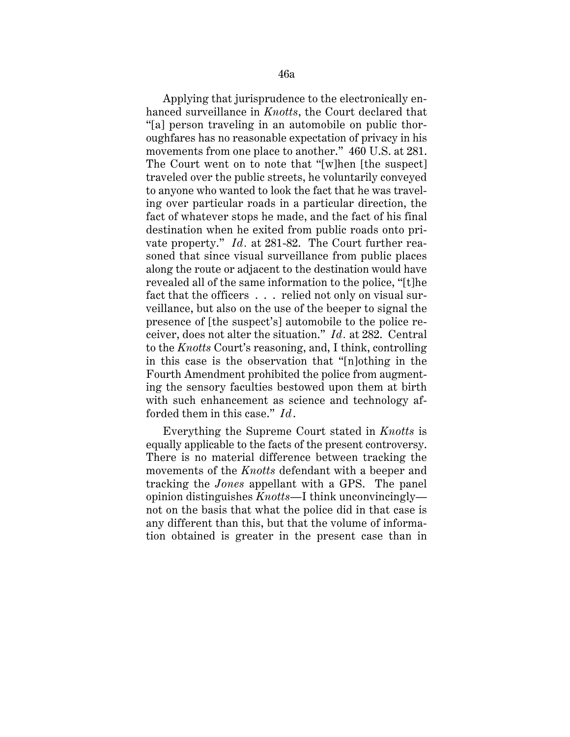Applying that jurisprudence to the electronically enhanced surveillance in *Knotts*, the Court declared that "[a] person traveling in an automobile on public thoroughfares has no reasonable expectation of privacy in his movements from one place to another." 460 U.S. at 281. The Court went on to note that "[w]hen [the suspect] traveled over the public streets, he voluntarily conveyed to anyone who wanted to look the fact that he was traveling over particular roads in a particular direction, the fact of whatever stops he made, and the fact of his final destination when he exited from public roads onto private property." *Id.* at 281-82. The Court further reasoned that since visual surveillance from public places along the route or adjacent to the destination would have revealed all of the same information to the police, "[t]he fact that the officers . . . relied not only on visual surveillance, but also on the use of the beeper to signal the presence of [the suspect's] automobile to the police receiver, does not alter the situation." *Id.* at 282. Central to the *Knotts* Court's reasoning, and, I think, controlling in this case is the observation that "[n]othing in the Fourth Amendment prohibited the police from augmenting the sensory faculties bestowed upon them at birth with such enhancement as science and technology afforded them in this case." *Id.*

Everything the Supreme Court stated in *Knotts* is equally applicable to the facts of the present controversy. There is no material difference between tracking the movements of the *Knotts* defendant with a beeper and tracking the *Jones* appellant with a GPS. The panel opinion distinguishes *Knotts*—I think unconvincingly—not on the basis that what the police did in that case is any different than this, but that the volume of information obtained is greater in the present case than in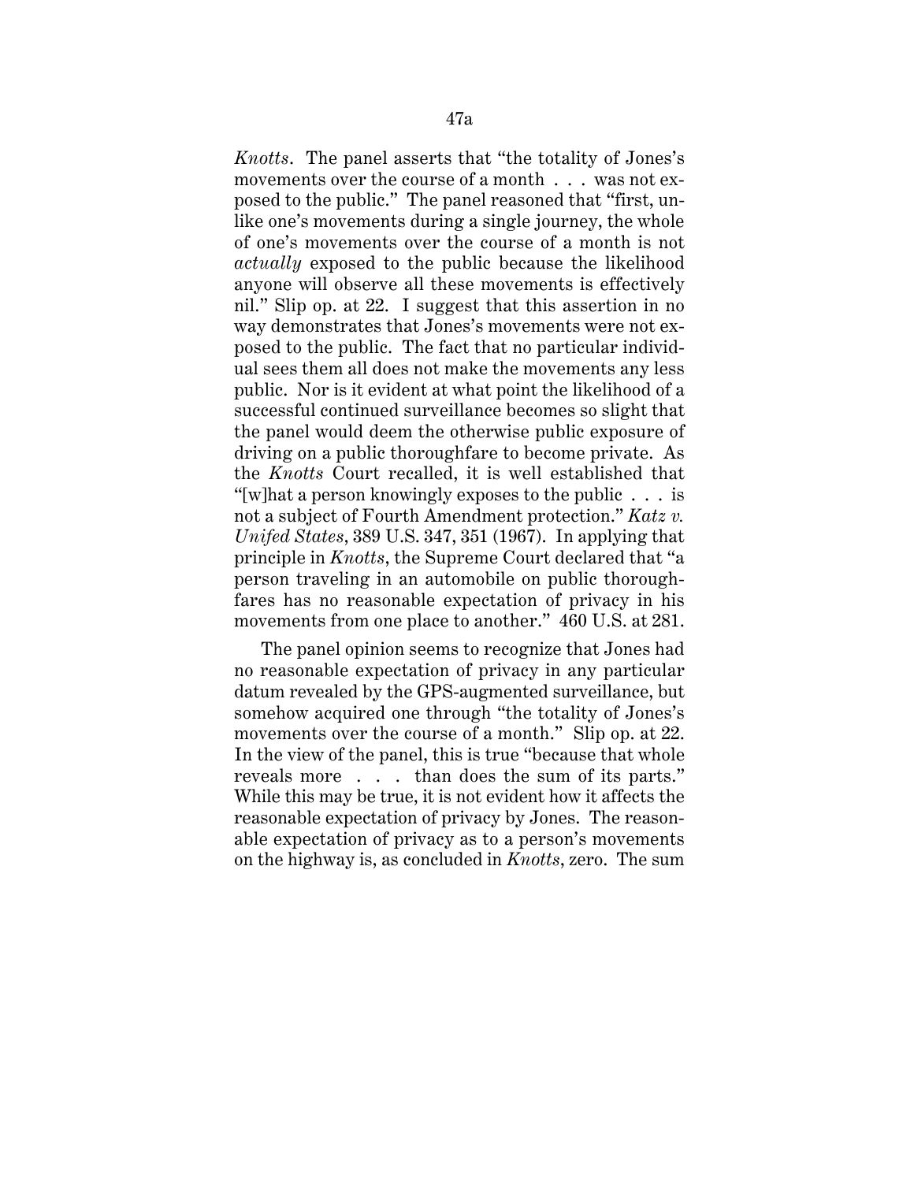*Knotts*. The panel asserts that "the totality of Jones's movements over the course of a month . . . was not exposed to the public." The panel reasoned that "first, unlike one's movements during a single journey, the whole of one's movements over the course of a month is not *actually* exposed to the public because the likelihood anyone will observe all these movements is effectively nil." Slip op. at 22. I suggest that this assertion in no way demonstrates that Jones's movements were not exposed to the public. The fact that no particular individual sees them all does not make the movements any less public. Nor is it evident at what point the likelihood of a successful continued surveillance becomes so slight that the panel would deem the otherwise public exposure of driving on a public thoroughfare to become private. As the *Knotts* Court recalled, it is well established that "[w]hat a person knowingly exposes to the public . . . is not a subject of Fourth Amendment protection." *Katz v. Unifed States*, 389 U.S. 347, 351 (1967). In applying that principle in *Knotts*, the Supreme Court declared that "a person traveling in an automobile on public thoroughfares has no reasonable expectation of privacy in his movements from one place to another." 460 U.S. at 281.

The panel opinion seems to recognize that Jones had no reasonable expectation of privacy in any particular datum revealed by the GPS-augmented surveillance, but somehow acquired one through "the totality of Jones's movements over the course of a month." Slip op. at 22. In the view of the panel, this is true "because that whole reveals more . . . than does the sum of its parts." While this may be true, it is not evident how it affects the reasonable expectation of privacy by Jones. The reasonable expectation of privacy as to a person's movements on the highway is, as concluded in *Knotts*, zero. The sum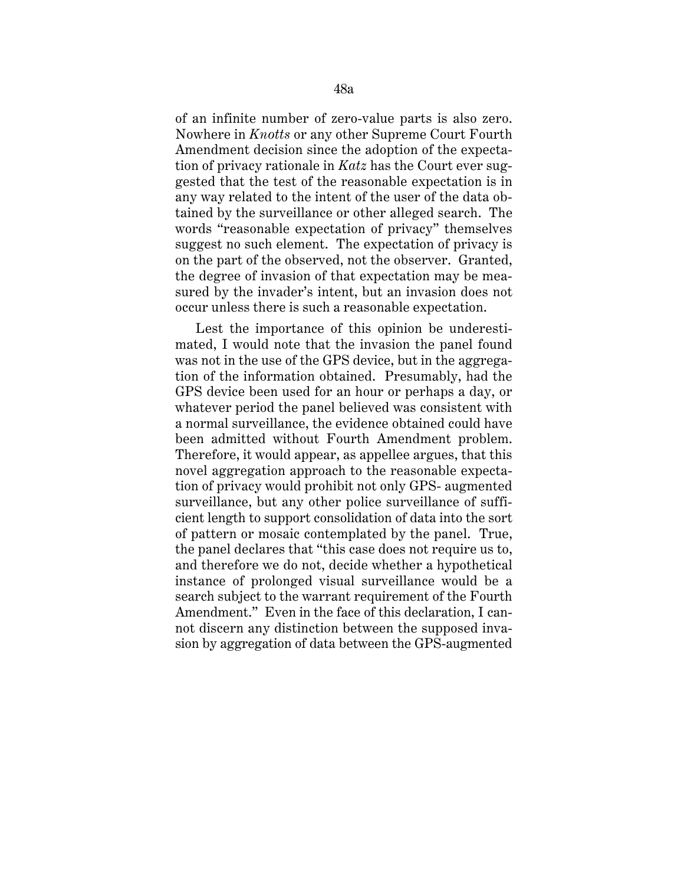of an infinite number of zero-value parts is also zero. Nowhere in *Knotts* or any other Supreme Court Fourth Amendment decision since the adoption of the expectation of privacy rationale in *Katz* has the Court ever suggested that the test of the reasonable expectation is in any way related to the intent of the user of the data obtained by the surveillance or other alleged search. The words "reasonable expectation of privacy" themselves suggest no such element. The expectation of privacy is on the part of the observed, not the observer. Granted, the degree of invasion of that expectation may be measured by the invader's intent, but an invasion does not occur unless there is such a reasonable expectation.

Lest the importance of this opinion be underestimated, I would note that the invasion the panel found was not in the use of the GPS device, but in the aggregation of the information obtained. Presumably, had the GPS device been used for an hour or perhaps a day, or whatever period the panel believed was consistent with a normal surveillance, the evidence obtained could have been admitted without Fourth Amendment problem. Therefore, it would appear, as appellee argues, that this novel aggregation approach to the reasonable expectation of privacy would prohibit not only GPS- augmented surveillance, but any other police surveillance of sufficient length to support consolidation of data into the sort of pattern or mosaic contemplated by the panel. True, the panel declares that "this case does not require us to, and therefore we do not, decide whether a hypothetical instance of prolonged visual surveillance would be a search subject to the warrant requirement of the Fourth Amendment." Even in the face of this declaration, I cannot discern any distinction between the supposed invasion by aggregation of data between the GPS-augmented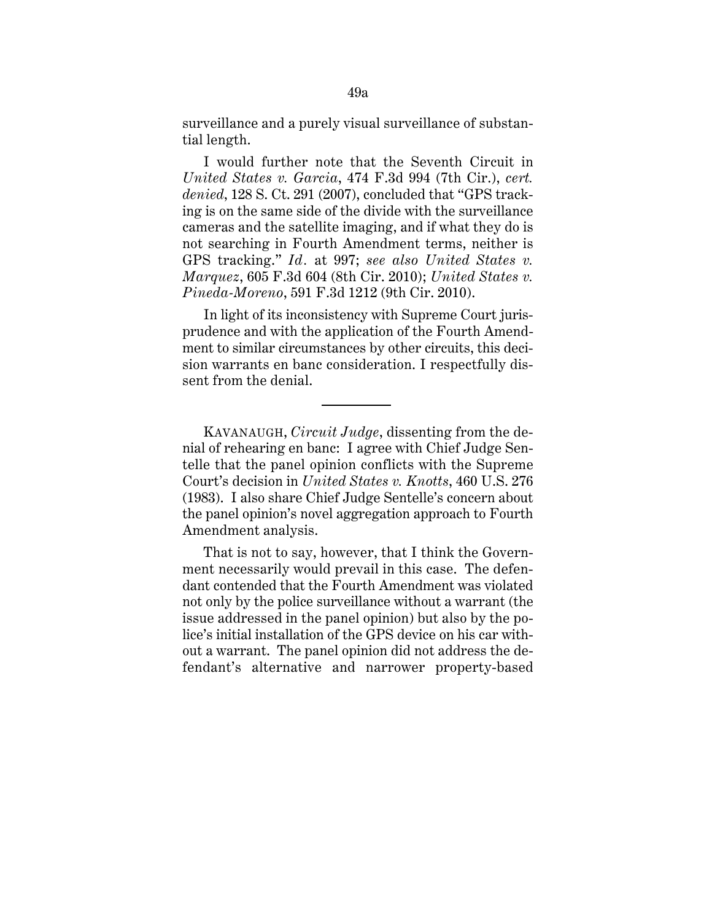surveillance and a purely visual surveillance of substantial length.

I would further note that the Seventh Circuit in *United States v. Garcia*, 474 F.3d 994 (7th Cir.), *cert. denied*, 128 S. Ct. 291 (2007), concluded that "GPS tracking is on the same side of the divide with the surveillance cameras and the satellite imaging, and if what they do is not searching in Fourth Amendment terms, neither is GPS tracking." *Id*. at 997; *see also United States v. Marquez*, 605 F.3d 604 (8th Cir. 2010); *United States v. Pineda-Moreno*, 591 F.3d 1212 (9th Cir. 2010).

In light of its inconsistency with Supreme Court jurisprudence and with the application of the Fourth Amendment to similar circumstances by other circuits, this decision warrants en banc consideration. I respectfully dissent from the denial.

---

KAVANAUGH, *Circuit Judge*, dissenting from the denial of rehearing en banc: I agree with Chief Judge Sentelle that the panel opinion conflicts with the Supreme Court's decision in *United States v. Knotts*, 460 U.S. 276 (1983). I also share Chief Judge Sentelle's concern about the panel opinion's novel aggregation approach to Fourth Amendment analysis.

That is not to say, however, that I think the Government necessarily would prevail in this case. The defendant contended that the Fourth Amendment was violated not only by the police surveillance without a warrant (the issue addressed in the panel opinion) but also by the police's initial installation of the GPS device on his car without a warrant. The panel opinion did not address the defendant's alternative and narrower property-based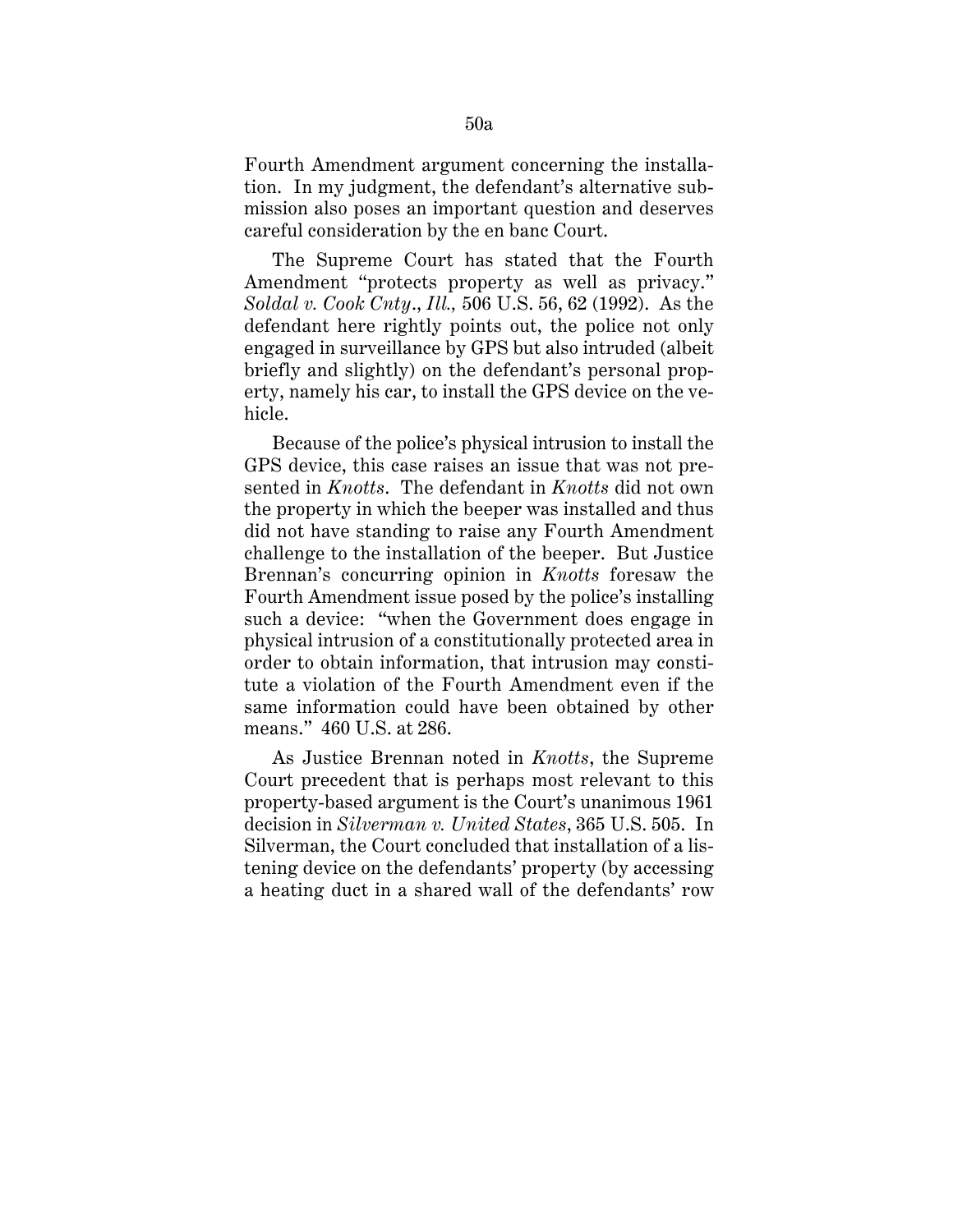Fourth Amendment argument concerning the installation. In my judgment, the defendant's alternative submission also poses an important question and deserves careful consideration by the en banc Court.

The Supreme Court has stated that the Fourth Amendment "protects property as well as privacy." *Soldal v. Cook Cnty., Ill.,* 506 U.S. 56, 62 (1992). As the defendant here rightly points out, the police not only engaged in surveillance by GPS but also intruded (albeit briefly and slightly) on the defendant's personal property, namely his car, to install the GPS device on the vehicle.

Because of the police's physical intrusion to install the GPS device, this case raises an issue that was not presented in *Knotts*. The defendant in *Knotts* did not own the property in which the beeper was installed and thus did not have standing to raise any Fourth Amendment challenge to the installation of the beeper. But Justice Brennan's concurring opinion in *Knotts* foresaw the Fourth Amendment issue posed by the police's installing such a device: "when the Government does engage in physical intrusion of a constitutionally protected area in order to obtain information, that intrusion may constitute a violation of the Fourth Amendment even if the same information could have been obtained by other means." 460 U.S. at 286.

As Justice Brennan noted in *Knotts*, the Supreme Court precedent that is perhaps most relevant to this property-based argument is the Court's unanimous 1961 decision in *Silverman v. United States*, 365 U.S. 505. In Silverman, the Court concluded that installation of a listening device on the defendants' property (by accessing a heating duct in a shared wall of the defendants' row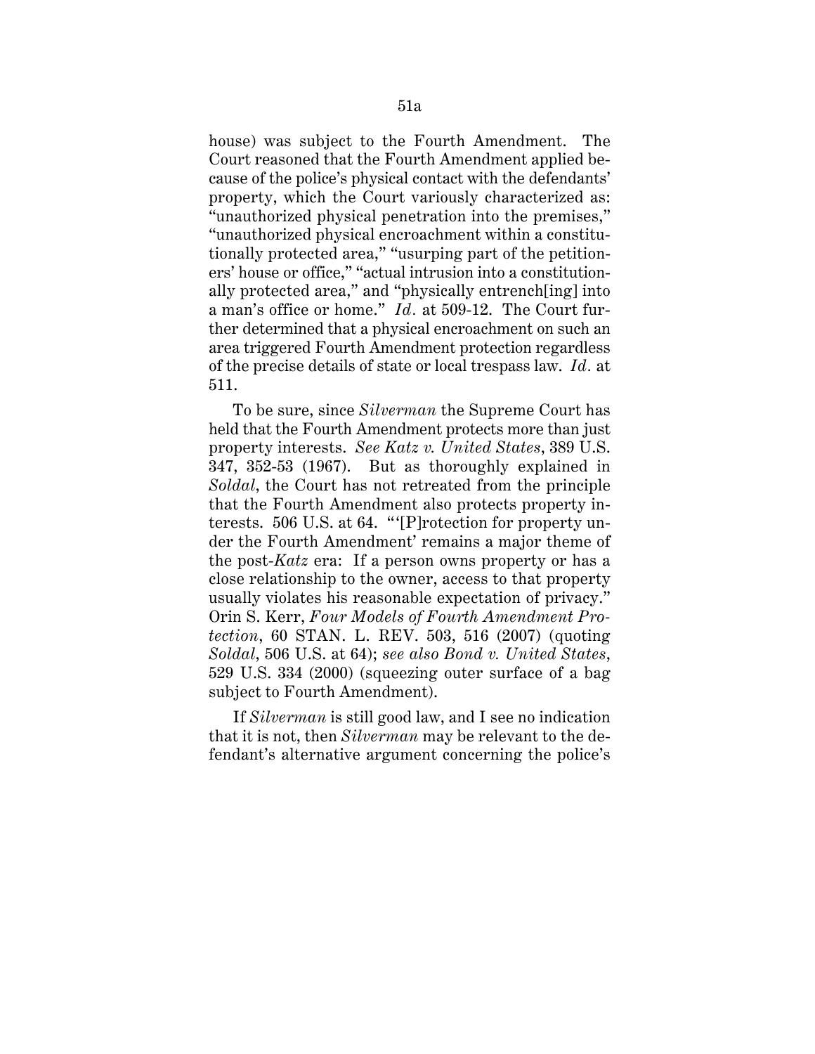house) was subject to the Fourth Amendment. The Court reasoned that the Fourth Amendment applied because of the police's physical contact with the defendants' property, which the Court variously characterized as: "unauthorized physical penetration into the premises," "unauthorized physical encroachment within a constitutionally protected area," "usurping part of the petitioners' house or office," "actual intrusion into a constitutionally protected area," and "physically entrench[ing] into a man's office or home." *Id*. at 509-12. The Court further determined that a physical encroachment on such an area triggered Fourth Amendment protection regardless of the precise details of state or local trespass law. *Id*. at 511.

To be sure, since *Silverman* the Supreme Court has held that the Fourth Amendment protects more than just property interests. *See Katz v. United States*, 389 U.S. 347, 352-53 (1967). But as thoroughly explained in *Soldal*, the Court has not retreated from the principle that the Fourth Amendment also protects property interests. 506 U.S. at 64. "'[P]rotection for property under the Fourth Amendment' remains a major theme of the post-*Katz* era: If a person owns property or has a close relationship to the owner, access to that property usually violates his reasonable expectation of privacy." Orin S. Kerr, *Four Models of Fourth Amendment Protection*, 60 STAN. L. REV. 503, 516 (2007) (quoting *Soldal*, 506 U.S. at 64); *see also Bond v. United States*, 529 U.S. 334 (2000) (squeezing outer surface of a bag subject to Fourth Amendment).

If *Silverman* is still good law, and I see no indication that it is not, then *Silverman* may be relevant to the defendant's alternative argument concerning the police's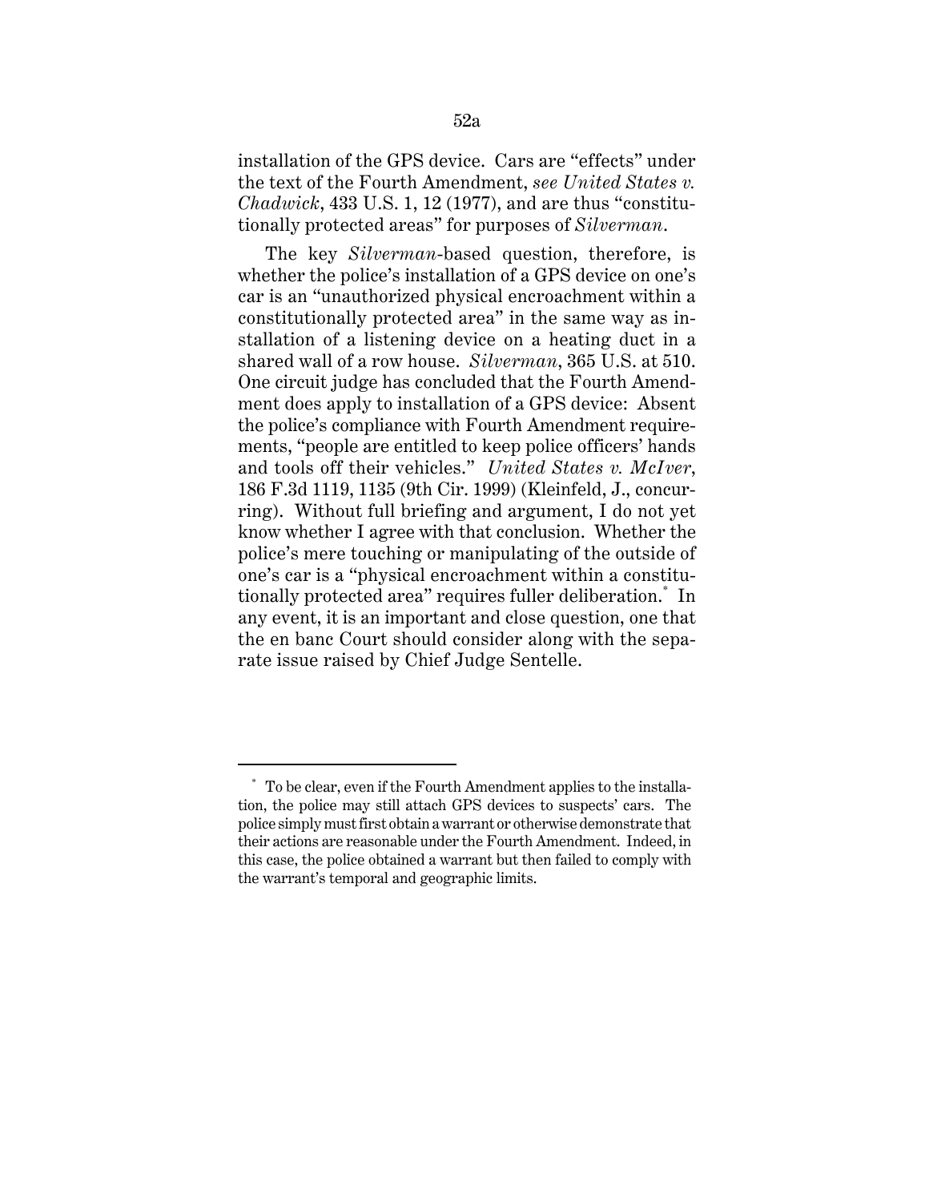installation of the GPS device. Cars are "effects" under the text of the Fourth Amendment, *see United States v. Chadwick*, 433 U.S. 1, 12 (1977), and are thus "constitutionally protected areas" for purposes of *Silverman*.

The key *Silverman*-based question, therefore, is whether the police's installation of a GPS device on one's car is an "unauthorized physical encroachment within a constitutionally protected area" in the same way as installation of a listening device on a heating duct in a shared wall of a row house. *Silverman*, 365 U.S. at 510. One circuit judge has concluded that the Fourth Amendment does apply to installation of a GPS device: Absent the police's compliance with Fourth Amendment requirements, "people are entitled to keep police officers' hands and tools off their vehicles." *United States v. McIver*, 186 F.3d 1119, 1135 (9th Cir. 1999) (Kleinfeld, J., concurring). Without full briefing and argument, I do not yet know whether I agree with that conclusion. Whether the police's mere touching or manipulating of the outside of one's car is a "physical encroachment within a constitutionally protected area" requires fuller deliberation.[*] In any event, it is an important and close question, one that the en banc Court should consider along with the separate issue raised by Chief Judge Sentelle.

---

[*] To be clear, even if the Fourth Amendment applies to the installation, the police may still attach GPS devices to suspects' cars. The police simply must first obtain a warrant or otherwise demonstrate that their actions are reasonable under the Fourth Amendment. Indeed, in this case, the police obtained a warrant but then failed to comply with the warrant's temporal and geographic limits.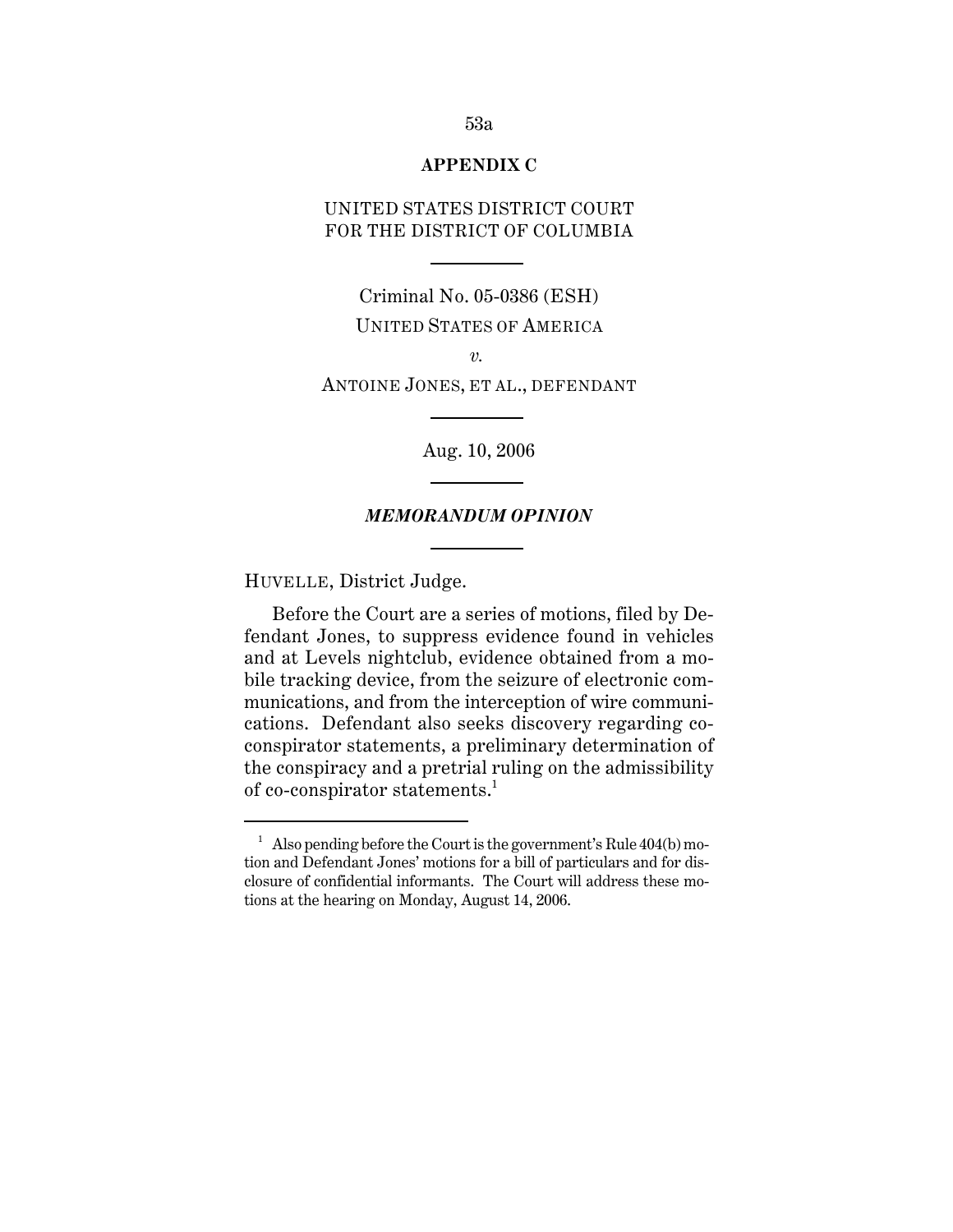**APPENDIX C**

UNITED STATES DISTRICT COURT
FOR THE DISTRICT OF COLUMBIA

---

Criminal No. 05-0386 (ESH)

UNITED STATES OF AMERICA

*v.*

ANTOINE JONES, ET AL., DEFENDANT

---

Aug. 10, 2006

---

***MEMORANDUM OPINION***

---

HUVELLE, District Judge.

Before the Court are a series of motions, filed by Defendant Jones, to suppress evidence found in vehicles and at Levels nightclub, evidence obtained from a mobile tracking device, from the seizure of electronic communications, and from the interception of wire communications. Defendant also seeks discovery regarding co-conspirator statements, a preliminary determination of the conspiracy and a pretrial ruling on the admissibility of co-conspirator statements.[1]

---

[1] Also pending before the Court is the government's Rule 404(b) motion and Defendant Jones' motions for a bill of particulars and for disclosure of confidential informants. The Court will address these motions at the hearing on Monday, August 14, 2006.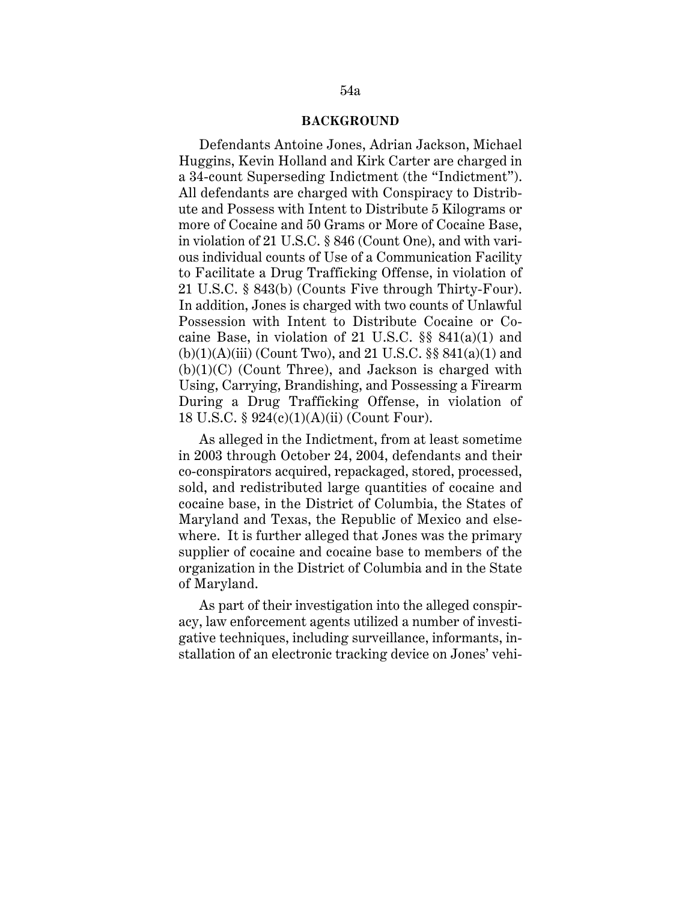## BACKGROUND

Defendants Antoine Jones, Adrian Jackson, Michael Huggins, Kevin Holland and Kirk Carter are charged in a 34-count Superseding Indictment (the "Indictment"). All defendants are charged with Conspiracy to Distribute and Possess with Intent to Distribute 5 Kilograms or more of Cocaine and 50 Grams or More of Cocaine Base, in violation of 21 U.S.C. § 846 (Count One), and with various individual counts of Use of a Communication Facility to Facilitate a Drug Trafficking Offense, in violation of 21 U.S.C. § 843(b) (Counts Five through Thirty-Four). In addition, Jones is charged with two counts of Unlawful Possession with Intent to Distribute Cocaine or Cocaine Base, in violation of 21 U.S.C. §§ 841(a)(1) and (b)(1)(A)(iii) (Count Two), and 21 U.S.C. §§ 841(a)(1) and (b)(1)(C) (Count Three), and Jackson is charged with Using, Carrying, Brandishing, and Possessing a Firearm During a Drug Trafficking Offense, in violation of 18 U.S.C. § 924(c)(1)(A)(ii) (Count Four).

As alleged in the Indictment, from at least sometime in 2003 through October 24, 2004, defendants and their co-conspirators acquired, repackaged, stored, processed, sold, and redistributed large quantities of cocaine and cocaine base, in the District of Columbia, the States of Maryland and Texas, the Republic of Mexico and elsewhere. It is further alleged that Jones was the primary supplier of cocaine and cocaine base to members of the organization in the District of Columbia and in the State of Maryland.

As part of their investigation into the alleged conspiracy, law enforcement agents utilized a number of investigative techniques, including surveillance, informants, installation of an electronic tracking device on Jones' vehi-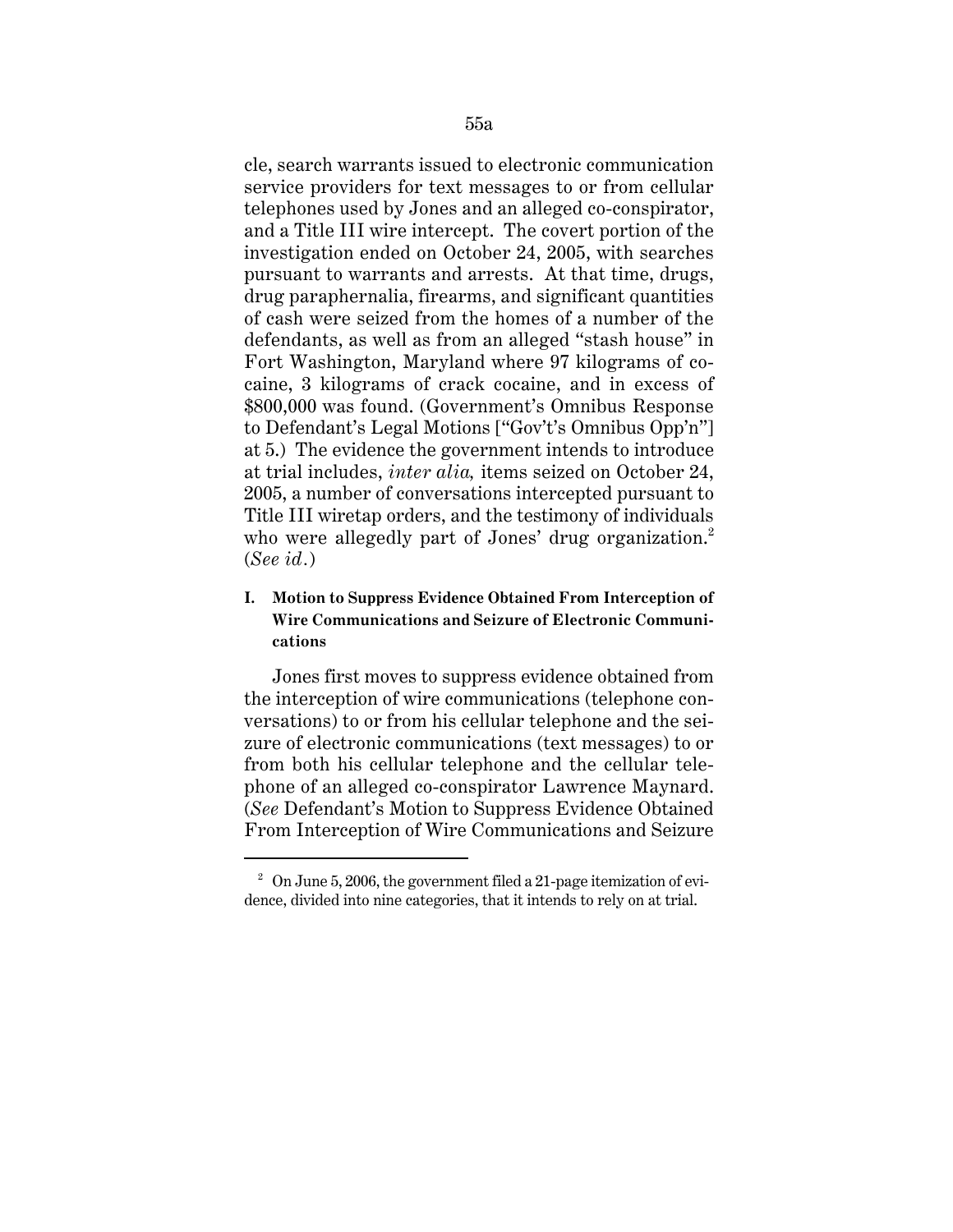cle, search warrants issued to electronic communication service providers for text messages to or from cellular telephones used by Jones and an alleged co-conspirator, and a Title III wire intercept. The covert portion of the investigation ended on October 24, 2005, with searches pursuant to warrants and arrests. At that time, drugs, drug paraphernalia, firearms, and significant quantities of cash were seized from the homes of a number of the defendants, as well as from an alleged "stash house" in Fort Washington, Maryland where 97 kilograms of cocaine, 3 kilograms of crack cocaine, and in excess of $800,000 was found. (Government's Omnibus Response to Defendant's Legal Motions ["Gov't's Omnibus Opp'n"] at 5.) The evidence the government intends to introduce at trial includes, *inter alia,* items seized on October 24, 2005, a number of conversations intercepted pursuant to Title III wiretap orders, and the testimony of individuals who were allegedly part of Jones' drug organization.[2] (*See id.*)

**I. Motion to Suppress Evidence Obtained From Interception of Wire Communications and Seizure of Electronic Communications**

Jones first moves to suppress evidence obtained from the interception of wire communications (telephone conversations) to or from his cellular telephone and the seizure of electronic communications (text messages) to or from both his cellular telephone and the cellular telephone of an alleged co-conspirator Lawrence Maynard. (*See* Defendant's Motion to Suppress Evidence Obtained From Interception of Wire Communications and Seizure

---

[2] On June 5, 2006, the government filed a 21-page itemization of evidence, divided into nine categories, that it intends to rely on at trial.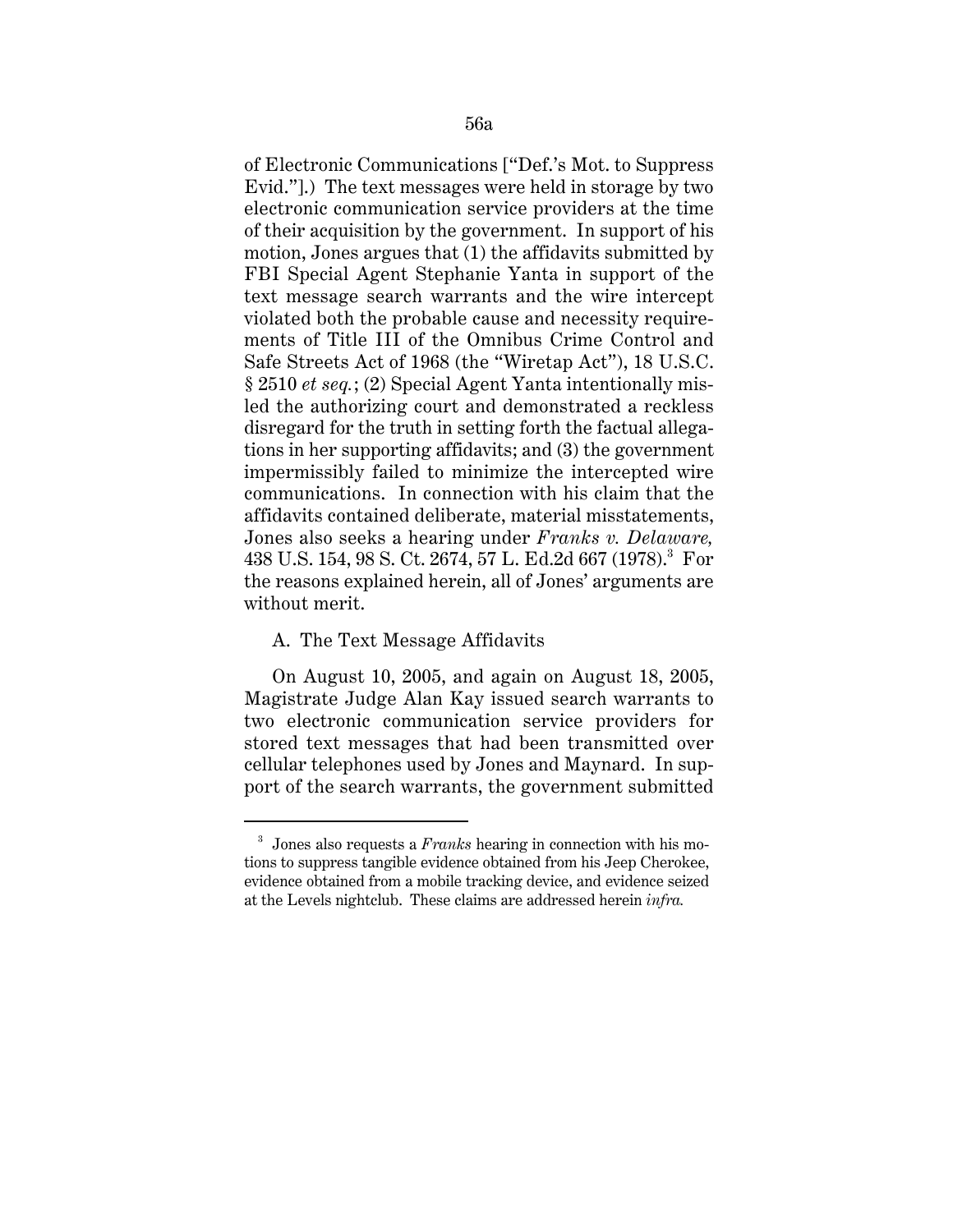of Electronic Communications ["Def.'s Mot. to Suppress Evid."].) The text messages were held in storage by two electronic communication service providers at the time of their acquisition by the government. In support of his motion, Jones argues that (1) the affidavits submitted by FBI Special Agent Stephanie Yanta in support of the text message search warrants and the wire intercept violated both the probable cause and necessity requirements of Title III of the Omnibus Crime Control and Safe Streets Act of 1968 (the "Wiretap Act"), 18 U.S.C. § 2510 *et seq.*; (2) Special Agent Yanta intentionally misled the authorizing court and demonstrated a reckless disregard for the truth in setting forth the factual allegations in her supporting affidavits; and (3) the government impermissibly failed to minimize the intercepted wire communications. In connection with his claim that the affidavits contained deliberate, material misstatements, Jones also seeks a hearing under *Franks v. Delaware,* 438 U.S. 154, 98 S. Ct. 2674, 57 L. Ed.2d 667 (1978).[3] For the reasons explained herein, all of Jones' arguments are without merit.

A. The Text Message Affidavits

On August 10, 2005, and again on August 18, 2005, Magistrate Judge Alan Kay issued search warrants to two electronic communication service providers for stored text messages that had been transmitted over cellular telephones used by Jones and Maynard. In support of the search warrants, the government submitted

---

[3] Jones also requests a *Franks* hearing in connection with his motions to suppress tangible evidence obtained from his Jeep Cherokee, evidence obtained from a mobile tracking device, and evidence seized at the Levels nightclub. These claims are addressed herein *infra.*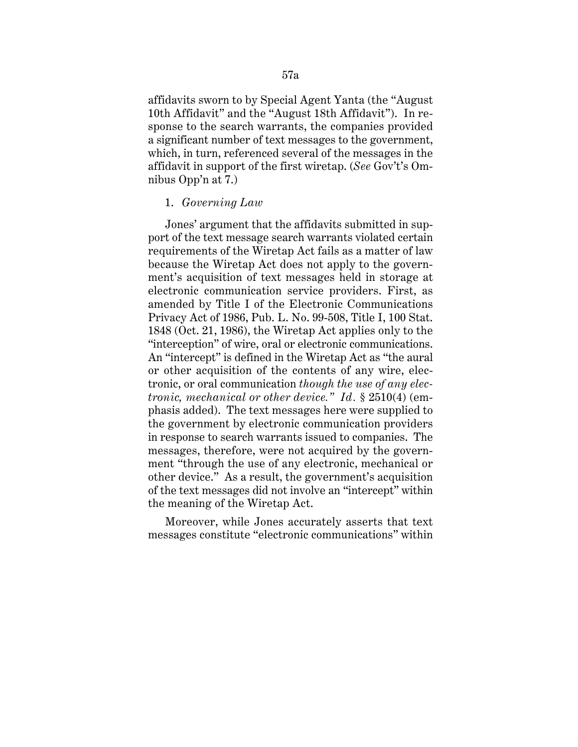affidavits sworn to by Special Agent Yanta (the "August 10th Affidavit" and the "August 18th Affidavit"). In response to the search warrants, the companies provided a significant number of text messages to the government, which, in turn, referenced several of the messages in the affidavit in support of the first wiretap. (*See* Gov't's Omnibus Opp'n at 7.)

1. *Governing Law*

Jones' argument that the affidavits submitted in support of the text message search warrants violated certain requirements of the Wiretap Act fails as a matter of law because the Wiretap Act does not apply to the government's acquisition of text messages held in storage at electronic communication service providers. First, as amended by Title I of the Electronic Communications Privacy Act of 1986, Pub. L. No. 99-508, Title I, 100 Stat. 1848 (Oct. 21, 1986), the Wiretap Act applies only to the "interception" of wire, oral or electronic communications. An "intercept" is defined in the Wiretap Act as "the aural or other acquisition of the contents of any wire, electronic, or oral communication *though the use of any electronic, mechanical or other device." Id.* § 2510(4) (emphasis added). The text messages here were supplied to the government by electronic communication providers in response to search warrants issued to companies. The messages, therefore, were not acquired by the government "through the use of any electronic, mechanical or other device." As a result, the government's acquisition of the text messages did not involve an "intercept" within the meaning of the Wiretap Act.

Moreover, while Jones accurately asserts that text messages constitute "electronic communications" within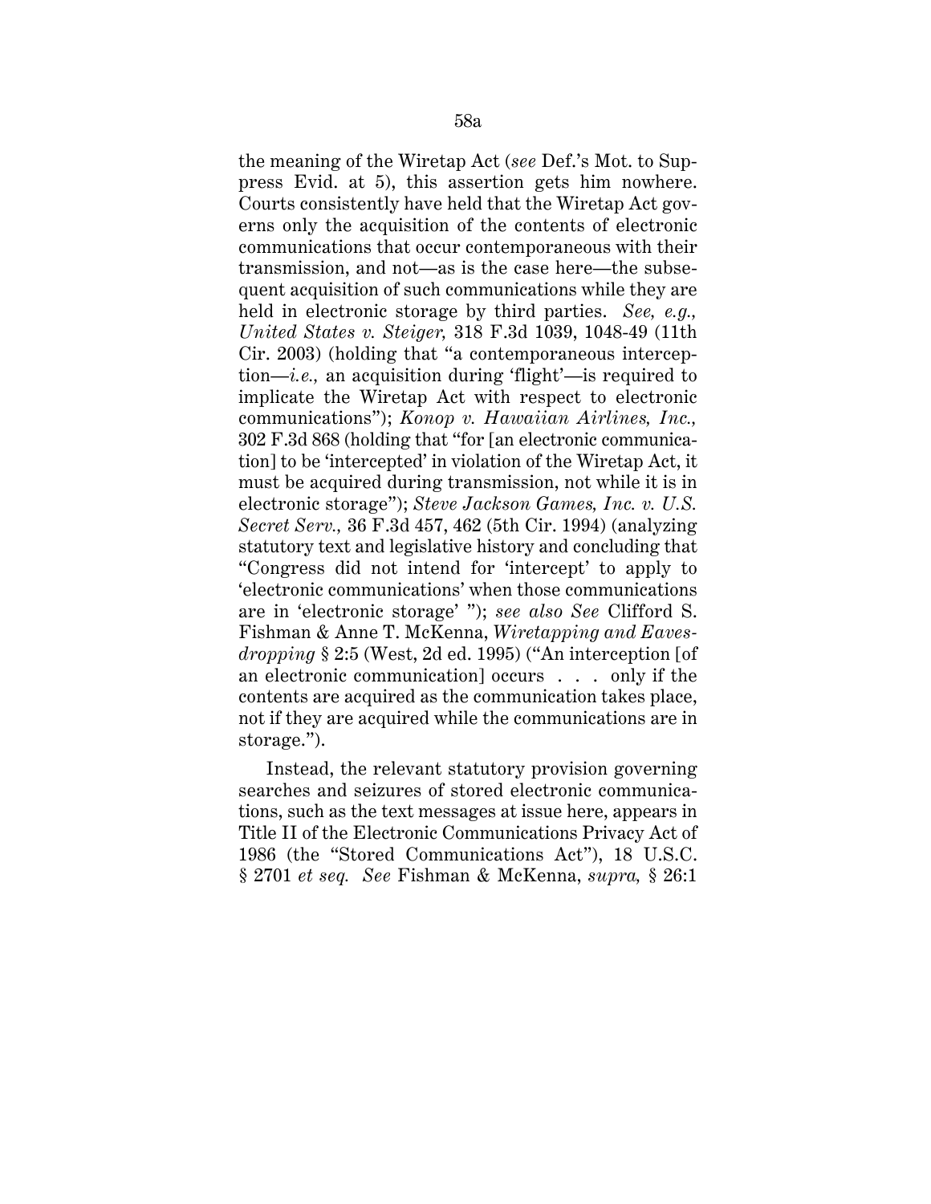the meaning of the Wiretap Act (*see* Def.'s Mot. to Suppress Evid. at 5), this assertion gets him nowhere. Courts consistently have held that the Wiretap Act governs only the acquisition of the contents of electronic communications that occur contemporaneous with their transmission, and not—as is the case here—the subsequent acquisition of such communications while they are held in electronic storage by third parties. *See, e.g., United States v. Steiger,* 318 F.3d 1039, 1048-49 (11th Cir. 2003) (holding that "a contemporaneous interception—*i.e.,* an acquisition during 'flight'—is required to implicate the Wiretap Act with respect to electronic communications"); *Konop v. Hawaiian Airlines, Inc.,* 302 F.3d 868 (holding that "for [an electronic communication] to be 'intercepted' in violation of the Wiretap Act, it must be acquired during transmission, not while it is in electronic storage"); *Steve Jackson Games, Inc. v. U.S. Secret Serv.,* 36 F.3d 457, 462 (5th Cir. 1994) (analyzing statutory text and legislative history and concluding that "Congress did not intend for 'intercept' to apply to 'electronic communications' when those communications are in 'electronic storage' "); *see also See* Clifford S. Fishman & Anne T. McKenna, *Wiretapping and Eavesdropping* § 2:5 (West, 2d ed. 1995) ("An interception [of an electronic communication] occurs . . . only if the contents are acquired as the communication takes place, not if they are acquired while the communications are in storage.").

Instead, the relevant statutory provision governing searches and seizures of stored electronic communications, such as the text messages at issue here, appears in Title II of the Electronic Communications Privacy Act of 1986 (the "Stored Communications Act"), 18 U.S.C. § 2701 *et seq. See* Fishman & McKenna, *supra,* § 26:1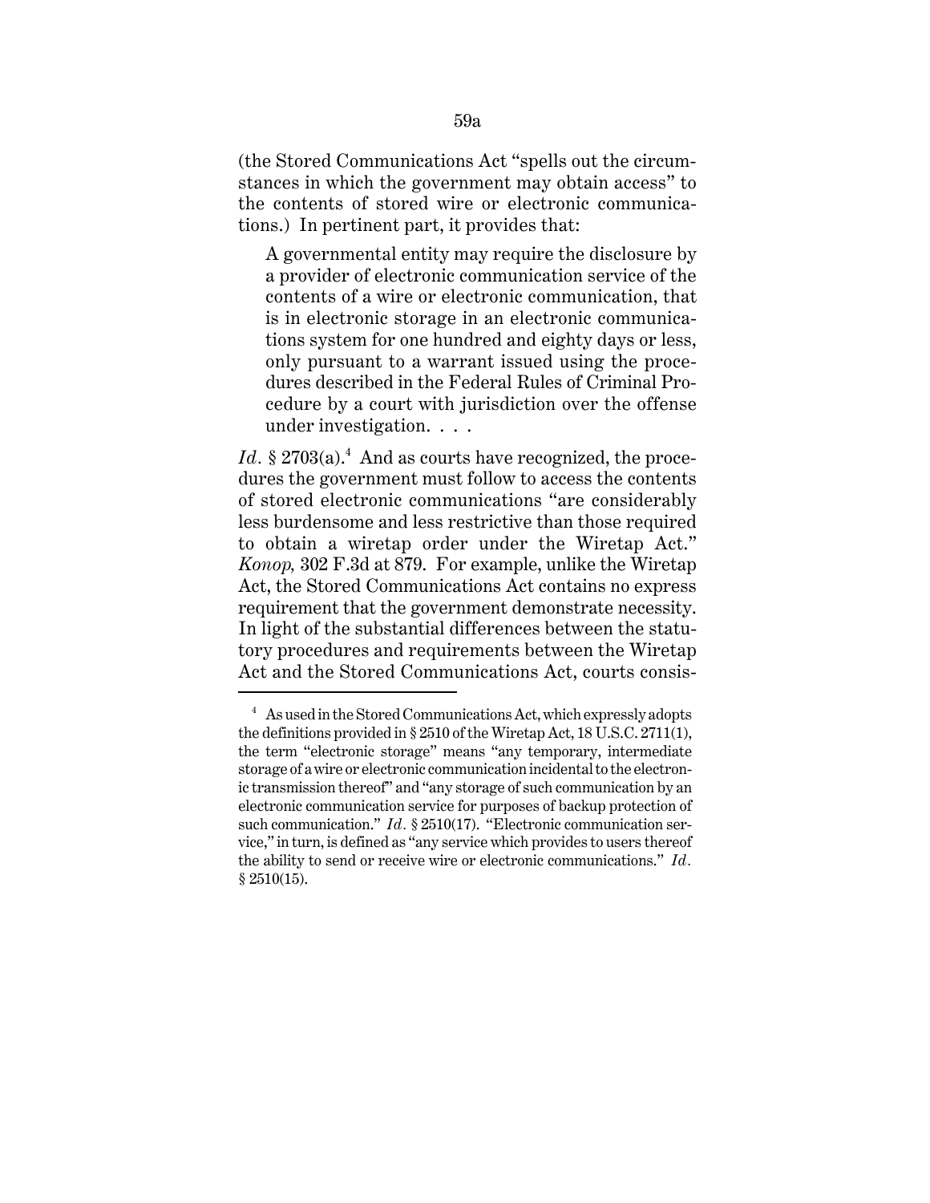(the Stored Communications Act "spells out the circumstances in which the government may obtain access" to the contents of stored wire or electronic communications.) In pertinent part, it provides that:

> A governmental entity may require the disclosure by a provider of electronic communication service of the contents of a wire or electronic communication, that is in electronic storage in an electronic communications system for one hundred and eighty days or less, only pursuant to a warrant issued using the procedures described in the Federal Rules of Criminal Procedure by a court with jurisdiction over the offense under investigation. . . .

*Id.* § 2703(a).[4] And as courts have recognized, the procedures the government must follow to access the contents of stored electronic communications "are considerably less burdensome and less restrictive than those required to obtain a wiretap order under the Wiretap Act." *Konop,* 302 F.3d at 879. For example, unlike the Wiretap Act, the Stored Communications Act contains no express requirement that the government demonstrate necessity. In light of the substantial differences between the statutory procedures and requirements between the Wiretap Act and the Stored Communications Act, courts consis-

---

[4] As used in the Stored Communications Act, which expressly adopts the definitions provided in § 2510 of the Wiretap Act, 18 U.S.C. 2711(1), the term "electronic storage" means "any temporary, intermediate storage of a wire or electronic communication incidental to the electronic transmission thereof" and "any storage of such communication by an electronic communication service for purposes of backup protection of such communication." *Id.* § 2510(17). "Electronic communication service," in turn, is defined as "any service which provides to users thereof the ability to send or receive wire or electronic communications." *Id.* § 2510(15).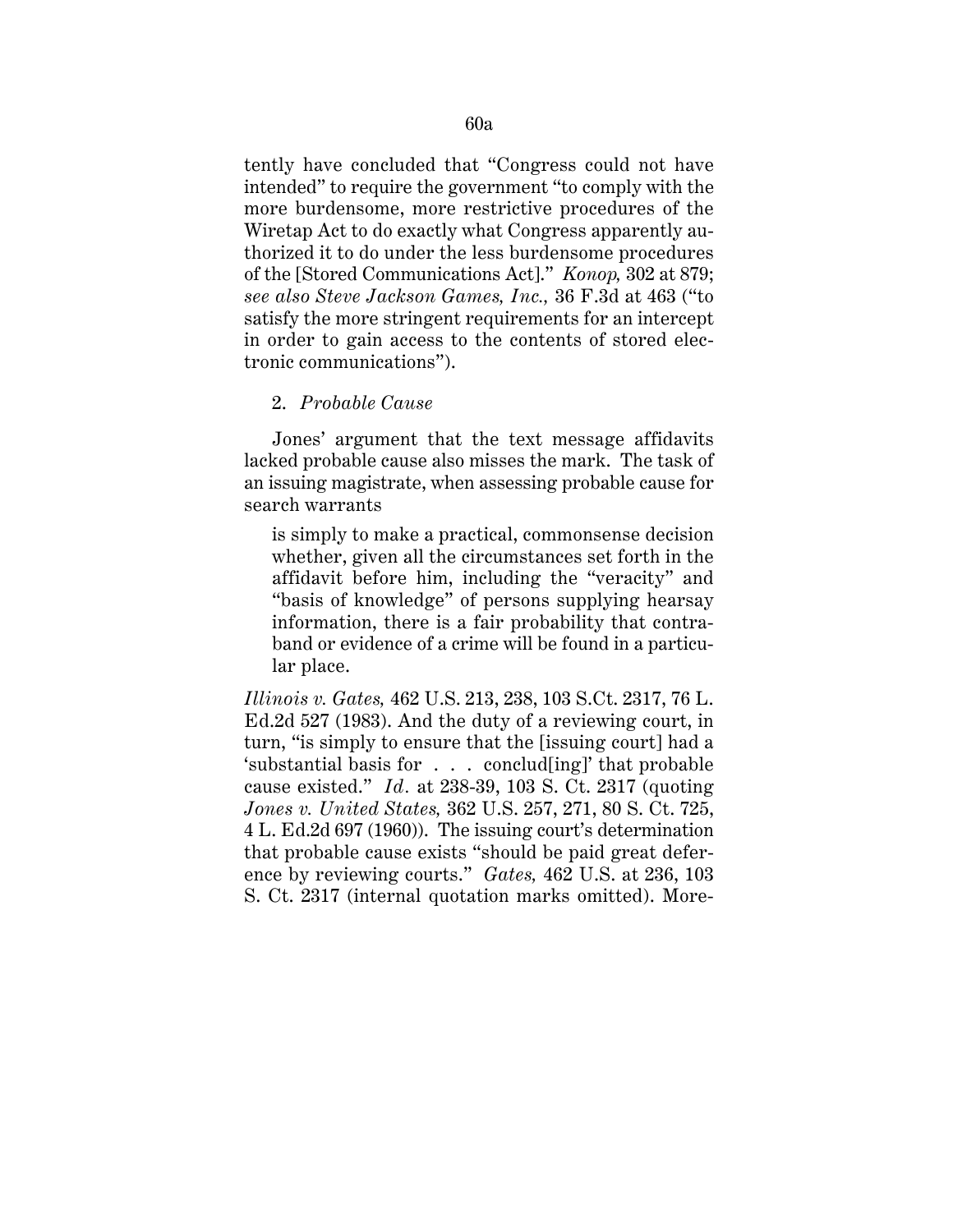tently have concluded that "Congress could not have intended" to require the government "to comply with the more burdensome, more restrictive procedures of the Wiretap Act to do exactly what Congress apparently authorized it to do under the less burdensome procedures of the [Stored Communications Act]." *Konop,* 302 at 879; *see also Steve Jackson Games, Inc.,* 36 F.3d at 463 ("to satisfy the more stringent requirements for an intercept in order to gain access to the contents of stored electronic communications").

2. *Probable Cause*

Jones' argument that the text message affidavits lacked probable cause also misses the mark. The task of an issuing magistrate, when assessing probable cause for search warrants

> is simply to make a practical, commonsense decision whether, given all the circumstances set forth in the affidavit before him, including the "veracity" and "basis of knowledge" of persons supplying hearsay information, there is a fair probability that contraband or evidence of a crime will be found in a particular place.

*Illinois v. Gates,* 462 U.S. 213, 238, 103 S.Ct. 2317, 76 L. Ed.2d 527 (1983). And the duty of a reviewing court, in turn, "is simply to ensure that the [issuing court] had a 'substantial basis for . . . conclud[ing]' that probable cause existed." *Id.* at 238-39, 103 S. Ct. 2317 (quoting *Jones v. United States,* 362 U.S. 257, 271, 80 S. Ct. 725, 4 L. Ed.2d 697 (1960)). The issuing court's determination that probable cause exists "should be paid great deference by reviewing courts." *Gates,* 462 U.S. at 236, 103 S. Ct. 2317 (internal quotation marks omitted). More-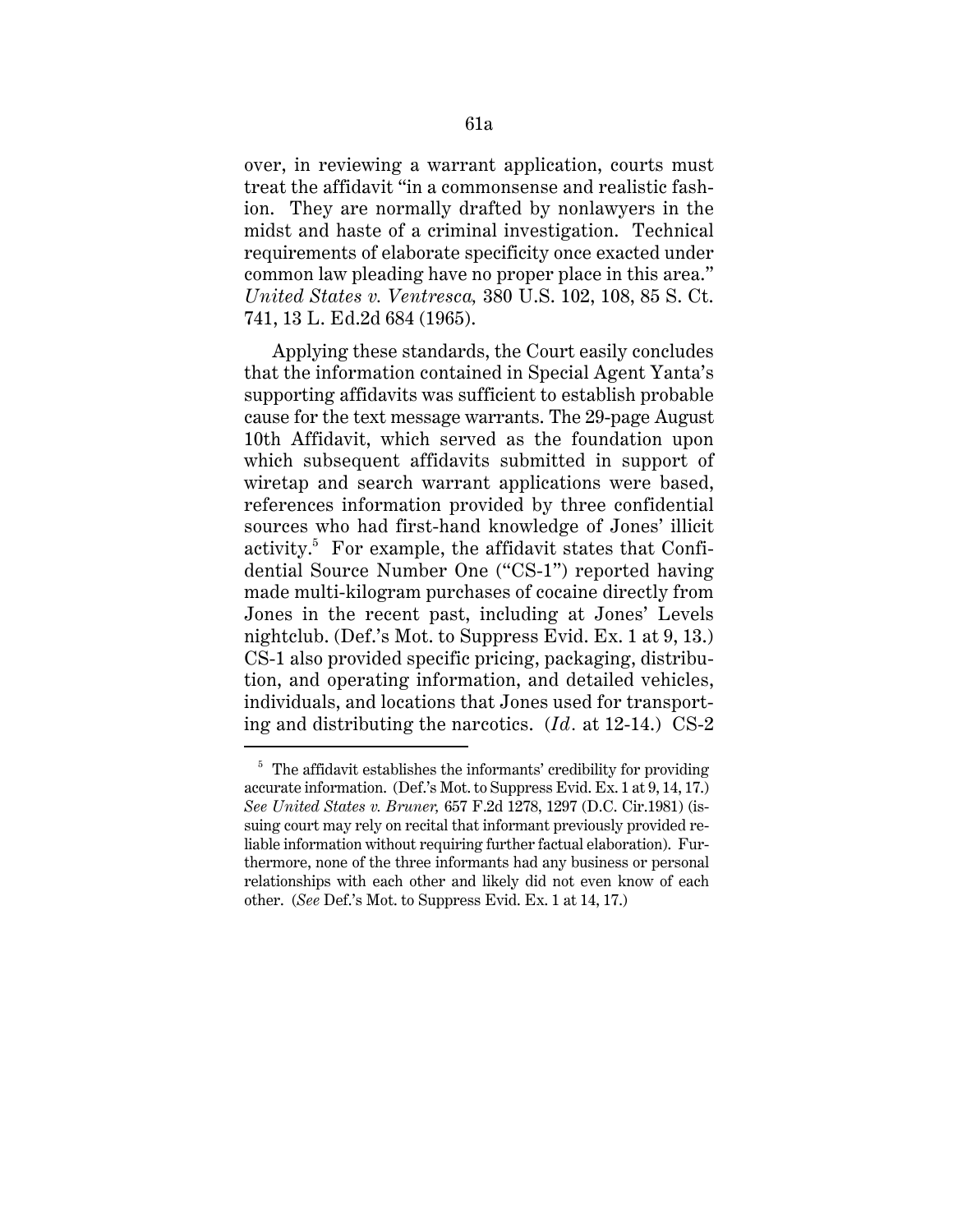over, in reviewing a warrant application, courts must treat the affidavit "in a commonsense and realistic fashion. They are normally drafted by nonlawyers in the midst and haste of a criminal investigation. Technical requirements of elaborate specificity once exacted under common law pleading have no proper place in this area." *United States v. Ventresca,* 380 U.S. 102, 108, 85 S. Ct. 741, 13 L. Ed.2d 684 (1965).

Applying these standards, the Court easily concludes that the information contained in Special Agent Yanta's supporting affidavits was sufficient to establish probable cause for the text message warrants. The 29-page August 10th Affidavit, which served as the foundation upon which subsequent affidavits submitted in support of wiretap and search warrant applications were based, references information provided by three confidential sources who had first-hand knowledge of Jones' illicit activity.[5] For example, the affidavit states that Confidential Source Number One ("CS-1") reported having made multi-kilogram purchases of cocaine directly from Jones in the recent past, including at Jones' Levels nightclub. (Def.'s Mot. to Suppress Evid. Ex. 1 at 9, 13.) CS-1 also provided specific pricing, packaging, distribution, and operating information, and detailed vehicles, individuals, and locations that Jones used for transporting and distributing the narcotics. (*Id*. at 12-14.) CS-2

---

[5] The affidavit establishes the informants' credibility for providing accurate information. (Def.'s Mot. to Suppress Evid. Ex. 1 at 9, 14, 17.) *See United States v. Bruner,* 657 F.2d 1278, 1297 (D.C. Cir.1981) (issuing court may rely on recital that informant previously provided reliable information without requiring further factual elaboration). Furthermore, none of the three informants had any business or personal relationships with each other and likely did not even know of each other. (*See* Def.'s Mot. to Suppress Evid. Ex. 1 at 14, 17.)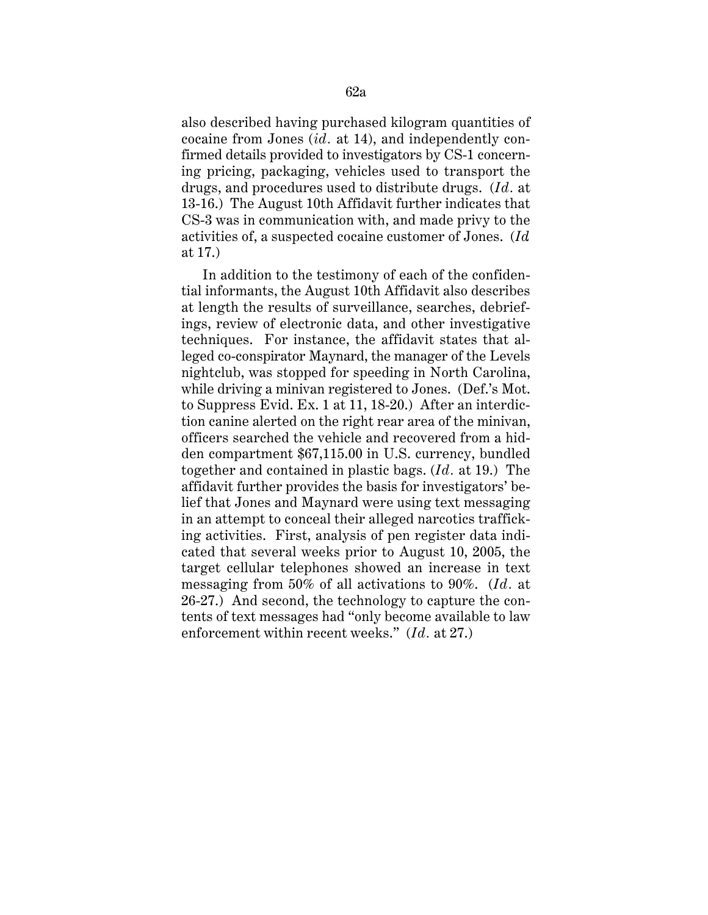also described having purchased kilogram quantities of cocaine from Jones (*id.* at 14), and independently confirmed details provided to investigators by CS-1 concerning pricing, packaging, vehicles used to transport the drugs, and procedures used to distribute drugs. (*Id.* at 13-16.) The August 10th Affidavit further indicates that CS-3 was in communication with, and made privy to the activities of, a suspected cocaine customer of Jones. (*Id* at 17.)

In addition to the testimony of each of the confidential informants, the August 10th Affidavit also describes at length the results of surveillance, searches, debriefings, review of electronic data, and other investigative techniques. For instance, the affidavit states that alleged co-conspirator Maynard, the manager of the Levels nightclub, was stopped for speeding in North Carolina, while driving a minivan registered to Jones. (Def.'s Mot. to Suppress Evid. Ex. 1 at 11, 18-20.) After an interdiction canine alerted on the right rear area of the minivan, officers searched the vehicle and recovered from a hidden compartment $67,115.00 in U.S. currency, bundled together and contained in plastic bags. (*Id.* at 19.) The affidavit further provides the basis for investigators' belief that Jones and Maynard were using text messaging in an attempt to conceal their alleged narcotics trafficking activities. First, analysis of pen register data indicated that several weeks prior to August 10, 2005, the target cellular telephones showed an increase in text messaging from 50% of all activations to 90%. (*Id.* at 26-27.) And second, the technology to capture the contents of text messages had "only become available to law enforcement within recent weeks." (*Id.* at 27.)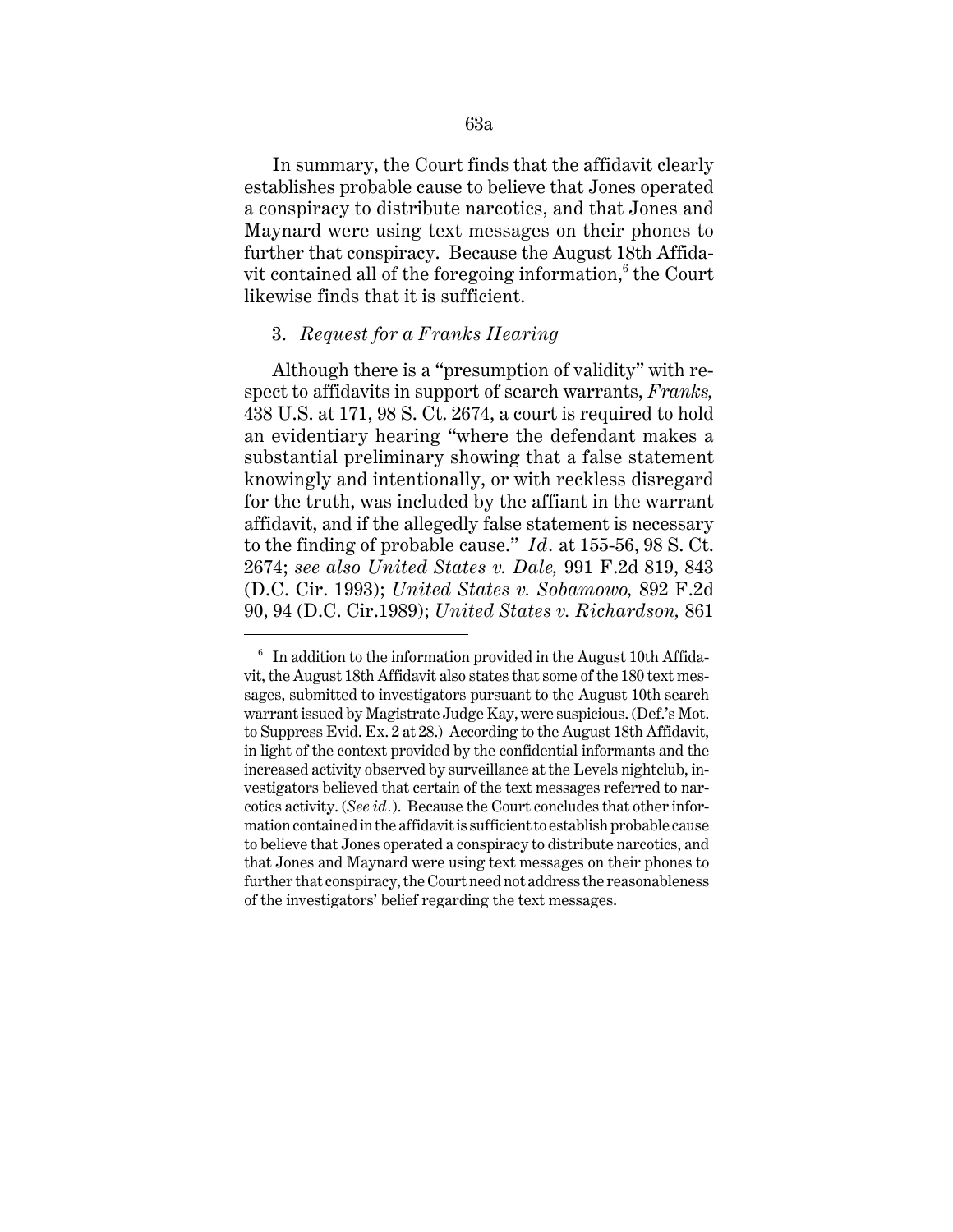In summary, the Court finds that the affidavit clearly establishes probable cause to believe that Jones operated a conspiracy to distribute narcotics, and that Jones and Maynard were using text messages on their phones to further that conspiracy. Because the August 18th Affidavit contained all of the foregoing information,[6] the Court likewise finds that it is sufficient.

3. *Request for a Franks Hearing*

Although there is a "presumption of validity" with respect to affidavits in support of search warrants, *Franks,* 438 U.S. at 171, 98 S. Ct. 2674, a court is required to hold an evidentiary hearing "where the defendant makes a substantial preliminary showing that a false statement knowingly and intentionally, or with reckless disregard for the truth, was included by the affiant in the warrant affidavit, and if the allegedly false statement is necessary to the finding of probable cause." *Id.* at 155-56, 98 S. Ct. 2674; *see also United States v. Dale,* 991 F.2d 819, 843 (D.C. Cir. 1993); *United States v. Sobamowo,* 892 F.2d 90, 94 (D.C. Cir.1989); *United States v. Richardson,* 861

---

[6] In addition to the information provided in the August 10th Affidavit, the August 18th Affidavit also states that some of the 180 text messages, submitted to investigators pursuant to the August 10th search warrant issued by Magistrate Judge Kay, were suspicious. (Def.'s Mot. to Suppress Evid. Ex. 2 at 28.) According to the August 18th Affidavit, in light of the context provided by the confidential informants and the increased activity observed by surveillance at the Levels nightclub, investigators believed that certain of the text messages referred to narcotics activity. (*See id.*). Because the Court concludes that other information contained in the affidavit is sufficient to establish probable cause to believe that Jones operated a conspiracy to distribute narcotics, and that Jones and Maynard were using text messages on their phones to further that conspiracy, the Court need not address the reasonableness of the investigators' belief regarding the text messages.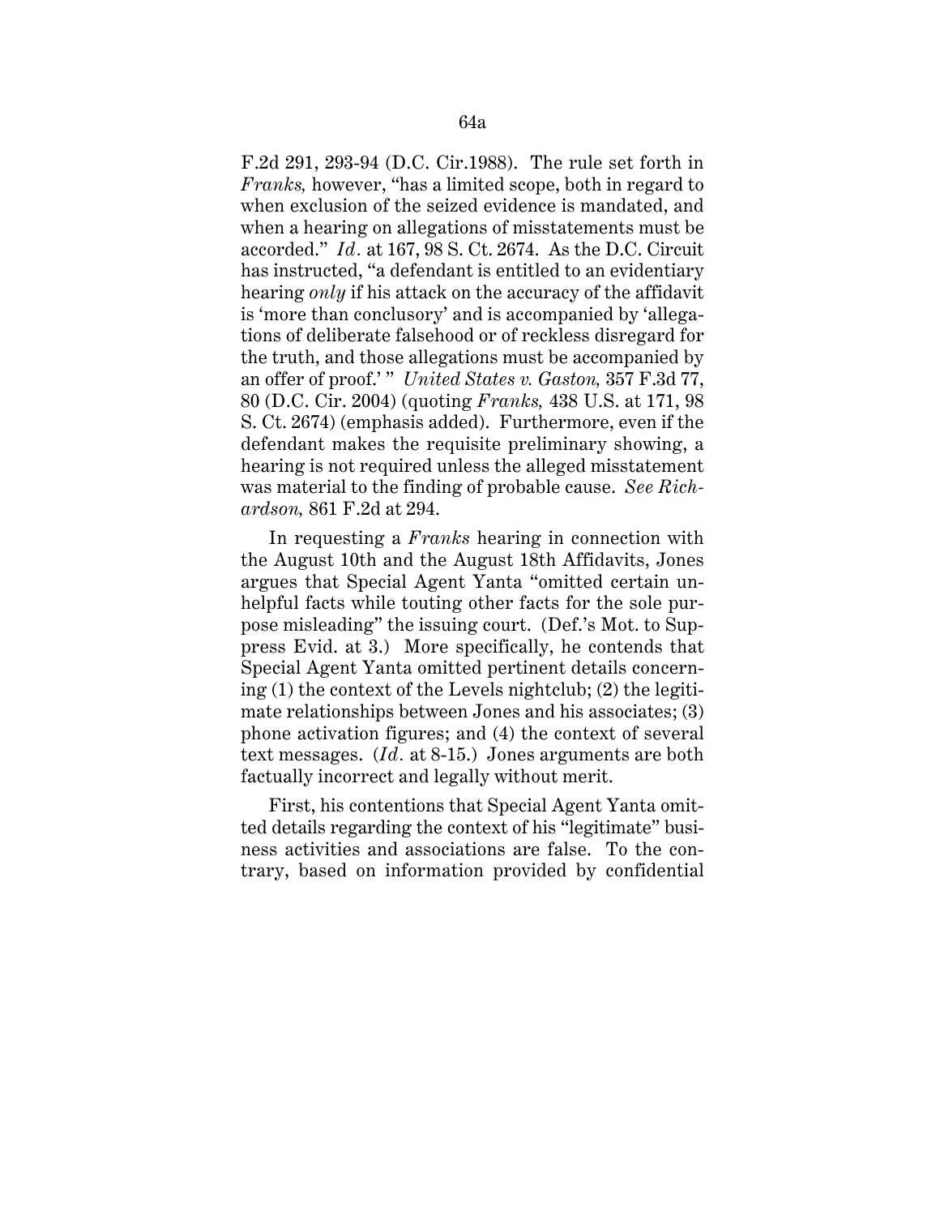F.2d 291, 293-94 (D.C. Cir.1988). The rule set forth in *Franks,* however, "has a limited scope, both in regard to when exclusion of the seized evidence is mandated, and when a hearing on allegations of misstatements must be accorded." *Id.* at 167, 98 S. Ct. 2674. As the D.C. Circuit has instructed, "a defendant is entitled to an evidentiary hearing *only* if his attack on the accuracy of the affidavit is 'more than conclusory' and is accompanied by 'allegations of deliberate falsehood or of reckless disregard for the truth, and those allegations must be accompanied by an offer of proof.' " *United States v. Gaston,* 357 F.3d 77, 80 (D.C. Cir. 2004) (quoting *Franks,* 438 U.S. at 171, 98 S. Ct. 2674) (emphasis added). Furthermore, even if the defendant makes the requisite preliminary showing, a hearing is not required unless the alleged misstatement was material to the finding of probable cause. *See Richardson,* 861 F.2d at 294.

In requesting a *Franks* hearing in connection with the August 10th and the August 18th Affidavits, Jones argues that Special Agent Yanta "omitted certain unhelpful facts while touting other facts for the sole purpose misleading" the issuing court. (Def.'s Mot. to Suppress Evid. at 3.) More specifically, he contends that Special Agent Yanta omitted pertinent details concerning (1) the context of the Levels nightclub; (2) the legitimate relationships between Jones and his associates; (3) phone activation figures; and (4) the context of several text messages. (*Id.* at 8-15.) Jones arguments are both factually incorrect and legally without merit.

First, his contentions that Special Agent Yanta omitted details regarding the context of his "legitimate" business activities and associations are false. To the contrary, based on information provided by confidential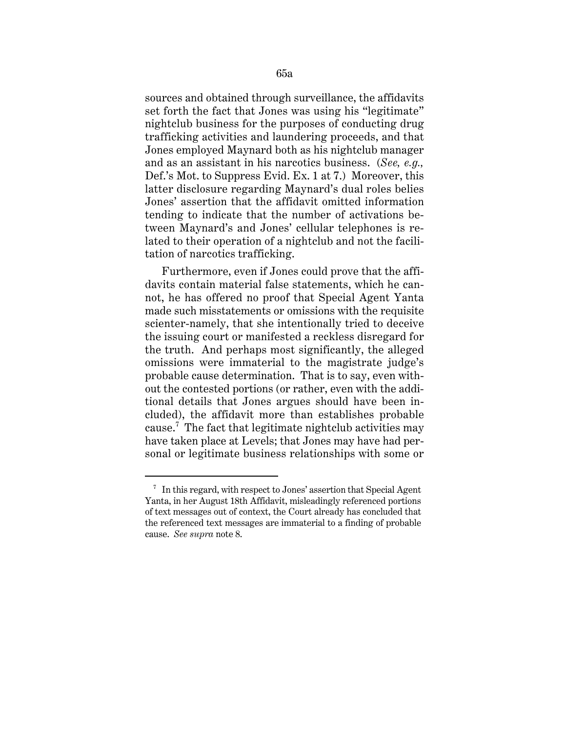sources and obtained through surveillance, the affidavits set forth the fact that Jones was using his "legitimate" nightclub business for the purposes of conducting drug trafficking activities and laundering proceeds, and that Jones employed Maynard both as his nightclub manager and as an assistant in his narcotics business. (*See, e.g.,* Def.'s Mot. to Suppress Evid. Ex. 1 at 7.) Moreover, this latter disclosure regarding Maynard's dual roles belies Jones' assertion that the affidavit omitted information tending to indicate that the number of activations between Maynard's and Jones' cellular telephones is related to their operation of a nightclub and not the facilitation of narcotics trafficking.

Furthermore, even if Jones could prove that the affidavits contain material false statements, which he cannot, he has offered no proof that Special Agent Yanta made such misstatements or omissions with the requisite scienter-namely, that she intentionally tried to deceive the issuing court or manifested a reckless disregard for the truth. And perhaps most significantly, the alleged omissions were immaterial to the magistrate judge's probable cause determination. That is to say, even without the contested portions (or rather, even with the additional details that Jones argues should have been included), the affidavit more than establishes probable cause.[7] The fact that legitimate nightclub activities may have taken place at Levels; that Jones may have had personal or legitimate business relationships with some or

---

[7] In this regard, with respect to Jones' assertion that Special Agent Yanta, in her August 18th Affidavit, misleadingly referenced portions of text messages out of context, the Court already has concluded that the referenced text messages are immaterial to a finding of probable cause. *See supra* note 8.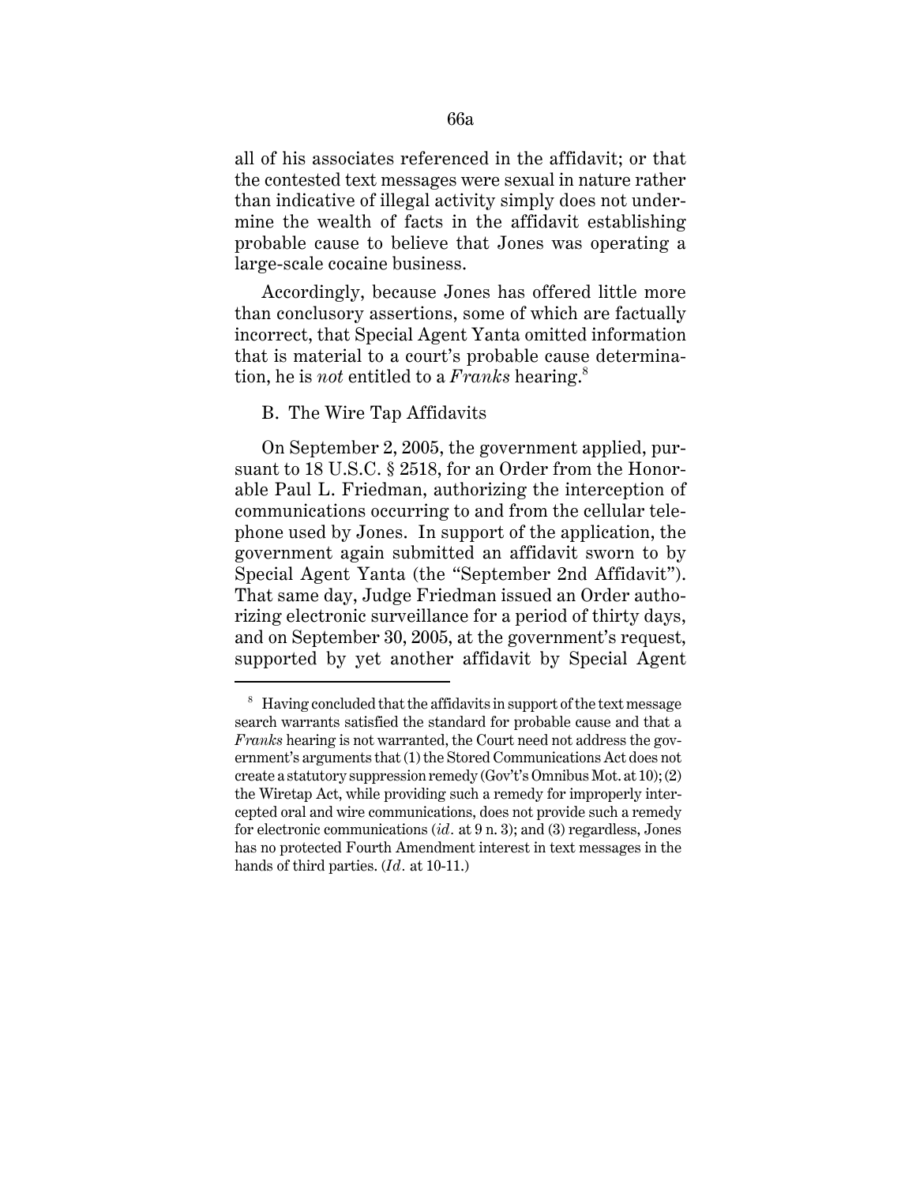all of his associates referenced in the affidavit; or that the contested text messages were sexual in nature rather than indicative of illegal activity simply does not undermine the wealth of facts in the affidavit establishing probable cause to believe that Jones was operating a large-scale cocaine business.

Accordingly, because Jones has offered little more than conclusory assertions, some of which are factually incorrect, that Special Agent Yanta omitted information that is material to a court's probable cause determination, he is *not* entitled to a *Franks* hearing.[8]

B. The Wire Tap Affidavits

On September 2, 2005, the government applied, pursuant to 18 U.S.C. § 2518, for an Order from the Honorable Paul L. Friedman, authorizing the interception of communications occurring to and from the cellular telephone used by Jones. In support of the application, the government again submitted an affidavit sworn to by Special Agent Yanta (the "September 2nd Affidavit"). That same day, Judge Friedman issued an Order authorizing electronic surveillance for a period of thirty days, and on September 30, 2005, at the government's request, supported by yet another affidavit by Special Agent

[8] Having concluded that the affidavits in support of the text message search warrants satisfied the standard for probable cause and that a *Franks* hearing is not warranted, the Court need not address the government's arguments that (1) the Stored Communications Act does not create a statutory suppression remedy (Gov't's Omnibus Mot. at 10); (2) the Wiretap Act, while providing such a remedy for improperly intercepted oral and wire communications, does not provide such a remedy for electronic communications (*id.* at 9 n. 3); and (3) regardless, Jones has no protected Fourth Amendment interest in text messages in the hands of third parties. (*Id.* at 10-11.)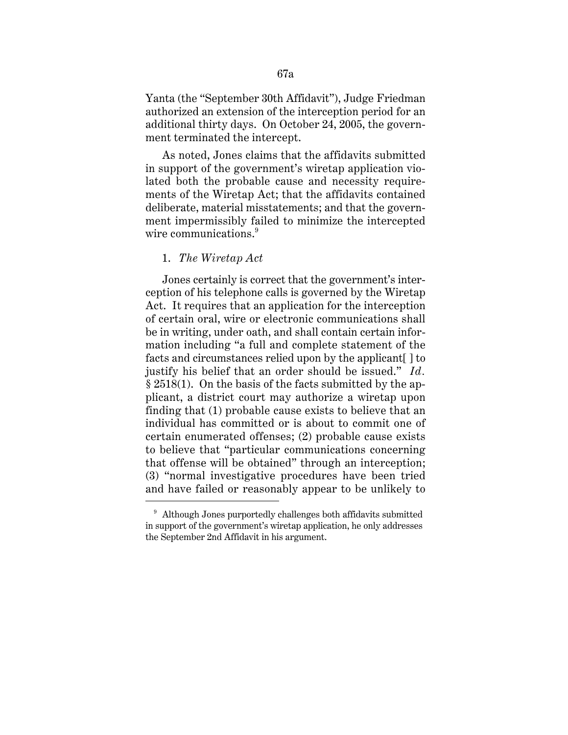Yanta (the "September 30th Affidavit"), Judge Friedman authorized an extension of the interception period for an additional thirty days. On October 24, 2005, the government terminated the intercept.

As noted, Jones claims that the affidavits submitted in support of the government's wiretap application violated both the probable cause and necessity requirements of the Wiretap Act; that the affidavits contained deliberate, material misstatements; and that the government impermissibly failed to minimize the intercepted wire communications.[9]

1. *The Wiretap Act*

Jones certainly is correct that the government's interception of his telephone calls is governed by the Wiretap Act. It requires that an application for the interception of certain oral, wire or electronic communications shall be in writing, under oath, and shall contain certain information including "a full and complete statement of the facts and circumstances relied upon by the applicant[ ] to justify his belief that an order should be issued." *Id.* § 2518(1). On the basis of the facts submitted by the applicant, a district court may authorize a wiretap upon finding that (1) probable cause exists to believe that an individual has committed or is about to commit one of certain enumerated offenses; (2) probable cause exists to believe that "particular communications concerning that offense will be obtained" through an interception; (3) "normal investigative procedures have been tried and have failed or reasonably appear to be unlikely to

---

[9] Although Jones purportedly challenges both affidavits submitted in support of the government's wiretap application, he only addresses the September 2nd Affidavit in his argument.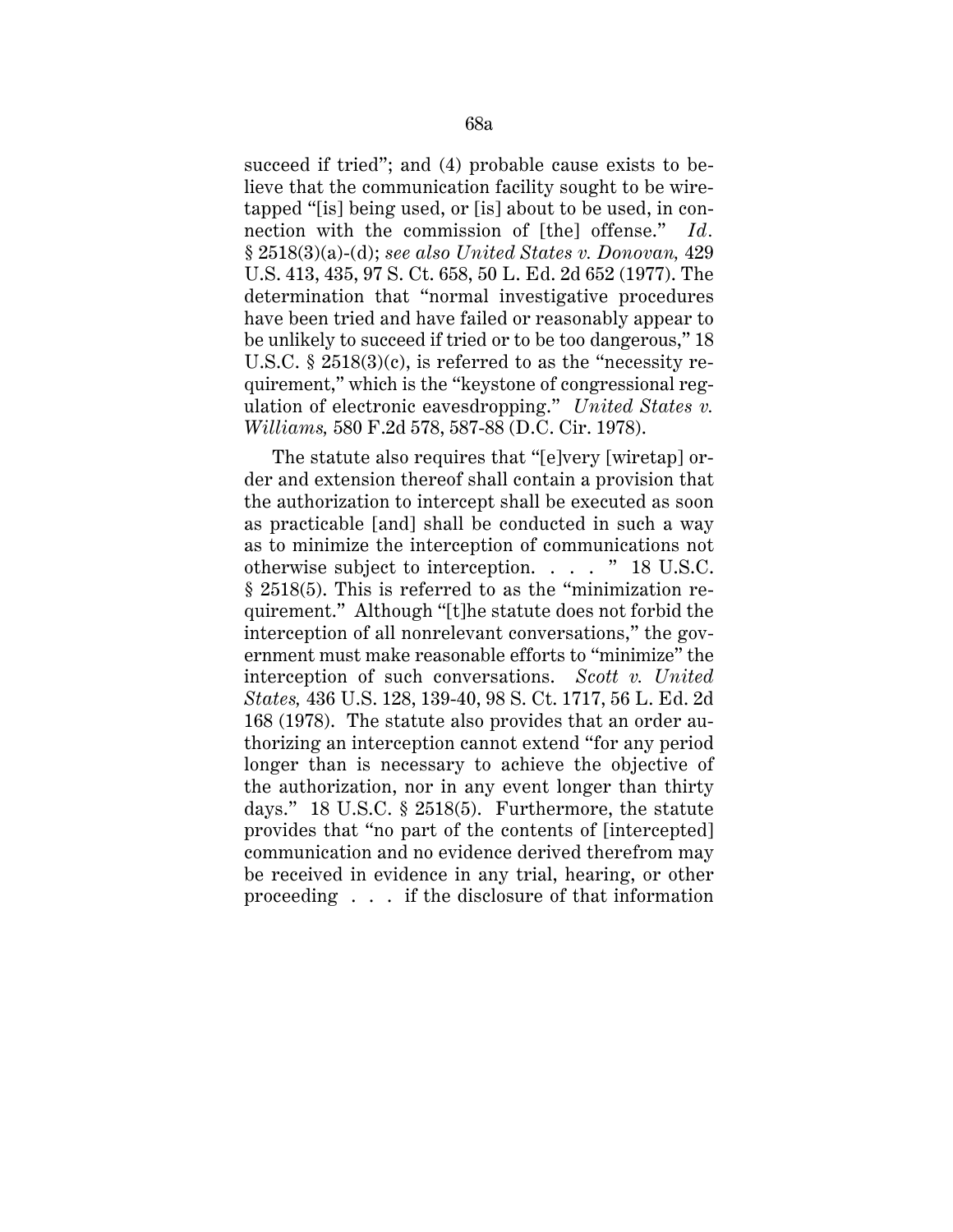succeed if tried"; and (4) probable cause exists to believe that the communication facility sought to be wiretapped "[is] being used, or [is] about to be used, in connection with the commission of [the] offense." *Id.* § 2518(3)(a)-(d); *see also United States v. Donovan,* 429 U.S. 413, 435, 97 S. Ct. 658, 50 L. Ed. 2d 652 (1977). The determination that "normal investigative procedures have been tried and have failed or reasonably appear to be unlikely to succeed if tried or to be too dangerous," 18 U.S.C. § 2518(3)(c), is referred to as the "necessity requirement," which is the "keystone of congressional regulation of electronic eavesdropping." *United States v. Williams,* 580 F.2d 578, 587-88 (D.C. Cir. 1978).

The statute also requires that "[e]very [wiretap] order and extension thereof shall contain a provision that the authorization to intercept shall be executed as soon as practicable [and] shall be conducted in such a way as to minimize the interception of communications not otherwise subject to interception. . . . " 18 U.S.C. § 2518(5). This is referred to as the "minimization requirement." Although "[t]he statute does not forbid the interception of all nonrelevant conversations," the government must make reasonable efforts to "minimize" the interception of such conversations. *Scott v. United States,* 436 U.S. 128, 139-40, 98 S. Ct. 1717, 56 L. Ed. 2d 168 (1978). The statute also provides that an order authorizing an interception cannot extend "for any period longer than is necessary to achieve the objective of the authorization, nor in any event longer than thirty days." 18 U.S.C. § 2518(5). Furthermore, the statute provides that "no part of the contents of [intercepted] communication and no evidence derived therefrom may be received in evidence in any trial, hearing, or other proceeding . . . if the disclosure of that information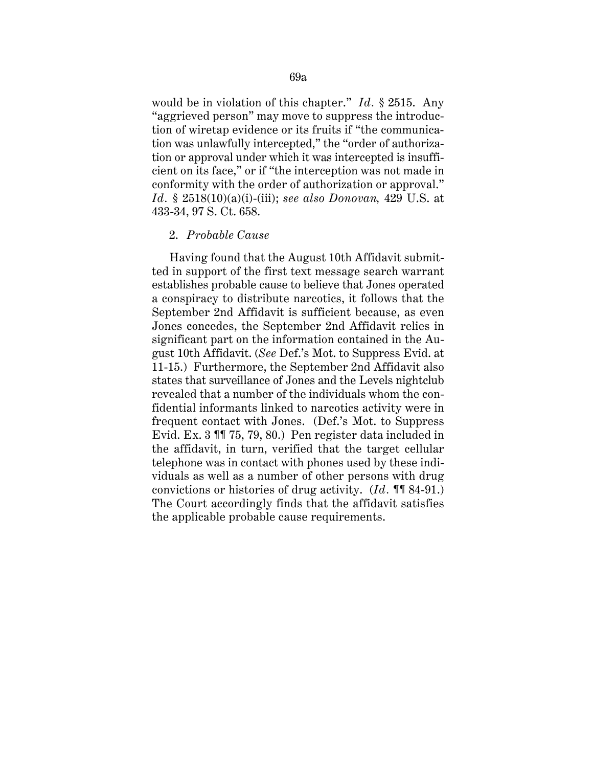would be in violation of this chapter." *Id.* § 2515. Any "aggrieved person" may move to suppress the introduction of wiretap evidence or its fruits if "the communication was unlawfully intercepted," the "order of authorization or approval under which it was intercepted is insufficient on its face," or if "the interception was not made in conformity with the order of authorization or approval." *Id.* § 2518(10)(a)(i)-(iii); *see also Donovan,* 429 U.S. at 433-34, 97 S. Ct. 658.

2. *Probable Cause*

Having found that the August 10th Affidavit submitted in support of the first text message search warrant establishes probable cause to believe that Jones operated a conspiracy to distribute narcotics, it follows that the September 2nd Affidavit is sufficient because, as even Jones concedes, the September 2nd Affidavit relies in significant part on the information contained in the August 10th Affidavit. (*See* Def.'s Mot. to Suppress Evid. at 11-15.) Furthermore, the September 2nd Affidavit also states that surveillance of Jones and the Levels nightclub revealed that a number of the individuals whom the confidential informants linked to narcotics activity were in frequent contact with Jones. (Def.'s Mot. to Suppress Evid. Ex. 3 ¶¶ 75, 79, 80.) Pen register data included in the affidavit, in turn, verified that the target cellular telephone was in contact with phones used by these individuals as well as a number of other persons with drug convictions or histories of drug activity. (*Id.* ¶¶ 84-91.) The Court accordingly finds that the affidavit satisfies the applicable probable cause requirements.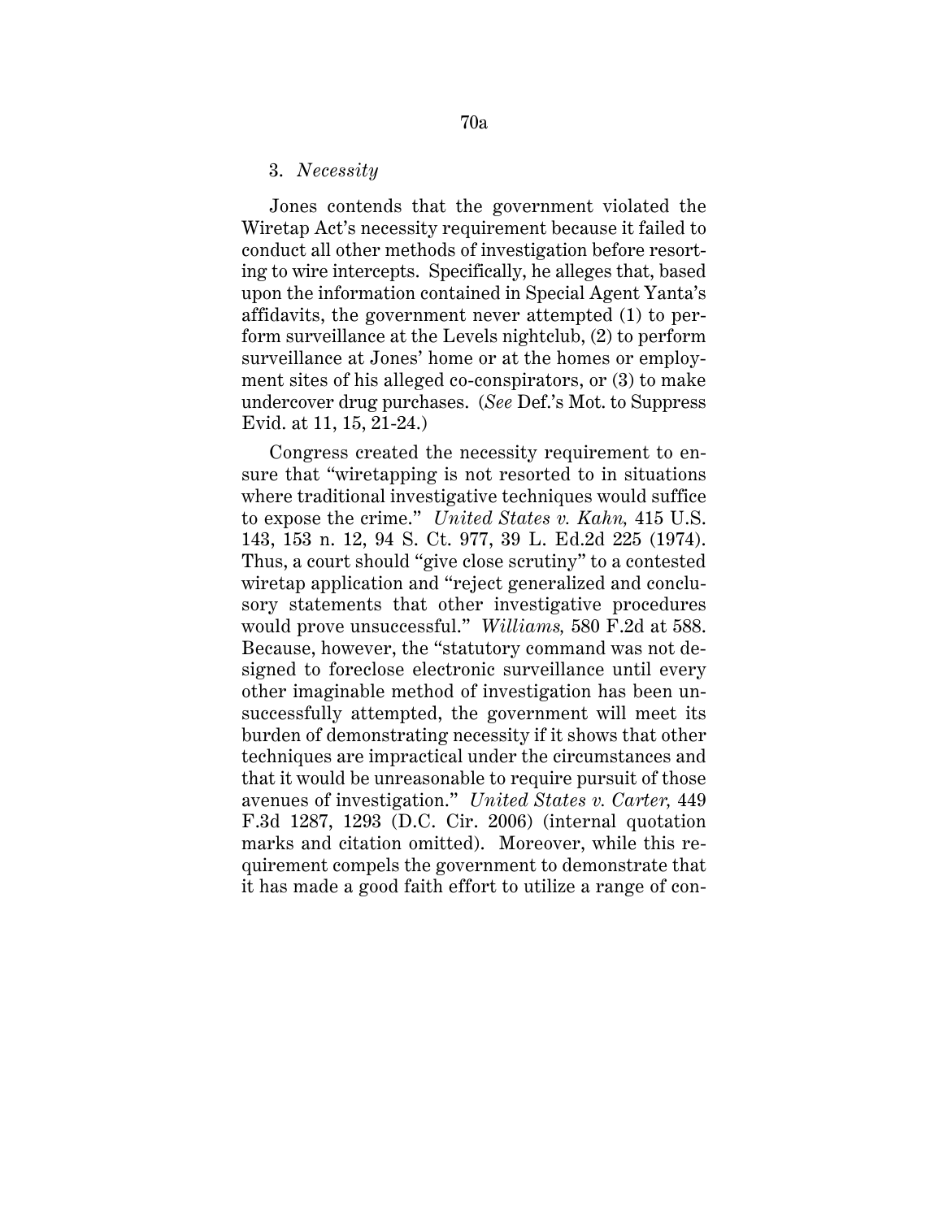### 3. *Necessity*

Jones contends that the government violated the Wiretap Act's necessity requirement because it failed to conduct all other methods of investigation before resorting to wire intercepts. Specifically, he alleges that, based upon the information contained in Special Agent Yanta's affidavits, the government never attempted (1) to perform surveillance at the Levels nightclub, (2) to perform surveillance at Jones' home or at the homes or employment sites of his alleged co-conspirators, or (3) to make undercover drug purchases. (*See* Def.'s Mot. to Suppress Evid. at 11, 15, 21-24.)

Congress created the necessity requirement to ensure that "wiretapping is not resorted to in situations where traditional investigative techniques would suffice to expose the crime." *United States v. Kahn,* 415 U.S. 143, 153 n. 12, 94 S. Ct. 977, 39 L. Ed.2d 225 (1974). Thus, a court should "give close scrutiny" to a contested wiretap application and "reject generalized and conclusory statements that other investigative procedures would prove unsuccessful." *Williams,* 580 F.2d at 588. Because, however, the "statutory command was not designed to foreclose electronic surveillance until every other imaginable method of investigation has been unsuccessfully attempted, the government will meet its burden of demonstrating necessity if it shows that other techniques are impractical under the circumstances and that it would be unreasonable to require pursuit of those avenues of investigation." *United States v. Carter,* 449 F.3d 1287, 1293 (D.C. Cir. 2006) (internal quotation marks and citation omitted). Moreover, while this requirement compels the government to demonstrate that it has made a good faith effort to utilize a range of con-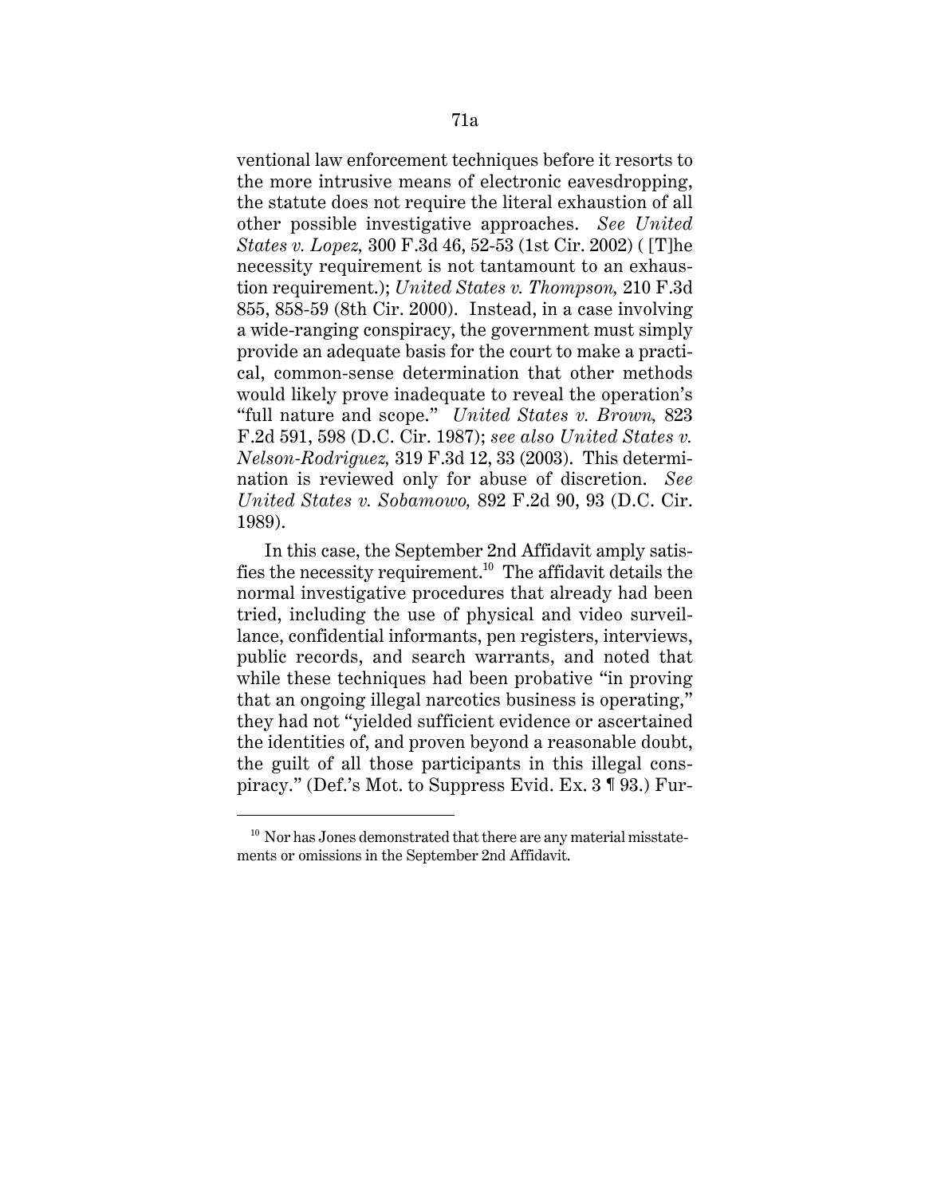ventional law enforcement techniques before it resorts to the more intrusive means of electronic eavesdropping, the statute does not require the literal exhaustion of all other possible investigative approaches. *See United States v. Lopez,* 300 F.3d 46, 52-53 (1st Cir. 2002) ( [T]he necessity requirement is not tantamount to an exhaustion requirement.); *United States v. Thompson,* 210 F.3d 855, 858-59 (8th Cir. 2000). Instead, in a case involving a wide-ranging conspiracy, the government must simply provide an adequate basis for the court to make a practical, common-sense determination that other methods would likely prove inadequate to reveal the operation's "full nature and scope." *United States v. Brown,* 823 F.2d 591, 598 (D.C. Cir. 1987); *see also United States v. Nelson-Rodriguez,* 319 F.3d 12, 33 (2003). This determination is reviewed only for abuse of discretion. *See United States v. Sobamowo,* 892 F.2d 90, 93 (D.C. Cir. 1989).

In this case, the September 2nd Affidavit amply satisfies the necessity requirement.[10] The affidavit details the normal investigative procedures that already had been tried, including the use of physical and video surveillance, confidential informants, pen registers, interviews, public records, and search warrants, and noted that while these techniques had been probative "in proving that an ongoing illegal narcotics business is operating," they had not "yielded sufficient evidence or ascertained the identities of, and proven beyond a reasonable doubt, the guilt of all those participants in this illegal conspiracy." (Def.'s Mot. to Suppress Evid. Ex. 3 ¶ 93.) Fur-

---

[10] Nor has Jones demonstrated that there are any material misstatements or omissions in the September 2nd Affidavit.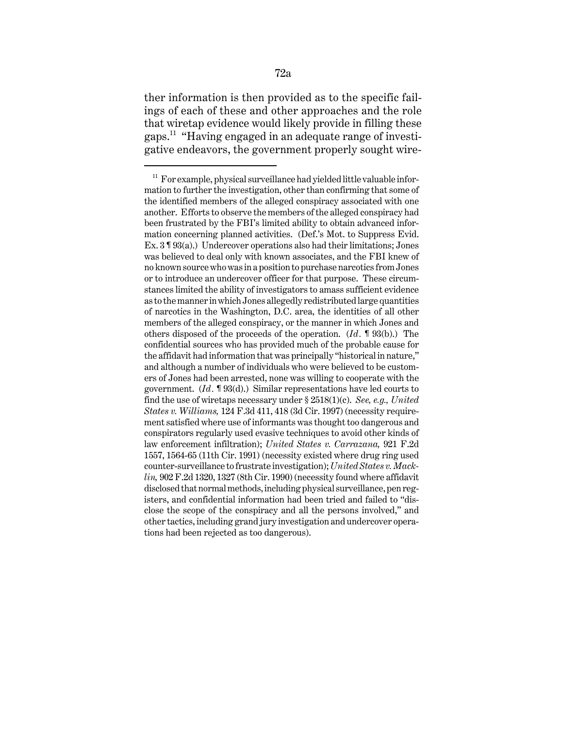ther information is then provided as to the specific failings of each of these and other approaches and the role that wiretap evidence would likely provide in filling these gaps.[11] "Having engaged in an adequate range of investigative endeavors, the government properly sought wire-

[11] For example, physical surveillance had yielded little valuable information to further the investigation, other than confirming that some of the identified members of the alleged conspiracy associated with one another. Efforts to observe the members of the alleged conspiracy had been frustrated by the FBI's limited ability to obtain advanced information concerning planned activities. (Def.'s Mot. to Suppress Evid. Ex. 3 ¶ 93(a).) Undercover operations also had their limitations; Jones was believed to deal only with known associates, and the FBI knew of no known source who was in a position to purchase narcotics from Jones or to introduce an undercover officer for that purpose. These circumstances limited the ability of investigators to amass sufficient evidence as to the manner in which Jones allegedly redistributed large quantities of narcotics in the Washington, D.C. area, the identities of all other members of the alleged conspiracy, or the manner in which Jones and others disposed of the proceeds of the operation. (*Id*. ¶ 93(b).) The confidential sources who has provided much of the probable cause for the affidavit had information that was principally "historical in nature," and although a number of individuals who were believed to be customers of Jones had been arrested, none was willing to cooperate with the government. (*Id*. ¶ 93(d).) Similar representations have led courts to find the use of wiretaps necessary under § 2518(1)(c). *See, e.g., United States v. Williams,* 124 F.3d 411, 418 (3d Cir. 1997) (necessity requirement satisfied where use of informants was thought too dangerous and conspirators regularly used evasive techniques to avoid other kinds of law enforcement infiltration); *United States v. Carrazana,* 921 F.2d 1557, 1564-65 (11th Cir. 1991) (necessity existed where drug ring used counter-surveillance to frustrate investigation); *United States v. Macklin,* 902 F.2d 1320, 1327 (8th Cir. 1990) (necessity found where affidavit disclosed that normal methods, including physical surveillance, pen registers, and confidential information had been tried and failed to "disclose the scope of the conspiracy and all the persons involved," and other tactics, including grand jury investigation and undercover operations had been rejected as too dangerous).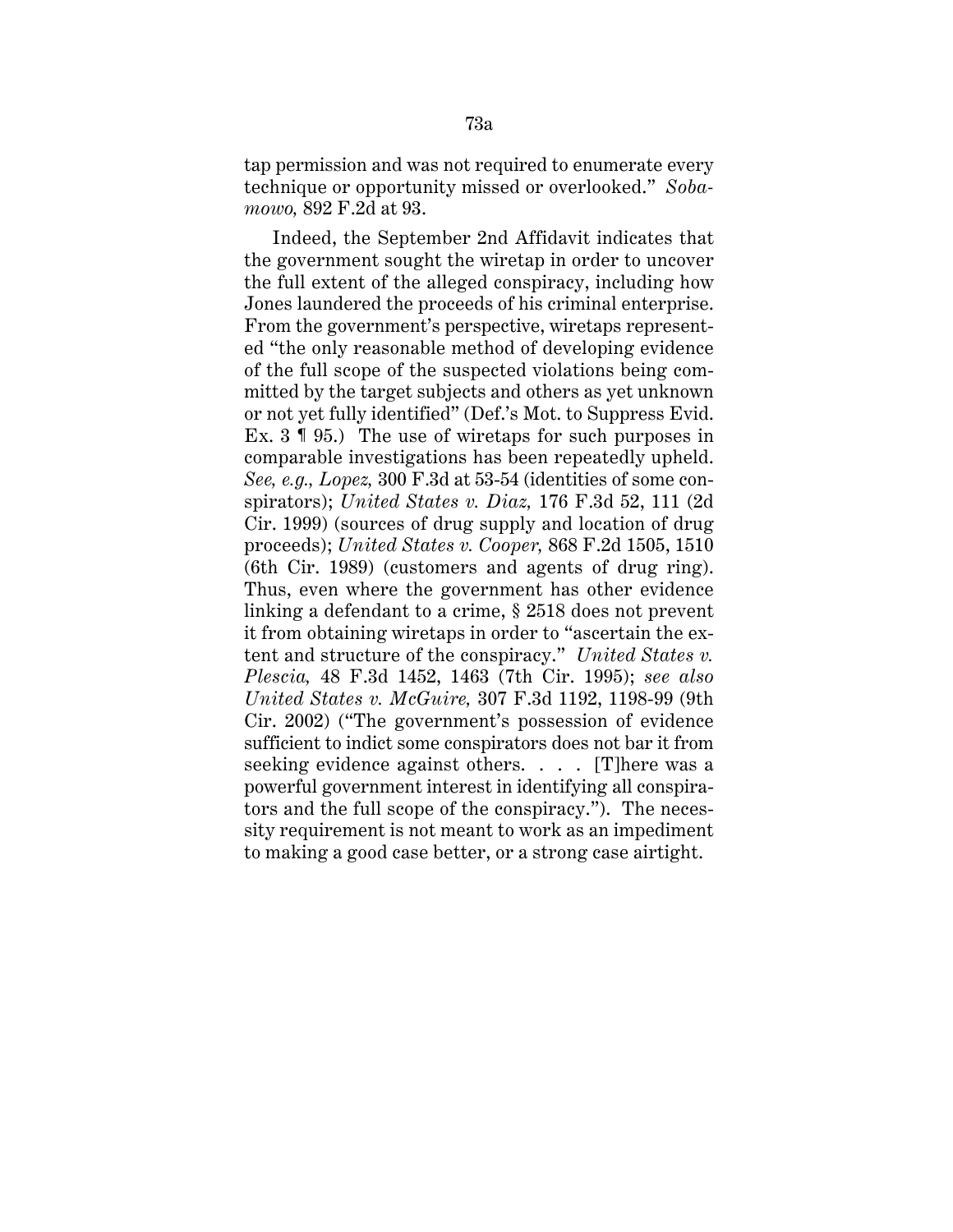tap permission and was not required to enumerate every technique or opportunity missed or overlooked." *Sobamowo,* 892 F.2d at 93.

Indeed, the September 2nd Affidavit indicates that the government sought the wiretap in order to uncover the full extent of the alleged conspiracy, including how Jones laundered the proceeds of his criminal enterprise. From the government's perspective, wiretaps represented "the only reasonable method of developing evidence of the full scope of the suspected violations being committed by the target subjects and others as yet unknown or not yet fully identified" (Def.'s Mot. to Suppress Evid. Ex. 3 ¶ 95.) The use of wiretaps for such purposes in comparable investigations has been repeatedly upheld. *See, e.g., Lopez,* 300 F.3d at 53-54 (identities of some conspirators); *United States v. Diaz,* 176 F.3d 52, 111 (2d Cir. 1999) (sources of drug supply and location of drug proceeds); *United States v. Cooper,* 868 F.2d 1505, 1510 (6th Cir. 1989) (customers and agents of drug ring). Thus, even where the government has other evidence linking a defendant to a crime, § 2518 does not prevent it from obtaining wiretaps in order to "ascertain the extent and structure of the conspiracy." *United States v. Plescia,* 48 F.3d 1452, 1463 (7th Cir. 1995); *see also United States v. McGuire,* 307 F.3d 1192, 1198-99 (9th Cir. 2002) ("The government's possession of evidence sufficient to indict some conspirators does not bar it from seeking evidence against others. . . . [T]here was a powerful government interest in identifying all conspirators and the full scope of the conspiracy."). The necessity requirement is not meant to work as an impediment to making a good case better, or a strong case airtight.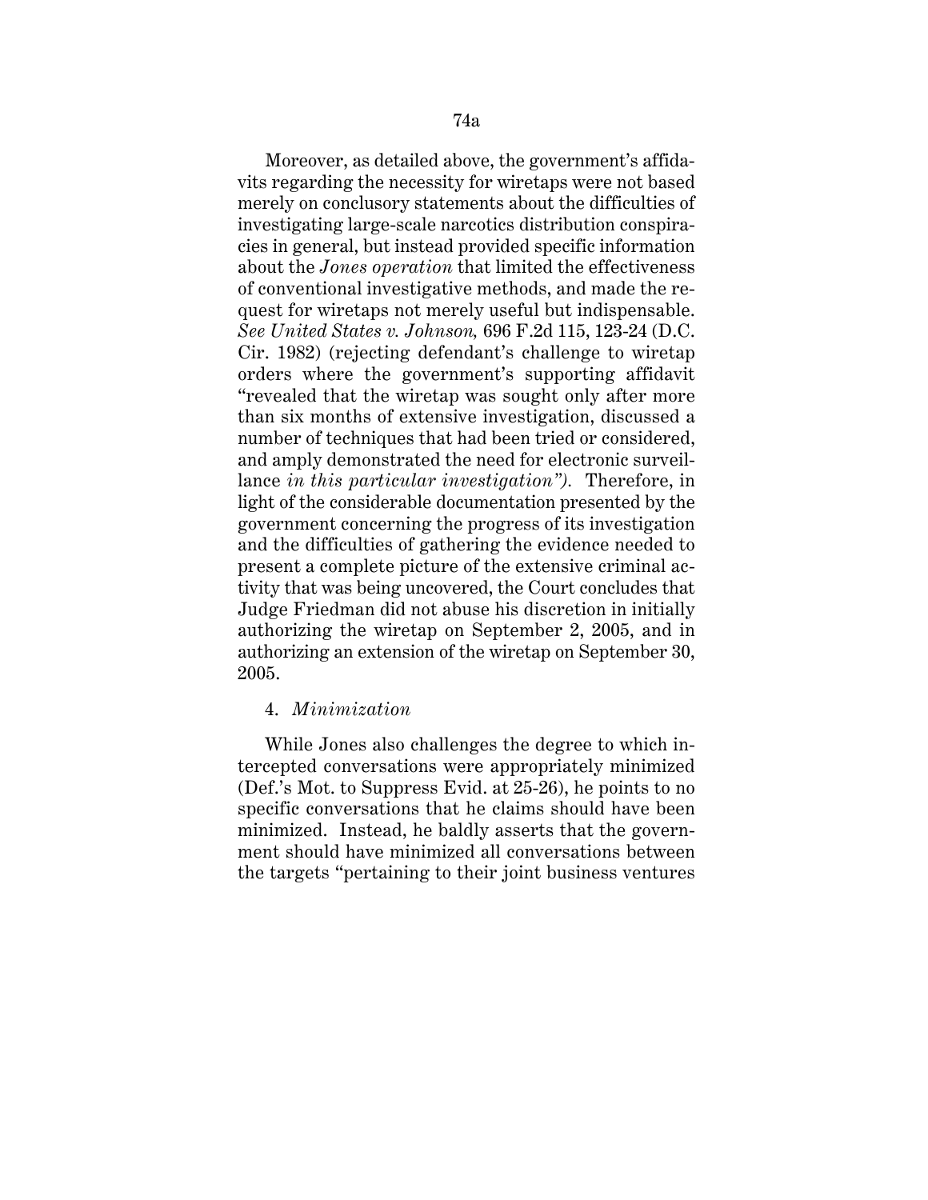Moreover, as detailed above, the government's affidavits regarding the necessity for wiretaps were not based merely on conclusory statements about the difficulties of investigating large-scale narcotics distribution conspiracies in general, but instead provided specific information about the *Jones operation* that limited the effectiveness of conventional investigative methods, and made the request for wiretaps not merely useful but indispensable. *See United States v. Johnson,* 696 F.2d 115, 123-24 (D.C. Cir. 1982) (rejecting defendant's challenge to wiretap orders where the government's supporting affidavit "revealed that the wiretap was sought only after more than six months of extensive investigation, discussed a number of techniques that had been tried or considered, and amply demonstrated the need for electronic surveillance *in this particular investigation").* Therefore, in light of the considerable documentation presented by the government concerning the progress of its investigation and the difficulties of gathering the evidence needed to present a complete picture of the extensive criminal activity that was being uncovered, the Court concludes that Judge Friedman did not abuse his discretion in initially authorizing the wiretap on September 2, 2005, and in authorizing an extension of the wiretap on September 30, 2005.

4. *Minimization*

While Jones also challenges the degree to which intercepted conversations were appropriately minimized (Def.'s Mot. to Suppress Evid. at 25-26), he points to no specific conversations that he claims should have been minimized. Instead, he baldly asserts that the government should have minimized all conversations between the targets "pertaining to their joint business ventures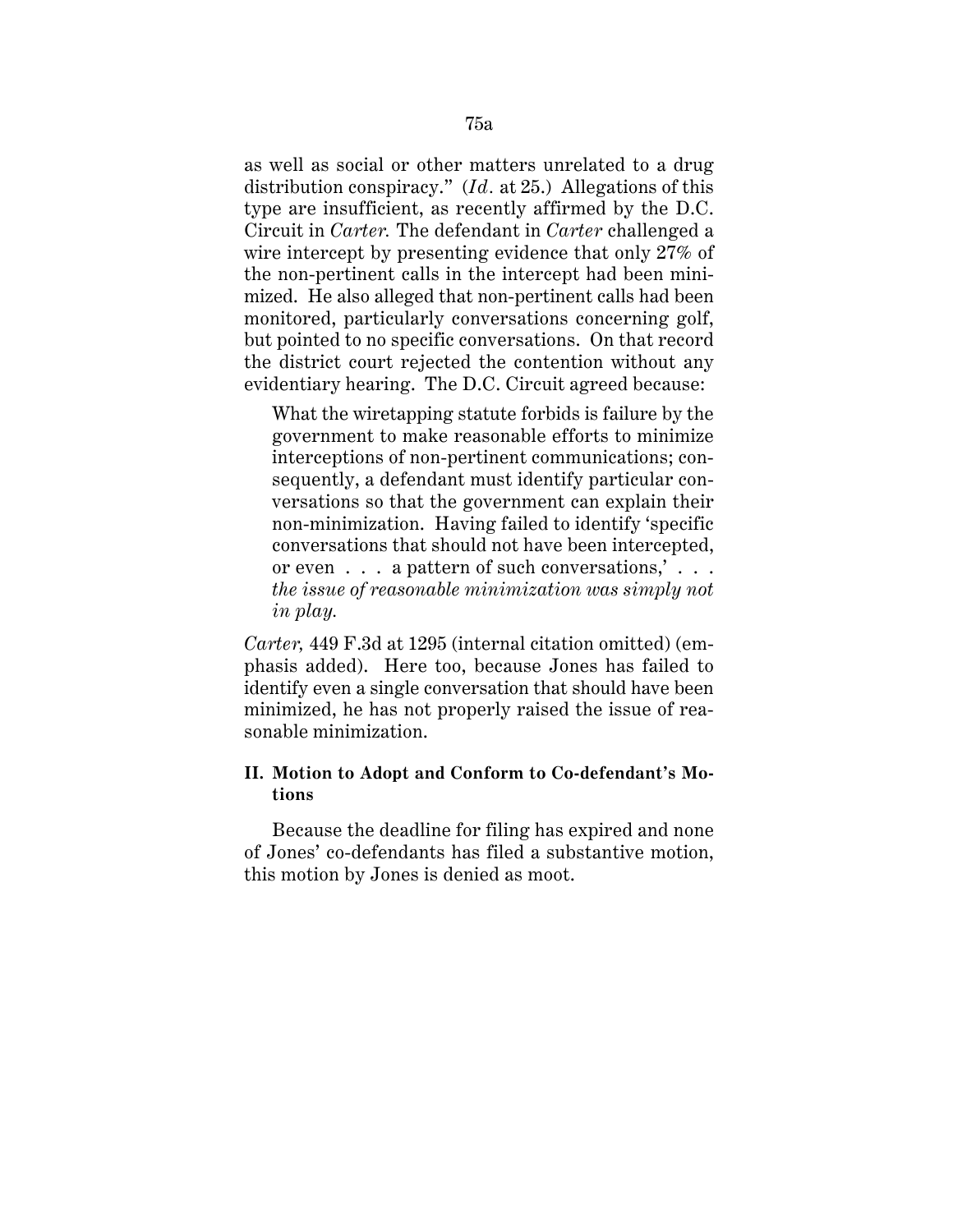as well as social or other matters unrelated to a drug distribution conspiracy." (*Id.* at 25.) Allegations of this type are insufficient, as recently affirmed by the D.C. Circuit in *Carter.* The defendant in *Carter* challenged a wire intercept by presenting evidence that only 27% of the non-pertinent calls in the intercept had been minimized. He also alleged that non-pertinent calls had been monitored, particularly conversations concerning golf, but pointed to no specific conversations. On that record the district court rejected the contention without any evidentiary hearing. The D.C. Circuit agreed because:

> What the wiretapping statute forbids is failure by the government to make reasonable efforts to minimize interceptions of non-pertinent communications; consequently, a defendant must identify particular conversations so that the government can explain their non-minimization. Having failed to identify 'specific conversations that should not have been intercepted, or even . . . a pattern of such conversations,' . . . *the issue of reasonable minimization was simply not in play.*

*Carter,* 449 F.3d at 1295 (internal citation omitted) (emphasis added). Here too, because Jones has failed to identify even a single conversation that should have been minimized, he has not properly raised the issue of reasonable minimization.

### II. Motion to Adopt and Conform to Co-defendant's Motions

Because the deadline for filing has expired and none of Jones' co-defendants has filed a substantive motion, this motion by Jones is denied as moot.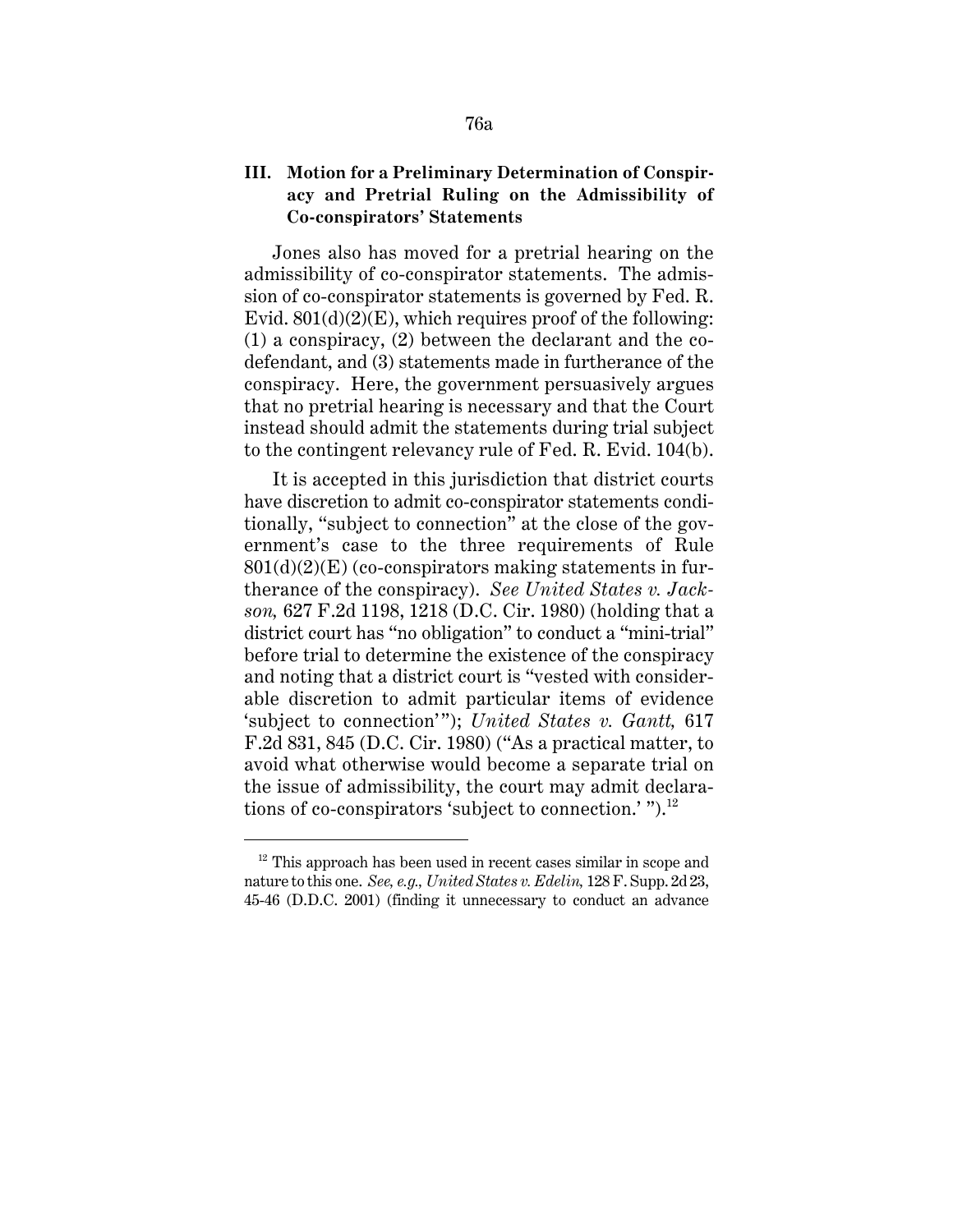### III. Motion for a Preliminary Determination of Conspiracy and Pretrial Ruling on the Admissibility of Co-conspirators' Statements

Jones also has moved for a pretrial hearing on the admissibility of co-conspirator statements. The admission of co-conspirator statements is governed by Fed. R. Evid. 801(d)(2)(E), which requires proof of the following: (1) a conspiracy, (2) between the declarant and the co-defendant, and (3) statements made in furtherance of the conspiracy. Here, the government persuasively argues that no pretrial hearing is necessary and that the Court instead should admit the statements during trial subject to the contingent relevancy rule of Fed. R. Evid. 104(b).

It is accepted in this jurisdiction that district courts have discretion to admit co-conspirator statements conditionally, "subject to connection" at the close of the government's case to the three requirements of Rule 801(d)(2)(E) (co-conspirators making statements in furtherance of the conspiracy). *See United States v. Jackson,* 627 F.2d 1198, 1218 (D.C. Cir. 1980) (holding that a district court has "no obligation" to conduct a "mini-trial" before trial to determine the existence of the conspiracy and noting that a district court is "vested with considerable discretion to admit particular items of evidence 'subject to connection'"); *United States v. Gantt,* 617 F.2d 831, 845 (D.C. Cir. 1980) ("As a practical matter, to avoid what otherwise would become a separate trial on the issue of admissibility, the court may admit declarations of co-conspirators 'subject to connection.' ").[12]

---

[12] This approach has been used in recent cases similar in scope and nature to this one. *See, e.g., United States v. Edelin,* 128 F. Supp. 2d 23, 45-46 (D.D.C. 2001) (finding it unnecessary to conduct an advance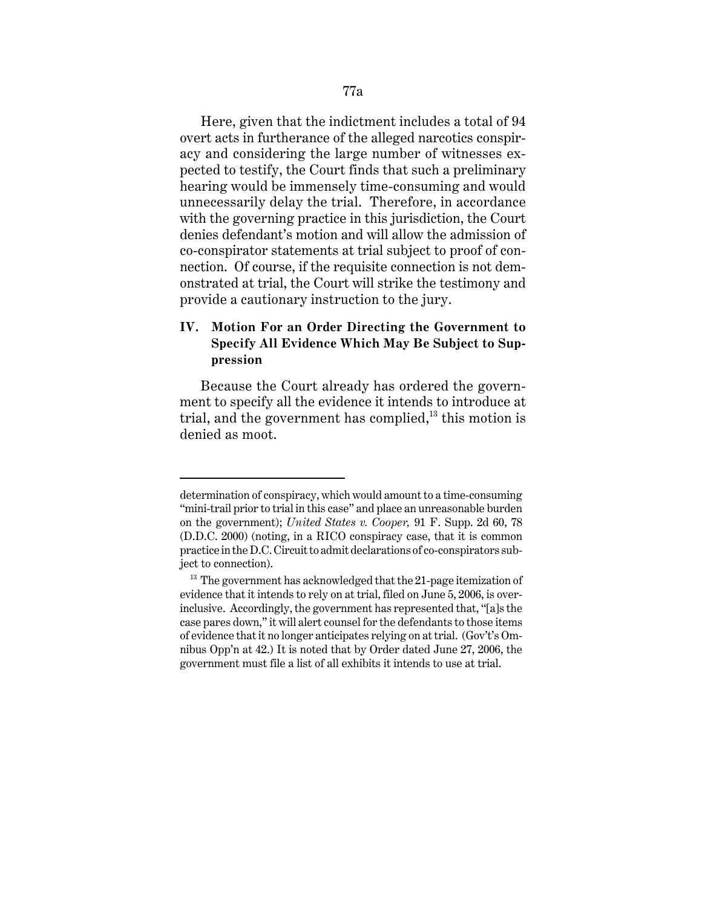Here, given that the indictment includes a total of 94 overt acts in furtherance of the alleged narcotics conspiracy and considering the large number of witnesses expected to testify, the Court finds that such a preliminary hearing would be immensely time-consuming and would unnecessarily delay the trial. Therefore, in accordance with the governing practice in this jurisdiction, the Court denies defendant's motion and will allow the admission of co-conspirator statements at trial subject to proof of connection. Of course, if the requisite connection is not demonstrated at trial, the Court will strike the testimony and provide a cautionary instruction to the jury.

## IV. Motion For an Order Directing the Government to Specify All Evidence Which May Be Subject to Suppression

Because the Court already has ordered the government to specify all the evidence it intends to introduce at trial, and the government has complied,[13] this motion is denied as moot.

---

determination of conspiracy, which would amount to a time-consuming "mini-trail prior to trial in this case" and place an unreasonable burden on the government); *United States v. Cooper,* 91 F. Supp. 2d 60, 78 (D.D.C. 2000) (noting, in a RICO conspiracy case, that it is common practice in the D.C. Circuit to admit declarations of co-conspirators subject to connection).

[13] The government has acknowledged that the 21-page itemization of evidence that it intends to rely on at trial, filed on June 5, 2006, is overinclusive. Accordingly, the government has represented that, "[a]s the case pares down," it will alert counsel for the defendants to those items of evidence that it no longer anticipates relying on at trial. (Gov't's Omnibus Opp'n at 42.) It is noted that by Order dated June 27, 2006, the government must file a list of all exhibits it intends to use at trial.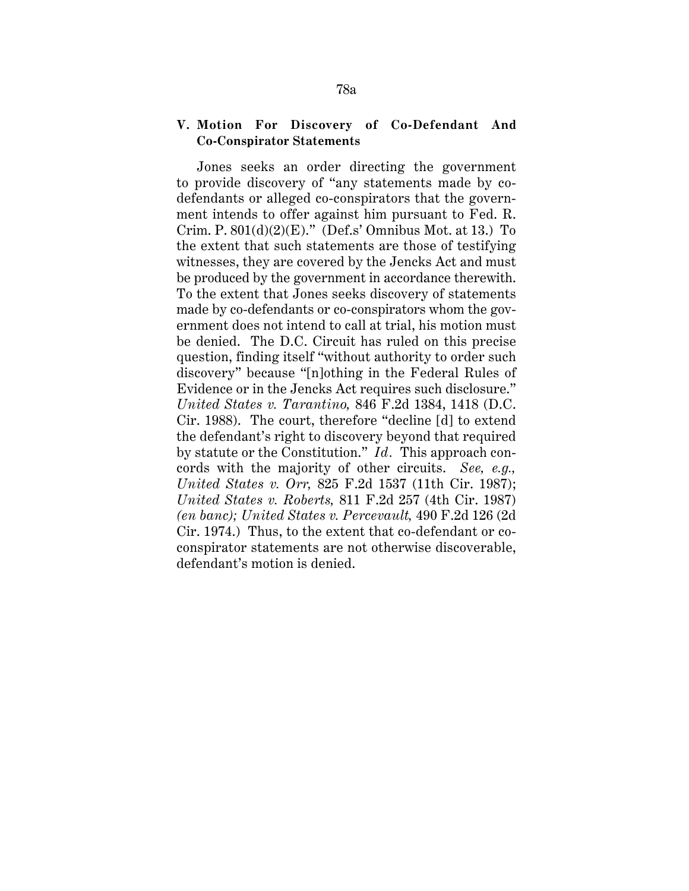### V. Motion For Discovery of Co-Defendant And Co-Conspirator Statements

Jones seeks an order directing the government to provide discovery of "any statements made by co-defendants or alleged co-conspirators that the government intends to offer against him pursuant to Fed. R. Crim. P. 801(d)(2)(E)." (Def.s' Omnibus Mot. at 13.) To the extent that such statements are those of testifying witnesses, they are covered by the Jencks Act and must be produced by the government in accordance therewith. To the extent that Jones seeks discovery of statements made by co-defendants or co-conspirators whom the government does not intend to call at trial, his motion must be denied. The D.C. Circuit has ruled on this precise question, finding itself "without authority to order such discovery" because "[n]othing in the Federal Rules of Evidence or in the Jencks Act requires such disclosure." *United States v. Tarantino,* 846 F.2d 1384, 1418 (D.C. Cir. 1988). The court, therefore "decline [d] to extend the defendant's right to discovery beyond that required by statute or the Constitution." *Id*. This approach concords with the majority of other circuits. *See, e.g., United States v. Orr,* 825 F.2d 1537 (11th Cir. 1987); *United States v. Roberts,* 811 F.2d 257 (4th Cir. 1987) *(en banc); United States v. Percevault,* 490 F.2d 126 (2d Cir. 1974.) Thus, to the extent that co-defendant or co-conspirator statements are not otherwise discoverable, defendant's motion is denied.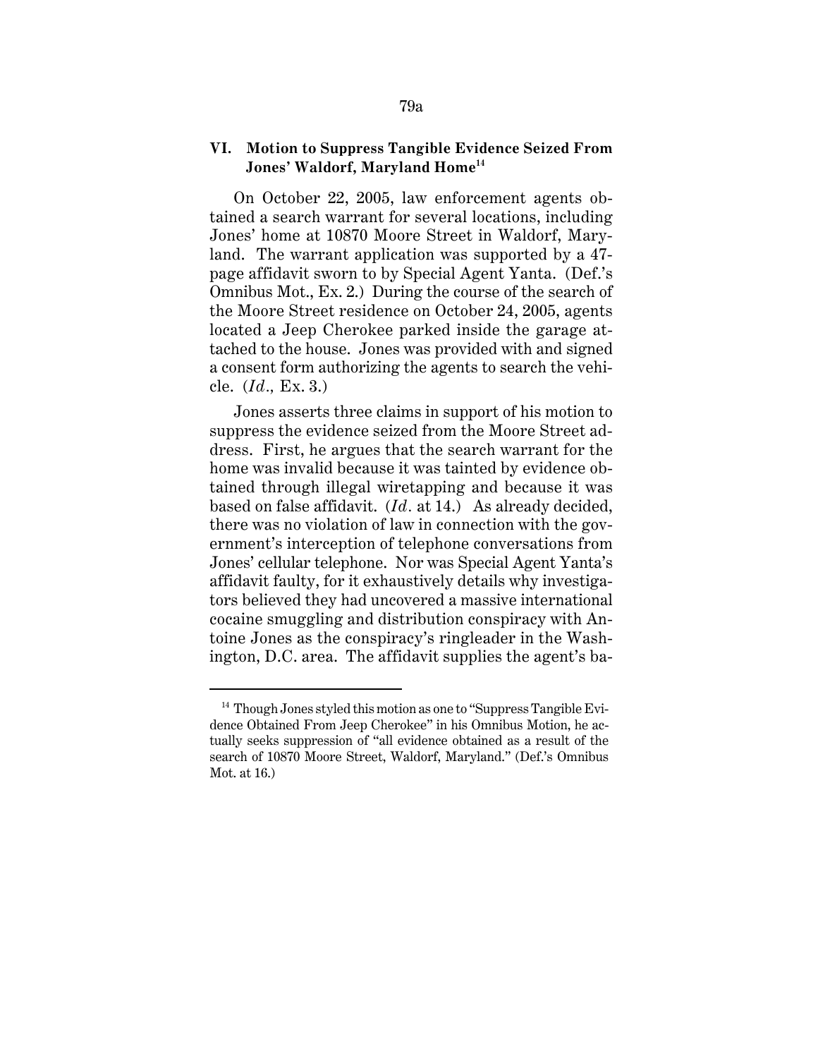## VI. Motion to Suppress Tangible Evidence Seized From Jones' Waldorf, Maryland Home[14]

On October 22, 2005, law enforcement agents obtained a search warrant for several locations, including Jones' home at 10870 Moore Street in Waldorf, Maryland. The warrant application was supported by a 47-page affidavit sworn to by Special Agent Yanta. (Def.'s Omnibus Mot., Ex. 2.) During the course of the search of the Moore Street residence on October 24, 2005, agents located a Jeep Cherokee parked inside the garage attached to the house. Jones was provided with and signed a consent form authorizing the agents to search the vehicle. (*Id.*, Ex. 3.)

Jones asserts three claims in support of his motion to suppress the evidence seized from the Moore Street address. First, he argues that the search warrant for the home was invalid because it was tainted by evidence obtained through illegal wiretapping and because it was based on false affidavit. (*Id.* at 14.) As already decided, there was no violation of law in connection with the government's interception of telephone conversations from Jones' cellular telephone. Nor was Special Agent Yanta's affidavit faulty, for it exhaustively details why investigators believed they had uncovered a massive international cocaine smuggling and distribution conspiracy with Antoine Jones as the conspiracy's ringleader in the Washington, D.C. area. The affidavit supplies the agent's ba-

---

[14] Though Jones styled this motion as one to "Suppress Tangible Evidence Obtained From Jeep Cherokee" in his Omnibus Motion, he actually seeks suppression of "all evidence obtained as a result of the search of 10870 Moore Street, Waldorf, Maryland." (Def.'s Omnibus Mot. at 16.)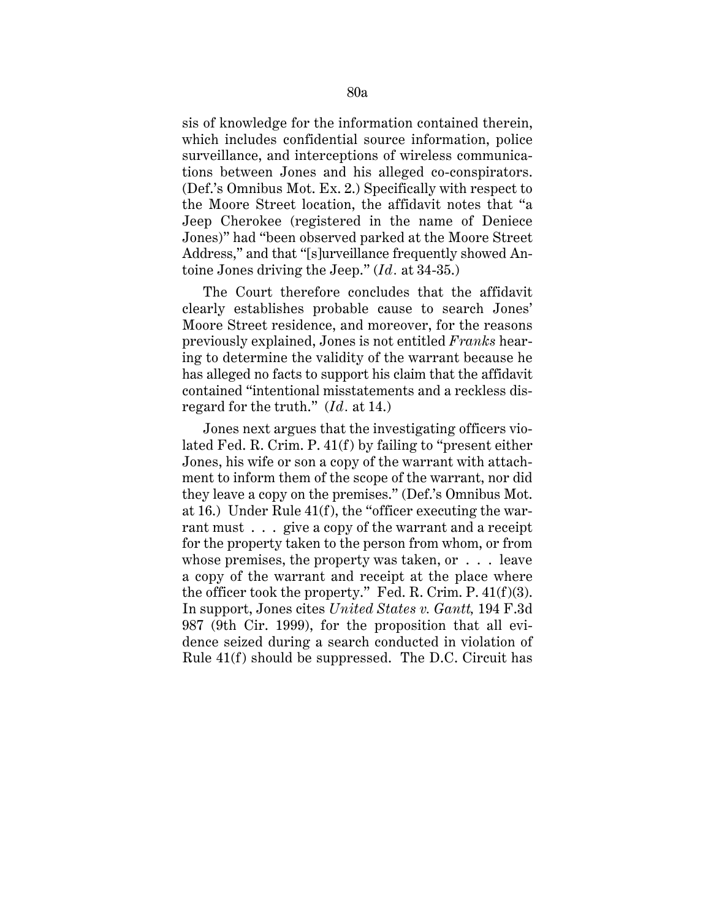sis of knowledge for the information contained therein, which includes confidential source information, police surveillance, and interceptions of wireless communications between Jones and his alleged co-conspirators. (Def.'s Omnibus Mot. Ex. 2.) Specifically with respect to the Moore Street location, the affidavit notes that "a Jeep Cherokee (registered in the name of Deniece Jones)" had "been observed parked at the Moore Street Address," and that "[s]urveillance frequently showed Antoine Jones driving the Jeep." (*Id.* at 34-35.)

The Court therefore concludes that the affidavit clearly establishes probable cause to search Jones' Moore Street residence, and moreover, for the reasons previously explained, Jones is not entitled *Franks* hearing to determine the validity of the warrant because he has alleged no facts to support his claim that the affidavit contained "intentional misstatements and a reckless disregard for the truth." (*Id.* at 14.)

Jones next argues that the investigating officers violated Fed. R. Crim. P. 41(f) by failing to "present either Jones, his wife or son a copy of the warrant with attachment to inform them of the scope of the warrant, nor did they leave a copy on the premises." (Def.'s Omnibus Mot. at 16.) Under Rule 41(f), the "officer executing the warrant must . . . give a copy of the warrant and a receipt for the property taken to the person from whom, or from whose premises, the property was taken, or . . . leave a copy of the warrant and receipt at the place where the officer took the property." Fed. R. Crim. P. 41(f)(3). In support, Jones cites *United States v. Gantt,* 194 F.3d 987 (9th Cir. 1999), for the proposition that all evidence seized during a search conducted in violation of Rule 41(f) should be suppressed. The D.C. Circuit has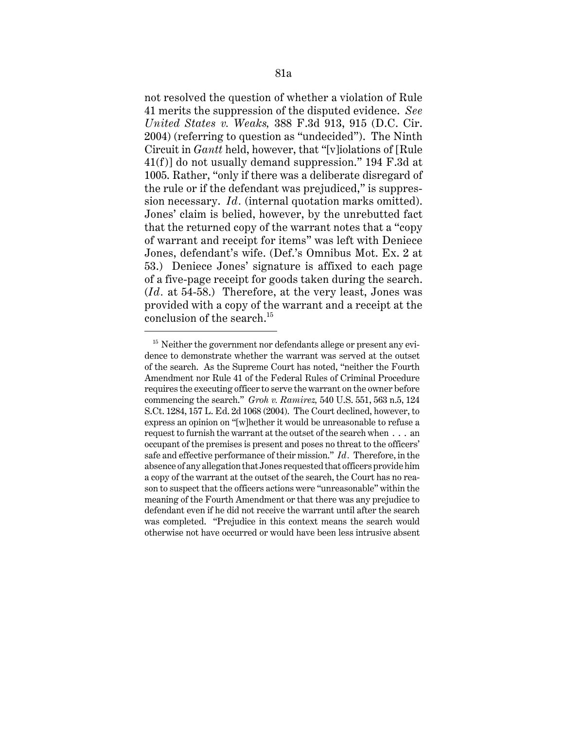not resolved the question of whether a violation of Rule 41 merits the suppression of the disputed evidence. *See United States v. Weaks,* 388 F.3d 913, 915 (D.C. Cir. 2004) (referring to question as "undecided"). The Ninth Circuit in *Gantt* held, however, that "[v]iolations of [Rule 41(f)] do not usually demand suppression." 194 F.3d at 1005. Rather, "only if there was a deliberate disregard of the rule or if the defendant was prejudiced," is suppression necessary. *Id*. (internal quotation marks omitted). Jones' claim is belied, however, by the unrebutted fact that the returned copy of the warrant notes that a "copy of warrant and receipt for items" was left with Deniece Jones, defendant's wife. (Def.'s Omnibus Mot. Ex. 2 at 53.) Deniece Jones' signature is affixed to each page of a five-page receipt for goods taken during the search. (*Id*. at 54-58.) Therefore, at the very least, Jones was provided with a copy of the warrant and a receipt at the conclusion of the search.[15]

---

[15] Neither the government nor defendants allege or present any evidence to demonstrate whether the warrant was served at the outset of the search. As the Supreme Court has noted, "neither the Fourth Amendment nor Rule 41 of the Federal Rules of Criminal Procedure requires the executing officer to serve the warrant on the owner before commencing the search." *Groh v. Ramirez,* 540 U.S. 551, 563 n.5, 124 S.Ct. 1284, 157 L. Ed. 2d 1068 (2004). The Court declined, however, to express an opinion on "[w]hether it would be unreasonable to refuse a request to furnish the warrant at the outset of the search when . . . an occupant of the premises is present and poses no threat to the officers' safe and effective performance of their mission." *Id*. Therefore, in the absence of any allegation that Jones requested that officers provide him a copy of the warrant at the outset of the search, the Court has no reason to suspect that the officers actions were "unreasonable" within the meaning of the Fourth Amendment or that there was any prejudice to defendant even if he did not receive the warrant until after the search was completed. "Prejudice in this context means the search would otherwise not have occurred or would have been less intrusive absent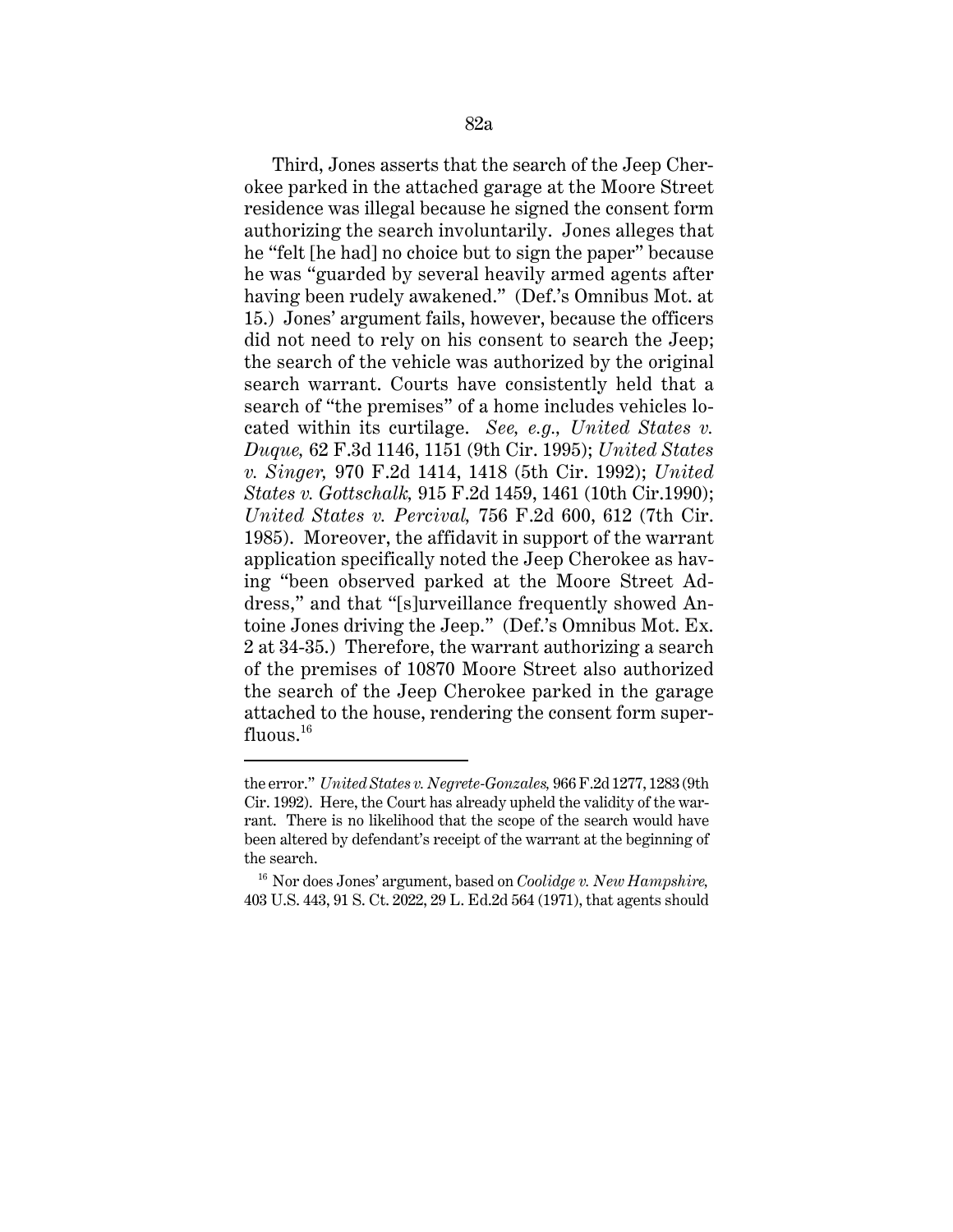Third, Jones asserts that the search of the Jeep Cherokee parked in the attached garage at the Moore Street residence was illegal because he signed the consent form authorizing the search involuntarily. Jones alleges that he "felt [he had] no choice but to sign the paper" because he was "guarded by several heavily armed agents after having been rudely awakened." (Def.'s Omnibus Mot. at 15.) Jones' argument fails, however, because the officers did not need to rely on his consent to search the Jeep; the search of the vehicle was authorized by the original search warrant. Courts have consistently held that a search of "the premises" of a home includes vehicles located within its curtilage. *See, e.g., United States v. Duque,* 62 F.3d 1146, 1151 (9th Cir. 1995); *United States v. Singer,* 970 F.2d 1414, 1418 (5th Cir. 1992); *United States v. Gottschalk,* 915 F.2d 1459, 1461 (10th Cir.1990); *United States v. Percival,* 756 F.2d 600, 612 (7th Cir. 1985). Moreover, the affidavit in support of the warrant application specifically noted the Jeep Cherokee as having "been observed parked at the Moore Street Address," and that "[s]urveillance frequently showed Antoine Jones driving the Jeep." (Def.'s Omnibus Mot. Ex. 2 at 34-35.) Therefore, the warrant authorizing a search of the premises of 10870 Moore Street also authorized the search of the Jeep Cherokee parked in the garage attached to the house, rendering the consent form superfluous.[16]

---

the error." *United States v. Negrete-Gonzales,* 966 F.2d 1277, 1283 (9th Cir. 1992). Here, the Court has already upheld the validity of the warrant. There is no likelihood that the scope of the search would have been altered by defendant's receipt of the warrant at the beginning of the search.

[16] Nor does Jones' argument, based on *Coolidge v. New Hampshire,* 403 U.S. 443, 91 S. Ct. 2022, 29 L. Ed.2d 564 (1971), that agents should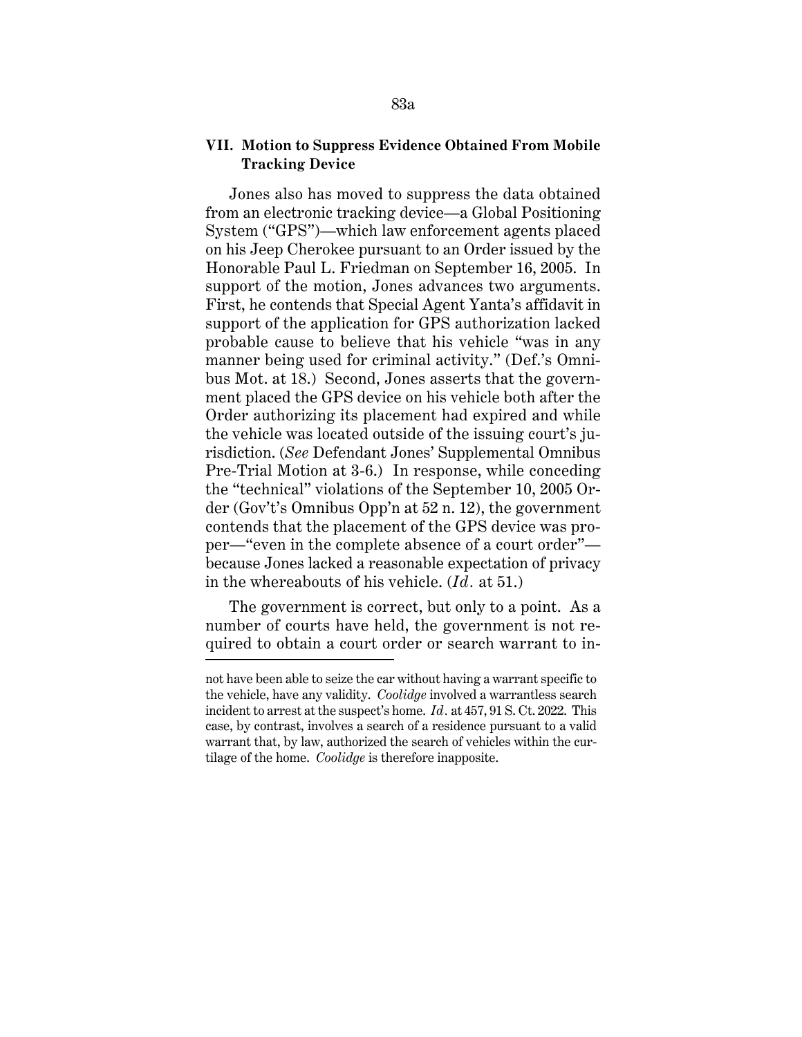## VII. Motion to Suppress Evidence Obtained From Mobile Tracking Device

Jones also has moved to suppress the data obtained from an electronic tracking device—a Global Positioning System ("GPS")—which law enforcement agents placed on his Jeep Cherokee pursuant to an Order issued by the Honorable Paul L. Friedman on September 16, 2005. In support of the motion, Jones advances two arguments. First, he contends that Special Agent Yanta's affidavit in support of the application for GPS authorization lacked probable cause to believe that his vehicle "was in any manner being used for criminal activity." (Def.'s Omnibus Mot. at 18.) Second, Jones asserts that the government placed the GPS device on his vehicle both after the Order authorizing its placement had expired and while the vehicle was located outside of the issuing court's jurisdiction. (*See* Defendant Jones' Supplemental Omnibus Pre-Trial Motion at 3-6.) In response, while conceding the "technical" violations of the September 10, 2005 Order (Gov't's Omnibus Opp'n at 52 n. 12), the government contends that the placement of the GPS device was proper—"even in the complete absence of a court order"—because Jones lacked a reasonable expectation of privacy in the whereabouts of his vehicle. (*Id.* at 51.)

The government is correct, but only to a point. As a number of courts have held, the government is not required to obtain a court order or search warrant to in-

---

not have been able to seize the car without having a warrant specific to the vehicle, have any validity. *Coolidge* involved a warrantless search incident to arrest at the suspect's home. *Id.* at 457, 91 S. Ct. 2022. This case, by contrast, involves a search of a residence pursuant to a valid warrant that, by law, authorized the search of vehicles within the curtilage of the home. *Coolidge* is therefore inapposite.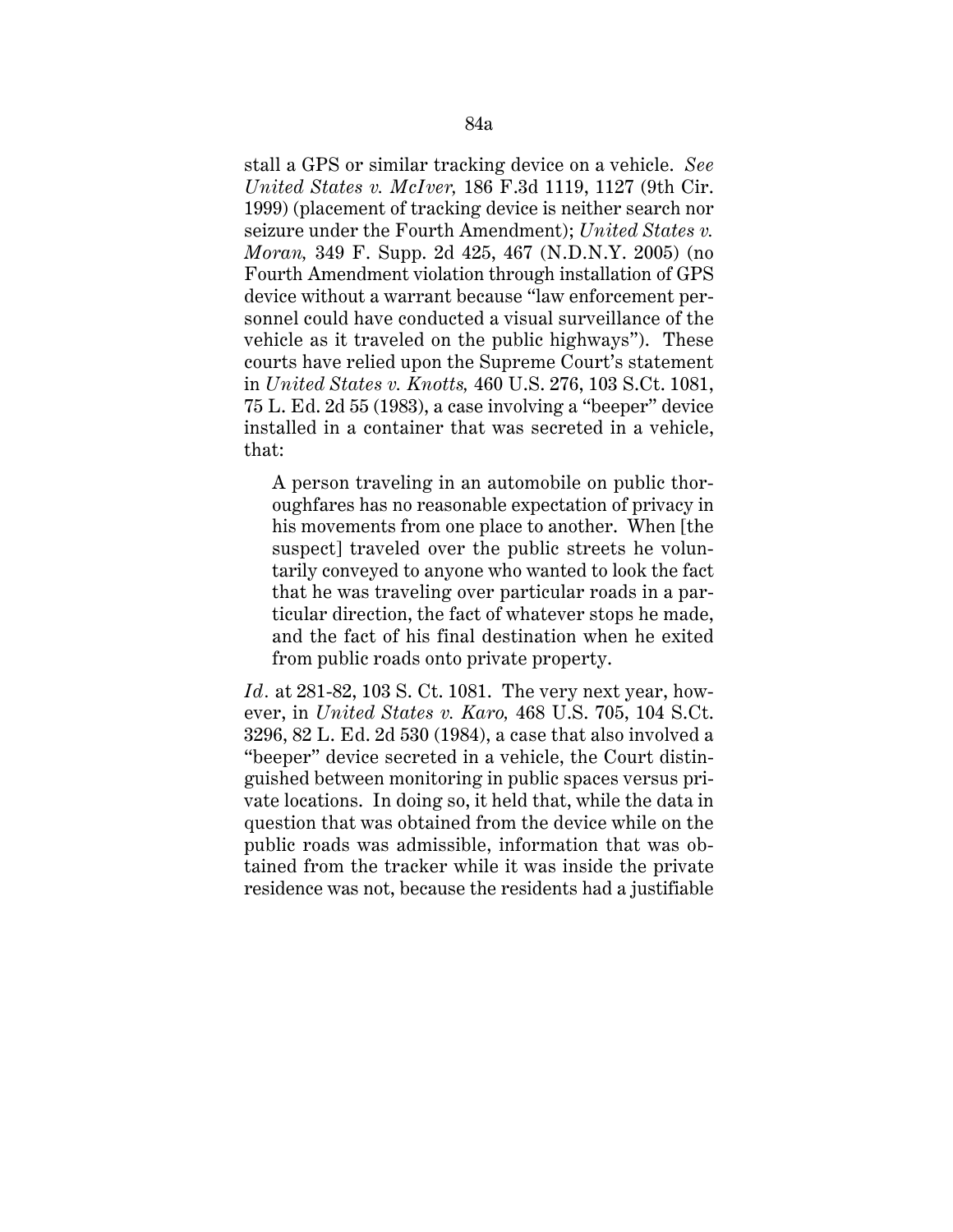stall a GPS or similar tracking device on a vehicle. *See United States v. McIver,* 186 F.3d 1119, 1127 (9th Cir. 1999) (placement of tracking device is neither search nor seizure under the Fourth Amendment); *United States v. Moran,* 349 F. Supp. 2d 425, 467 (N.D.N.Y. 2005) (no Fourth Amendment violation through installation of GPS device without a warrant because "law enforcement personnel could have conducted a visual surveillance of the vehicle as it traveled on the public highways"). These courts have relied upon the Supreme Court's statement in *United States v. Knotts,* 460 U.S. 276, 103 S.Ct. 1081, 75 L. Ed. 2d 55 (1983), a case involving a "beeper" device installed in a container that was secreted in a vehicle, that:

> A person traveling in an automobile on public thoroughfares has no reasonable expectation of privacy in his movements from one place to another. When [the suspect] traveled over the public streets he voluntarily conveyed to anyone who wanted to look the fact that he was traveling over particular roads in a particular direction, the fact of whatever stops he made, and the fact of his final destination when he exited from public roads onto private property.

*Id.* at 281-82, 103 S. Ct. 1081. The very next year, however, in *United States v. Karo,* 468 U.S. 705, 104 S.Ct. 3296, 82 L. Ed. 2d 530 (1984), a case that also involved a "beeper" device secreted in a vehicle, the Court distinguished between monitoring in public spaces versus private locations. In doing so, it held that, while the data in question that was obtained from the device while on the public roads was admissible, information that was obtained from the tracker while it was inside the private residence was not, because the residents had a justifiable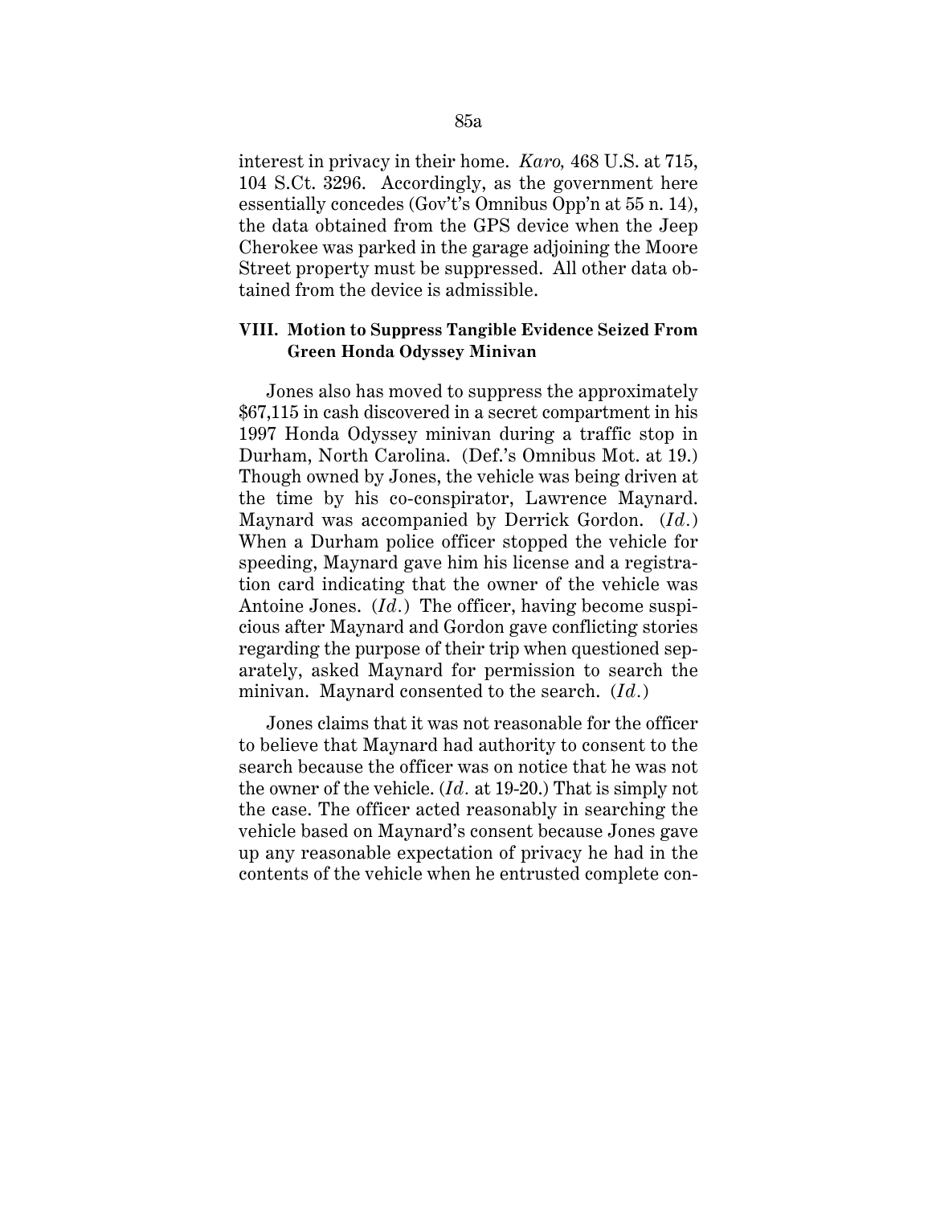interest in privacy in their home. *Karo,* 468 U.S. at 715, 104 S.Ct. 3296. Accordingly, as the government here essentially concedes (Gov't's Omnibus Opp'n at 55 n. 14), the data obtained from the GPS device when the Jeep Cherokee was parked in the garage adjoining the Moore Street property must be suppressed. All other data obtained from the device is admissible.

### VIII. Motion to Suppress Tangible Evidence Seized From Green Honda Odyssey Minivan

Jones also has moved to suppress the approximately $67,115 in cash discovered in a secret compartment in his 1997 Honda Odyssey minivan during a traffic stop in Durham, North Carolina. (Def.'s Omnibus Mot. at 19.) Though owned by Jones, the vehicle was being driven at the time by his co-conspirator, Lawrence Maynard. Maynard was accompanied by Derrick Gordon. (*Id.*) When a Durham police officer stopped the vehicle for speeding, Maynard gave him his license and a registration card indicating that the owner of the vehicle was Antoine Jones. (*Id.*) The officer, having become suspicious after Maynard and Gordon gave conflicting stories regarding the purpose of their trip when questioned separately, asked Maynard for permission to search the minivan. Maynard consented to the search. (*Id.*)

Jones claims that it was not reasonable for the officer to believe that Maynard had authority to consent to the search because the officer was on notice that he was not the owner of the vehicle. (*Id.* at 19-20.) That is simply not the case. The officer acted reasonably in searching the vehicle based on Maynard's consent because Jones gave up any reasonable expectation of privacy he had in the contents of the vehicle when he entrusted complete con-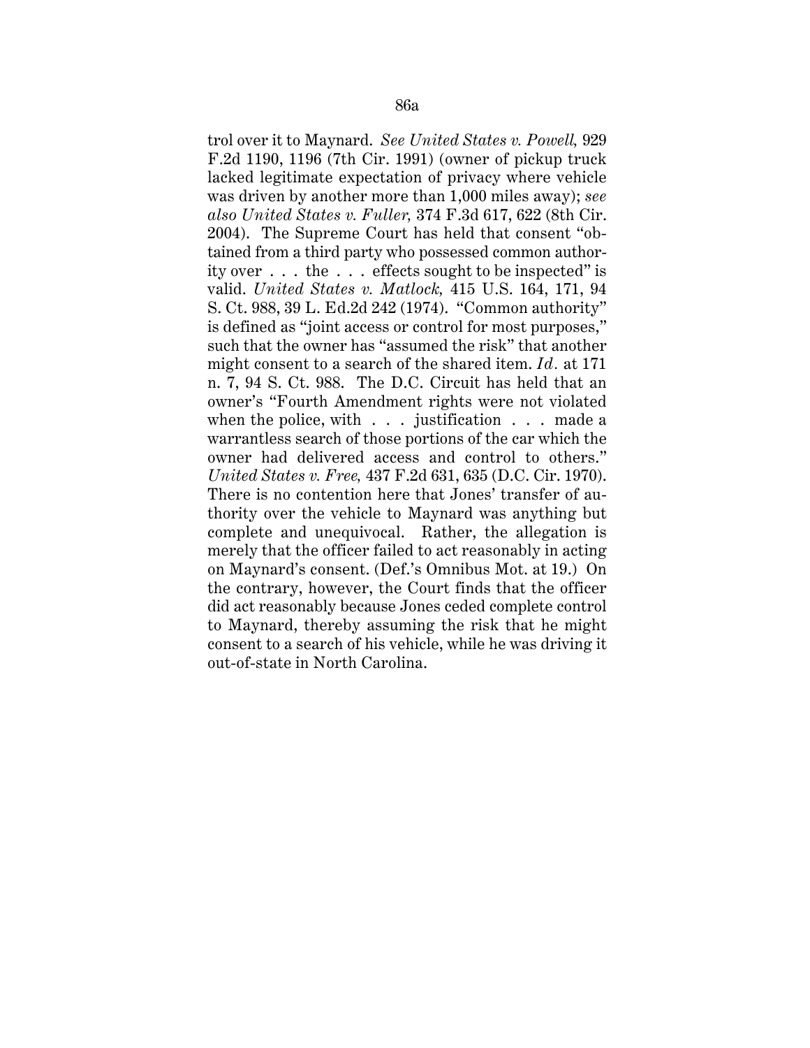trol over it to Maynard. *See United States v. Powell,* 929 F.2d 1190, 1196 (7th Cir. 1991) (owner of pickup truck lacked legitimate expectation of privacy where vehicle was driven by another more than 1,000 miles away); *see also United States v. Fuller,* 374 F.3d 617, 622 (8th Cir. 2004). The Supreme Court has held that consent "obtained from a third party who possessed common authority over . . . the . . . effects sought to be inspected" is valid. *United States v. Matlock,* 415 U.S. 164, 171, 94 S. Ct. 988, 39 L. Ed.2d 242 (1974). "Common authority" is defined as "joint access or control for most purposes," such that the owner has "assumed the risk" that another might consent to a search of the shared item. *Id.* at 171 n. 7, 94 S. Ct. 988. The D.C. Circuit has held that an owner's "Fourth Amendment rights were not violated when the police, with . . . justification . . . made a warrantless search of those portions of the car which the owner had delivered access and control to others." *United States v. Free,* 437 F.2d 631, 635 (D.C. Cir. 1970). There is no contention here that Jones' transfer of authority over the vehicle to Maynard was anything but complete and unequivocal. Rather, the allegation is merely that the officer failed to act reasonably in acting on Maynard's consent. (Def.'s Omnibus Mot. at 19.) On the contrary, however, the Court finds that the officer did act reasonably because Jones ceded complete control to Maynard, thereby assuming the risk that he might consent to a search of his vehicle, while he was driving it out-of-state in North Carolina.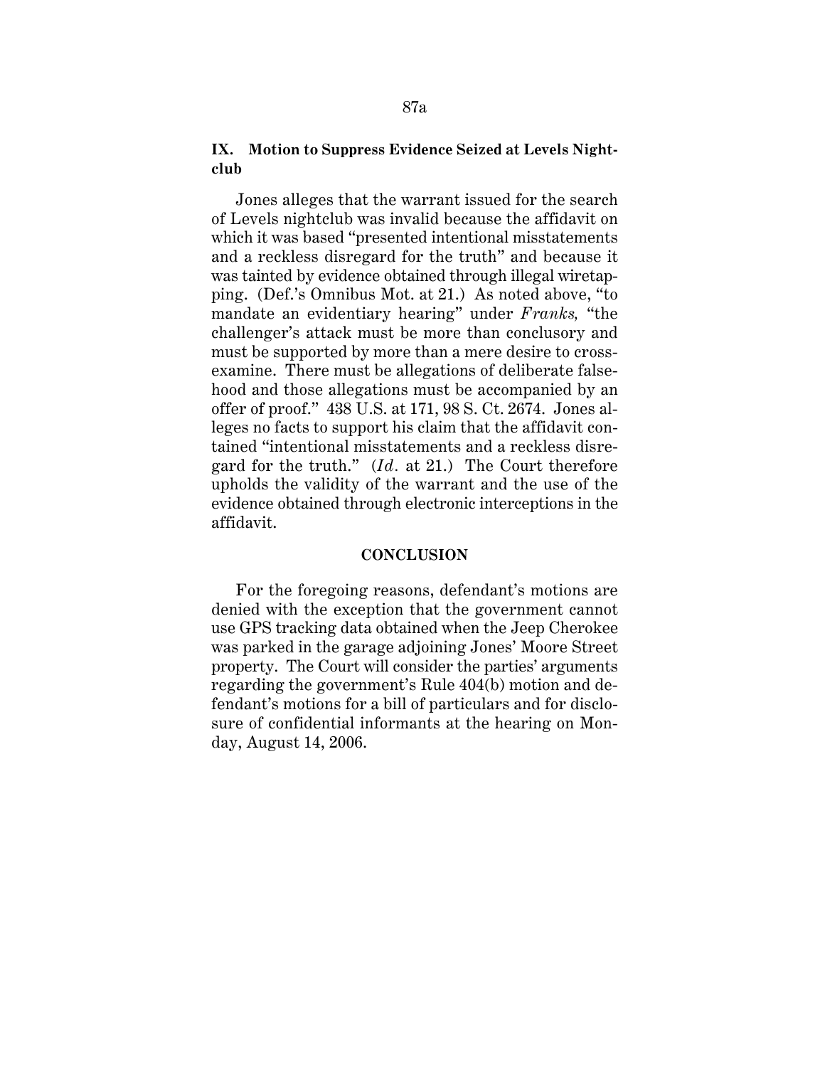## IX. Motion to Suppress Evidence Seized at Levels Nightclub

Jones alleges that the warrant issued for the search of Levels nightclub was invalid because the affidavit on which it was based "presented intentional misstatements and a reckless disregard for the truth" and because it was tainted by evidence obtained through illegal wiretapping. (Def.'s Omnibus Mot. at 21.) As noted above, "to mandate an evidentiary hearing" under *Franks,* "the challenger's attack must be more than conclusory and must be supported by more than a mere desire to cross-examine. There must be allegations of deliberate falsehood and those allegations must be accompanied by an offer of proof." 438 U.S. at 171, 98 S. Ct. 2674. Jones alleges no facts to support his claim that the affidavit contained "intentional misstatements and a reckless disregard for the truth." (*Id.* at 21.) The Court therefore upholds the validity of the warrant and the use of the evidence obtained through electronic interceptions in the affidavit.

## CONCLUSION

For the foregoing reasons, defendant's motions are denied with the exception that the government cannot use GPS tracking data obtained when the Jeep Cherokee was parked in the garage adjoining Jones' Moore Street property. The Court will consider the parties' arguments regarding the government's Rule 404(b) motion and defendant's motions for a bill of particulars and for disclosure of confidential informants at the hearing on Monday, August 14, 2006.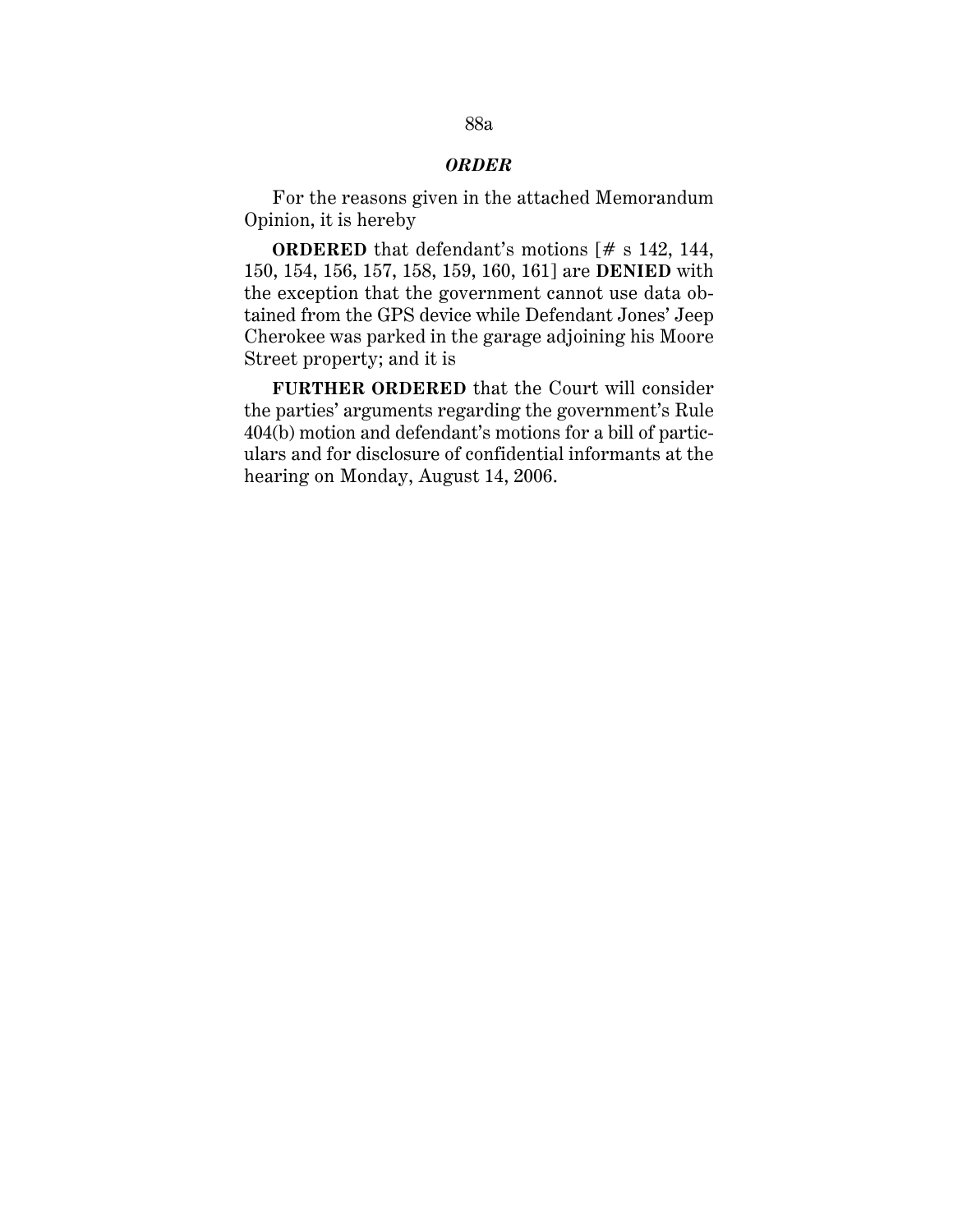## *ORDER*

For the reasons given in the attached Memorandum Opinion, it is hereby

**ORDERED** that defendant's motions [# s 142, 144, 150, 154, 156, 157, 158, 159, 160, 161] are **DENIED** with the exception that the government cannot use data obtained from the GPS device while Defendant Jones' Jeep Cherokee was parked in the garage adjoining his Moore Street property; and it is

**FURTHER ORDERED** that the Court will consider the parties' arguments regarding the government's Rule 404(b) motion and defendant's motions for a bill of particulars and for disclosure of confidential informants at the hearing on Monday, August 14, 2006.